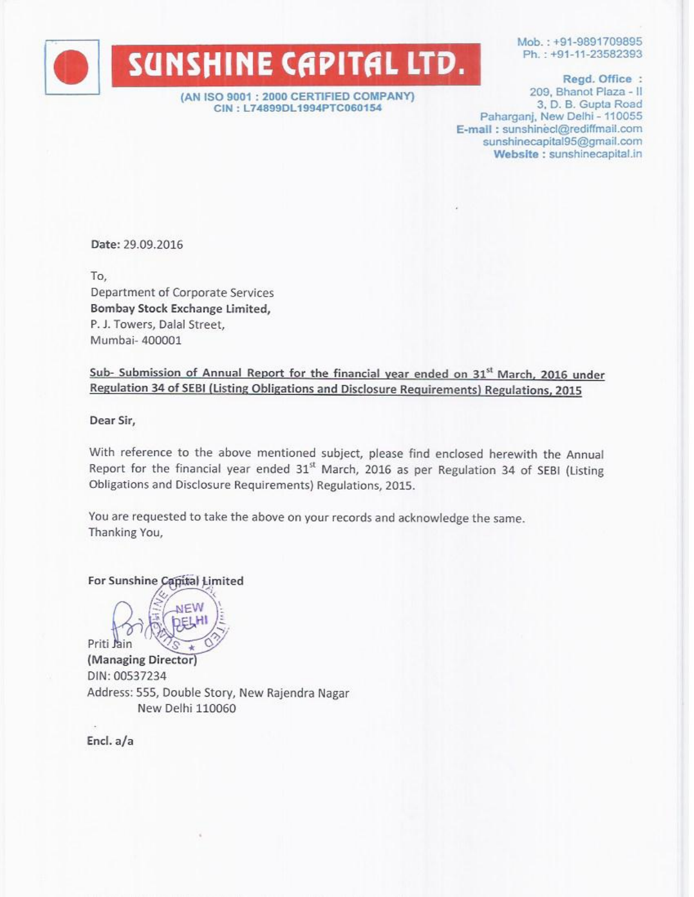# SUNSHINE CAPITAL LTD.

**(AN ISO 9001 : 2000 CERTIFIED COMPANY)**
**CIN : L74899DL1994PTC060154**

Mob. : +91-9891709895
Ph. : +91-11-23582393

**Regd. Office :**
209, Bhanot Plaza - II
3, D. B. Gupta Road
Paharganj, New Delhi - 110055
**E-mail :** sunshinecl@rediffmail.com
sunshinecapital95@gmail.com
**Website :** sunshinecapital.in

**Date:** 29.09.2016

To,
Department of Corporate Services
**Bombay Stock Exchange Limited,**
P. J. Towers, Dalal Street,
Mumbai- 400001

**Sub- Submission of Annual Report for the financial year ended on 31st March, 2016 under Regulation 34 of SEBI (Listing Obligations and Disclosure Requirements) Regulations, 2015**

**Dear Sir,**

With reference to the above mentioned subject, please find enclosed herewith the Annual Report for the financial year ended 31st March, 2016 as per Regulation 34 of SEBI (Listing Obligations and Disclosure Requirements) Regulations, 2015.

You are requested to take the above on your records and acknowledge the same.
Thanking You,

**For Sunshine Capital Limited**

Priti Jain
**(Managing Director)**
DIN: 00537234
Address: 555, Double Story, New Rajendra Nagar
New Delhi 110060

**Encl. a/a**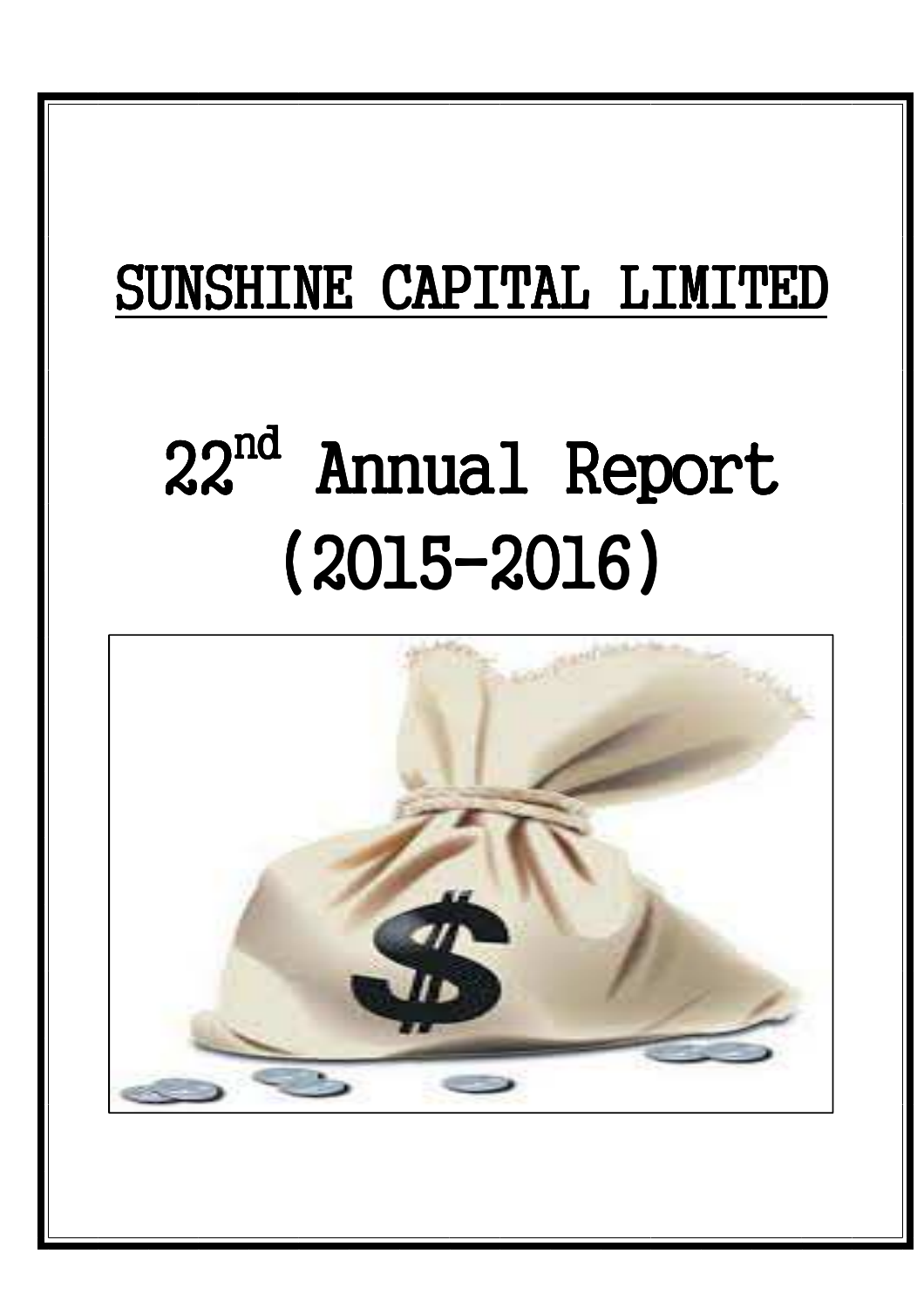# SUNSHINE CAPITAL LIMITED

# 22nd Annual Report (2015-2016)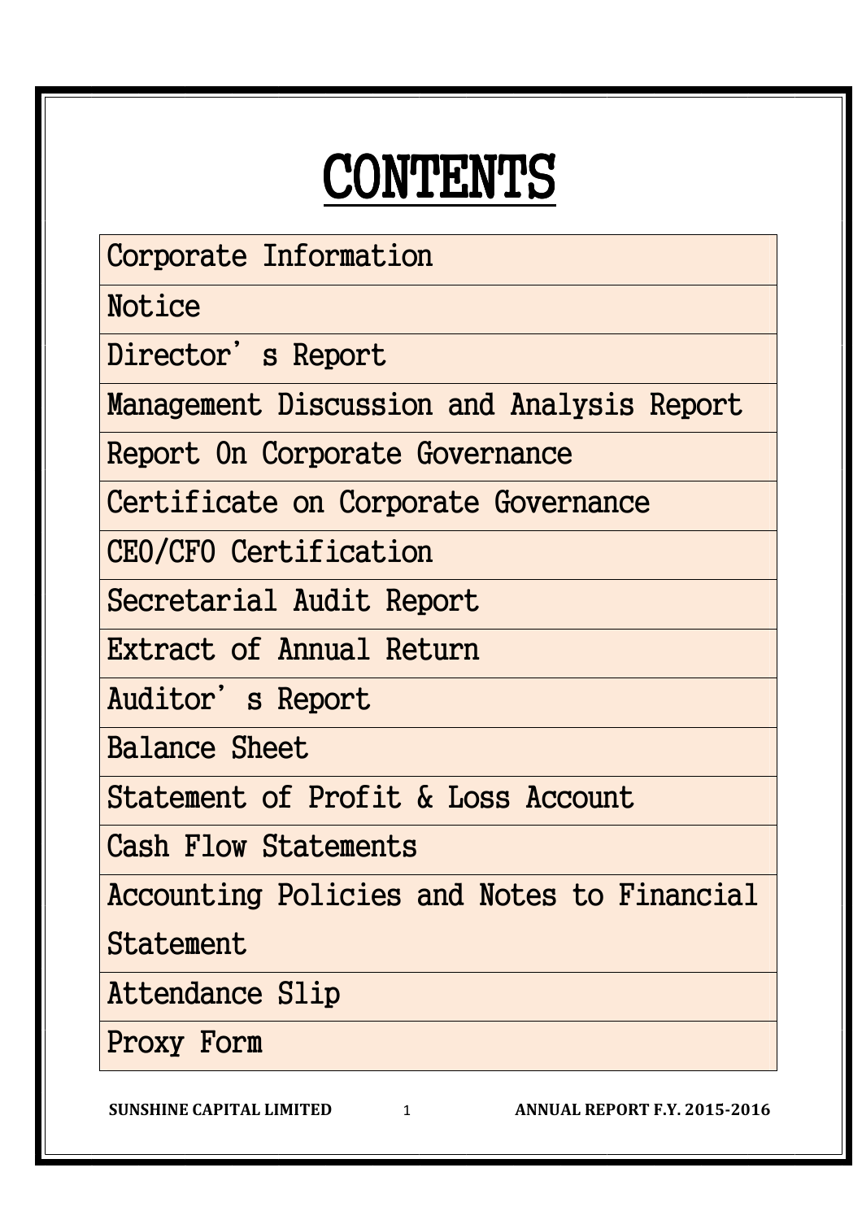# CONTENTS

| Corporate Information |
|---|
| Notice |
| Director' s Report |
| Management Discussion and Analysis Report |
| Report On Corporate Governance |
| Certificate on Corporate Governance |
| CEO/CFO Certification |
| Secretarial Audit Report |
| Extract of Annual Return |
| Auditor' s Report |
| Balance Sheet |
| Statement of Profit & Loss Account |
| Cash Flow Statements |
| Accounting Policies and Notes to Financial Statement |
| Attendance Slip |
| Proxy Form |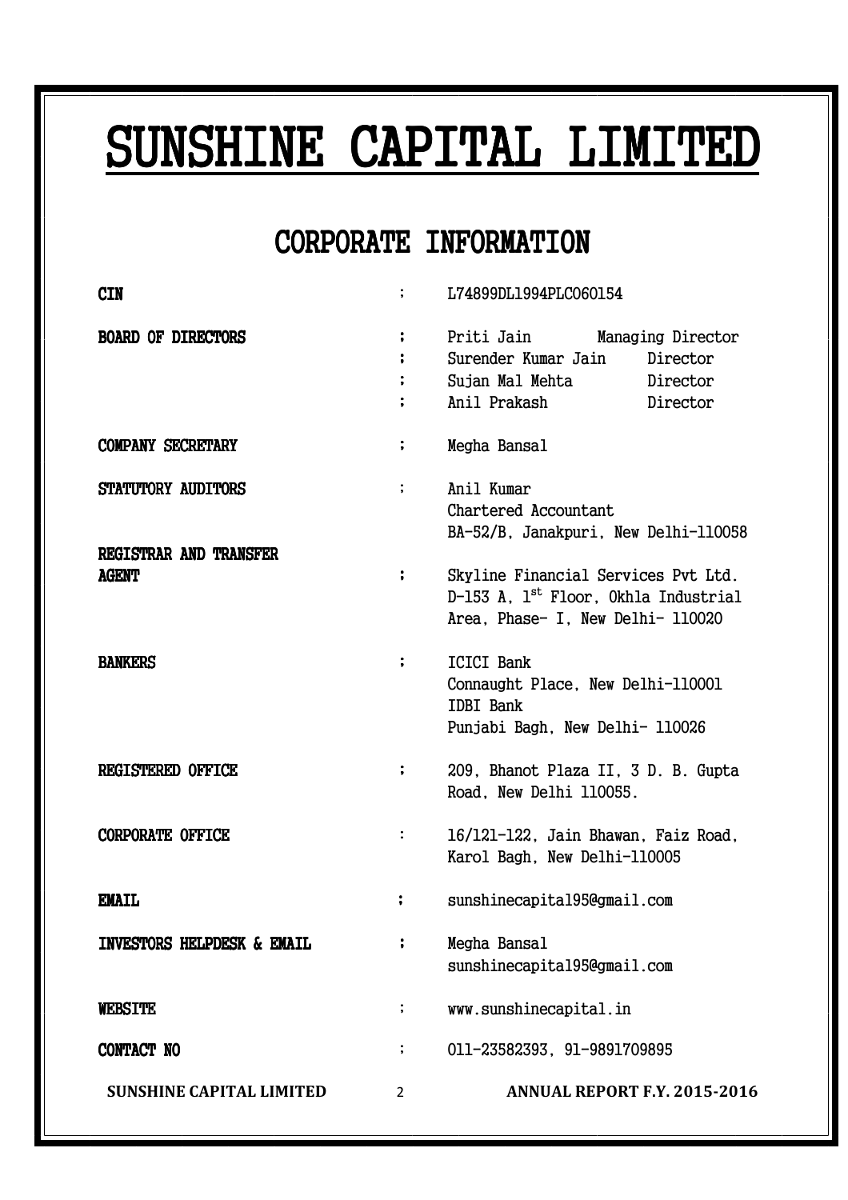# SUNSHINE CAPITAL LIMITED

## CORPORATE INFORMATION

| | | |
|---|---|---|
| **CIN** | : | L74899DL1994PLC060154 |
| **BOARD OF DIRECTORS** | : | Priti Jain Managing Director |
| | : | Surender Kumar Jain Director |
| | : | Sujan Mal Mehta Director |
| | : | Anil Prakash Director |
| **COMPANY SECRETARY** | : | Megha Bansal |
| **STATUTORY AUDITORS** | : | Anil Kumar<br>Chartered Accountant<br>BA-52/B, Janakpuri, New Delhi-110058 |
| **REGISTRAR AND TRANSFER AGENT** | : | Skyline Financial Services Pvt Ltd.<br>D-153 A, 1st Floor, Okhla Industrial Area, Phase- I, New Delhi- 110020 |
| **BANKERS** | : | ICICI Bank<br>Connaught Place, New Delhi-110001<br>IDBI Bank<br>Punjabi Bagh, New Delhi- 110026 |
| **REGISTERED OFFICE** | : | 209, Bhanot Plaza II, 3 D. B. Gupta Road, New Delhi 110055. |
| **CORPORATE OFFICE** | : | 16/121-122, Jain Bhawan, Faiz Road, Karol Bagh, New Delhi-110005 |
| **EMAIL** | : | sunshinecapital95@gmail.com |
| **INVESTORS HELPDESK & EMAIL** | : | Megha Bansal<br>sunshinecapital95@gmail.com |
| **WEBSITE** | : | www.sunshinecapital.in |
| **CONTACT NO** | : | 011-23582393, 91-9891709895 |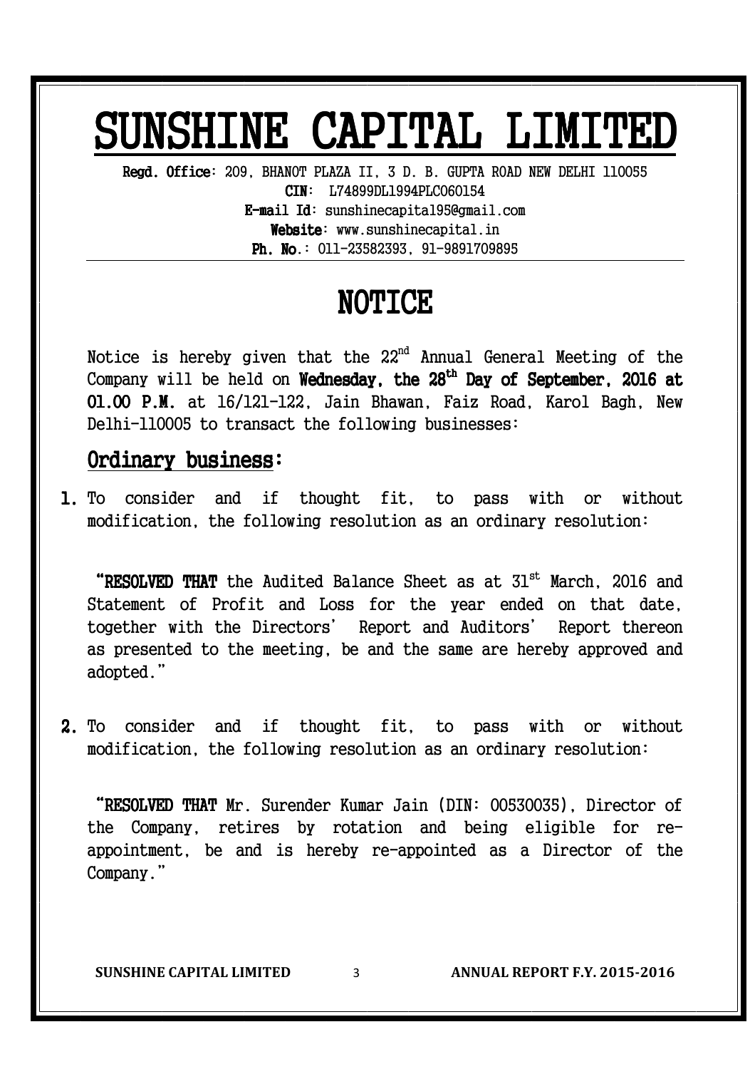# SUNSHINE CAPITAL LIMITED

**Regd. Office**: 209, BHANOT PLAZA II, 3 D. B. GUPTA ROAD NEW DELHI 110055
**CIN**: L74899DL1994PLC060154
**E-mail Id**: sunshinecapital95@gmail.com
**Website**: www.sunshinecapital.in
**Ph. No.**: 011-23582393, 91-9891709895

## NOTICE

Notice is hereby given that the 22nd Annual General Meeting of the Company will be held on **Wednesday, the 28th Day of September, 2016 at 01.00 P.M.** at 16/121-122, Jain Bhawan, Faiz Road, Karol Bagh, New Delhi-110005 to transact the following businesses:

### Ordinary business:

**1.** To consider and if thought fit, to pass with or without modification, the following resolution as an ordinary resolution:

"**RESOLVED THAT** the Audited Balance Sheet as at 31st March, 2016 and Statement of Profit and Loss for the year ended on that date, together with the Directors' Report and Auditors' Report thereon as presented to the meeting, be and the same are hereby approved and adopted."

**2.** To consider and if thought fit, to pass with or without modification, the following resolution as an ordinary resolution:

"**RESOLVED THAT** Mr. Surender Kumar Jain (DIN: 00530035), Director of the Company, retires by rotation and being eligible for re-appointment, be and is hereby re-appointed as a Director of the Company."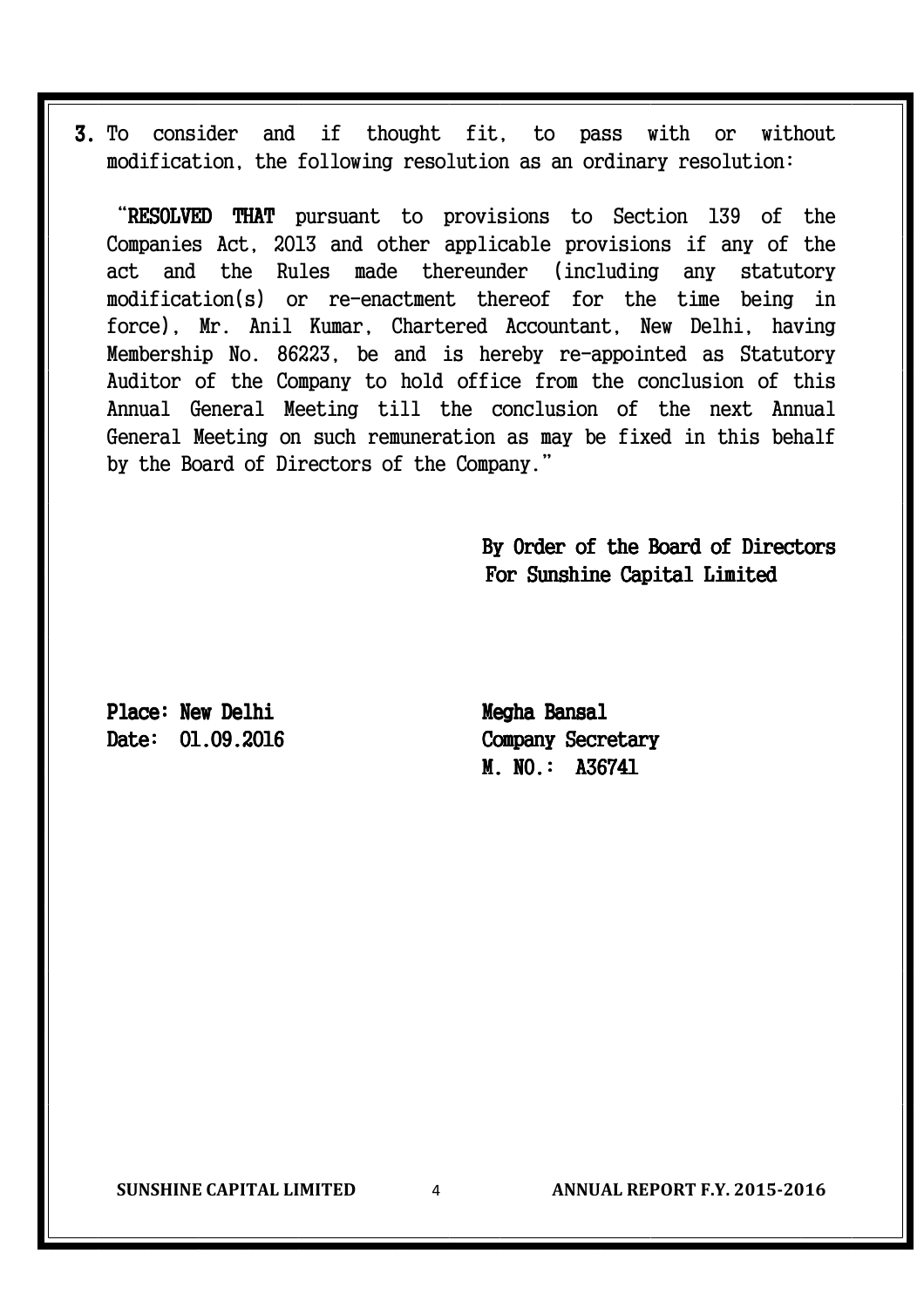**3.** To consider and if thought fit, to pass with or without modification, the following resolution as an ordinary resolution:

"**RESOLVED THAT** pursuant to provisions to Section 139 of the Companies Act, 2013 and other applicable provisions if any of the act and the Rules made thereunder (including any statutory modification(s) or re-enactment thereof for the time being in force), Mr. Anil Kumar, Chartered Accountant, New Delhi, having Membership No. 86223, be and is hereby re-appointed as Statutory Auditor of the Company to hold office from the conclusion of this Annual General Meeting till the conclusion of the next Annual General Meeting on such remuneration as may be fixed in this behalf by the Board of Directors of the Company."

**By Order of the Board of Directors**
**For Sunshine Capital Limited**

**Place: New Delhi**
**Date: 01.09.2016**

**Megha Bansal**
**Company Secretary**
**M. NO.: A36741**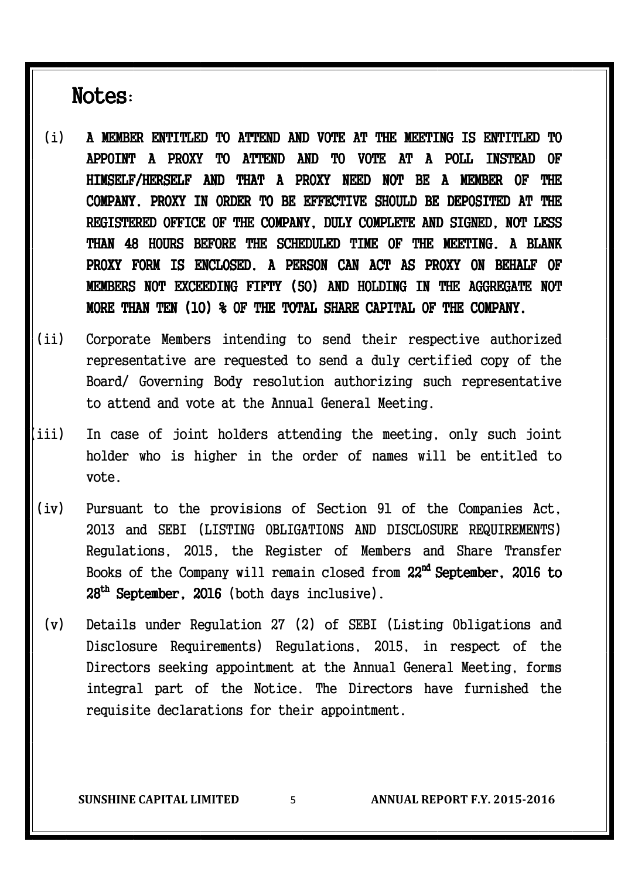## Notes:

(i) **A MEMBER ENTITLED TO ATTEND AND VOTE AT THE MEETING IS ENTITLED TO APPOINT A PROXY TO ATTEND AND TO VOTE AT A POLL INSTEAD OF HIMSELF/HERSELF AND THAT A PROXY NEED NOT BE A MEMBER OF THE COMPANY. PROXY IN ORDER TO BE EFFECTIVE SHOULD BE DEPOSITED AT THE REGISTERED OFFICE OF THE COMPANY, DULY COMPLETE AND SIGNED, NOT LESS THAN 48 HOURS BEFORE THE SCHEDULED TIME OF THE MEETING. A BLANK PROXY FORM IS ENCLOSED. A PERSON CAN ACT AS PROXY ON BEHALF OF MEMBERS NOT EXCEEDING FIFTY (50) AND HOLDING IN THE AGGREGATE NOT MORE THAN TEN (10) % OF THE TOTAL SHARE CAPITAL OF THE COMPANY.**

(ii) Corporate Members intending to send their respective authorized representative are requested to send a duly certified copy of the Board/ Governing Body resolution authorizing such representative to attend and vote at the Annual General Meeting.

(iii) In case of joint holders attending the meeting, only such joint holder who is higher in the order of names will be entitled to vote.

(iv) Pursuant to the provisions of Section 91 of the Companies Act, 2013 and SEBI (LISTING OBLIGATIONS AND DISCLOSURE REQUIREMENTS) Regulations, 2015, the Register of Members and Share Transfer Books of the Company will remain closed from **22nd September, 2016 to 28th September, 2016** (both days inclusive).

(v) Details under Regulation 27 (2) of SEBI (Listing Obligations and Disclosure Requirements) Regulations, 2015, in respect of the Directors seeking appointment at the Annual General Meeting, forms integral part of the Notice. The Directors have furnished the requisite declarations for their appointment.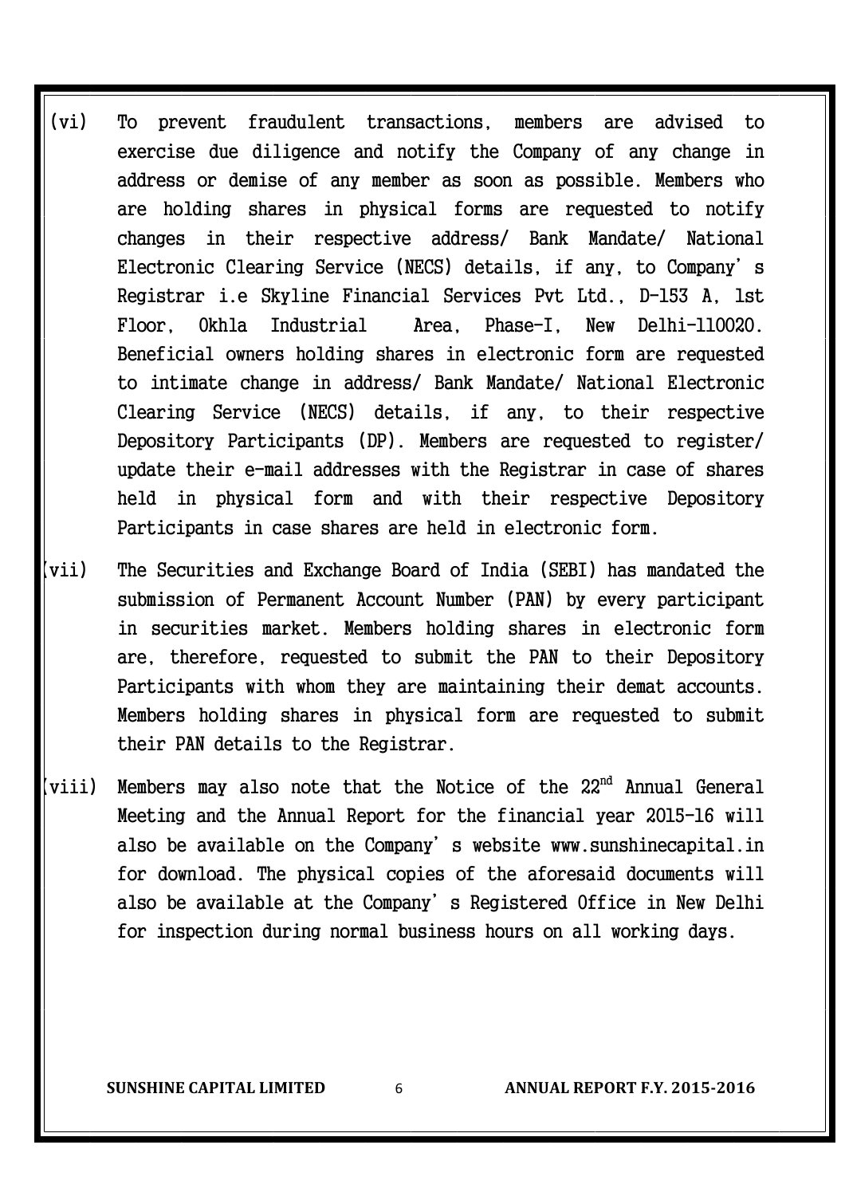(vi) To prevent fraudulent transactions, members are advised to exercise due diligence and notify the Company of any change in address or demise of any member as soon as possible. Members who are holding shares in physical forms are requested to notify changes in their respective address/ Bank Mandate/ National Electronic Clearing Service (NECS) details, if any, to Company's Registrar i.e Skyline Financial Services Pvt Ltd., D-153 A, 1st Floor, Okhla Industrial Area, Phase-I, New Delhi-110020. Beneficial owners holding shares in electronic form are requested to intimate change in address/ Bank Mandate/ National Electronic Clearing Service (NECS) details, if any, to their respective Depository Participants (DP). Members are requested to register/ update their e-mail addresses with the Registrar in case of shares held in physical form and with their respective Depository Participants in case shares are held in electronic form.

(vii) The Securities and Exchange Board of India (SEBI) has mandated the submission of Permanent Account Number (PAN) by every participant in securities market. Members holding shares in electronic form are, therefore, requested to submit the PAN to their Depository Participants with whom they are maintaining their demat accounts. Members holding shares in physical form are requested to submit their PAN details to the Registrar.

(viii) Members may also note that the Notice of the 22nd Annual General Meeting and the Annual Report for the financial year 2015-16 will also be available on the Company's website www.sunshinecapital.in for download. The physical copies of the aforesaid documents will also be available at the Company's Registered Office in New Delhi for inspection during normal business hours on all working days.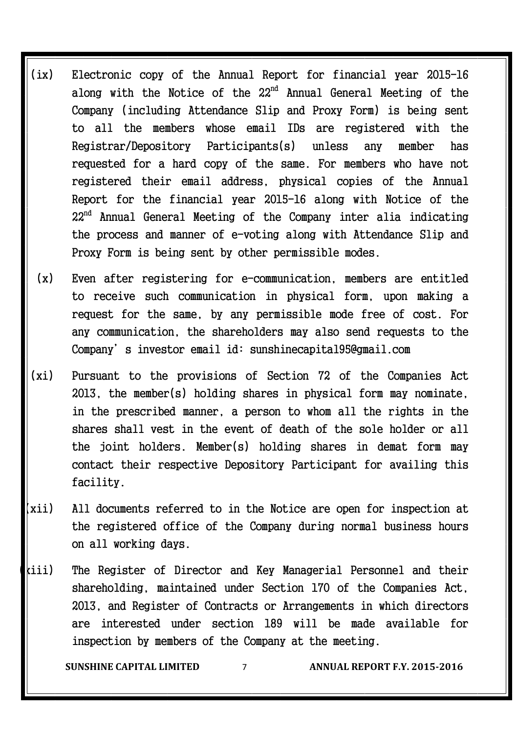(ix) Electronic copy of the Annual Report for financial year 2015-16 along with the Notice of the 22nd Annual General Meeting of the Company (including Attendance Slip and Proxy Form) is being sent to all the members whose email IDs are registered with the Registrar/Depository Participants(s) unless any member has requested for a hard copy of the same. For members who have not registered their email address, physical copies of the Annual Report for the financial year 2015-16 along with Notice of the 22nd Annual General Meeting of the Company inter alia indicating the process and manner of e-voting along with Attendance Slip and Proxy Form is being sent by other permissible modes.

(x) Even after registering for e-communication, members are entitled to receive such communication in physical form, upon making a request for the same, by any permissible mode free of cost. For any communication, the shareholders may also send requests to the Company's investor email id: sunshinecapital95@gmail.com

(xi) Pursuant to the provisions of Section 72 of the Companies Act 2013, the member(s) holding shares in physical form may nominate, in the prescribed manner, a person to whom all the rights in the shares shall vest in the event of death of the sole holder or all the joint holders. Member(s) holding shares in demat form may contact their respective Depository Participant for availing this facility.

(xii) All documents referred to in the Notice are open for inspection at the registered office of the Company during normal business hours on all working days.

(xiii) The Register of Director and Key Managerial Personnel and their shareholding, maintained under Section 170 of the Companies Act, 2013, and Register of Contracts or Arrangements in which directors are interested under section 189 will be made available for inspection by members of the Company at the meeting.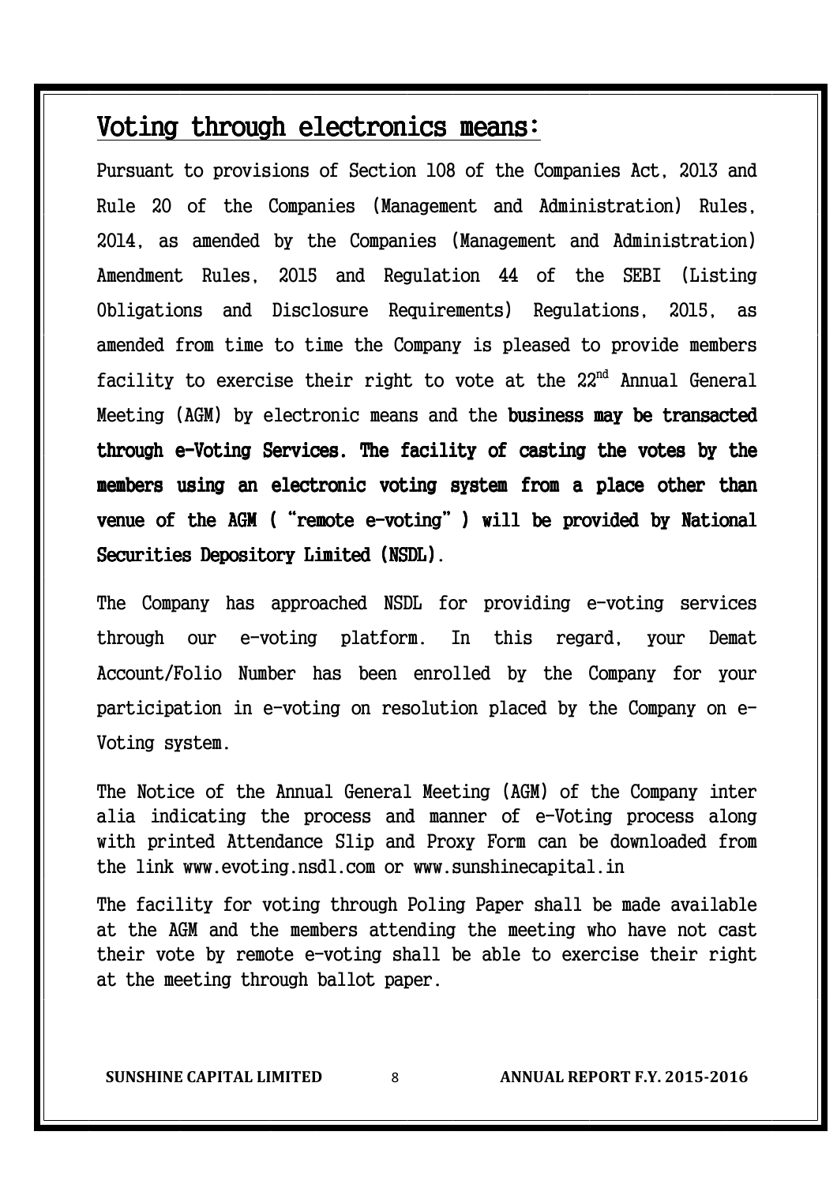## Voting through electronics means:

Pursuant to provisions of Section 108 of the Companies Act, 2013 and Rule 20 of the Companies (Management and Administration) Rules, 2014, as amended by the Companies (Management and Administration) Amendment Rules, 2015 and Regulation 44 of the SEBI (Listing Obligations and Disclosure Requirements) Regulations, 2015, as amended from time to time the Company is pleased to provide members facility to exercise their right to vote at the 22nd Annual General Meeting (AGM) by electronic means and the **business may be transacted through e-Voting Services. The facility of casting the votes by the members using an electronic voting system from a place other than venue of the AGM ("remote e-voting") will be provided by National Securities Depository Limited (NSDL).**

The Company has approached NSDL for providing e-voting services through our e-voting platform. In this regard, your Demat Account/Folio Number has been enrolled by the Company for your participation in e-voting on resolution placed by the Company on e-Voting system.

The Notice of the Annual General Meeting (AGM) of the Company inter alia indicating the process and manner of e-Voting process along with printed Attendance Slip and Proxy Form can be downloaded from the link www.evoting.nsdl.com or www.sunshinecapital.in

The facility for voting through Poling Paper shall be made available at the AGM and the members attending the meeting who have not cast their vote by remote e-voting shall be able to exercise their right at the meeting through ballot paper.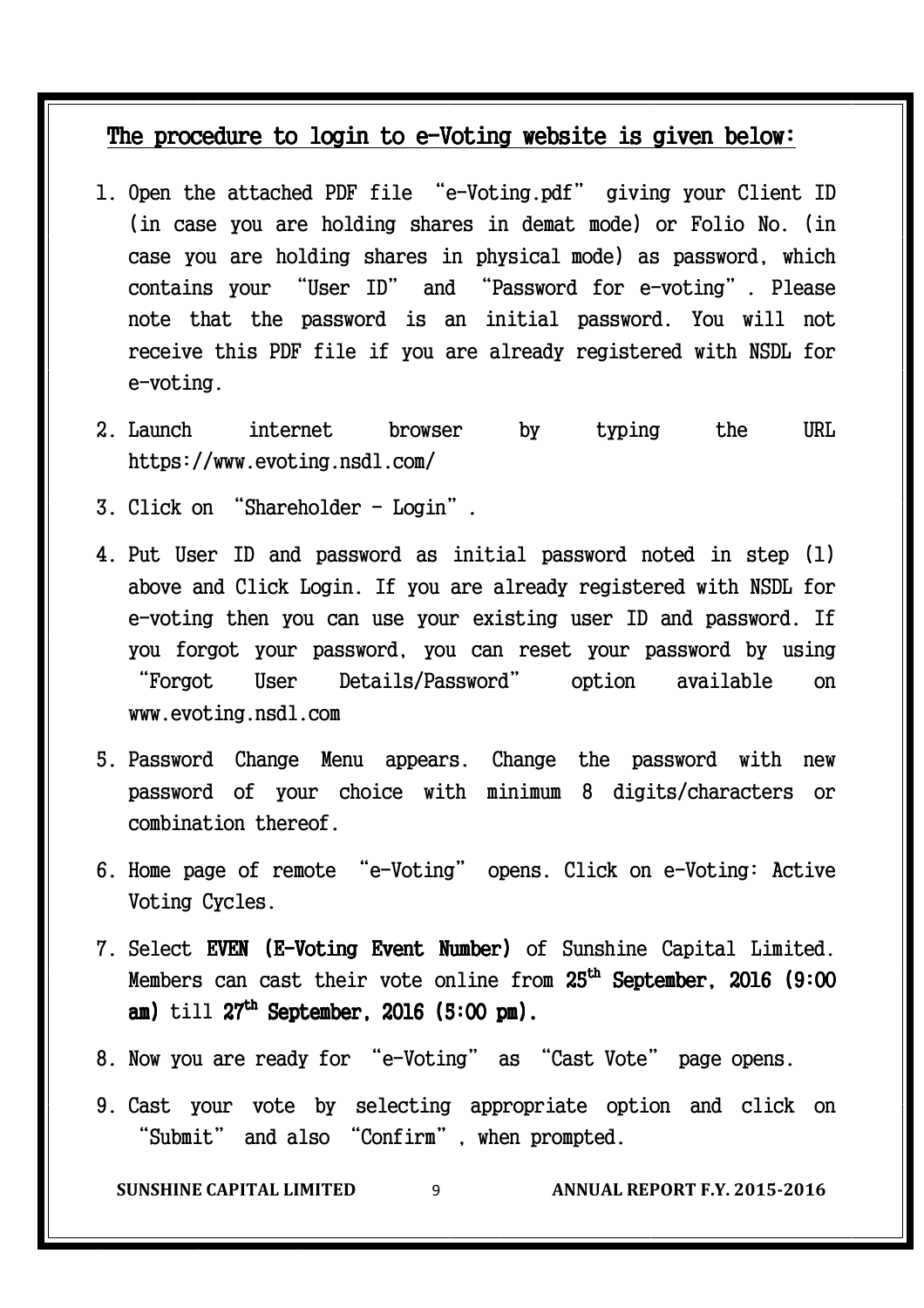## The procedure to login to e-Voting website is given below:

1. Open the attached PDF file "e-Voting.pdf" giving your Client ID (in case you are holding shares in demat mode) or Folio No. (in case you are holding shares in physical mode) as password, which contains your "User ID" and "Password for e-voting". Please note that the password is an initial password. You will not receive this PDF file if you are already registered with NSDL for e-voting.
2. Launch internet browser by typing the URL https://www.evoting.nsdl.com/
3. Click on "Shareholder - Login".
4. Put User ID and password as initial password noted in step (1) above and Click Login. If you are already registered with NSDL for e-voting then you can use your existing user ID and password. If you forgot your password, you can reset your password by using "Forgot User Details/Password" option available on www.evoting.nsdl.com
5. Password Change Menu appears. Change the password with new password of your choice with minimum 8 digits/characters or combination thereof.
6. Home page of remote "e-Voting" opens. Click on e-Voting: Active Voting Cycles.
7. Select **EVEN (E-Voting Event Number)** of Sunshine Capital Limited. Members can cast their vote online from **25th September, 2016 (9:00 am)** till **27th September, 2016 (5:00 pm).**
8. Now you are ready for "e-Voting" as "Cast Vote" page opens.
9. Cast your vote by selecting appropriate option and click on "Submit" and also "Confirm", when prompted.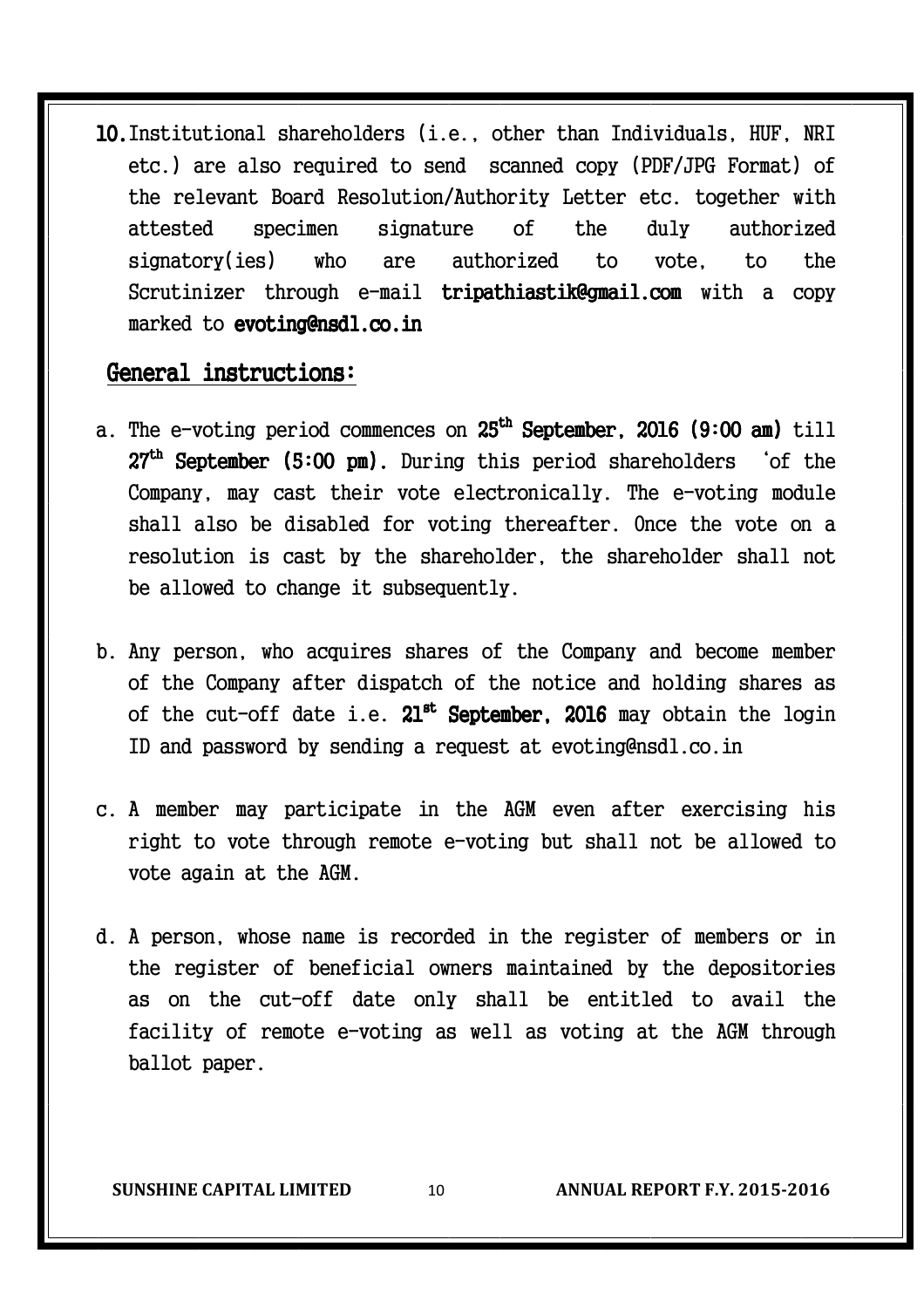10. Institutional shareholders (i.e., other than Individuals, HUF, NRI etc.) are also required to send scanned copy (PDF/JPG Format) of the relevant Board Resolution/Authority Letter etc. together with attested specimen signature of the duly authorized signatory(ies) who are authorized to vote, to the Scrutinizer through e-mail **tripathiastik@gmail.com** with a copy marked to **evoting@nsdl.co.in**

## General instructions:

a. The e-voting period commences on **25th September, 2016 (9:00 am)** till **27th September (5:00 pm).** During this period shareholders 'of the Company, may cast their vote electronically. The e-voting module shall also be disabled for voting thereafter. Once the vote on a resolution is cast by the shareholder, the shareholder shall not be allowed to change it subsequently.

b. Any person, who acquires shares of the Company and become member of the Company after dispatch of the notice and holding shares as of the cut-off date i.e. **21st September, 2016** may obtain the login ID and password by sending a request at evoting@nsdl.co.in

c. A member may participate in the AGM even after exercising his right to vote through remote e-voting but shall not be allowed to vote again at the AGM.

d. A person, whose name is recorded in the register of members or in the register of beneficial owners maintained by the depositories as on the cut-off date only shall be entitled to avail the facility of remote e-voting as well as voting at the AGM through ballot paper.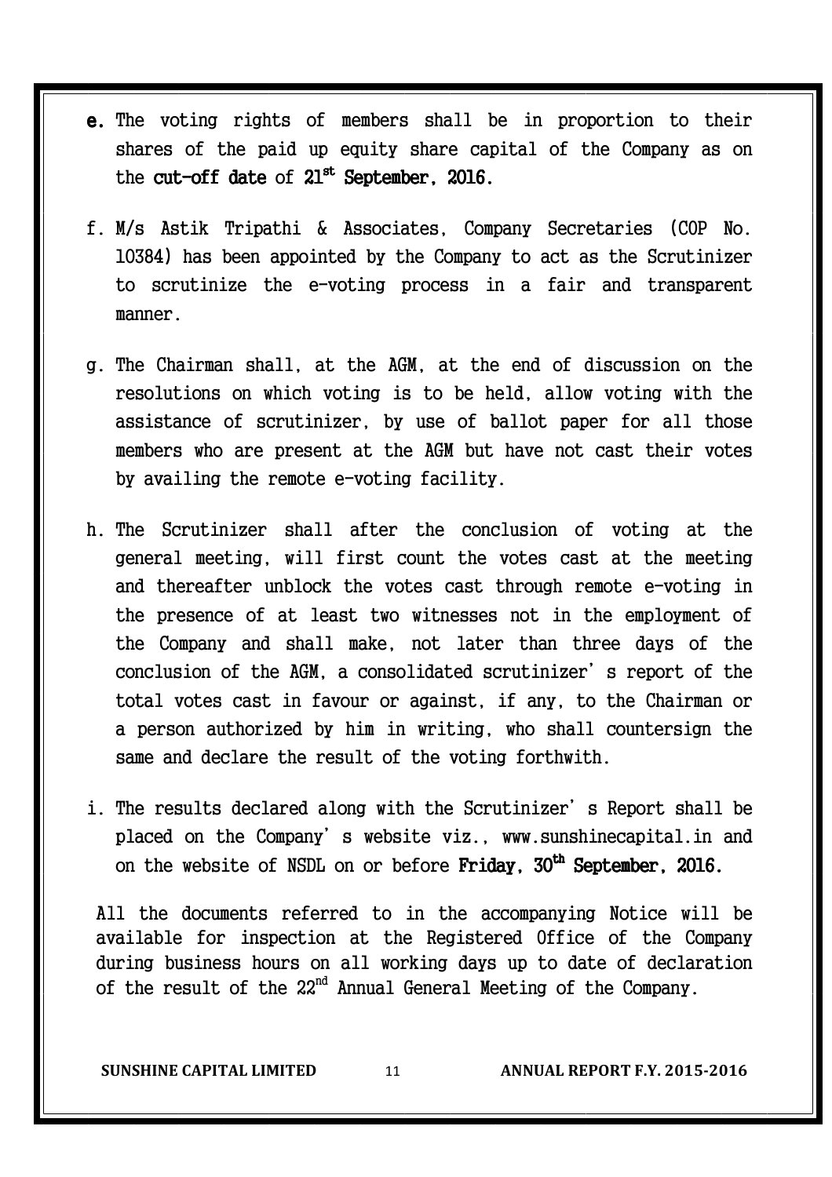e. The voting rights of members shall be in proportion to their shares of the paid up equity share capital of the Company as on the **cut-off date** of **21st September, 2016.**

f. M/s Astik Tripathi & Associates, Company Secretaries (COP No. 10384) has been appointed by the Company to act as the Scrutinizer to scrutinize the e-voting process in a fair and transparent manner.

g. The Chairman shall, at the AGM, at the end of discussion on the resolutions on which voting is to be held, allow voting with the assistance of scrutinizer, by use of ballot paper for all those members who are present at the AGM but have not cast their votes by availing the remote e-voting facility.

h. The Scrutinizer shall after the conclusion of voting at the general meeting, will first count the votes cast at the meeting and thereafter unblock the votes cast through remote e-voting in the presence of at least two witnesses not in the employment of the Company and shall make, not later than three days of the conclusion of the AGM, a consolidated scrutinizer's report of the total votes cast in favour or against, if any, to the Chairman or a person authorized by him in writing, who shall countersign the same and declare the result of the voting forthwith.

i. The results declared along with the Scrutinizer's Report shall be placed on the Company's website viz., www.sunshinecapital.in and on the website of NSDL on or before **Friday, 30th September, 2016.**

All the documents referred to in the accompanying Notice will be available for inspection at the Registered Office of the Company during business hours on all working days up to date of declaration of the result of the 22nd Annual General Meeting of the Company.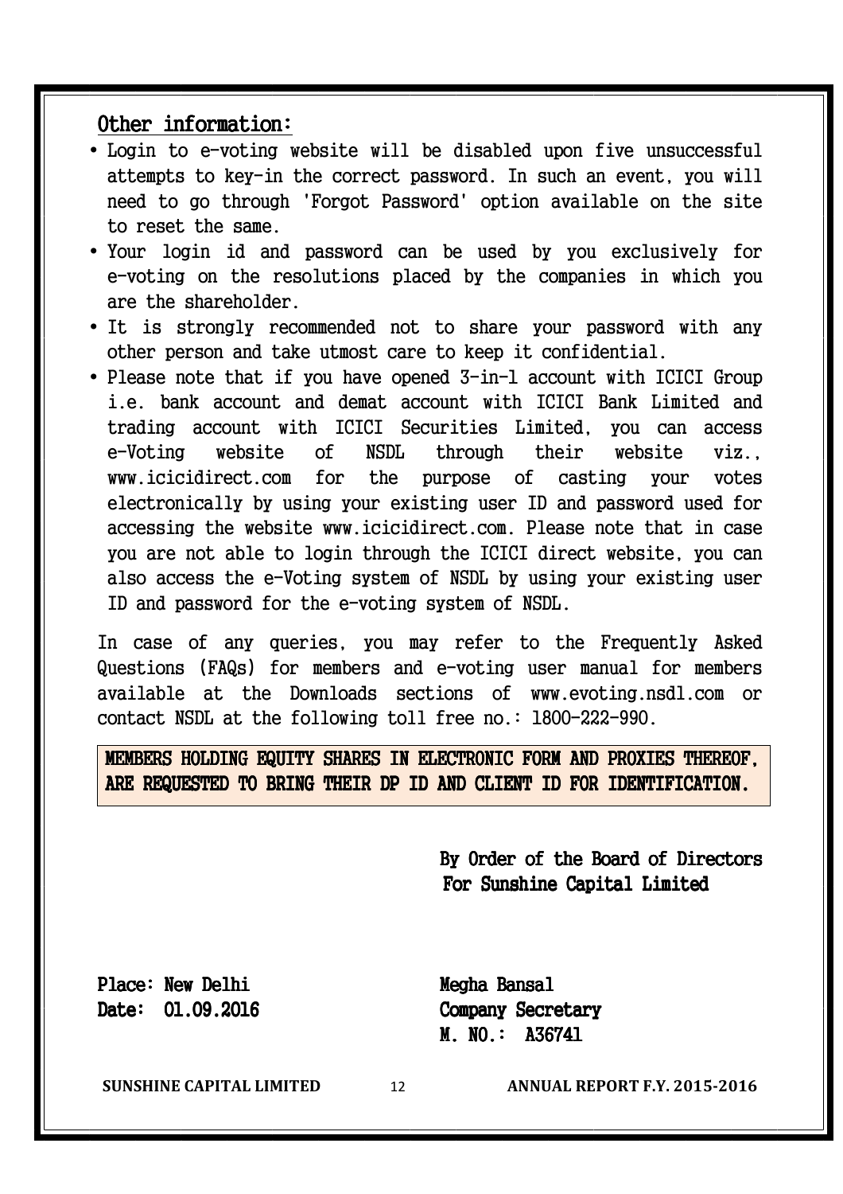## Other information:

- Login to e-voting website will be disabled upon five unsuccessful attempts to key-in the correct password. In such an event, you will need to go through 'Forgot Password' option available on the site to reset the same.
- Your login id and password can be used by you exclusively for e-voting on the resolutions placed by the companies in which you are the shareholder.
- It is strongly recommended not to share your password with any other person and take utmost care to keep it confidential.
- Please note that if you have opened 3-in-1 account with ICICI Group i.e. bank account and demat account with ICICI Bank Limited and trading account with ICICI Securities Limited, you can access e-Voting website of NSDL through their website viz., www.icicidirect.com for the purpose of casting your votes electronically by using your existing user ID and password used for accessing the website www.icicidirect.com. Please note that in case you are not able to login through the ICICI direct website, you can also access the e-Voting system of NSDL by using your existing user ID and password for the e-voting system of NSDL.

In case of any queries, you may refer to the Frequently Asked Questions (FAQs) for members and e-voting user manual for members available at the Downloads sections of www.evoting.nsdl.com or contact NSDL at the following toll free no.: 1800-222-990.

**MEMBERS HOLDING EQUITY SHARES IN ELECTRONIC FORM AND PROXIES THEREOF, ARE REQUESTED TO BRING THEIR DP ID AND CLIENT ID FOR IDENTIFICATION.**

**By Order of the Board of Directors**
**For Sunshine Capital Limited**

**Place: New Delhi**
**Date: 01.09.2016**

**Megha Bansal**
**Company Secretary**
**M. NO.: A36741**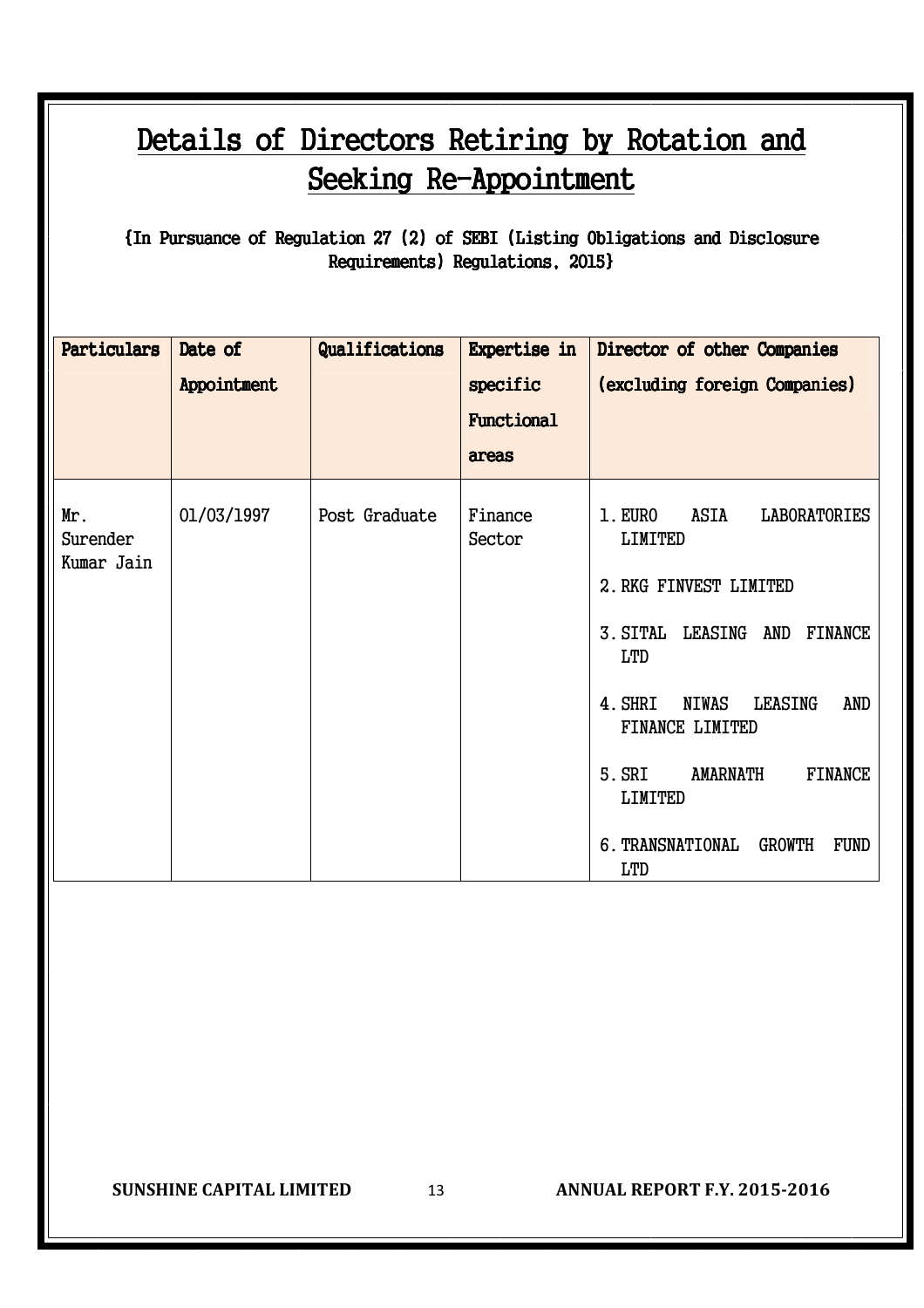# Details of Directors Retiring by Rotation and Seeking Re-Appointment

{In Pursuance of Regulation 27 (2) of SEBI (Listing Obligations and Disclosure Requirements) Regulations, 2015}

| Particulars | Date of Appointment | Qualifications | Expertise in specific Functional areas | Director of other Companies (excluding foreign Companies) |
|---|---|---|---|---|
| Mr. Surender Kumar Jain | 01/03/1997 | Post Graduate | Finance Sector | 1. EURO ASIA LABORATORIES LIMITED<br>2. RKG FINVEST LIMITED<br>3. SITAL LEASING AND FINANCE LTD<br>4. SHRI NIWAS LEASING AND FINANCE LIMITED<br>5. SRI AMARNATH FINANCE LIMITED<br>6. TRANSNATIONAL GROWTH FUND LTD |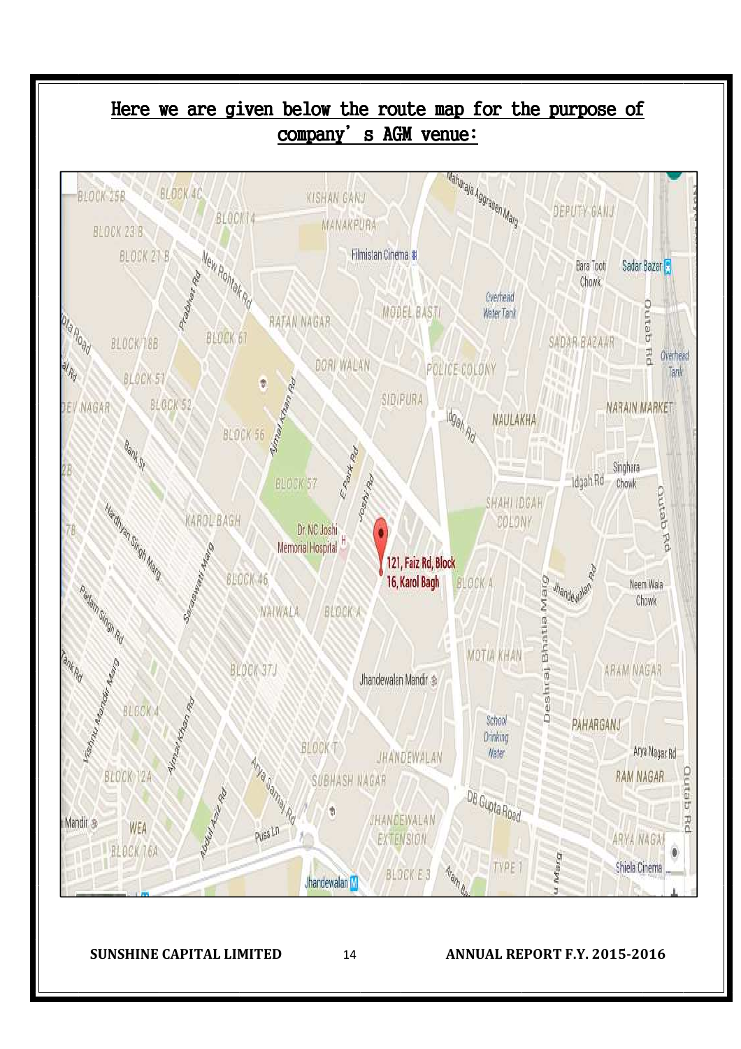## Here we are given below the route map for the purpose of company's AGM venue: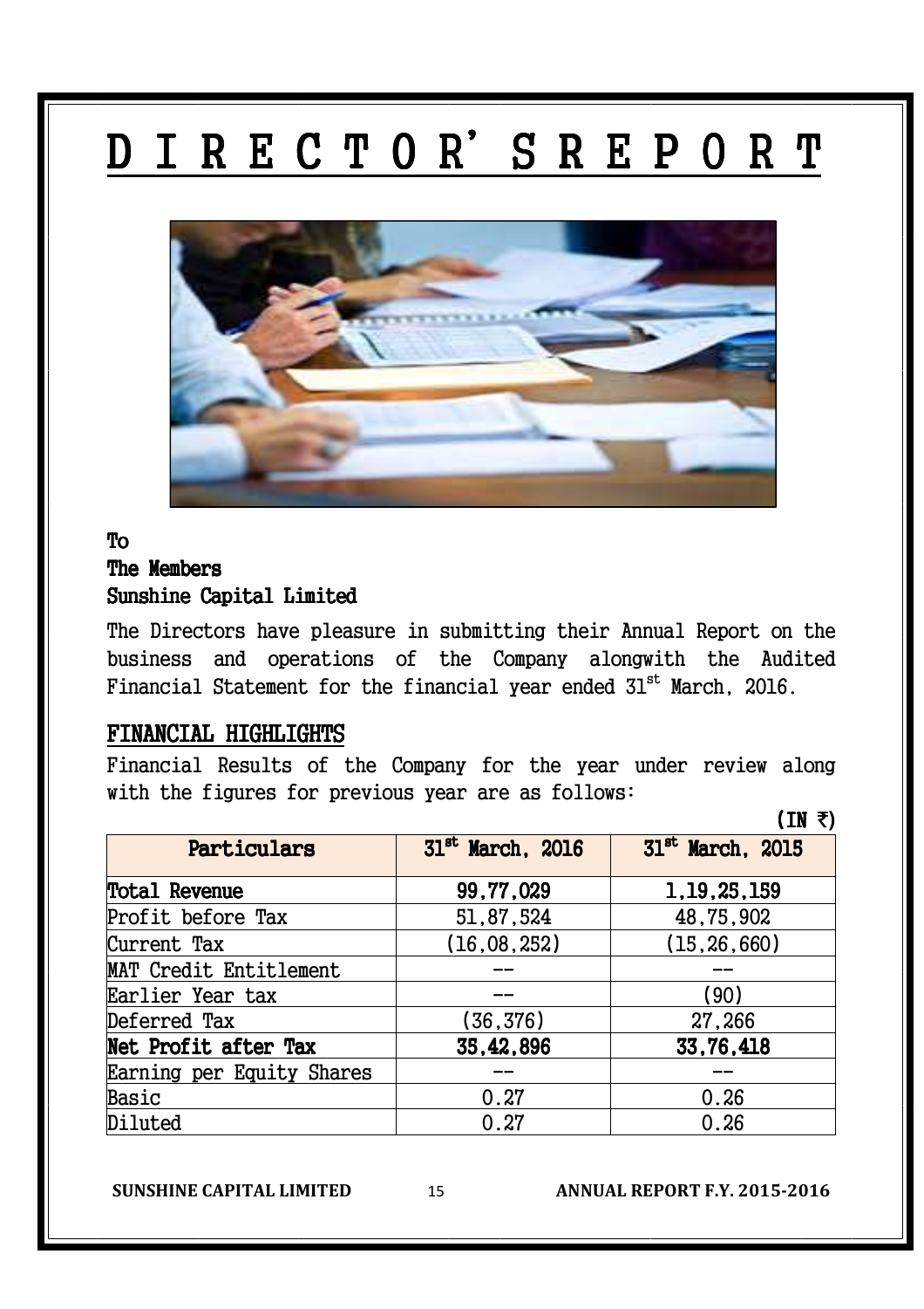# DIRECTOR'S REPORT

**To**
**The Members**
**Sunshine Capital Limited**

The Directors have pleasure in submitting their Annual Report on the business and operations of the Company alongwith the Audited Financial Statement for the financial year ended 31st March, 2016.

## FINANCIAL HIGHLIGHTS

Financial Results of the Company for the year under review along with the figures for previous year are as follows:

(IN ₹)

| Particulars | 31st March, 2016 | 31st March, 2015 |
|---|---|---|
| **Total Revenue** | **99,77,029** | **1,19,25,159** |
| Profit before Tax | 51,87,524 | 48,75,902 |
| Current Tax | (16,08,252) | (15,26,660) |
| MAT Credit Entitlement | -- | -- |
| Earlier Year tax | -- | (90) |
| Deferred Tax | (36,376) | 27,266 |
| **Net Profit after Tax** | **35,42,896** | **33,76,418** |
| Earning per Equity Shares | -- | -- |
| Basic | 0.27 | 0.26 |
| Diluted | 0.27 | 0.26 |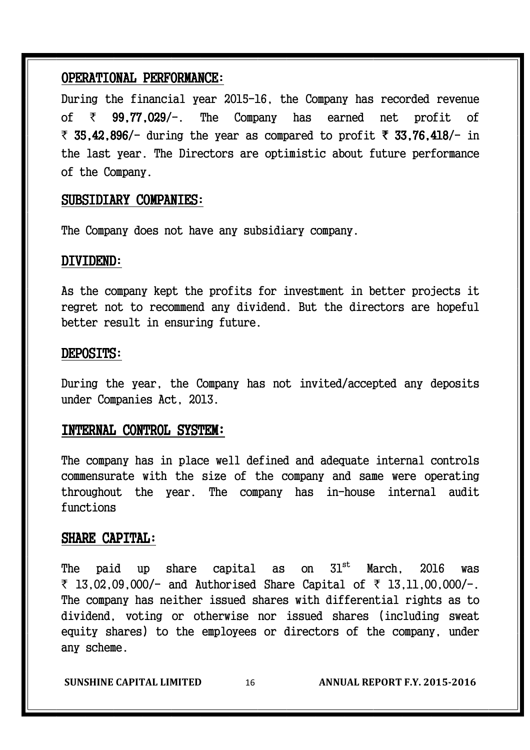## OPERATIONAL PERFORMANCE:

During the financial year 2015-16, the Company has recorded revenue of ₹ **99,77,029/-**. The Company has earned net profit of ₹ **35,42,896/-** during the year as compared to profit ₹ **33,76,418/-** in the last year. The Directors are optimistic about future performance of the Company.

## SUBSIDIARY COMPANIES:

The Company does not have any subsidiary company.

## DIVIDEND:

As the company kept the profits for investment in better projects it regret not to recommend any dividend. But the directors are hopeful better result in ensuring future.

## DEPOSITS:

During the year, the Company has not invited/accepted any deposits under Companies Act, 2013.

## INTERNAL CONTROL SYSTEM:

The company has in place well defined and adequate internal controls commensurate with the size of the company and same were operating throughout the year. The company has in-house internal audit functions

## SHARE CAPITAL:

The paid up share capital as on 31st March, 2016 was ₹ 13,02,09,000/- and Authorised Share Capital of ₹ 13,11,00,000/-. The company has neither issued shares with differential rights as to dividend, voting or otherwise nor issued shares (including sweat equity shares) to the employees or directors of the company, under any scheme.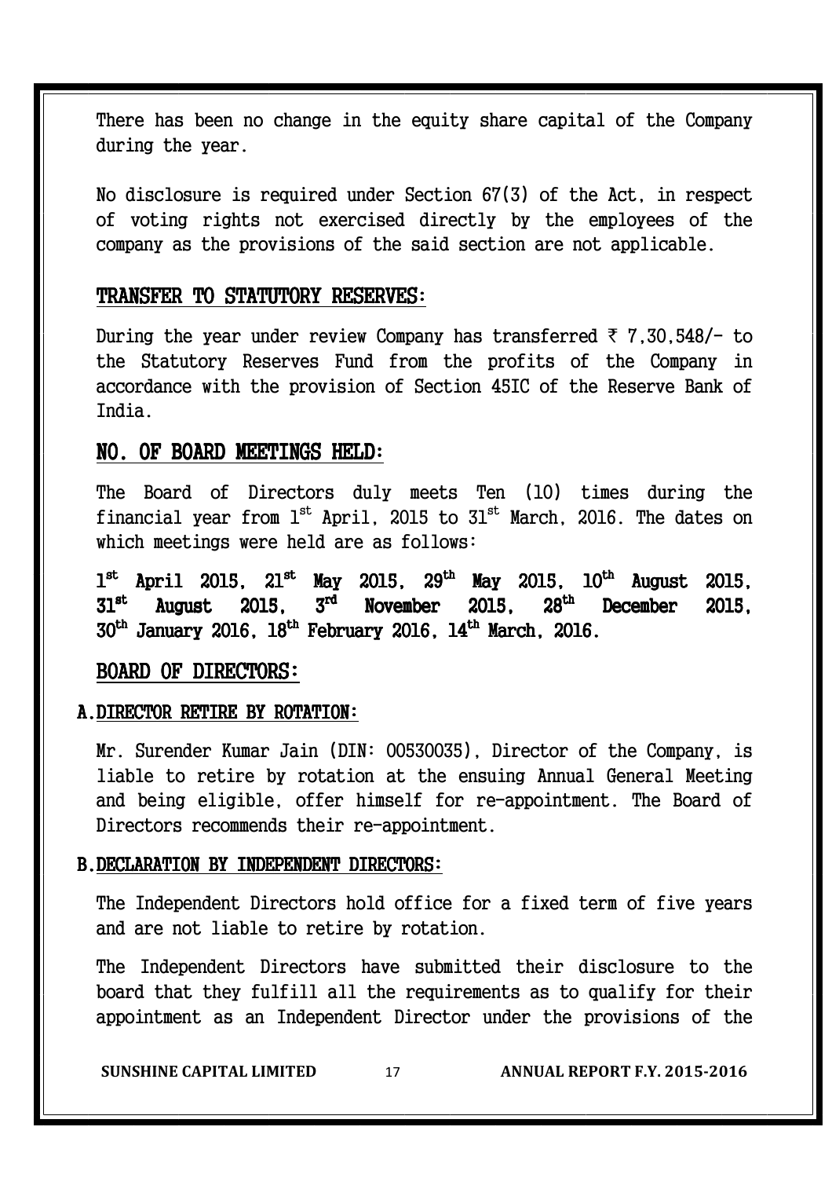There has been no change in the equity share capital of the Company during the year.

No disclosure is required under Section 67(3) of the Act, in respect of voting rights not exercised directly by the employees of the company as the provisions of the said section are not applicable.

## TRANSFER TO STATUTORY RESERVES:

During the year under review Company has transferred ₹ 7,30,548/- to the Statutory Reserves Fund from the profits of the Company in accordance with the provision of Section 45IC of the Reserve Bank of India.

## NO. OF BOARD MEETINGS HELD:

The Board of Directors duly meets Ten (10) times during the financial year from 1st April, 2015 to 31st March, 2016. The dates on which meetings were held are as follows:

**1st April 2015, 21st May 2015, 29th May 2015, 10th August 2015, 31st August 2015, 3rd November 2015, 28th December 2015, 30th January 2016, 18th February 2016, 14th March, 2016.**

## BOARD OF DIRECTORS:

### A. DIRECTOR RETIRE BY ROTATION:

Mr. Surender Kumar Jain (DIN: 00530035), Director of the Company, is liable to retire by rotation at the ensuing Annual General Meeting and being eligible, offer himself for re-appointment. The Board of Directors recommends their re-appointment.

### B. DECLARATION BY INDEPENDENT DIRECTORS:

The Independent Directors hold office for a fixed term of five years and are not liable to retire by rotation.

The Independent Directors have submitted their disclosure to the board that they fulfill all the requirements as to qualify for their appointment as an Independent Director under the provisions of the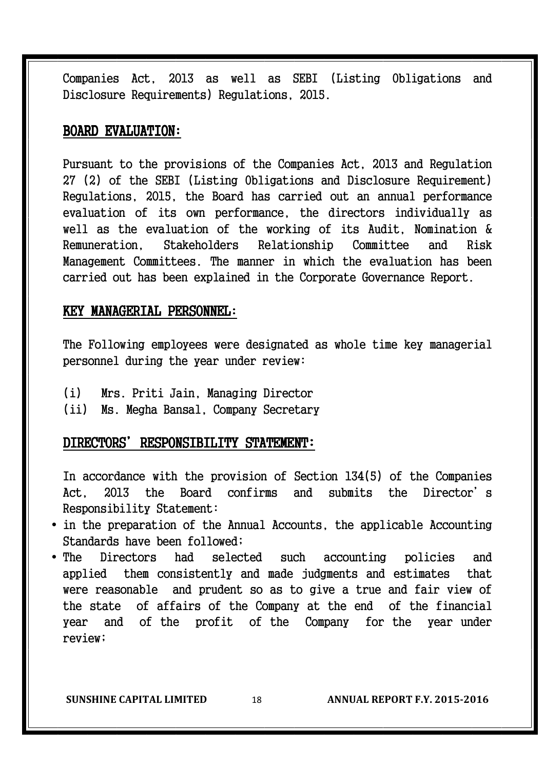Companies Act, 2013 as well as SEBI (Listing Obligations and Disclosure Requirements) Regulations, 2015.

## BOARD EVALUATION:

Pursuant to the provisions of the Companies Act, 2013 and Regulation 27 (2) of the SEBI (Listing Obligations and Disclosure Requirement) Regulations, 2015, the Board has carried out an annual performance evaluation of its own performance, the directors individually as well as the evaluation of the working of its Audit, Nomination & Remuneration, Stakeholders Relationship Committee and Risk Management Committees. The manner in which the evaluation has been carried out has been explained in the Corporate Governance Report.

## KEY MANAGERIAL PERSONNEL:

The Following employees were designated as whole time key managerial personnel during the year under review:

(i) Mrs. Priti Jain, Managing Director
(ii) Ms. Megha Bansal, Company Secretary

## DIRECTORS' RESPONSIBILITY STATEMENT:

In accordance with the provision of Section 134(5) of the Companies Act, 2013 the Board confirms and submits the Director's Responsibility Statement:

- in the preparation of the Annual Accounts, the applicable Accounting Standards have been followed;
- The Directors had selected such accounting policies and applied them consistently and made judgments and estimates that were reasonable and prudent so as to give a true and fair view of the state of affairs of the Company at the end of the financial year and of the profit of the Company for the year under review;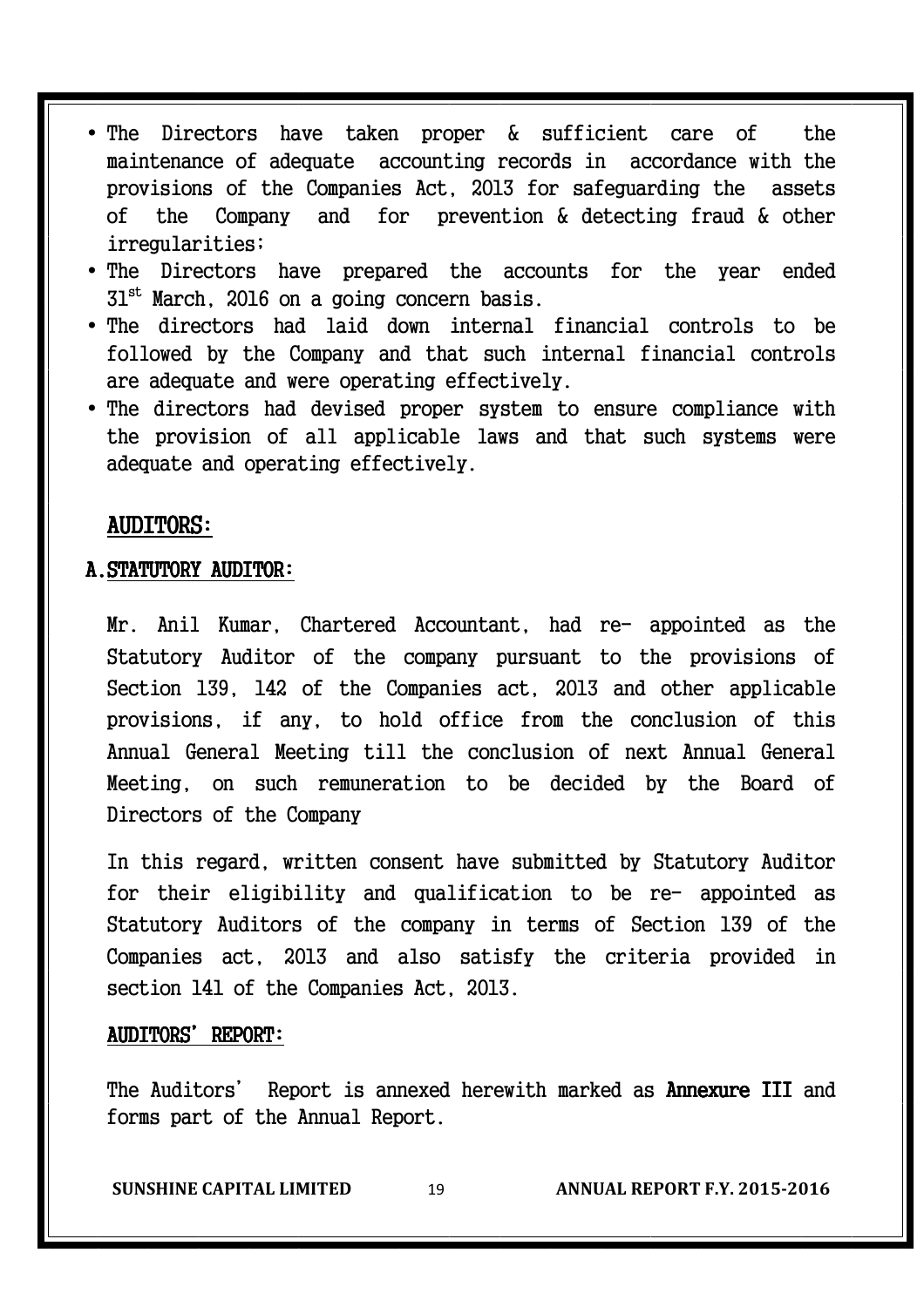- The Directors have taken proper & sufficient care of the maintenance of adequate accounting records in accordance with the provisions of the Companies Act, 2013 for safeguarding the assets of the Company and for prevention & detecting fraud & other irregularities;
- The Directors have prepared the accounts for the year ended 31st March, 2016 on a going concern basis.
- The directors had laid down internal financial controls to be followed by the Company and that such internal financial controls are adequate and were operating effectively.
- The directors had devised proper system to ensure compliance with the provision of all applicable laws and that such systems were adequate and operating effectively.

## AUDITORS:

### A. STATUTORY AUDITOR:

Mr. Anil Kumar, Chartered Accountant, had re- appointed as the Statutory Auditor of the company pursuant to the provisions of Section 139, 142 of the Companies act, 2013 and other applicable provisions, if any, to hold office from the conclusion of this Annual General Meeting till the conclusion of next Annual General Meeting, on such remuneration to be decided by the Board of Directors of the Company

In this regard, written consent have submitted by Statutory Auditor for their eligibility and qualification to be re- appointed as Statutory Auditors of the company in terms of Section 139 of the Companies act, 2013 and also satisfy the criteria provided in section 141 of the Companies Act, 2013.

### AUDITORS' REPORT:

The Auditors' Report is annexed herewith marked as **Annexure III** and forms part of the Annual Report.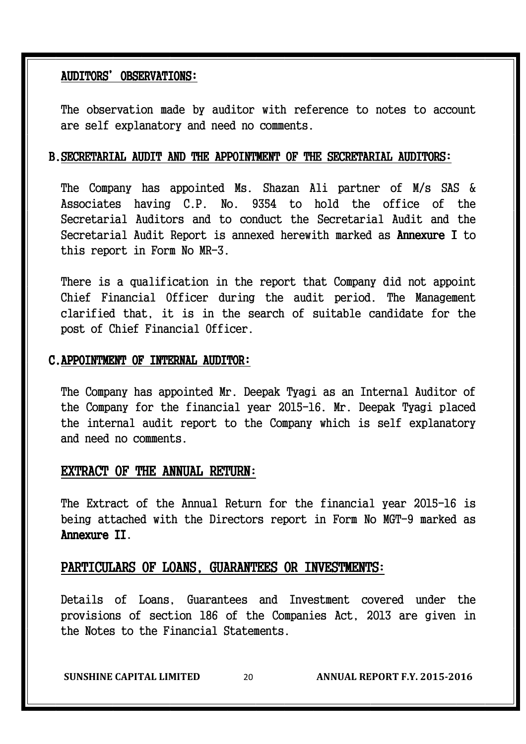### AUDITORS' OBSERVATIONS:

The observation made by auditor with reference to notes to account are self explanatory and need no comments.

### B. SECRETARIAL AUDIT AND THE APPOINTMENT OF THE SECRETARIAL AUDITORS:

The Company has appointed Ms. Shazan Ali partner of M/s SAS & Associates having C.P. No. 9354 to hold the office of the Secretarial Auditors and to conduct the Secretarial Audit and the Secretarial Audit Report is annexed herewith marked as **Annexure I** to this report in Form No MR-3.

There is a qualification in the report that Company did not appoint Chief Financial Officer during the audit period. The Management clarified that, it is in the search of suitable candidate for the post of Chief Financial Officer.

### C. APPOINTMENT OF INTERNAL AUDITOR:

The Company has appointed Mr. Deepak Tyagi as an Internal Auditor of the Company for the financial year 2015-16. Mr. Deepak Tyagi placed the internal audit report to the Company which is self explanatory and need no comments.

## EXTRACT OF THE ANNUAL RETURN:

The Extract of the Annual Return for the financial year 2015-16 is being attached with the Directors report in Form No MGT-9 marked as **Annexure II**.

## PARTICULARS OF LOANS, GUARANTEES OR INVESTMENTS:

Details of Loans, Guarantees and Investment covered under the provisions of section 186 of the Companies Act, 2013 are given in the Notes to the Financial Statements.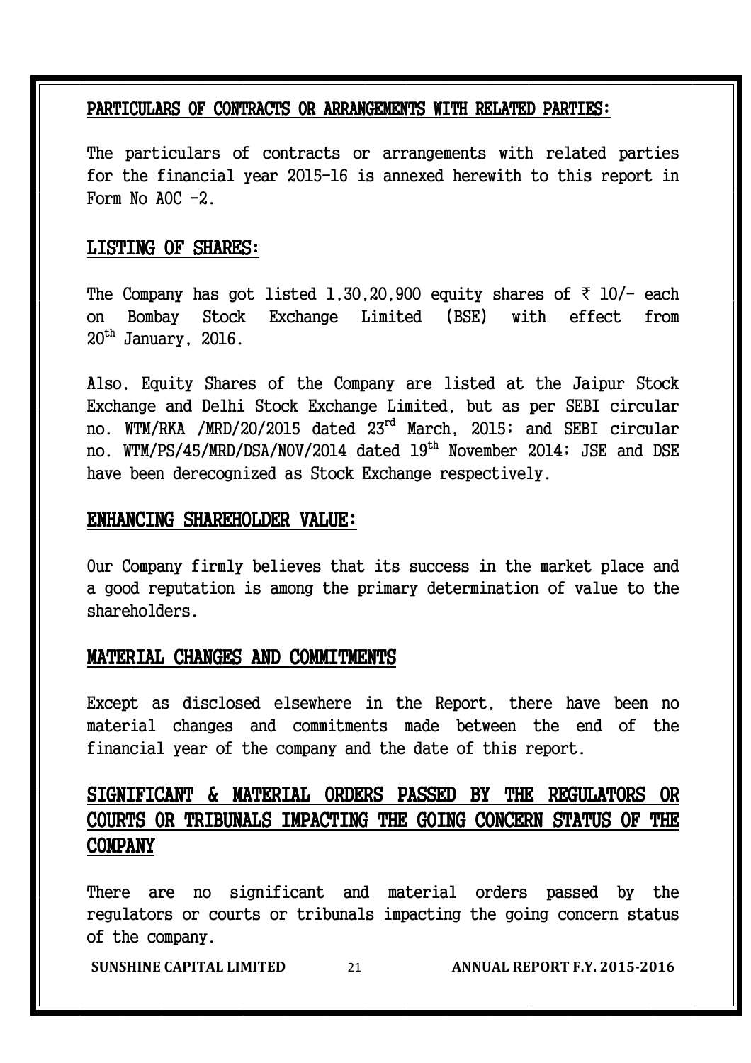## PARTICULARS OF CONTRACTS OR ARRANGEMENTS WITH RELATED PARTIES:

The particulars of contracts or arrangements with related parties for the financial year 2015-16 is annexed herewith to this report in Form No AOC -2.

## LISTING OF SHARES:

The Company has got listed 1,30,20,900 equity shares of ₹ 10/- each on Bombay Stock Exchange Limited (BSE) with effect from 20th January, 2016.

Also, Equity Shares of the Company are listed at the Jaipur Stock Exchange and Delhi Stock Exchange Limited, but as per SEBI circular no. WTM/RKA /MRD/20/2015 dated 23rd March, 2015; and SEBI circular no. WTM/PS/45/MRD/DSA/NOV/2014 dated 19th November 2014; JSE and DSE have been derecognized as Stock Exchange respectively.

## ENHANCING SHAREHOLDER VALUE:

Our Company firmly believes that its success in the market place and a good reputation is among the primary determination of value to the shareholders.

## MATERIAL CHANGES AND COMMITMENTS

Except as disclosed elsewhere in the Report, there have been no material changes and commitments made between the end of the financial year of the company and the date of this report.

## SIGNIFICANT & MATERIAL ORDERS PASSED BY THE REGULATORS OR COURTS OR TRIBUNALS IMPACTING THE GOING CONCERN STATUS OF THE COMPANY

There are no significant and material orders passed by the regulators or courts or tribunals impacting the going concern status of the company.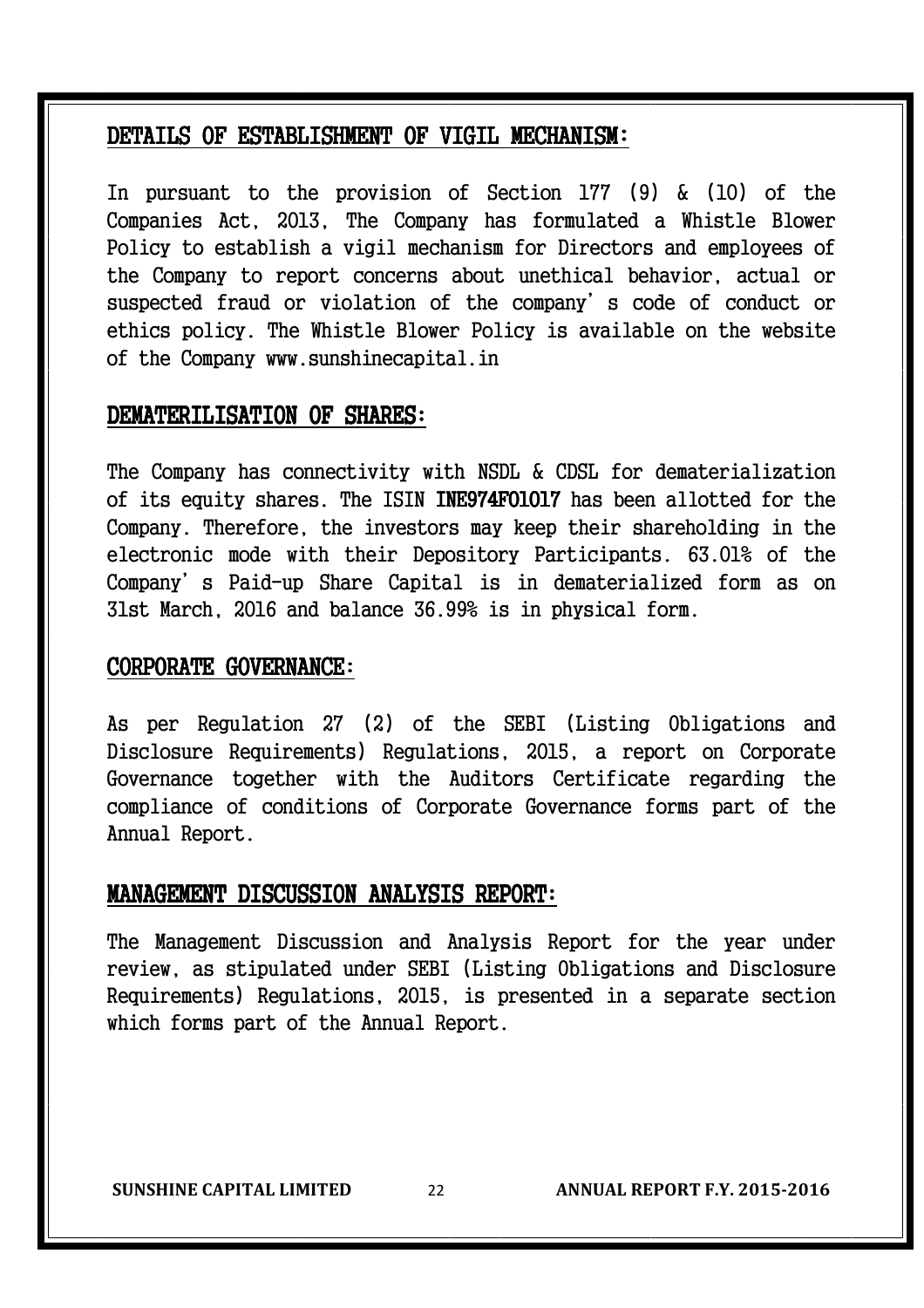## DETAILS OF ESTABLISHMENT OF VIGIL MECHANISM:

In pursuant to the provision of Section 177 (9) & (10) of the Companies Act, 2013, The Company has formulated a Whistle Blower Policy to establish a vigil mechanism for Directors and employees of the Company to report concerns about unethical behavior, actual or suspected fraud or violation of the company's code of conduct or ethics policy. The Whistle Blower Policy is available on the website of the Company www.sunshinecapital.in

## DEMATERILISATION OF SHARES:

The Company has connectivity with NSDL & CDSL for dematerialization of its equity shares. The ISIN **INE974F01017** has been allotted for the Company. Therefore, the investors may keep their shareholding in the electronic mode with their Depository Participants. 63.01% of the Company's Paid-up Share Capital is in dematerialized form as on 31st March, 2016 and balance 36.99% is in physical form.

## CORPORATE GOVERNANCE:

As per Regulation 27 (2) of the SEBI (Listing Obligations and Disclosure Requirements) Regulations, 2015, a report on Corporate Governance together with the Auditors Certificate regarding the compliance of conditions of Corporate Governance forms part of the Annual Report.

## MANAGEMENT DISCUSSION ANALYSIS REPORT:

The Management Discussion and Analysis Report for the year under review, as stipulated under SEBI (Listing Obligations and Disclosure Requirements) Regulations, 2015, is presented in a separate section which forms part of the Annual Report.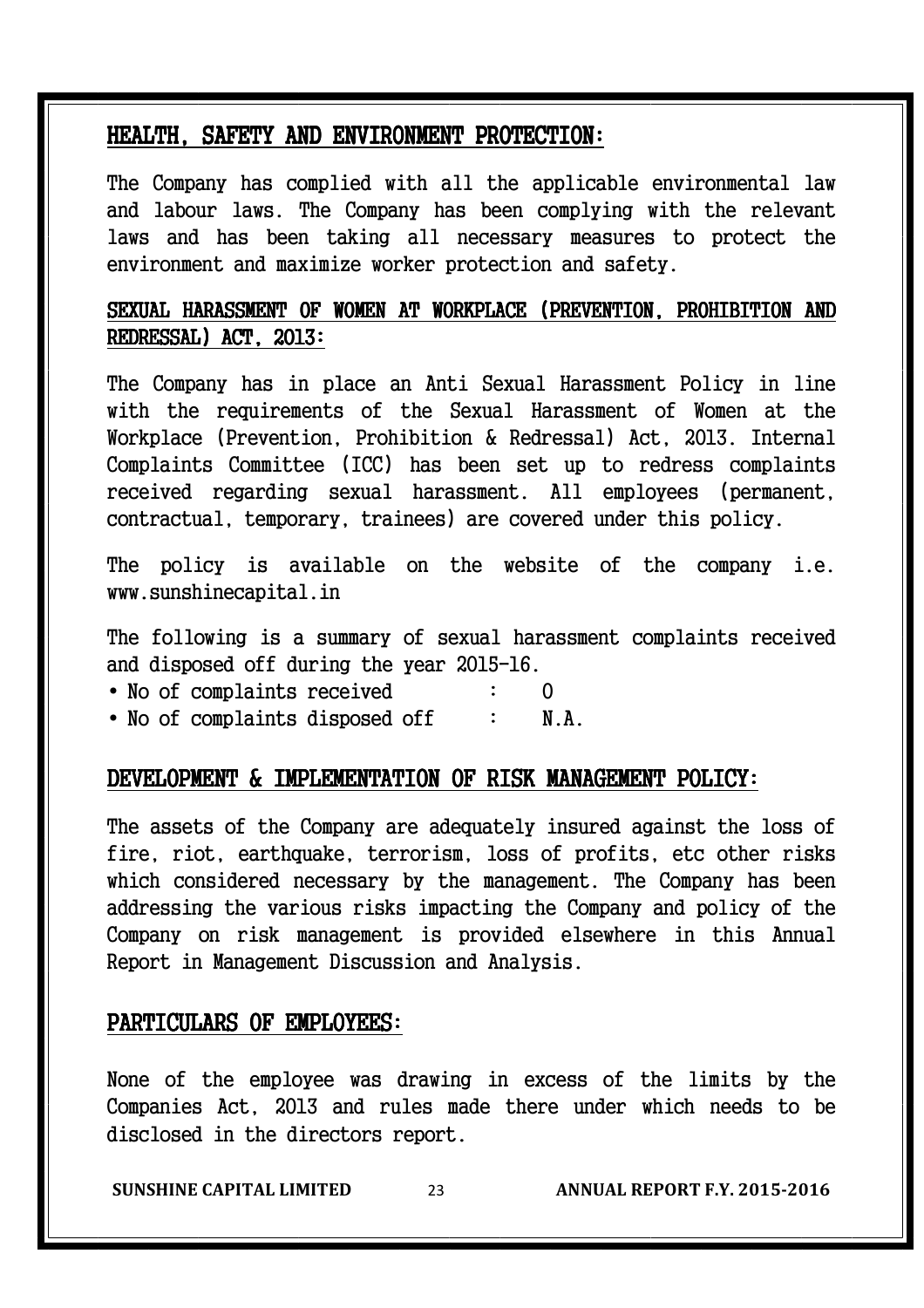## HEALTH, SAFETY AND ENVIRONMENT PROTECTION:

The Company has complied with all the applicable environmental law and labour laws. The Company has been complying with the relevant laws and has been taking all necessary measures to protect the environment and maximize worker protection and safety.

## SEXUAL HARASSMENT OF WOMEN AT WORKPLACE (PREVENTION, PROHIBITION AND REDRESSAL) ACT, 2013:

The Company has in place an Anti Sexual Harassment Policy in line with the requirements of the Sexual Harassment of Women at the Workplace (Prevention, Prohibition & Redressal) Act, 2013. Internal Complaints Committee (ICC) has been set up to redress complaints received regarding sexual harassment. All employees (permanent, contractual, temporary, trainees) are covered under this policy.

The policy is available on the website of the company i.e. www.sunshinecapital.in

The following is a summary of sexual harassment complaints received and disposed off during the year 2015-16.

- No of complaints received : 0
- No of complaints disposed off : N.A.

## DEVELOPMENT & IMPLEMENTATION OF RISK MANAGEMENT POLICY:

The assets of the Company are adequately insured against the loss of fire, riot, earthquake, terrorism, loss of profits, etc other risks which considered necessary by the management. The Company has been addressing the various risks impacting the Company and policy of the Company on risk management is provided elsewhere in this Annual Report in Management Discussion and Analysis.

## PARTICULARS OF EMPLOYEES:

None of the employee was drawing in excess of the limits by the Companies Act, 2013 and rules made there under which needs to be disclosed in the directors report.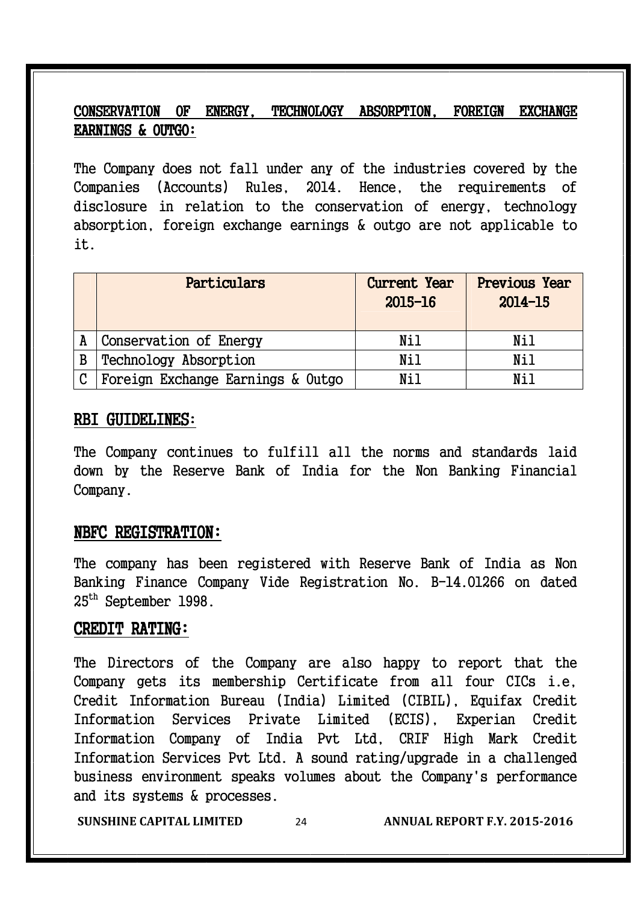## CONSERVATION OF ENERGY, TECHNOLOGY ABSORPTION, FOREIGN EXCHANGE EARNINGS & OUTGO:

The Company does not fall under any of the industries covered by the Companies (Accounts) Rules, 2014. Hence, the requirements of disclosure in relation to the conservation of energy, technology absorption, foreign exchange earnings & outgo are not applicable to it.

| | Particulars | Current Year 2015-16 | Previous Year 2014-15 |
|---|---|---|---|
| A | Conservation of Energy | Nil | Nil |
| B | Technology Absorption | Nil | Nil |
| C | Foreign Exchange Earnings & Outgo | Nil | Nil |

## RBI GUIDELINES:

The Company continues to fulfill all the norms and standards laid down by the Reserve Bank of India for the Non Banking Financial Company.

## NBFC REGISTRATION:

The company has been registered with Reserve Bank of India as Non Banking Finance Company Vide Registration No. B-14.01266 on dated 25th September 1998.

## CREDIT RATING:

The Directors of the Company are also happy to report that the Company gets its membership Certificate from all four CICs i.e, Credit Information Bureau (India) Limited (CIBIL), Equifax Credit Information Services Private Limited (ECIS), Experian Credit Information Company of India Pvt Ltd, CRIF High Mark Credit Information Services Pvt Ltd. A sound rating/upgrade in a challenged business environment speaks volumes about the Company's performance and its systems & processes.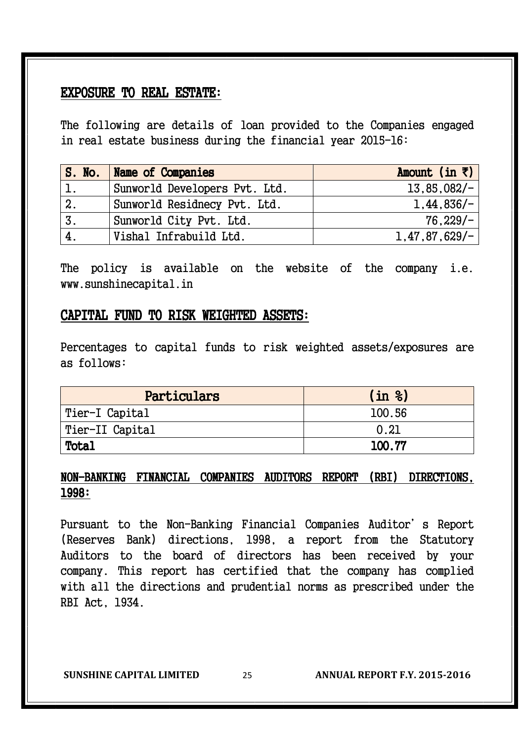## EXPOSURE TO REAL ESTATE:

The following are details of loan provided to the Companies engaged in real estate business during the financial year 2015-16:

| S. No. | Name of Companies | Amount (in ₹) |
|---|---|---|
| 1. | Sunworld Developers Pvt. Ltd. | 13,85,082/- |
| 2. | Sunworld Residnecy Pvt. Ltd. | 1,44,836/- |
| 3. | Sunworld City Pvt. Ltd. | 76,229/- |
| 4. | Vishal Infrabuild Ltd. | 1,47,87,629/- |

The policy is available on the website of the company i.e. www.sunshinecapital.in

## CAPITAL FUND TO RISK WEIGHTED ASSETS:

Percentages to capital funds to risk weighted assets/exposures are as follows:

| Particulars | (in %) |
|---|---|
| Tier-I Capital | 100.56 |
| Tier-II Capital | 0.21 |
| **Total** | **100.77** |

## NON-BANKING FINANCIAL COMPANIES AUDITORS REPORT (RBI) DIRECTIONS, 1998:

Pursuant to the Non-Banking Financial Companies Auditor's Report (Reserves Bank) directions, 1998, a report from the Statutory Auditors to the board of directors has been received by your company. This report has certified that the company has complied with all the directions and prudential norms as prescribed under the RBI Act, 1934.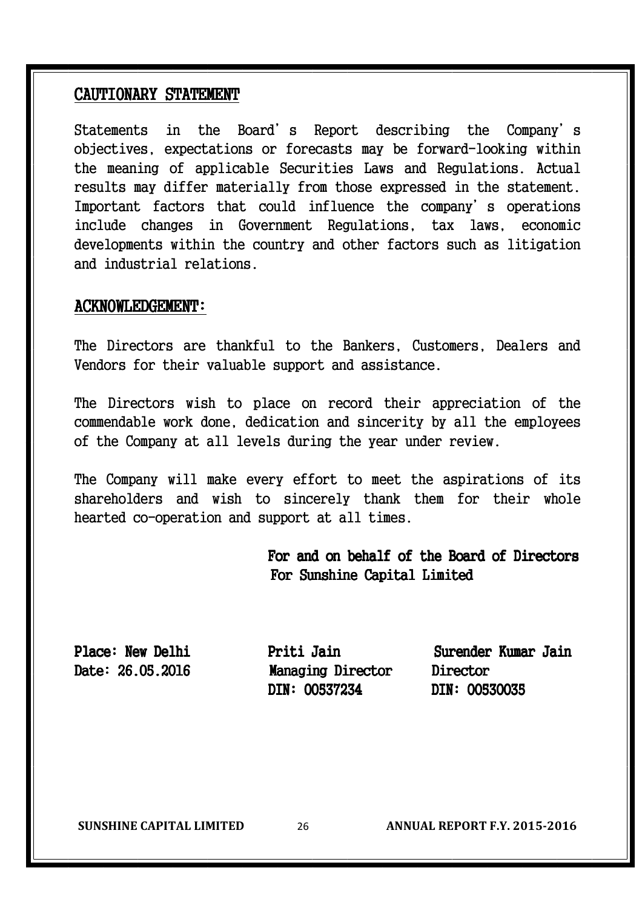## CAUTIONARY STATEMENT

Statements in the Board's Report describing the Company's objectives, expectations or forecasts may be forward-looking within the meaning of applicable Securities Laws and Regulations. Actual results may differ materially from those expressed in the statement. Important factors that could influence the company's operations include changes in Government Regulations, tax laws, economic developments within the country and other factors such as litigation and industrial relations.

## ACKNOWLEDGEMENT:

The Directors are thankful to the Bankers, Customers, Dealers and Vendors for their valuable support and assistance.

The Directors wish to place on record their appreciation of the commendable work done, dedication and sincerity by all the employees of the Company at all levels during the year under review.

The Company will make every effort to meet the aspirations of its shareholders and wish to sincerely thank them for their whole hearted co-operation and support at all times.

**For and on behalf of the Board of Directors**
**For Sunshine Capital Limited**

| | | |
|---|---|---|
| **Place: New Delhi** | **Priti Jain** | **Surender Kumar Jain** |
| **Date: 26.05.2016** | **Managing Director** | **Director** |
| | **DIN: 00537234** | **DIN: 00530035** |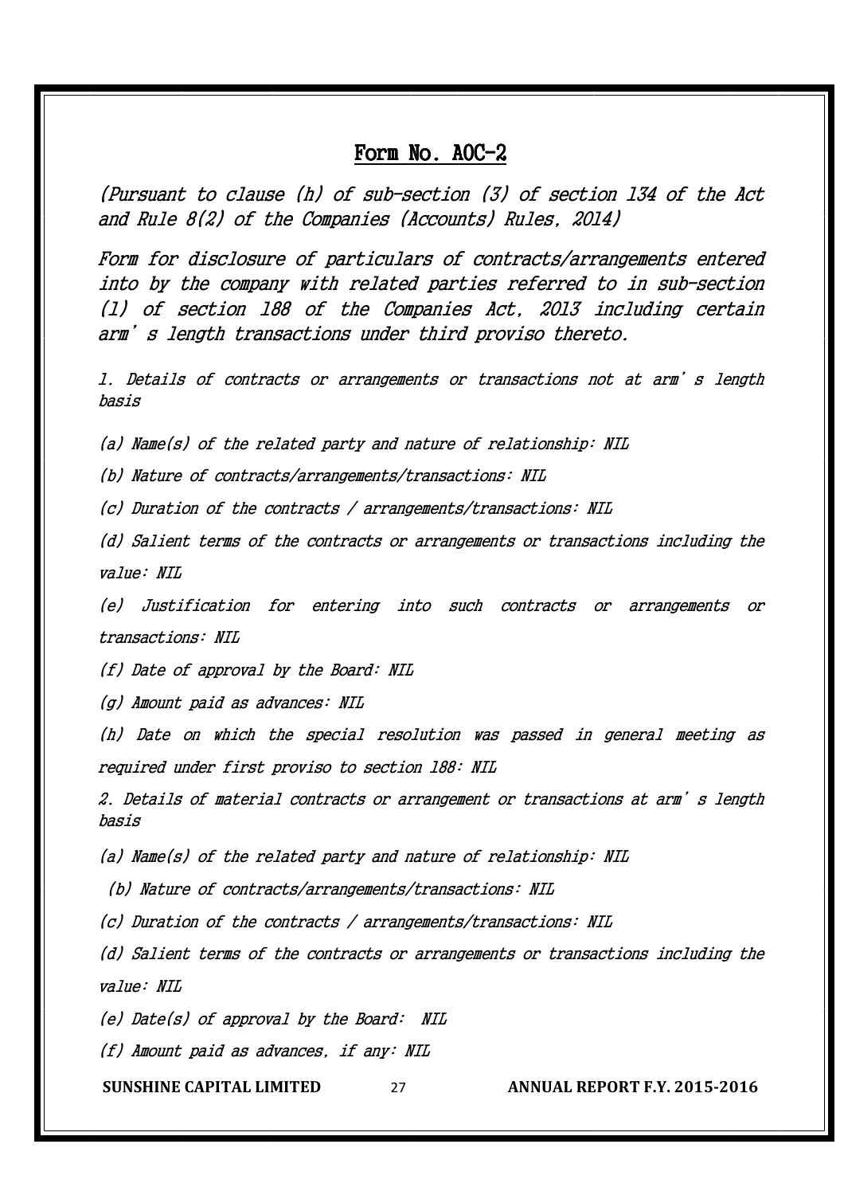# Form No. AOC-2

*(Pursuant to clause (h) of sub-section (3) of section 134 of the Act and Rule 8(2) of the Companies (Accounts) Rules, 2014)*

*Form for disclosure of particulars of contracts/arrangements entered into by the company with related parties referred to in sub-section (1) of section 188 of the Companies Act, 2013 including certain arm's length transactions under third proviso thereto.*

*1. Details of contracts or arrangements or transactions not at arm's length basis*

*(a) Name(s) of the related party and nature of relationship: NIL*

*(b) Nature of contracts/arrangements/transactions: NIL*

*(c) Duration of the contracts / arrangements/transactions: NIL*

*(d) Salient terms of the contracts or arrangements or transactions including the value: NIL*

*(e) Justification for entering into such contracts or arrangements or transactions: NIL*

*(f) Date of approval by the Board: NIL*

*(g) Amount paid as advances: NIL*

*(h) Date on which the special resolution was passed in general meeting as required under first proviso to section 188: NIL*

*2. Details of material contracts or arrangement or transactions at arm's length basis*

*(a) Name(s) of the related party and nature of relationship: NIL*

*(b) Nature of contracts/arrangements/transactions: NIL*

*(c) Duration of the contracts / arrangements/transactions: NIL*

*(d) Salient terms of the contracts or arrangements or transactions including the value: NIL*

*(e) Date(s) of approval by the Board: NIL*

*(f) Amount paid as advances, if any: NIL*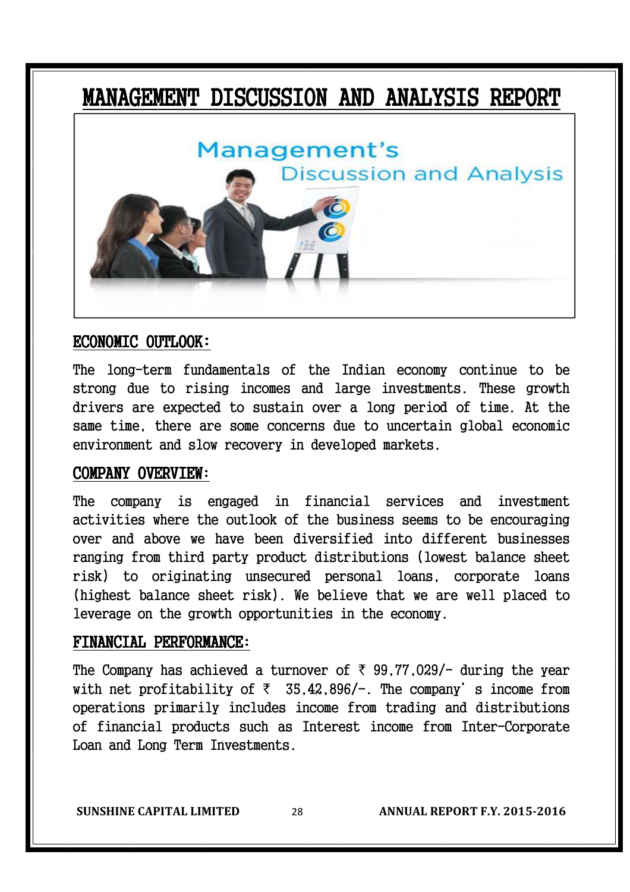# MANAGEMENT DISCUSSION AND ANALYSIS REPORT

## ECONOMIC OUTLOOK:

The long-term fundamentals of the Indian economy continue to be strong due to rising incomes and large investments. These growth drivers are expected to sustain over a long period of time. At the same time, there are some concerns due to uncertain global economic environment and slow recovery in developed markets.

## COMPANY OVERVIEW:

The company is engaged in financial services and investment activities where the outlook of the business seems to be encouraging over and above we have been diversified into different businesses ranging from third party product distributions (lowest balance sheet risk) to originating unsecured personal loans, corporate loans (highest balance sheet risk). We believe that we are well placed to leverage on the growth opportunities in the economy.

## FINANCIAL PERFORMANCE:

The Company has achieved a turnover of ₹ 99,77,029/- during the year with net profitability of ₹ 35,42,896/-. The company's income from operations primarily includes income from trading and distributions of financial products such as Interest income from Inter-Corporate Loan and Long Term Investments.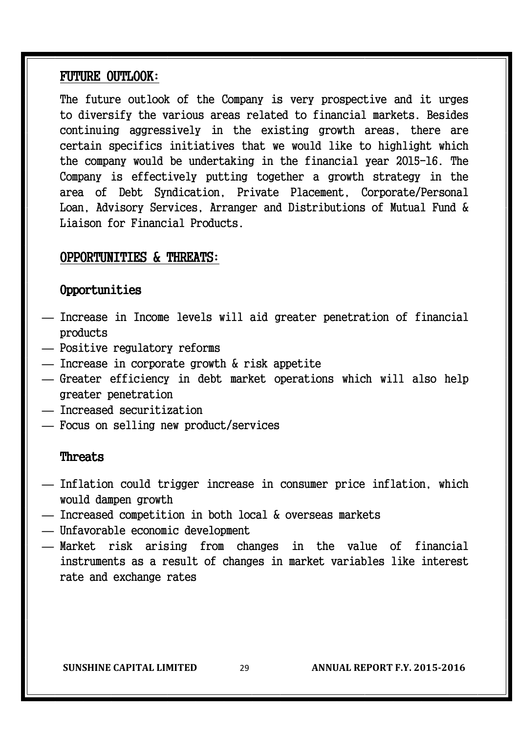## FUTURE OUTLOOK:

The future outlook of the Company is very prospective and it urges to diversify the various areas related to financial markets. Besides continuing aggressively in the existing growth areas, there are certain specifics initiatives that we would like to highlight which the company would be undertaking in the financial year 2015-16. The Company is effectively putting together a growth strategy in the area of Debt Syndication, Private Placement, Corporate/Personal Loan, Advisory Services, Arranger and Distributions of Mutual Fund & Liaison for Financial Products.

## OPPORTUNITIES & THREATS:

### Opportunities

- Increase in Income levels will aid greater penetration of financial products
- Positive regulatory reforms
- Increase in corporate growth & risk appetite
- Greater efficiency in debt market operations which will also help greater penetration
- Increased securitization
- Focus on selling new product/services

### Threats

- Inflation could trigger increase in consumer price inflation, which would dampen growth
- Increased competition in both local & overseas markets
- Unfavorable economic development
- Market risk arising from changes in the value of financial instruments as a result of changes in market variables like interest rate and exchange rates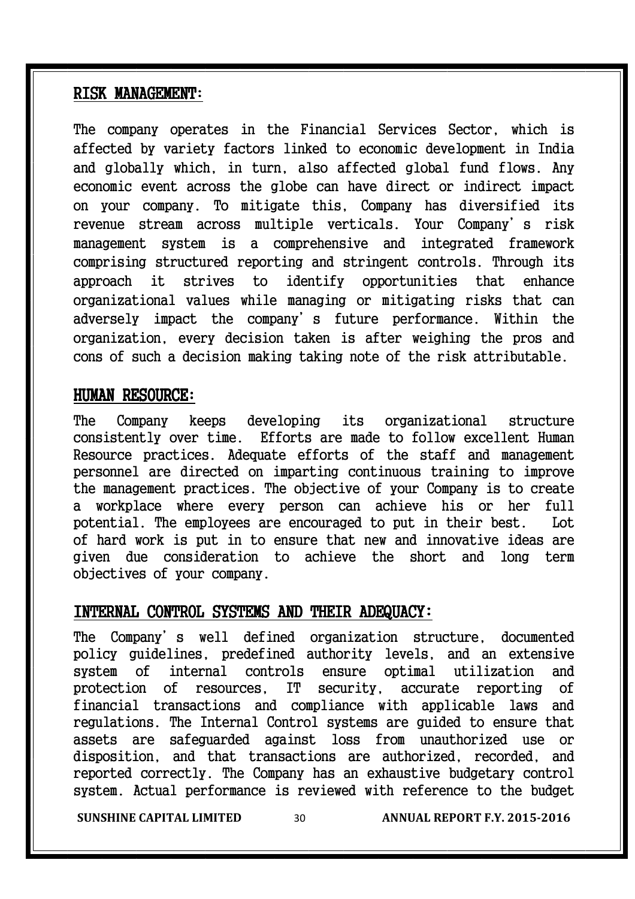## RISK MANAGEMENT:

The company operates in the Financial Services Sector, which is affected by variety factors linked to economic development in India and globally which, in turn, also affected global fund flows. Any economic event across the globe can have direct or indirect impact on your company. To mitigate this, Company has diversified its revenue stream across multiple verticals. Your Company's risk management system is a comprehensive and integrated framework comprising structured reporting and stringent controls. Through its approach it strives to identify opportunities that enhance organizational values while managing or mitigating risks that can adversely impact the company's future performance. Within the organization, every decision taken is after weighing the pros and cons of such a decision making taking note of the risk attributable.

## HUMAN RESOURCE:

The Company keeps developing its organizational structure consistently over time. Efforts are made to follow excellent Human Resource practices. Adequate efforts of the staff and management personnel are directed on imparting continuous training to improve the management practices. The objective of your Company is to create a workplace where every person can achieve his or her full potential. The employees are encouraged to put in their best. Lot of hard work is put in to ensure that new and innovative ideas are given due consideration to achieve the short and long term objectives of your company.

## INTERNAL CONTROL SYSTEMS AND THEIR ADEQUACY:

The Company's well defined organization structure, documented policy guidelines, predefined authority levels, and an extensive system of internal controls ensure optimal utilization and protection of resources, IT security, accurate reporting of financial transactions and compliance with applicable laws and regulations. The Internal Control systems are guided to ensure that assets are safeguarded against loss from unauthorized use or disposition, and that transactions are authorized, recorded, and reported correctly. The Company has an exhaustive budgetary control system. Actual performance is reviewed with reference to the budget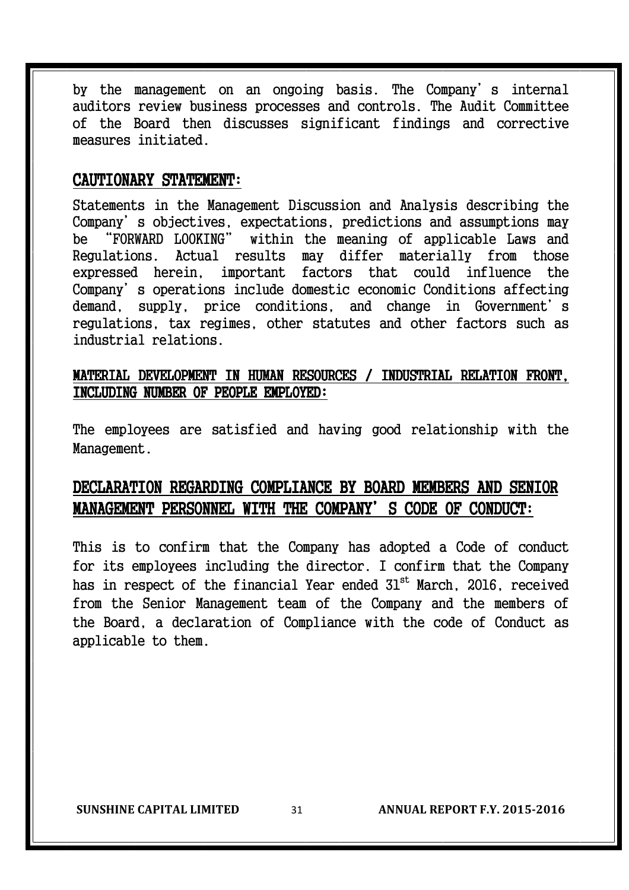by the management on an ongoing basis. The Company's internal auditors review business processes and controls. The Audit Committee of the Board then discusses significant findings and corrective measures initiated.

## CAUTIONARY STATEMENT:

Statements in the Management Discussion and Analysis describing the Company's objectives, expectations, predictions and assumptions may be "FORWARD LOOKING" within the meaning of applicable Laws and Regulations. Actual results may differ materially from those expressed herein, important factors that could influence the Company's operations include domestic economic Conditions affecting demand, supply, price conditions, and change in Government's regulations, tax regimes, other statutes and other factors such as industrial relations.

### MATERIAL DEVELOPMENT IN HUMAN RESOURCES / INDUSTRIAL RELATION FRONT, INCLUDING NUMBER OF PEOPLE EMPLOYED:

The employees are satisfied and having good relationship with the Management.

## DECLARATION REGARDING COMPLIANCE BY BOARD MEMBERS AND SENIOR MANAGEMENT PERSONNEL WITH THE COMPANY'S CODE OF CONDUCT:

This is to confirm that the Company has adopted a Code of conduct for its employees including the director. I confirm that the Company has in respect of the financial Year ended 31st March, 2016, received from the Senior Management team of the Company and the members of the Board, a declaration of Compliance with the code of Conduct as applicable to them.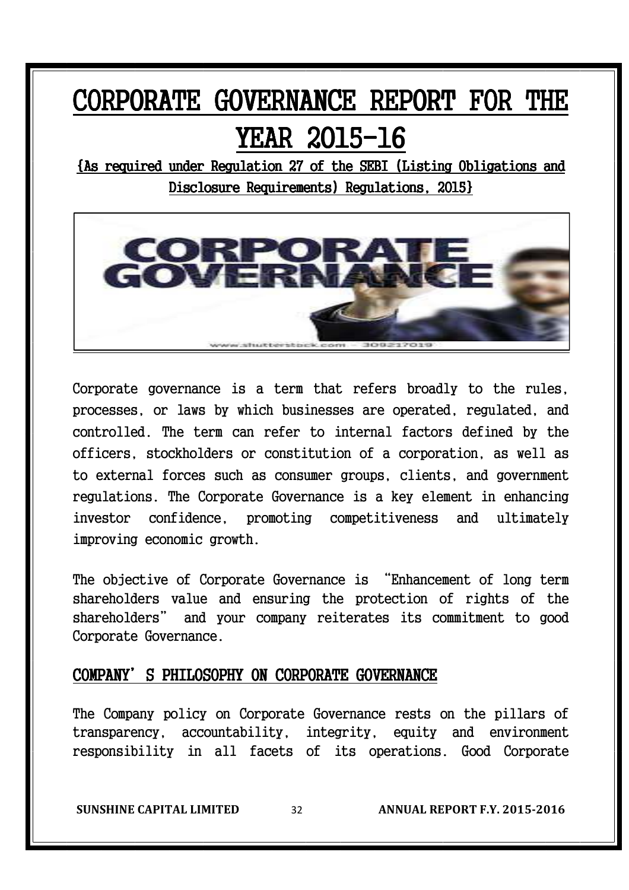# CORPORATE GOVERNANCE REPORT FOR THE YEAR 2015-16

**{As required under Regulation 27 of the SEBI (Listing Obligations and Disclosure Requirements) Regulations, 2015}**

Corporate governance is a term that refers broadly to the rules, processes, or laws by which businesses are operated, regulated, and controlled. The term can refer to internal factors defined by the officers, stockholders or constitution of a corporation, as well as to external forces such as consumer groups, clients, and government regulations. The Corporate Governance is a key element in enhancing investor confidence, promoting competitiveness and ultimately improving economic growth.

The objective of Corporate Governance is "Enhancement of long term shareholders value and ensuring the protection of rights of the shareholders" and your company reiterates its commitment to good Corporate Governance.

## COMPANY'S PHILOSOPHY ON CORPORATE GOVERNANCE

The Company policy on Corporate Governance rests on the pillars of transparency, accountability, integrity, equity and environment responsibility in all facets of its operations. Good Corporate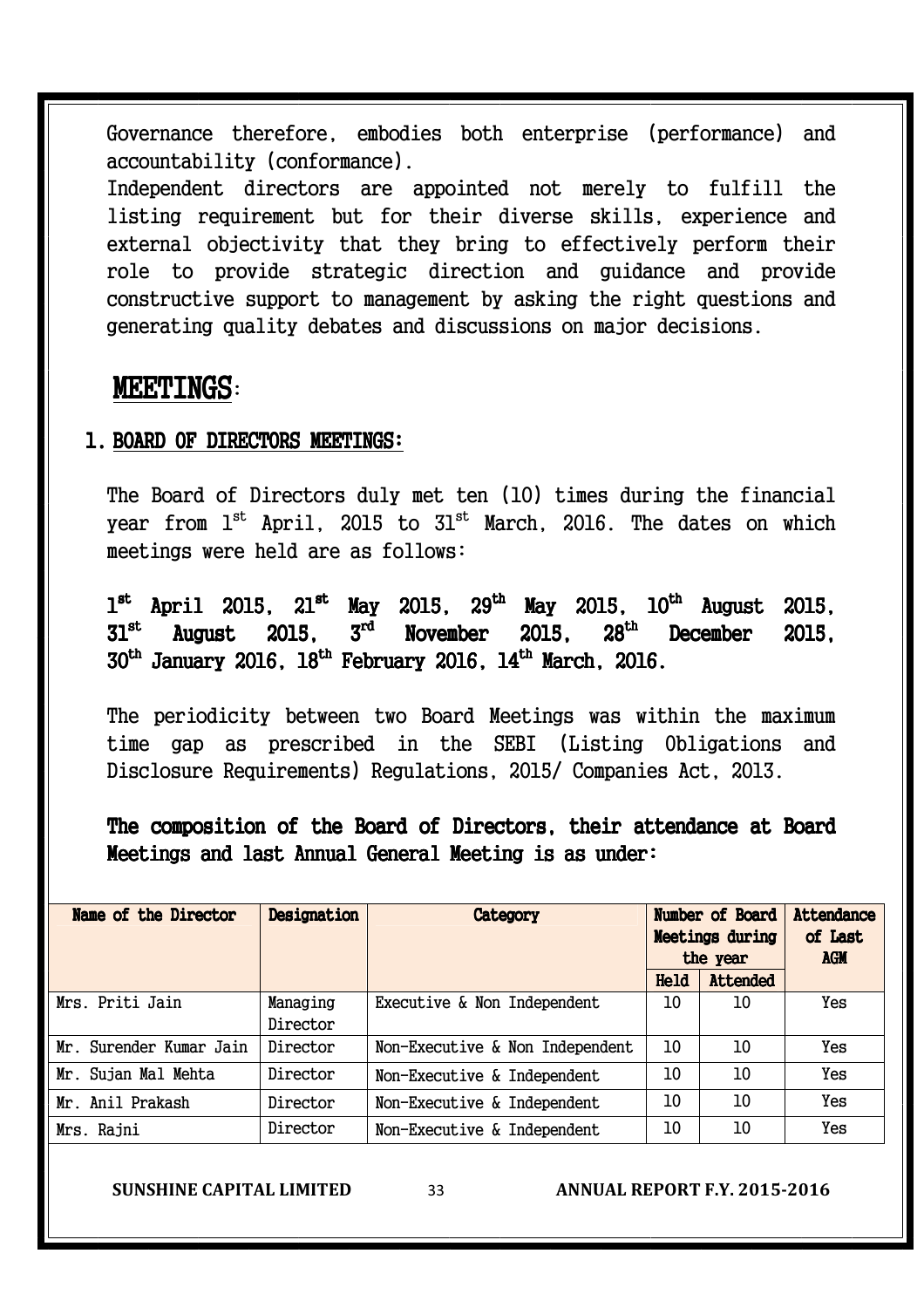Governance therefore, embodies both enterprise (performance) and accountability (conformance).

Independent directors are appointed not merely to fulfill the listing requirement but for their diverse skills, experience and external objectivity that they bring to effectively perform their role to provide strategic direction and guidance and provide constructive support to management by asking the right questions and generating quality debates and discussions on major decisions.

## MEETINGS:

### 1. BOARD OF DIRECTORS MEETINGS:

The Board of Directors duly met ten (10) times during the financial year from 1st April, 2015 to 31st March, 2016. The dates on which meetings were held are as follows:

**1st April 2015, 21st May 2015, 29th May 2015, 10th August 2015, 31st August 2015, 3rd November 2015, 28th December 2015, 30th January 2016, 18th February 2016, 14th March, 2016.**

The periodicity between two Board Meetings was within the maximum time gap as prescribed in the SEBI (Listing Obligations and Disclosure Requirements) Regulations, 2015/ Companies Act, 2013.

**The composition of the Board of Directors, their attendance at Board Meetings and last Annual General Meeting is as under:**

| Name of the Director | Designation | Category | Number of Board Meetings during the year | | Attendance of Last AGM |
|---|---|---|---|---|---|
| | | | Held | Attended | |
| Mrs. Priti Jain | Managing Director | Executive & Non Independent | 10 | 10 | Yes |
| Mr. Surender Kumar Jain | Director | Non-Executive & Non Independent | 10 | 10 | Yes |
| Mr. Sujan Mal Mehta | Director | Non-Executive & Independent | 10 | 10 | Yes |
| Mr. Anil Prakash | Director | Non-Executive & Independent | 10 | 10 | Yes |
| Mrs. Rajni | Director | Non-Executive & Independent | 10 | 10 | Yes |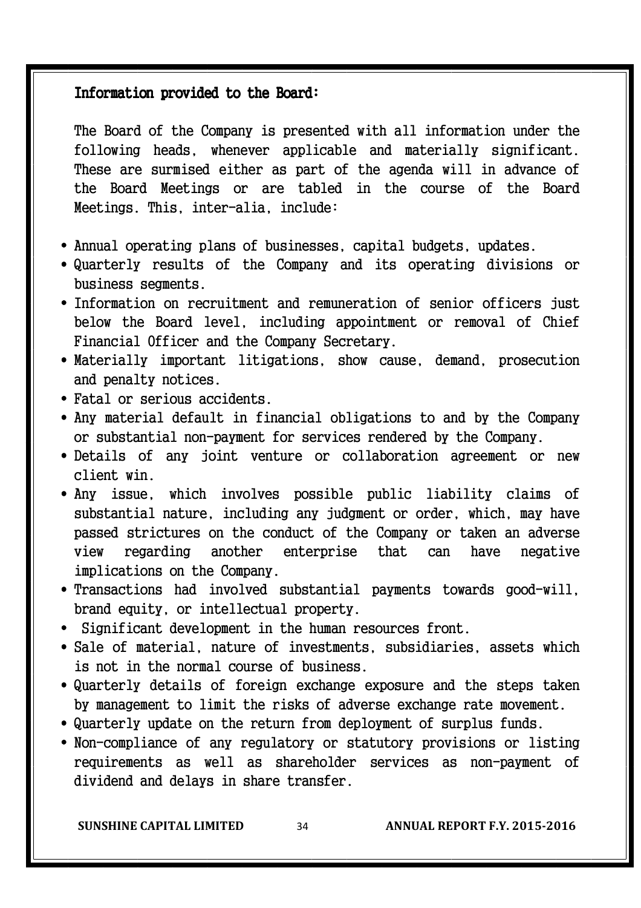**Information provided to the Board:**

The Board of the Company is presented with all information under the following heads, whenever applicable and materially significant. These are surmised either as part of the agenda will in advance of the Board Meetings or are tabled in the course of the Board Meetings. This, inter-alia, include:

- Annual operating plans of businesses, capital budgets, updates.
- Quarterly results of the Company and its operating divisions or business segments.
- Information on recruitment and remuneration of senior officers just below the Board level, including appointment or removal of Chief Financial Officer and the Company Secretary.
- Materially important litigations, show cause, demand, prosecution and penalty notices.
- Fatal or serious accidents.
- Any material default in financial obligations to and by the Company or substantial non-payment for services rendered by the Company.
- Details of any joint venture or collaboration agreement or new client win.
- Any issue, which involves possible public liability claims of substantial nature, including any judgment or order, which, may have passed strictures on the conduct of the Company or taken an adverse view regarding another enterprise that can have negative implications on the Company.
- Transactions had involved substantial payments towards good-will, brand equity, or intellectual property.
- Significant development in the human resources front.
- Sale of material, nature of investments, subsidiaries, assets which is not in the normal course of business.
- Quarterly details of foreign exchange exposure and the steps taken by management to limit the risks of adverse exchange rate movement.
- Quarterly update on the return from deployment of surplus funds.
- Non-compliance of any regulatory or statutory provisions or listing requirements as well as shareholder services as non-payment of dividend and delays in share transfer.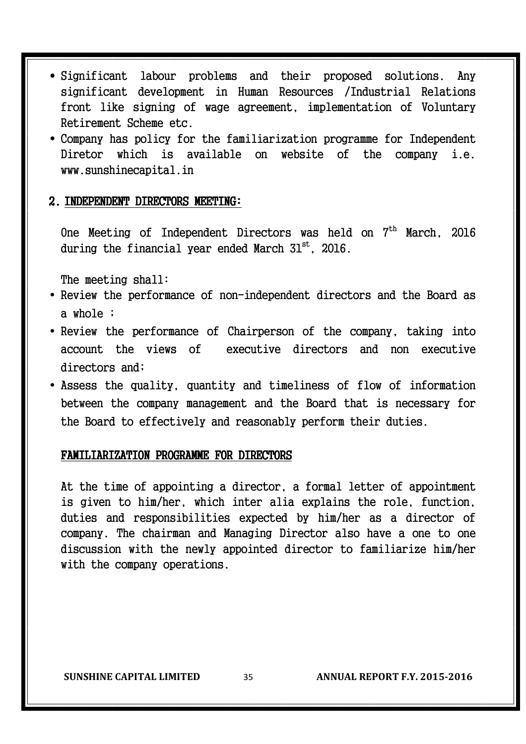- Significant labour problems and their proposed solutions. Any significant development in Human Resources /Industrial Relations front like signing of wage agreement, implementation of Voluntary Retirement Scheme etc.
- Company has policy for the familiarization programme for Independent Diretor which is available on website of the company i.e. www.sunshinecapital.in

## 2. INDEPENDENT DIRECTORS MEETING:

One Meeting of Independent Directors was held on 7th March, 2016 during the financial year ended March 31st, 2016.

The meeting shall:

- Review the performance of non-independent directors and the Board as a whole ;
- Review the performance of Chairperson of the company, taking into account the views of executive directors and non executive directors and;
- Assess the quality, quantity and timeliness of flow of information between the company management and the Board that is necessary for the Board to effectively and reasonably perform their duties.

## FAMILIARIZATION PROGRAMME FOR DIRECTORS

At the time of appointing a director, a formal letter of appointment is given to him/her, which inter alia explains the role, function, duties and responsibilities expected by him/her as a director of company. The chairman and Managing Director also have a one to one discussion with the newly appointed director to familiarize him/her with the company operations.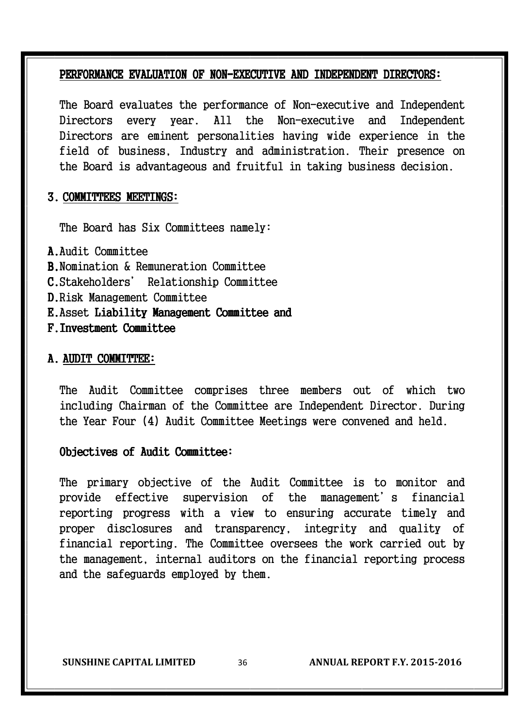## PERFORMANCE EVALUATION OF NON-EXECUTIVE AND INDEPENDENT DIRECTORS:

The Board evaluates the performance of Non-executive and Independent Directors every year. All the Non-executive and Independent Directors are eminent personalities having wide experience in the field of business, Industry and administration. Their presence on the Board is advantageous and fruitful in taking business decision.

## 3. COMMITTEES MEETINGS:

The Board has Six Committees namely:

**A.** Audit Committee
**B.** Nomination & Remuneration Committee
**C.** Stakeholders' Relationship Committee
**D.** Risk Management Committee
**E.** Asset **Liability Management Committee and**
**F. Investment Committee**

## A. AUDIT COMMITTEE:

The Audit Committee comprises three members out of which two including Chairman of the Committee are Independent Director. During the Year Four (4) Audit Committee Meetings were convened and held.

### Objectives of Audit Committee:

The primary objective of the Audit Committee is to monitor and provide effective supervision of the management's financial reporting progress with a view to ensuring accurate timely and proper disclosures and transparency, integrity and quality of financial reporting. The Committee oversees the work carried out by the management, internal auditors on the financial reporting process and the safeguards employed by them.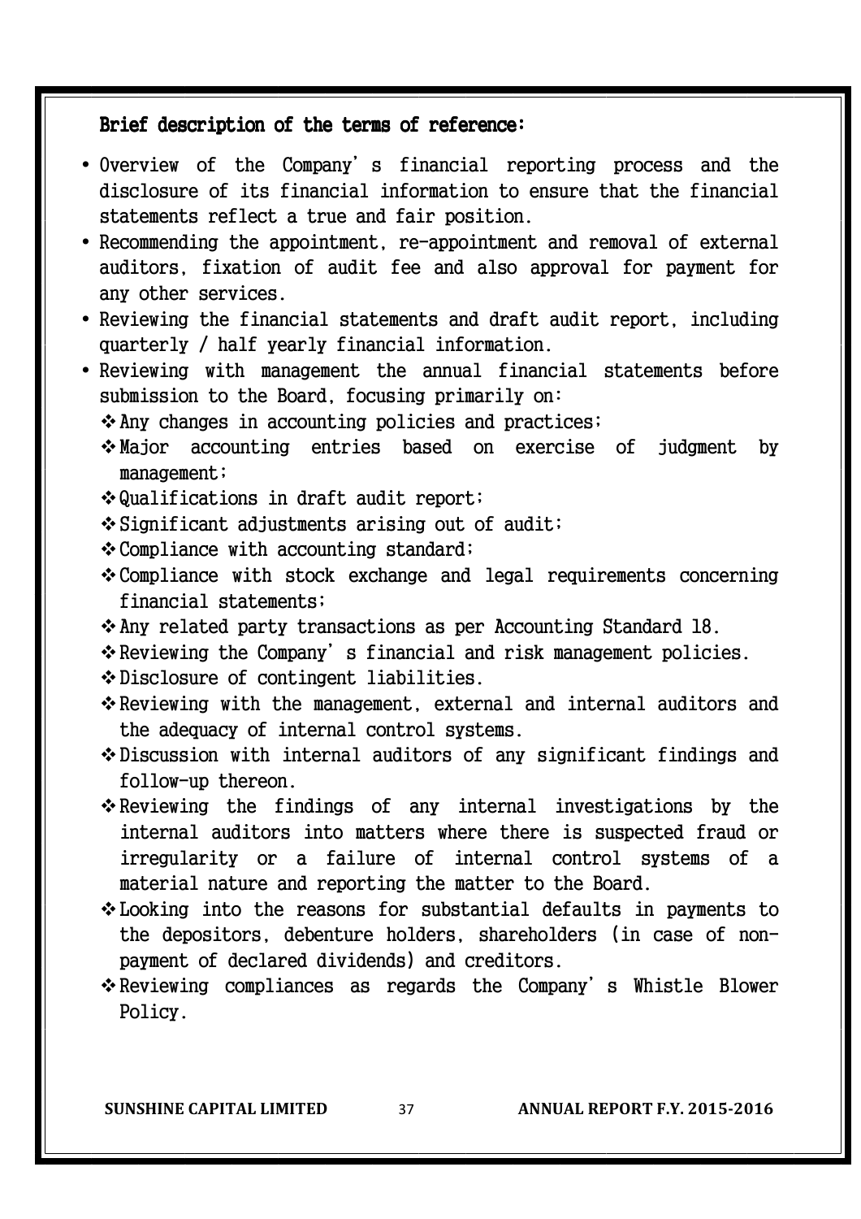**Brief description of the terms of reference:**

- Overview of the Company's financial reporting process and the disclosure of its financial information to ensure that the financial statements reflect a true and fair position.
- Recommending the appointment, re-appointment and removal of external auditors, fixation of audit fee and also approval for payment for any other services.
- Reviewing the financial statements and draft audit report, including quarterly / half yearly financial information.
- Reviewing with management the annual financial statements before submission to the Board, focusing primarily on:
  - Any changes in accounting policies and practices;
  - Major accounting entries based on exercise of judgment by management;
  - Qualifications in draft audit report;
  - Significant adjustments arising out of audit;
  - Compliance with accounting standard;
  - Compliance with stock exchange and legal requirements concerning financial statements;
  - Any related party transactions as per Accounting Standard 18.
  - Reviewing the Company's financial and risk management policies.
  - Disclosure of contingent liabilities.
  - Reviewing with the management, external and internal auditors and the adequacy of internal control systems.
  - Discussion with internal auditors of any significant findings and follow-up thereon.
  - Reviewing the findings of any internal investigations by the internal auditors into matters where there is suspected fraud or irregularity or a failure of internal control systems of a material nature and reporting the matter to the Board.
  - Looking into the reasons for substantial defaults in payments to the depositors, debenture holders, shareholders (in case of non-payment of declared dividends) and creditors.
  - Reviewing compliances as regards the Company's Whistle Blower Policy.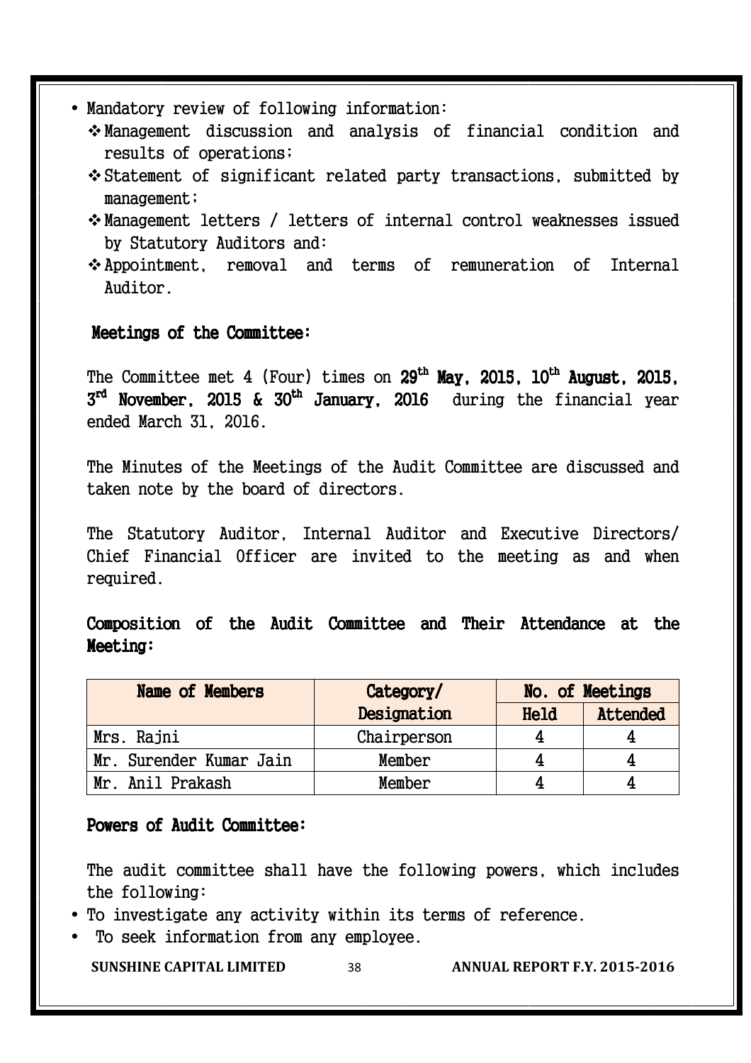- Mandatory review of following information:
  - Management discussion and analysis of financial condition and results of operations;
  - Statement of significant related party transactions, submitted by management;
  - Management letters / letters of internal control weaknesses issued by Statutory Auditors and:
  - Appointment, removal and terms of remuneration of Internal Auditor.

**Meetings of the Committee:**

The Committee met 4 (Four) times on **29th May, 2015, 10th August, 2015, 3rd November, 2015 & 30th January, 2016** during the financial year ended March 31, 2016.

The Minutes of the Meetings of the Audit Committee are discussed and taken note by the board of directors.

The Statutory Auditor, Internal Auditor and Executive Directors/ Chief Financial Officer are invited to the meeting as and when required.

**Composition of the Audit Committee and Their Attendance at the Meeting:**

| Name of Members | Category/ Designation | No. of Meetings | |
|---|---|---|---|
| | | Held | Attended |
| Mrs. Rajni | Chairperson | 4 | 4 |
| Mr. Surender Kumar Jain | Member | 4 | 4 |
| Mr. Anil Prakash | Member | 4 | 4 |

**Powers of Audit Committee:**

The audit committee shall have the following powers, which includes the following:

- To investigate any activity within its terms of reference.
- To seek information from any employee.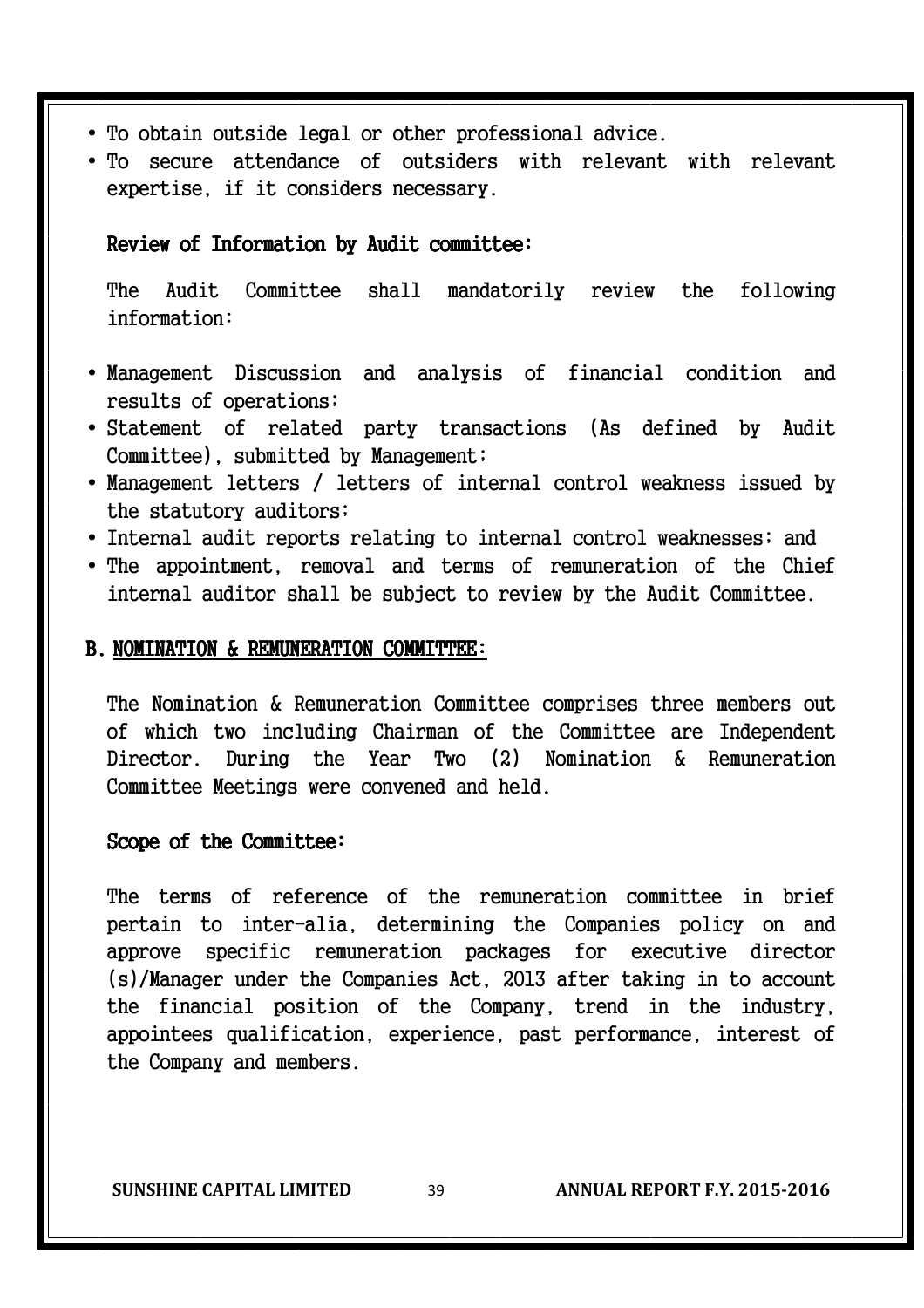- To obtain outside legal or other professional advice.
- To secure attendance of outsiders with relevant with relevant expertise, if it considers necessary.

**Review of Information by Audit committee:**

The Audit Committee shall mandatorily review the following information:

- Management Discussion and analysis of financial condition and results of operations;
- Statement of related party transactions (As defined by Audit Committee), submitted by Management;
- Management letters / letters of internal control weakness issued by the statutory auditors;
- Internal audit reports relating to internal control weaknesses; and
- The appointment, removal and terms of remuneration of the Chief internal auditor shall be subject to review by the Audit Committee.

## B. NOMINATION & REMUNERATION COMMITTEE:

The Nomination & Remuneration Committee comprises three members out of which two including Chairman of the Committee are Independent Director. During the Year Two (2) Nomination & Remuneration Committee Meetings were convened and held.

**Scope of the Committee:**

The terms of reference of the remuneration committee in brief pertain to inter-alia, determining the Companies policy on and approve specific remuneration packages for executive director (s)/Manager under the Companies Act, 2013 after taking in to account the financial position of the Company, trend in the industry, appointees qualification, experience, past performance, interest of the Company and members.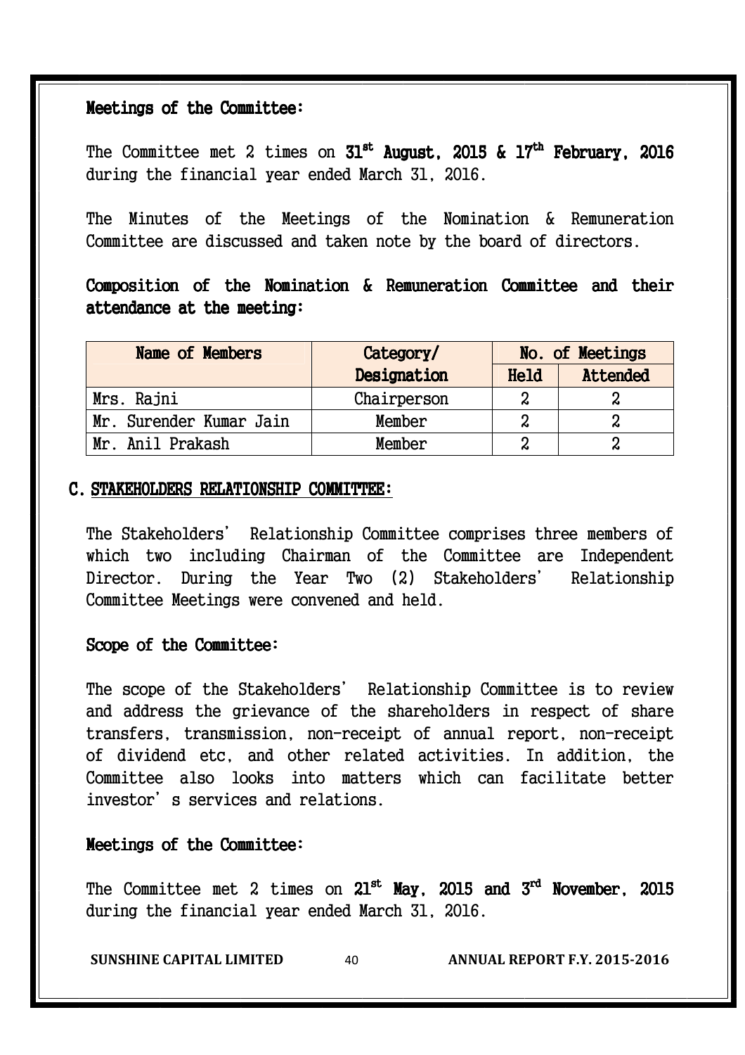**Meetings of the Committee:**

The Committee met 2 times on **31st August, 2015 & 17th February, 2016** during the financial year ended March 31, 2016.

The Minutes of the Meetings of the Nomination & Remuneration Committee are discussed and taken note by the board of directors.

**Composition of the Nomination & Remuneration Committee and their attendance at the meeting:**

| Name of Members | Category/ Designation | No. of Meetings | |
|---|---|---|---|
| | | Held | Attended |
| Mrs. Rajni | Chairperson | 2 | 2 |
| Mr. Surender Kumar Jain | Member | 2 | 2 |
| Mr. Anil Prakash | Member | 2 | 2 |

## C. STAKEHOLDERS RELATIONSHIP COMMITTEE:

The Stakeholders' Relationship Committee comprises three members of which two including Chairman of the Committee are Independent Director. During the Year Two (2) Stakeholders' Relationship Committee Meetings were convened and held.

**Scope of the Committee:**

The scope of the Stakeholders' Relationship Committee is to review and address the grievance of the shareholders in respect of share transfers, transmission, non-receipt of annual report, non-receipt of dividend etc, and other related activities. In addition, the Committee also looks into matters which can facilitate better investor's services and relations.

**Meetings of the Committee:**

The Committee met 2 times on **21st May, 2015 and 3rd November, 2015** during the financial year ended March 31, 2016.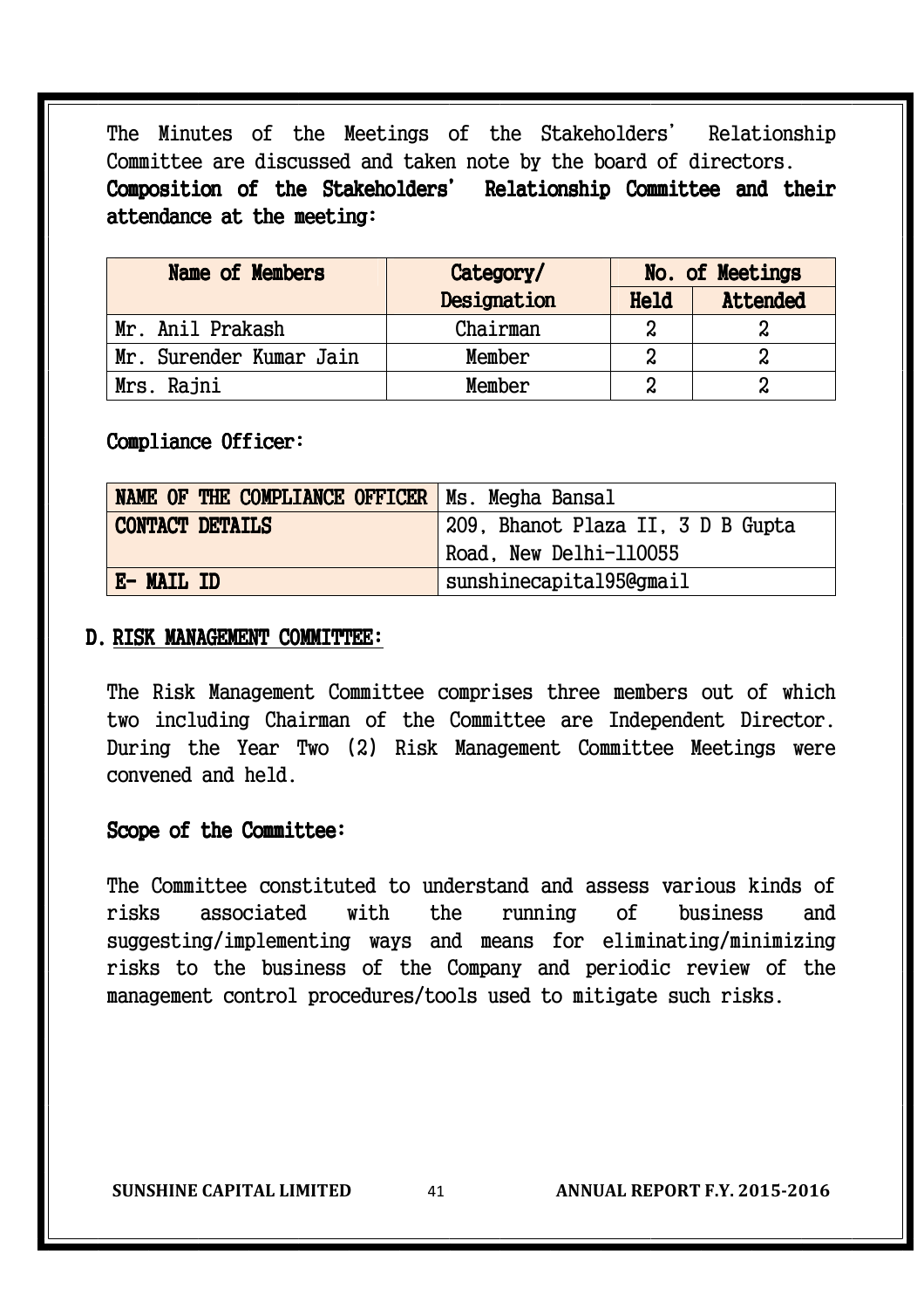The Minutes of the Meetings of the Stakeholders' Relationship Committee are discussed and taken note by the board of directors.

**Composition of the Stakeholders' Relationship Committee and their attendance at the meeting:**

| Name of Members | Category/ Designation | No. of Meetings | |
|---|---|---|---|
| | | Held | Attended |
| Mr. Anil Prakash | Chairman | 2 | 2 |
| Mr. Surender Kumar Jain | Member | 2 | 2 |
| Mrs. Rajni | Member | 2 | 2 |

**Compliance Officer:**

| NAME OF THE COMPLIANCE OFFICER | Ms. Megha Bansal |
|---|---|
| CONTACT DETAILS | 209, Bhanot Plaza II, 3 D B Gupta Road, New Delhi-110055 |
| E- MAIL ID | sunshinecapital95@gmail |

## D. RISK MANAGEMENT COMMITTEE:

The Risk Management Committee comprises three members out of which two including Chairman of the Committee are Independent Director. During the Year Two (2) Risk Management Committee Meetings were convened and held.

**Scope of the Committee:**

The Committee constituted to understand and assess various kinds of risks associated with the running of business and suggesting/implementing ways and means for eliminating/minimizing risks to the business of the Company and periodic review of the management control procedures/tools used to mitigate such risks.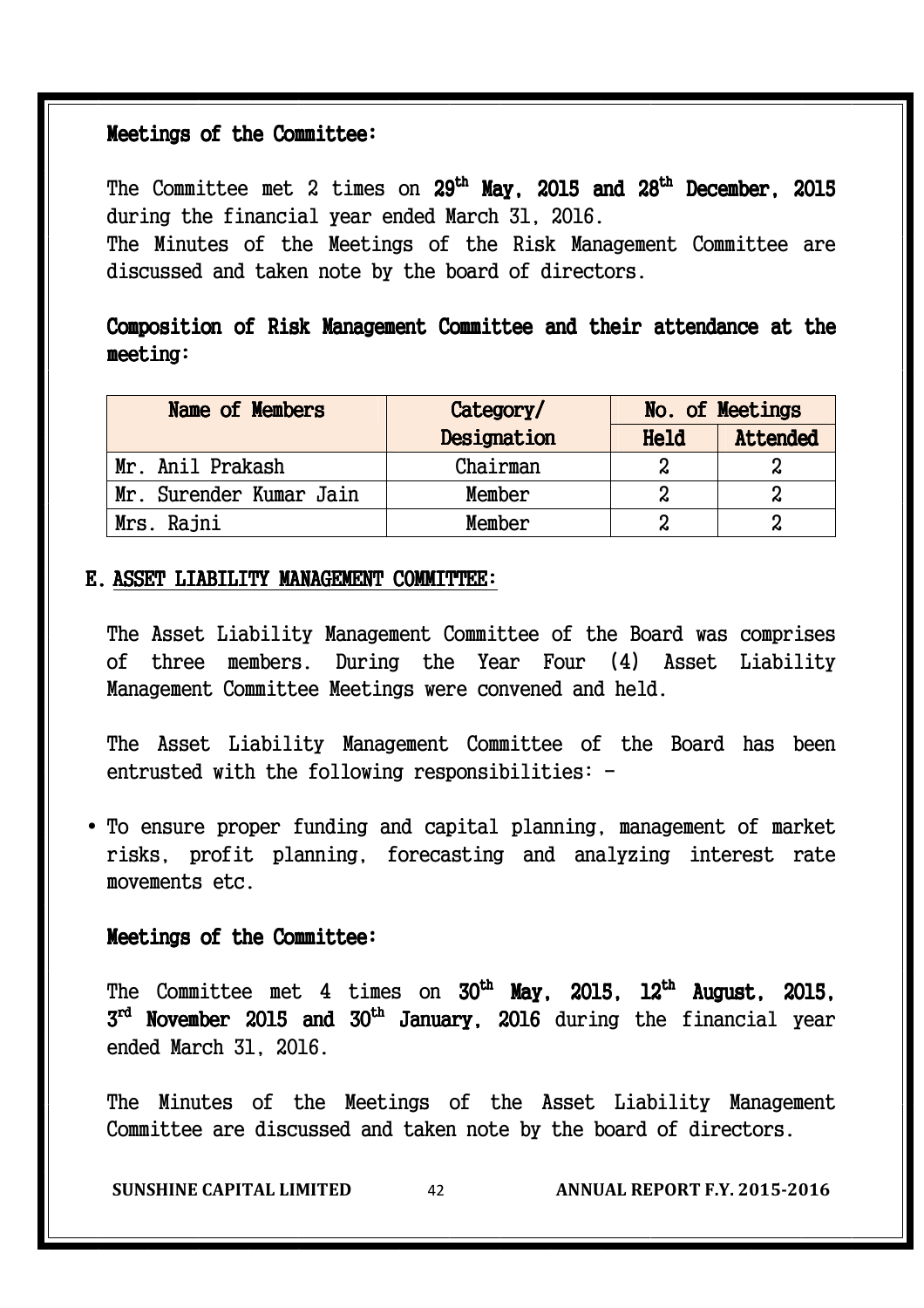### Meetings of the Committee:

The Committee met 2 times on **29th May, 2015 and 28th December, 2015** during the financial year ended March 31, 2016.
The Minutes of the Meetings of the Risk Management Committee are discussed and taken note by the board of directors.

### Composition of Risk Management Committee and their attendance at the meeting:

| Name of Members | Category/ Designation | No. of Meetings | |
|---|---|---|---|
| | | Held | Attended |
| Mr. Anil Prakash | Chairman | 2 | 2 |
| Mr. Surender Kumar Jain | Member | 2 | 2 |
| Mrs. Rajni | Member | 2 | 2 |

## E. ASSET LIABILITY MANAGEMENT COMMITTEE:

The Asset Liability Management Committee of the Board was comprises of three members. During the Year Four (4) Asset Liability Management Committee Meetings were convened and held.

The Asset Liability Management Committee of the Board has been entrusted with the following responsibilities: -

- To ensure proper funding and capital planning, management of market risks, profit planning, forecasting and analyzing interest rate movements etc.

### Meetings of the Committee:

The Committee met 4 times on **30th May, 2015, 12th August, 2015, 3rd November 2015 and 30th January, 2016** during the financial year ended March 31, 2016.

The Minutes of the Meetings of the Asset Liability Management Committee are discussed and taken note by the board of directors.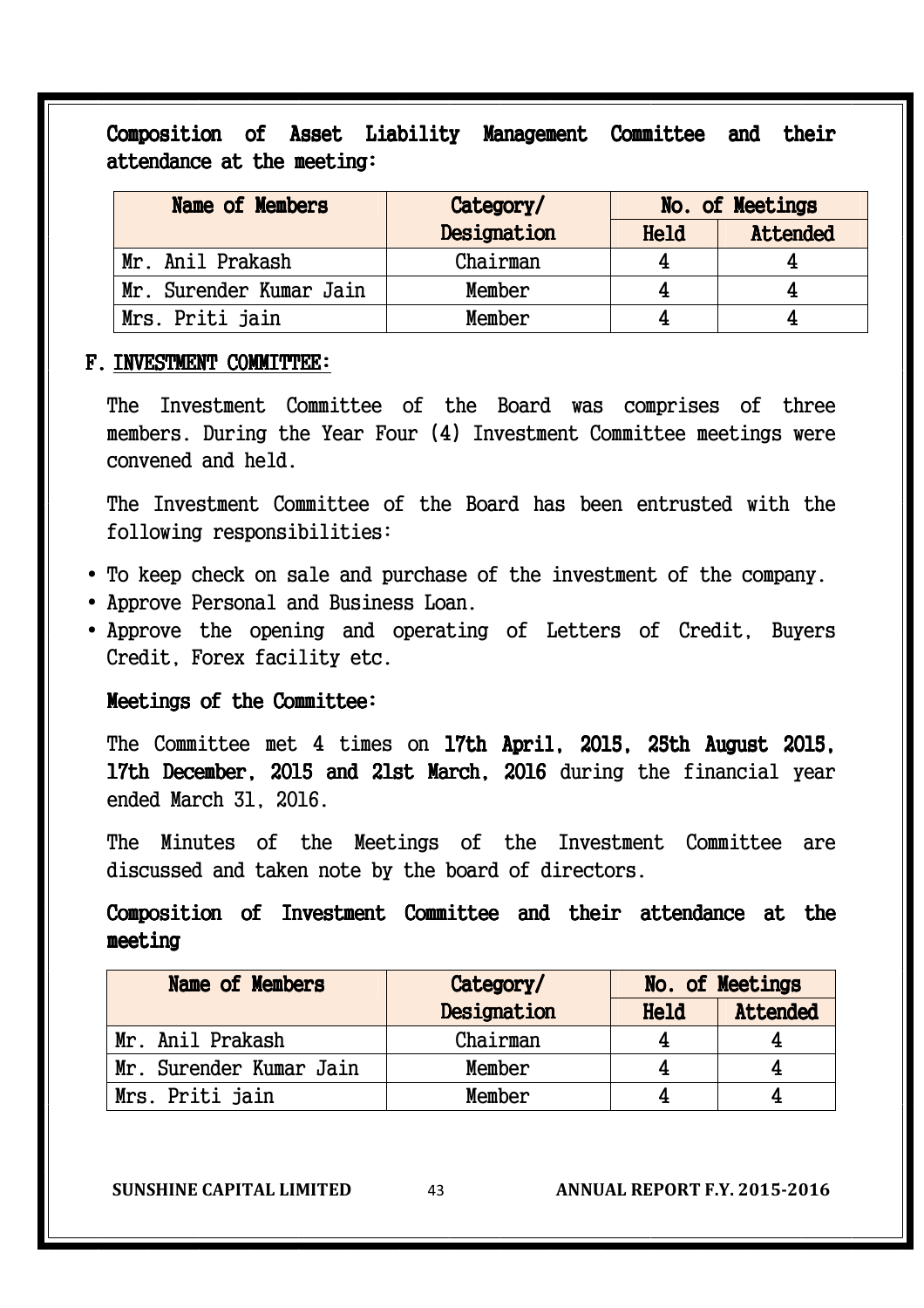**Composition of Asset Liability Management Committee and their attendance at the meeting:**

| Name of Members | Category/ Designation | No. of Meetings | |
|---|---|---|---|
| | | Held | Attended |
| Mr. Anil Prakash | Chairman | 4 | 4 |
| Mr. Surender Kumar Jain | Member | 4 | 4 |
| Mrs. Priti jain | Member | 4 | 4 |

## F. INVESTMENT COMMITTEE:

The Investment Committee of the Board was comprises of three members. During the Year Four (4) Investment Committee meetings were convened and held.

The Investment Committee of the Board has been entrusted with the following responsibilities:

- To keep check on sale and purchase of the investment of the company.
- Approve Personal and Business Loan.
- Approve the opening and operating of Letters of Credit, Buyers Credit, Forex facility etc.

**Meetings of the Committee:**

The Committee met 4 times on **17th April, 2015, 25th August 2015, 17th December, 2015 and 21st March, 2016** during the financial year ended March 31, 2016.

The Minutes of the Meetings of the Investment Committee are discussed and taken note by the board of directors.

**Composition of Investment Committee and their attendance at the meeting**

| Name of Members | Category/ Designation | No. of Meetings | |
|---|---|---|---|
| | | Held | Attended |
| Mr. Anil Prakash | Chairman | 4 | 4 |
| Mr. Surender Kumar Jain | Member | 4 | 4 |
| Mrs. Priti jain | Member | 4 | 4 |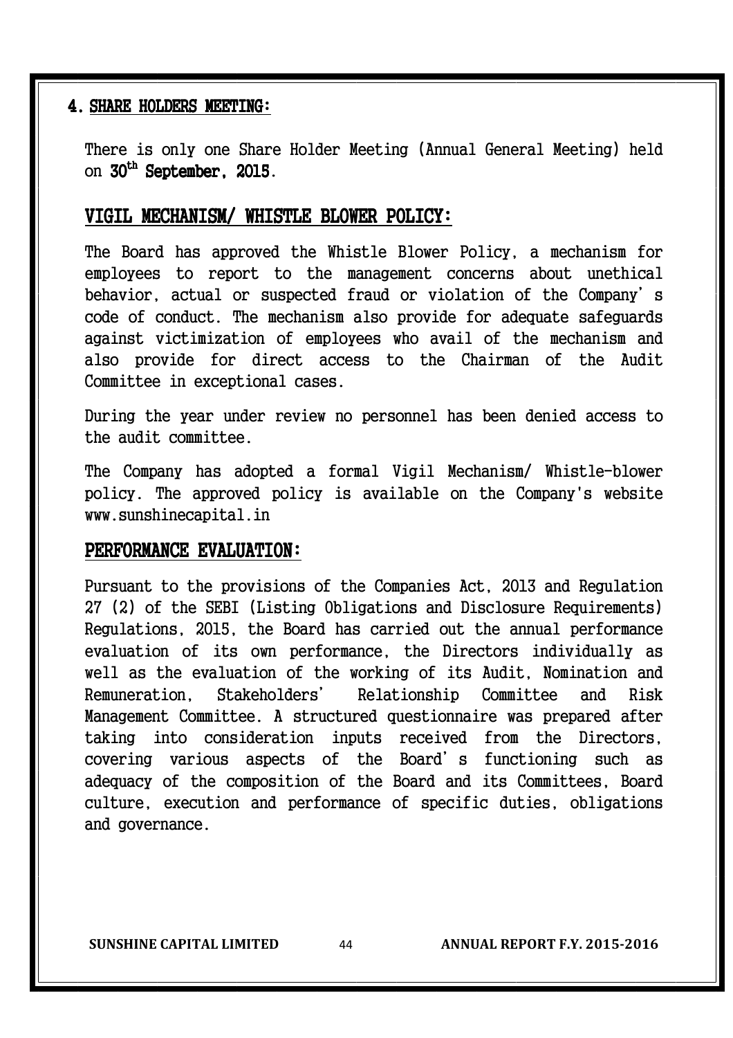## 4. SHARE HOLDERS MEETING:

There is only one Share Holder Meeting (Annual General Meeting) held on **30th September, 2015**.

## VIGIL MECHANISM/ WHISTLE BLOWER POLICY:

The Board has approved the Whistle Blower Policy, a mechanism for employees to report to the management concerns about unethical behavior, actual or suspected fraud or violation of the Company's code of conduct. The mechanism also provide for adequate safeguards against victimization of employees who avail of the mechanism and also provide for direct access to the Chairman of the Audit Committee in exceptional cases.

During the year under review no personnel has been denied access to the audit committee.

The Company has adopted a formal Vigil Mechanism/ Whistle-blower policy. The approved policy is available on the Company's website www.sunshinecapital.in

## PERFORMANCE EVALUATION:

Pursuant to the provisions of the Companies Act, 2013 and Regulation 27 (2) of the SEBI (Listing Obligations and Disclosure Requirements) Regulations, 2015, the Board has carried out the annual performance evaluation of its own performance, the Directors individually as well as the evaluation of the working of its Audit, Nomination and Remuneration, Stakeholders' Relationship Committee and Risk Management Committee. A structured questionnaire was prepared after taking into consideration inputs received from the Directors, covering various aspects of the Board's functioning such as adequacy of the composition of the Board and its Committees, Board culture, execution and performance of specific duties, obligations and governance.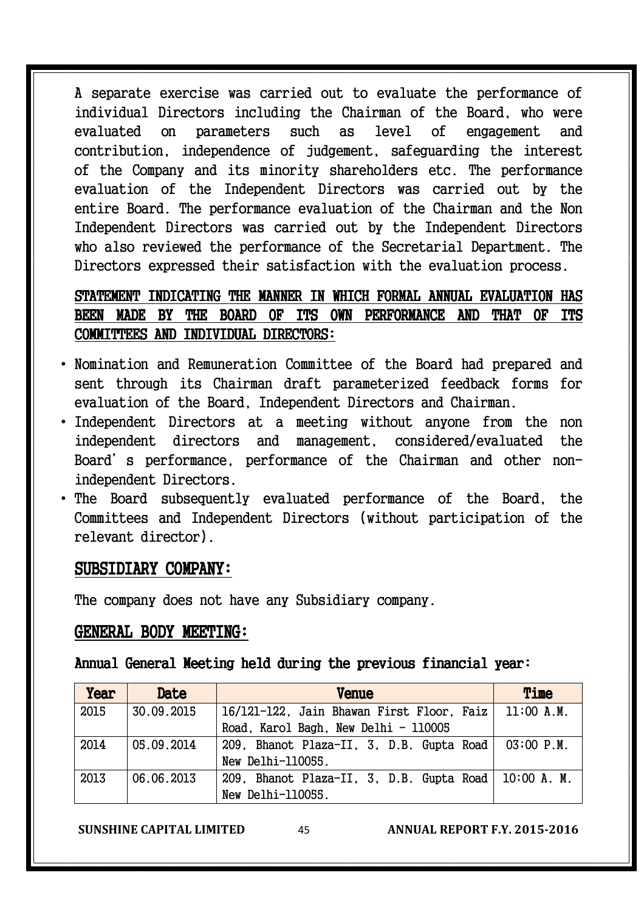A separate exercise was carried out to evaluate the performance of individual Directors including the Chairman of the Board, who were evaluated on parameters such as level of engagement and contribution, independence of judgement, safeguarding the interest of the Company and its minority shareholders etc. The performance evaluation of the Independent Directors was carried out by the entire Board. The performance evaluation of the Chairman and the Non Independent Directors was carried out by the Independent Directors who also reviewed the performance of the Secretarial Department. The Directors expressed their satisfaction with the evaluation process.

## STATEMENT INDICATING THE MANNER IN WHICH FORMAL ANNUAL EVALUATION HAS BEEN MADE BY THE BOARD OF ITS OWN PERFORMANCE AND THAT OF ITS COMMITTEES AND INDIVIDUAL DIRECTORS:

- Nomination and Remuneration Committee of the Board had prepared and sent through its Chairman draft parameterized feedback forms for evaluation of the Board, Independent Directors and Chairman.
- Independent Directors at a meeting without anyone from the non independent directors and management, considered/evaluated the Board's performance, performance of the Chairman and other non-independent Directors.
- The Board subsequently evaluated performance of the Board, the Committees and Independent Directors (without participation of the relevant director).

## SUBSIDIARY COMPANY:

The company does not have any Subsidiary company.

## GENERAL BODY MEETING:

### Annual General Meeting held during the previous financial year:

| Year | Date | Venue | Time |
|---|---|---|---|
| 2015 | 30.09.2015 | 16/121-122, Jain Bhawan First Floor, Faiz Road, Karol Bagh, New Delhi - 110005 | 11;00 A.M. |
| 2014 | 05.09.2014 | 209, Bhanot Plaza-II, 3, D.B. Gupta Road New Delhi-110055. | 03;00 P.M. |
| 2013 | 06.06.2013 | 209, Bhanot Plaza-II, 3, D.B. Gupta Road New Delhi-110055. | 10;00 A. M. |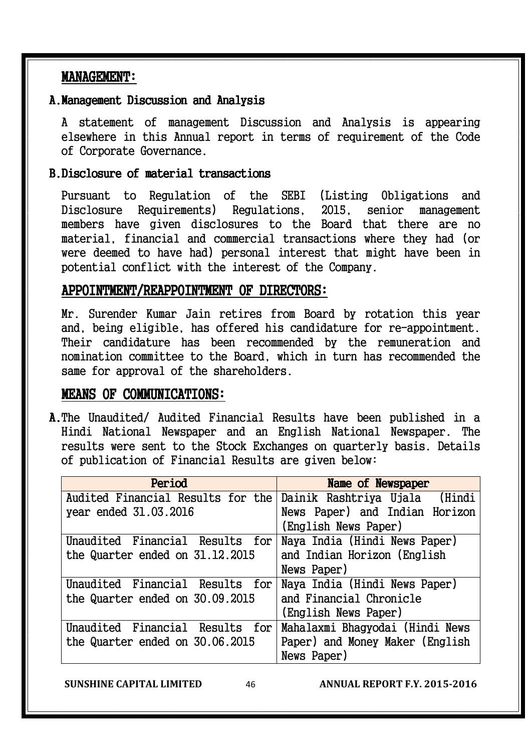## MANAGEMENT:

### A. Management Discussion and Analysis

A statement of management Discussion and Analysis is appearing elsewhere in this Annual report in terms of requirement of the Code of Corporate Governance.

### B. Disclosure of material transactions

Pursuant to Regulation of the SEBI (Listing Obligations and Disclosure Requirements) Regulations, 2015, senior management members have given disclosures to the Board that there are no material, financial and commercial transactions where they had (or were deemed to have had) personal interest that might have been in potential conflict with the interest of the Company.

## APPOINTMENT/REAPPOINTMENT OF DIRECTORS:

Mr. Surender Kumar Jain retires from Board by rotation this year and, being eligible, has offered his candidature for re-appointment. Their candidature has been recommended by the remuneration and nomination committee to the Board, which in turn has recommended the same for approval of the shareholders.

## MEANS OF COMMUNICATIONS:

**A.** The Unaudited/ Audited Financial Results have been published in a Hindi National Newspaper and an English National Newspaper. The results were sent to the Stock Exchanges on quarterly basis. Details of publication of Financial Results are given below:

| Period | Name of Newspaper |
|---|---|
| Audited Financial Results for the year ended 31.03.2016 | Dainik Rashtriya Ujala (Hindi News Paper) and Indian Horizon (English News Paper) |
| Unaudited Financial Results for the Quarter ended on 31.12.2015 | Naya India (Hindi News Paper) and Indian Horizon (English News Paper) |
| Unaudited Financial Results for the Quarter ended on 30.09.2015 | Naya India (Hindi News Paper) and Financial Chronicle (English News Paper) |
| Unaudited Financial Results for the Quarter ended on 30.06.2015 | Mahalaxmi Bhagyodai (Hindi News Paper) and Money Maker (English News Paper) |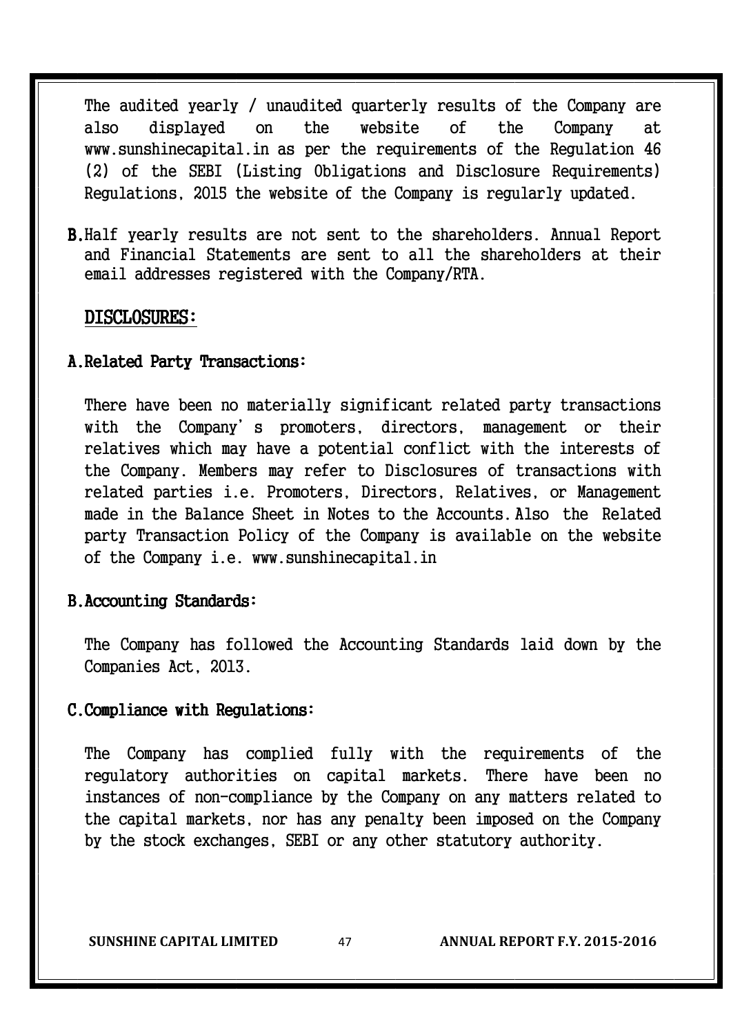The audited yearly / unaudited quarterly results of the Company are also displayed on the website of the Company at www.sunshinecapital.in as per the requirements of the Regulation 46 (2) of the SEBI (Listing Obligations and Disclosure Requirements) Regulations, 2015 the website of the Company is regularly updated.

**B.** Half yearly results are not sent to the shareholders. Annual Report and Financial Statements are sent to all the shareholders at their email addresses registered with the Company/RTA.

## DISCLOSURES:

### A. Related Party Transactions:

There have been no materially significant related party transactions with the Company's promoters, directors, management or their relatives which may have a potential conflict with the interests of the Company. Members may refer to Disclosures of transactions with related parties i.e. Promoters, Directors, Relatives, or Management made in the Balance Sheet in Notes to the Accounts. Also the Related party Transaction Policy of the Company is available on the website of the Company i.e. www.sunshinecapital.in

### B. Accounting Standards:

The Company has followed the Accounting Standards laid down by the Companies Act, 2013.

### C. Compliance with Regulations:

The Company has complied fully with the requirements of the regulatory authorities on capital markets. There have been no instances of non-compliance by the Company on any matters related to the capital markets, nor has any penalty been imposed on the Company by the stock exchanges, SEBI or any other statutory authority.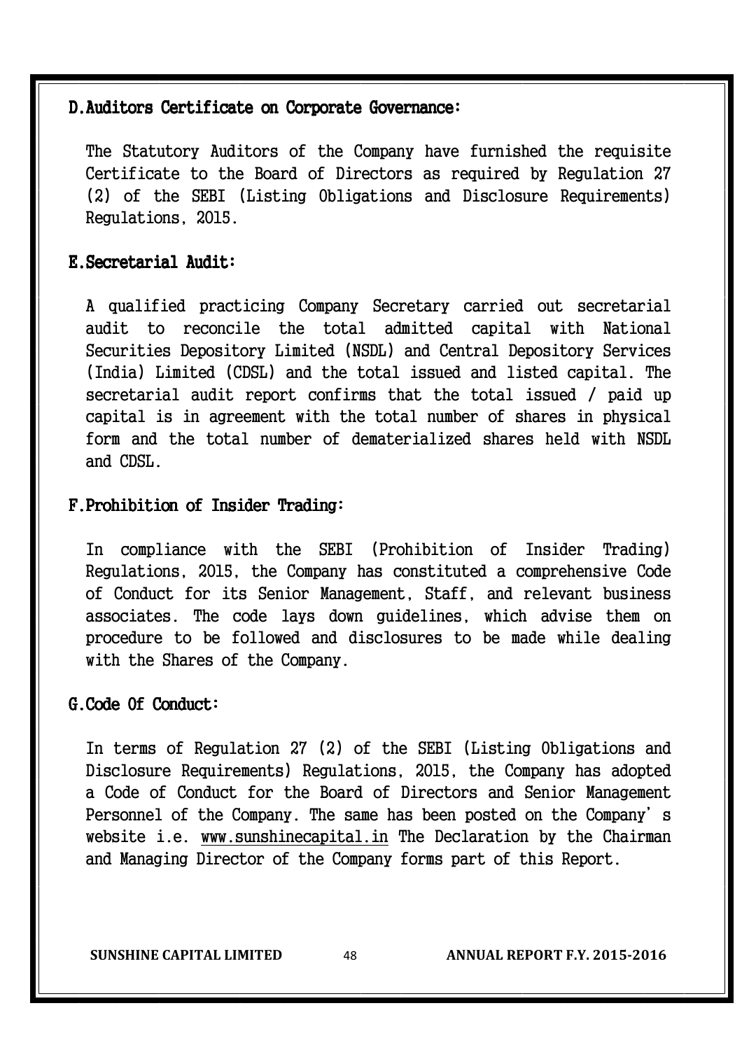## D. Auditors Certificate on Corporate Governance:

The Statutory Auditors of the Company have furnished the requisite Certificate to the Board of Directors as required by Regulation 27 (2) of the SEBI (Listing Obligations and Disclosure Requirements) Regulations, 2015.

## E. Secretarial Audit:

A qualified practicing Company Secretary carried out secretarial audit to reconcile the total admitted capital with National Securities Depository Limited (NSDL) and Central Depository Services (India) Limited (CDSL) and the total issued and listed capital. The secretarial audit report confirms that the total issued / paid up capital is in agreement with the total number of shares in physical form and the total number of dematerialized shares held with NSDL and CDSL.

## F. Prohibition of Insider Trading:

In compliance with the SEBI (Prohibition of Insider Trading) Regulations, 2015, the Company has constituted a comprehensive Code of Conduct for its Senior Management, Staff, and relevant business associates. The code lays down guidelines, which advise them on procedure to be followed and disclosures to be made while dealing with the Shares of the Company.

## G. Code Of Conduct:

In terms of Regulation 27 (2) of the SEBI (Listing Obligations and Disclosure Requirements) Regulations, 2015, the Company has adopted a Code of Conduct for the Board of Directors and Senior Management Personnel of the Company. The same has been posted on the Company's website i.e. www.sunshinecapital.in The Declaration by the Chairman and Managing Director of the Company forms part of this Report.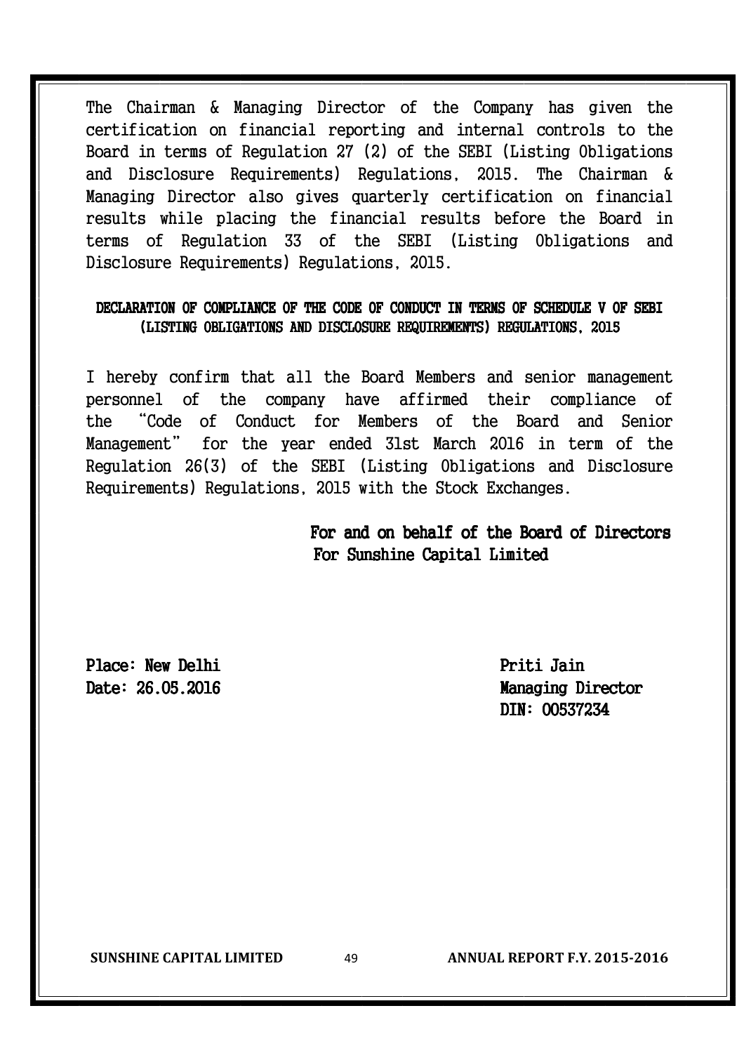The Chairman & Managing Director of the Company has given the certification on financial reporting and internal controls to the Board in terms of Regulation 27 (2) of the SEBI (Listing Obligations and Disclosure Requirements) Regulations, 2015. The Chairman & Managing Director also gives quarterly certification on financial results while placing the financial results before the Board in terms of Regulation 33 of the SEBI (Listing Obligations and Disclosure Requirements) Regulations, 2015.

**DECLARATION OF COMPLIANCE OF THE CODE OF CONDUCT IN TERMS OF SCHEDULE V OF SEBI (LISTING OBLIGATIONS AND DISCLOSURE REQUIREMENTS) REGULATIONS, 2015**

I hereby confirm that all the Board Members and senior management personnel of the company have affirmed their compliance of the "Code of Conduct for Members of the Board and Senior Management" for the year ended 31st March 2016 in term of the Regulation 26(3) of the SEBI (Listing Obligations and Disclosure Requirements) Regulations, 2015 with the Stock Exchanges.

**For and on behalf of the Board of Directors**
**For Sunshine Capital Limited**

**Place: New Delhi**
**Date: 26.05.2016**

**Priti Jain**
**Managing Director**
**DIN: 00537234**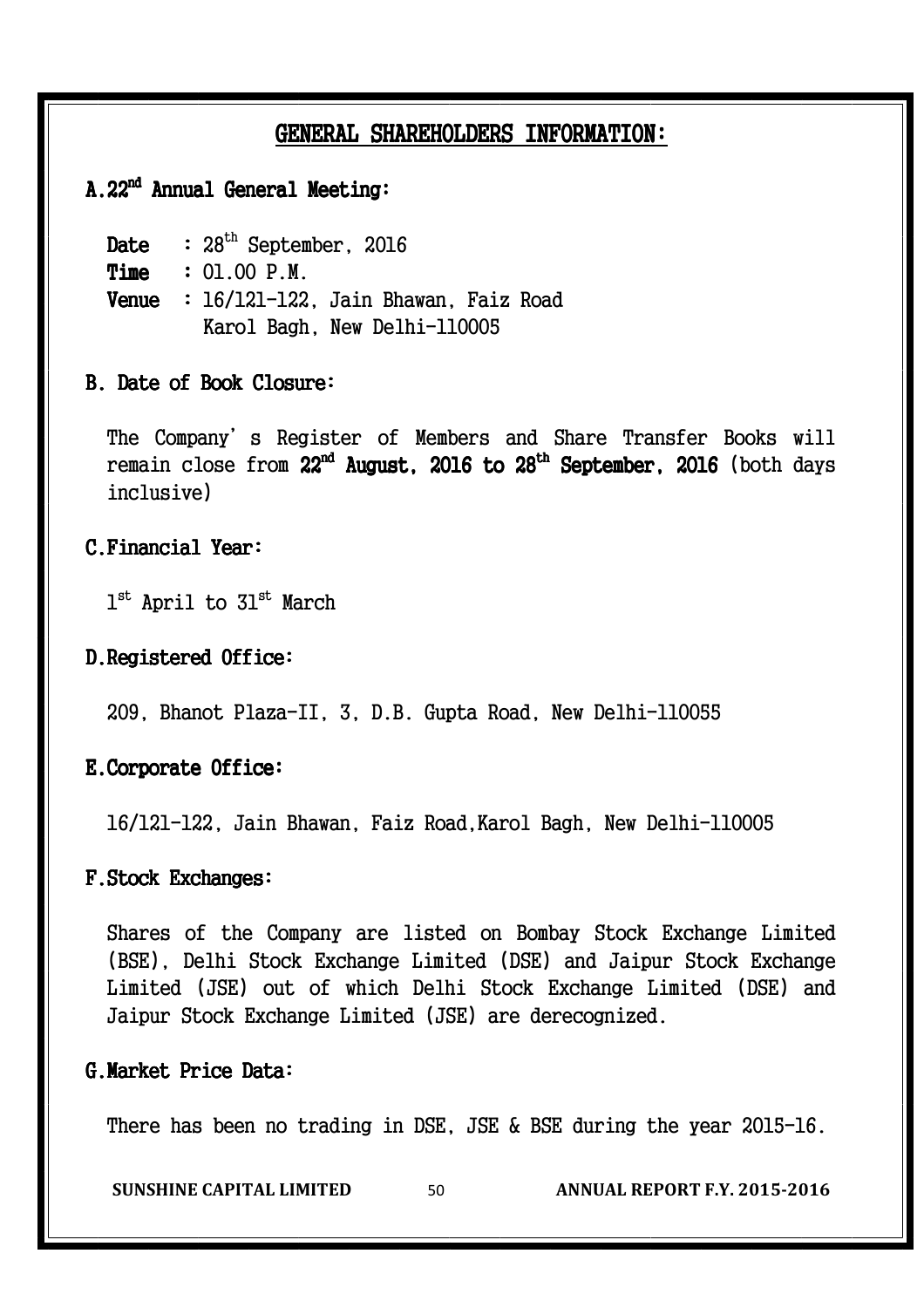## GENERAL SHAREHOLDERS INFORMATION:

### A. 22nd Annual General Meeting:

**Date** : 28th September, 2016

**Time** : 01.00 P.M.

**Venue** : 16/121-122, Jain Bhawan, Faiz Road Karol Bagh, New Delhi-110005

### B. Date of Book Closure:

The Company's Register of Members and Share Transfer Books will remain close from **22nd August, 2016 to 28th September, 2016** (both days inclusive)

### C. Financial Year:

1st April to 31st March

### D. Registered Office:

209, Bhanot Plaza-II, 3, D.B. Gupta Road, New Delhi-110055

### E. Corporate Office:

16/121-122, Jain Bhawan, Faiz Road, Karol Bagh, New Delhi-110005

### F. Stock Exchanges:

Shares of the Company are listed on Bombay Stock Exchange Limited (BSE), Delhi Stock Exchange Limited (DSE) and Jaipur Stock Exchange Limited (JSE) out of which Delhi Stock Exchange Limited (DSE) and Jaipur Stock Exchange Limited (JSE) are derecognized.

### G. Market Price Data:

There has been no trading in DSE, JSE & BSE during the year 2015-16.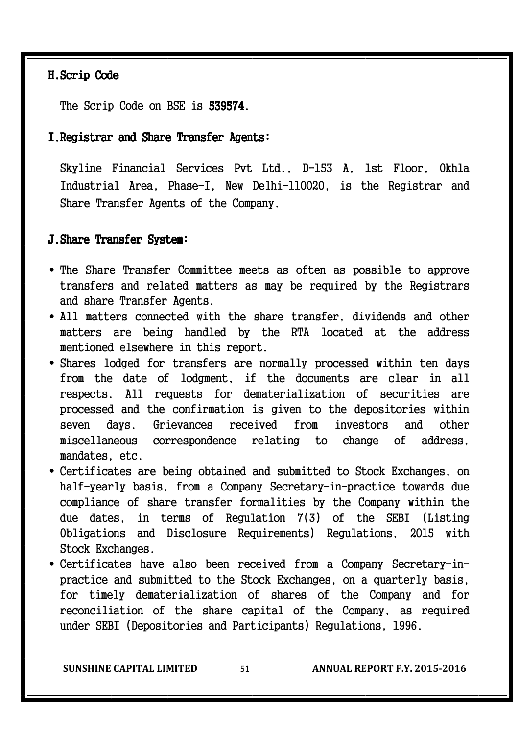## H. Scrip Code

The Scrip Code on BSE is **539574**.

## I. Registrar and Share Transfer Agents:

Skyline Financial Services Pvt Ltd., D-153 A, 1st Floor, Okhla Industrial Area, Phase-I, New Delhi-110020, is the Registrar and Share Transfer Agents of the Company.

## J. Share Transfer System:

- The Share Transfer Committee meets as often as possible to approve transfers and related matters as may be required by the Registrars and share Transfer Agents.
- All matters connected with the share transfer, dividends and other matters are being handled by the RTA located at the address mentioned elsewhere in this report.
- Shares lodged for transfers are normally processed within ten days from the date of lodgment, if the documents are clear in all respects. All requests for dematerialization of securities are processed and the confirmation is given to the depositories within seven days. Grievances received from investors and other miscellaneous correspondence relating to change of address, mandates, etc.
- Certificates are being obtained and submitted to Stock Exchanges, on half-yearly basis, from a Company Secretary-in-practice towards due compliance of share transfer formalities by the Company within the due dates, in terms of Regulation 7(3) of the SEBI (Listing Obligations and Disclosure Requirements) Regulations, 2015 with Stock Exchanges.
- Certificates have also been received from a Company Secretary-in-practice and submitted to the Stock Exchanges, on a quarterly basis, for timely dematerialization of shares of the Company and for reconciliation of the share capital of the Company, as required under SEBI (Depositories and Participants) Regulations, 1996.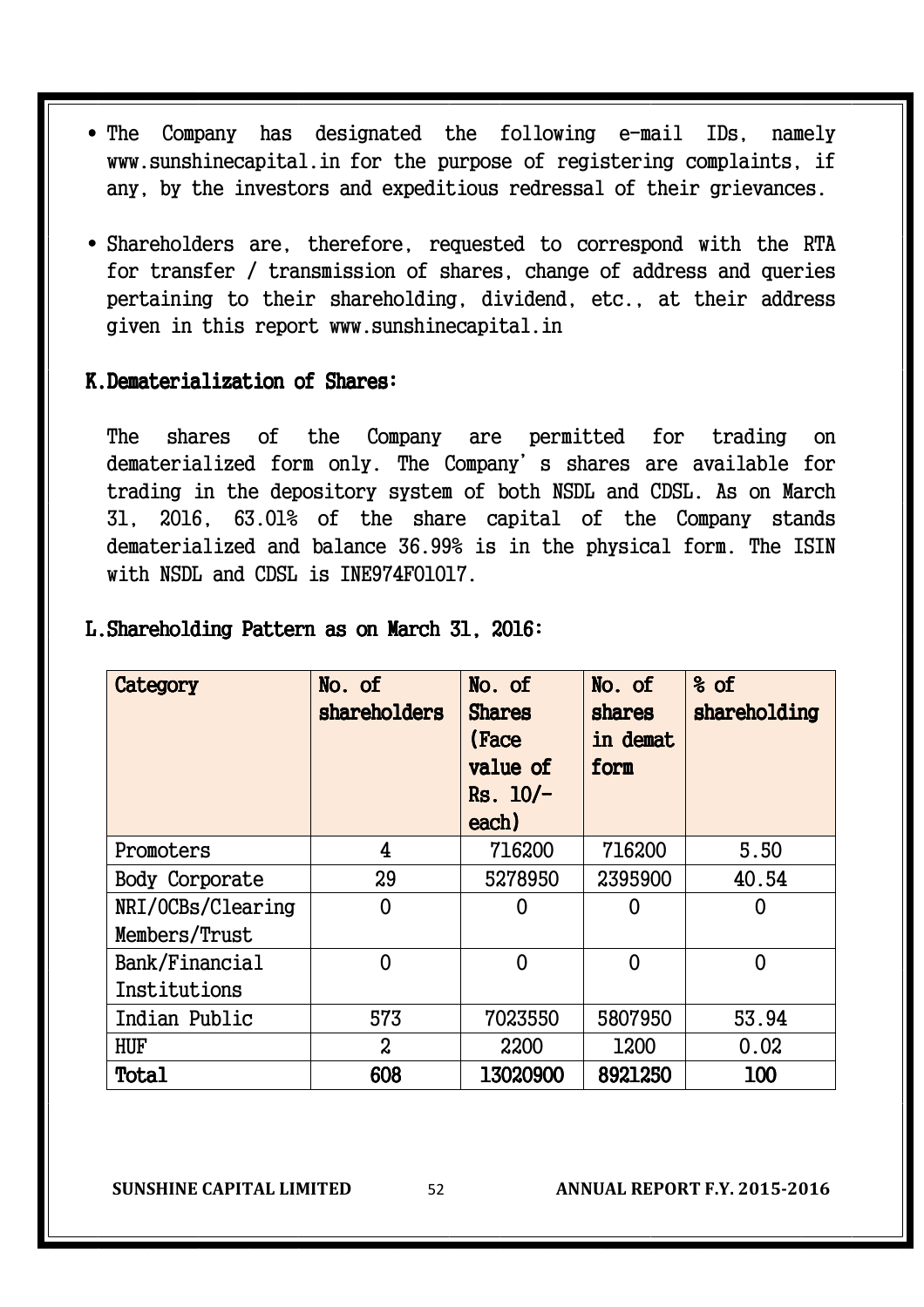- The Company has designated the following e-mail IDs, namely www.sunshinecapital.in for the purpose of registering complaints, if any, by the investors and expeditious redressal of their grievances.

- Shareholders are, therefore, requested to correspond with the RTA for transfer / transmission of shares, change of address and queries pertaining to their shareholding, dividend, etc., at their address given in this report www.sunshinecapital.in

## K. Dematerialization of Shares:

The shares of the Company are permitted for trading on dematerialized form only. The Company's shares are available for trading in the depository system of both NSDL and CDSL. As on March 31, 2016, 63.01% of the share capital of the Company stands dematerialized and balance 36.99% is in the physical form. The ISIN with NSDL and CDSL is INE974F01017.

## L. Shareholding Pattern as on March 31, 2016:

| Category | No. of shareholders | No. of Shares (Face value of Rs. 10/- each) | No. of shares in demat form | % of shareholding |
|---|---|---|---|---|
| Promoters | 4 | 716200 | 716200 | 5.50 |
| Body Corporate | 29 | 5278950 | 2395900 | 40.54 |
| NRI/OCBs/Clearing Members/Trust | 0 | 0 | 0 | 0 |
| Bank/Financial Institutions | 0 | 0 | 0 | 0 |
| Indian Public | 573 | 7023550 | 5807950 | 53.94 |
| HUF | 2 | 2200 | 1200 | 0.02 |
| **Total** | **608** | **13020900** | **8921250** | **100** |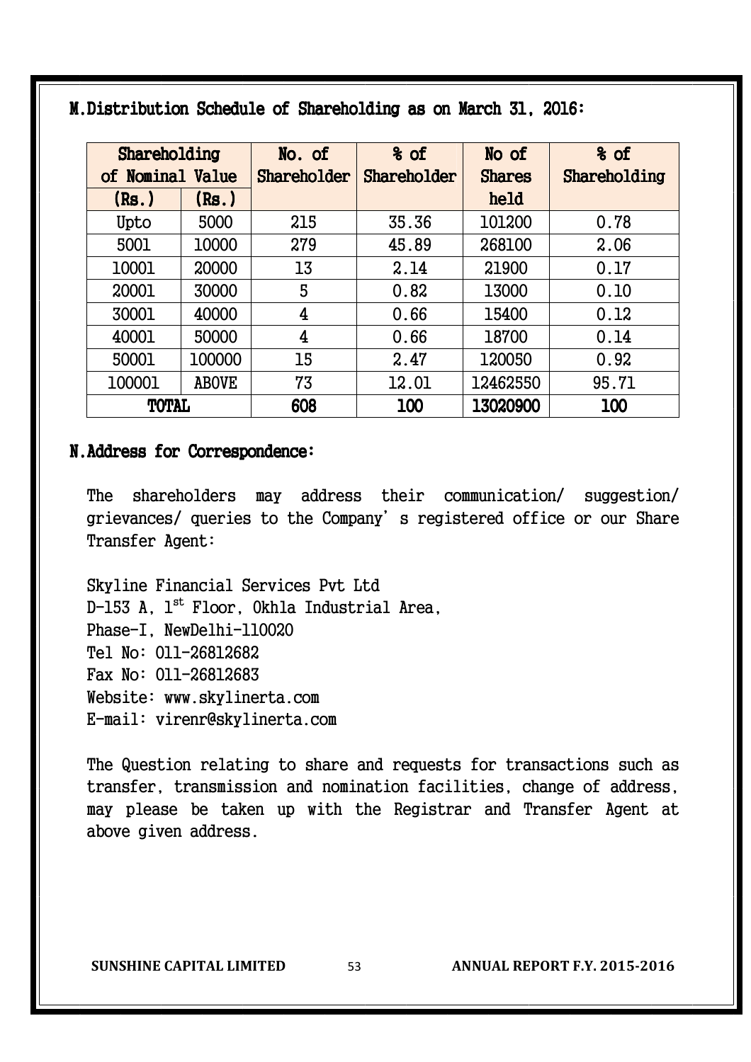## M. Distribution Schedule of Shareholding as on March 31, 2016:

| Shareholding of Nominal Value (Rs.) | (Rs.) | No. of Shareholder | % of Shareholder | No of Shares held | % of Shareholding |
|---|---|---|---|---|---|
| Upto | 5000 | 215 | 35.36 | 101200 | 0.78 |
| 5001 | 10000 | 279 | 45.89 | 268100 | 2.06 |
| 10001 | 20000 | 13 | 2.14 | 21900 | 0.17 |
| 20001 | 30000 | 5 | 0.82 | 13000 | 0.10 |
| 30001 | 40000 | 4 | 0.66 | 15400 | 0.12 |
| 40001 | 50000 | 4 | 0.66 | 18700 | 0.14 |
| 50001 | 100000 | 15 | 2.47 | 120050 | 0.92 |
| 100001 | ABOVE | 73 | 12.01 | 12462550 | 95.71 |
| **TOTAL** | | **608** | **100** | **13020900** | **100** |

## N. Address for Correspondence:

The shareholders may address their communication/ suggestion/ grievances/ queries to the Company's registered office or our Share Transfer Agent:

Skyline Financial Services Pvt Ltd
D-153 A, 1st Floor, Okhla Industrial Area,
Phase-I, NewDelhi-110020
Tel No: 011-26812682
Fax No: 011-26812683
Website: www.skylinerta.com
E-mail: virenr@skylinerta.com

The Question relating to share and requests for transactions such as transfer, transmission and nomination facilities, change of address, may please be taken up with the Registrar and Transfer Agent at above given address.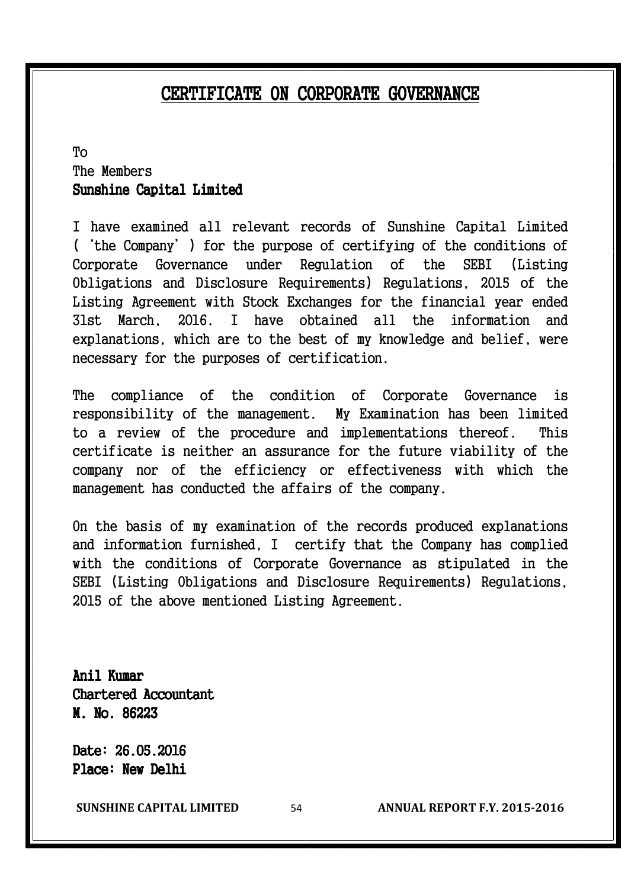# CERTIFICATE ON CORPORATE GOVERNANCE

To
The Members
**Sunshine Capital Limited**

I have examined all relevant records of Sunshine Capital Limited ('the Company') for the purpose of certifying of the conditions of Corporate Governance under Regulation of the SEBI (Listing Obligations and Disclosure Requirements) Regulations, 2015 of the Listing Agreement with Stock Exchanges for the financial year ended 31st March, 2016. I have obtained all the information and explanations, which are to the best of my knowledge and belief, were necessary for the purposes of certification.

The compliance of the condition of Corporate Governance is responsibility of the management. My Examination has been limited to a review of the procedure and implementations thereof. This certificate is neither an assurance for the future viability of the company nor of the efficiency or effectiveness with which the management has conducted the affairs of the company.

On the basis of my examination of the records produced explanations and information furnished, I certify that the Company has complied with the conditions of Corporate Governance as stipulated in the SEBI (Listing Obligations and Disclosure Requirements) Regulations, 2015 of the above mentioned Listing Agreement.

**Anil Kumar**
**Chartered Accountant**
**M. No. 86223**

**Date: 26.05.2016**
**Place: New Delhi**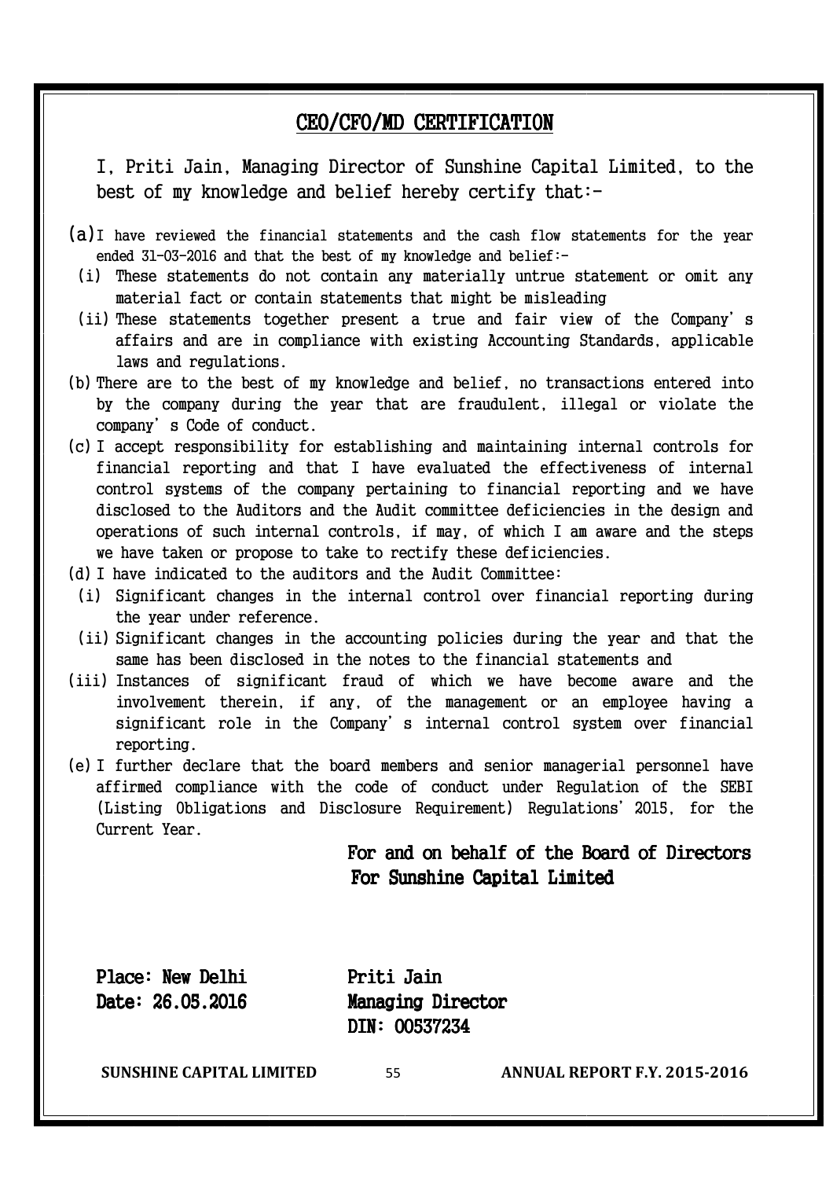## CEO/CFO/MD CERTIFICATION

I, Priti Jain, Managing Director of Sunshine Capital Limited, to the best of my knowledge and belief hereby certify that:-

(a) I have reviewed the financial statements and the cash flow statements for the year ended 31-03-2016 and that the best of my knowledge and belief:-

(i) These statements do not contain any materially untrue statement or omit any material fact or contain statements that might be misleading

(ii) These statements together present a true and fair view of the Company's affairs and are in compliance with existing Accounting Standards, applicable laws and regulations.

(b) There are to the best of my knowledge and belief, no transactions entered into by the company during the year that are fraudulent, illegal or violate the company's Code of conduct.

(c) I accept responsibility for establishing and maintaining internal controls for financial reporting and that I have evaluated the effectiveness of internal control systems of the company pertaining to financial reporting and we have disclosed to the Auditors and the Audit committee deficiencies in the design and operations of such internal controls, if may, of which I am aware and the steps we have taken or propose to take to rectify these deficiencies.

(d) I have indicated to the auditors and the Audit Committee:

(i) Significant changes in the internal control over financial reporting during the year under reference.

(ii) Significant changes in the accounting policies during the year and that the same has been disclosed in the notes to the financial statements and

(iii) Instances of significant fraud of which we have become aware and the involvement therein, if any, of the management or an employee having a significant role in the Company's internal control system over financial reporting.

(e) I further declare that the board members and senior managerial personnel have affirmed compliance with the code of conduct under Regulation of the SEBI (Listing Obligations and Disclosure Requirement) Regulations' 2015, for the Current Year.

**For and on behalf of the Board of Directors**
**For Sunshine Capital Limited**

**Place: New Delhi**
**Date: 26.05.2016**

**Priti Jain**
**Managing Director**
**DIN: 00537234**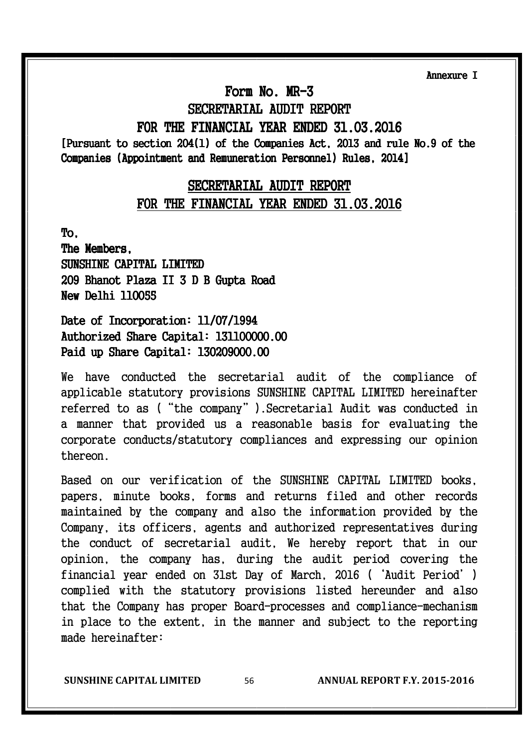Annexure I

# Form No. MR-3

## SECRETARIAL AUDIT REPORT

## FOR THE FINANCIAL YEAR ENDED 31.03.2016

**[Pursuant to section 204(1) of the Companies Act, 2013 and rule No.9 of the Companies (Appointment and Remuneration Personnel) Rules, 2014]**

## SECRETARIAL AUDIT REPORT

## FOR THE FINANCIAL YEAR ENDED 31.03.2016

To,

**The Members,**

SUNSHINE CAPITAL LIMITED

209 Bhanot Plaza II 3 D B Gupta Road

New Delhi 110055

**Date of Incorporation: 11/07/1994**

**Authorized Share Capital: 131100000.00**

**Paid up Share Capital: 130209000.00**

We have conducted the secretarial audit of the compliance of applicable statutory provisions SUNSHINE CAPITAL LIMITED hereinafter referred to as ("the company").Secretarial Audit was conducted in a manner that provided us a reasonable basis for evaluating the corporate conducts/statutory compliances and expressing our opinion thereon.

Based on our verification of the SUNSHINE CAPITAL LIMITED books, papers, minute books, forms and returns filed and other records maintained by the company and also the information provided by the Company, its officers, agents and authorized representatives during the conduct of secretarial audit, We hereby report that in our opinion, the company has, during the audit period covering the financial year ended on 31st Day of March, 2016 ('Audit Period') complied with the statutory provisions listed hereunder and also that the Company has proper Board-processes and compliance-mechanism in place to the extent, in the manner and subject to the reporting made hereinafter: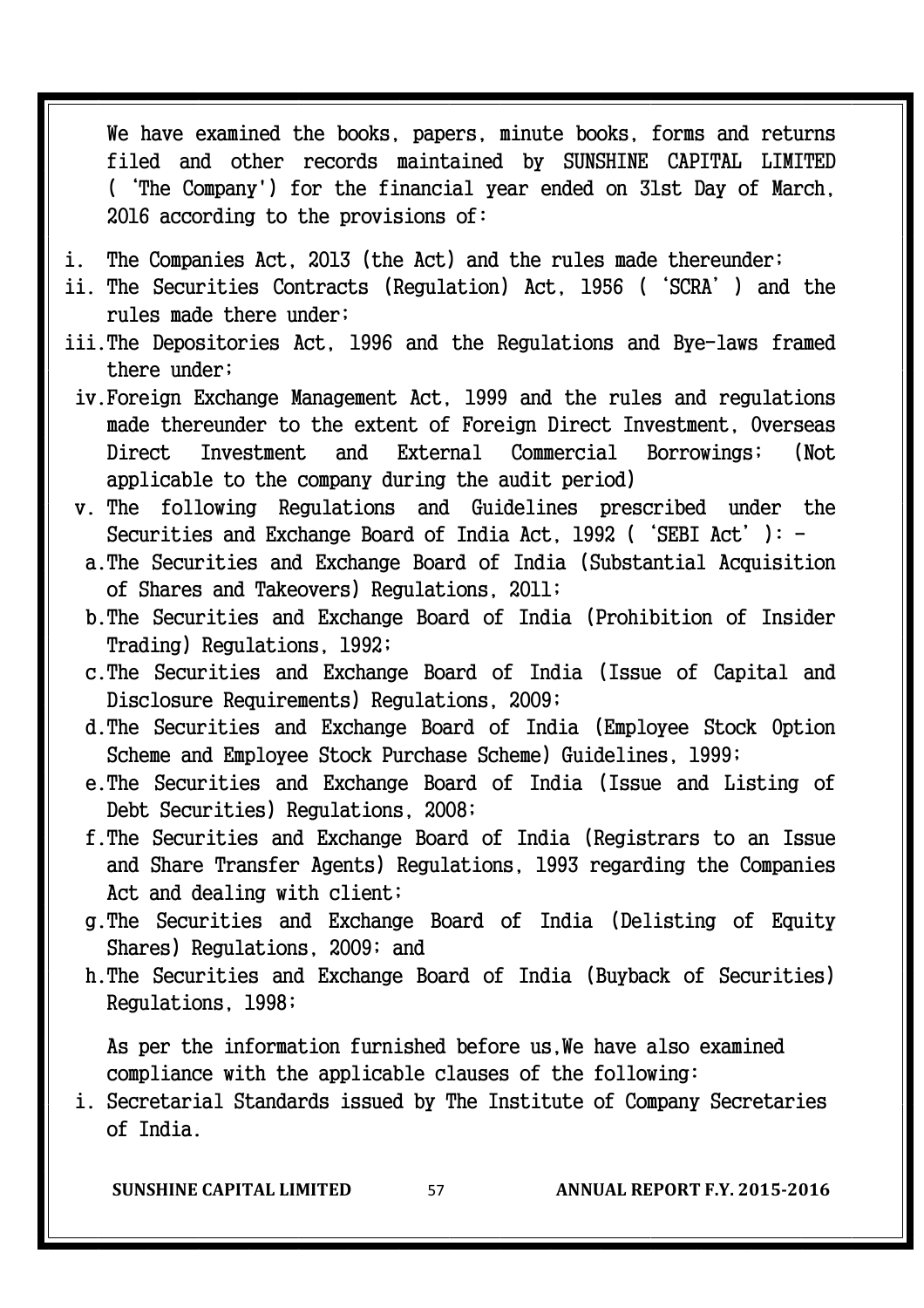We have examined the books, papers, minute books, forms and returns filed and other records maintained by SUNSHINE CAPITAL LIMITED ('The Company') for the financial year ended on 31st Day of March, 2016 according to the provisions of:

i. The Companies Act, 2013 (the Act) and the rules made thereunder;
ii. The Securities Contracts (Regulation) Act, 1956 ('SCRA') and the rules made there under;
iii. The Depositories Act, 1996 and the Regulations and Bye-laws framed there under;
iv. Foreign Exchange Management Act, 1999 and the rules and regulations made thereunder to the extent of Foreign Direct Investment, Overseas Direct Investment and External Commercial Borrowings; (Not applicable to the company during the audit period)
v. The following Regulations and Guidelines prescribed under the Securities and Exchange Board of India Act, 1992 ('SEBI Act'): -
   a. The Securities and Exchange Board of India (Substantial Acquisition of Shares and Takeovers) Regulations, 2011;
   b. The Securities and Exchange Board of India (Prohibition of Insider Trading) Regulations, 1992;
   c. The Securities and Exchange Board of India (Issue of Capital and Disclosure Requirements) Regulations, 2009;
   d. The Securities and Exchange Board of India (Employee Stock Option Scheme and Employee Stock Purchase Scheme) Guidelines, 1999;
   e. The Securities and Exchange Board of India (Issue and Listing of Debt Securities) Regulations, 2008;
   f. The Securities and Exchange Board of India (Registrars to an Issue and Share Transfer Agents) Regulations, 1993 regarding the Companies Act and dealing with client;
   g. The Securities and Exchange Board of India (Delisting of Equity Shares) Regulations, 2009; and
   h. The Securities and Exchange Board of India (Buyback of Securities) Regulations, 1998;

As per the information furnished before us,We have also examined compliance with the applicable clauses of the following:

i. Secretarial Standards issued by The Institute of Company Secretaries of India.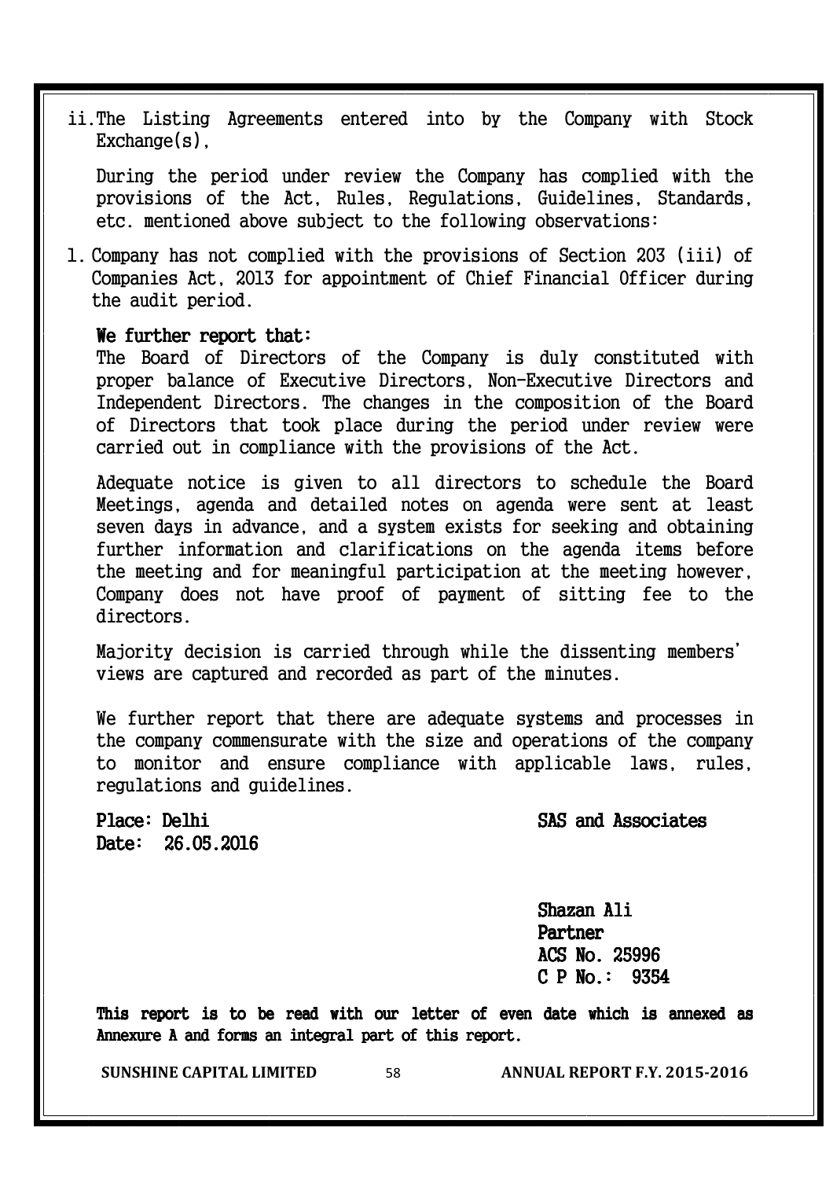ii. The Listing Agreements entered into by the Company with Stock Exchange(s),

During the period under review the Company has complied with the provisions of the Act, Rules, Regulations, Guidelines, Standards, etc. mentioned above subject to the following observations:

1. Company has not complied with the provisions of Section 203 (iii) of Companies Act, 2013 for appointment of Chief Financial Officer during the audit period.

**We further report that:**

The Board of Directors of the Company is duly constituted with proper balance of Executive Directors, Non-Executive Directors and Independent Directors. The changes in the composition of the Board of Directors that took place during the period under review were carried out in compliance with the provisions of the Act.

Adequate notice is given to all directors to schedule the Board Meetings, agenda and detailed notes on agenda were sent at least seven days in advance, and a system exists for seeking and obtaining further information and clarifications on the agenda items before the meeting and for meaningful participation at the meeting however, Company does not have proof of payment of sitting fee to the directors.

Majority decision is carried through while the dissenting members' views are captured and recorded as part of the minutes.

We further report that there are adequate systems and processes in the company commensurate with the size and operations of the company to monitor and ensure compliance with applicable laws, rules, regulations and guidelines.

**Place: Delhi**
**Date: 26.05.2016**

**SAS and Associates**

**Shazan Ali**
**Partner**
**ACS No. 25996**
**C P No.: 9354**

**This report is to be read with our letter of even date which is annexed as Annexure A and forms an integral part of this report.**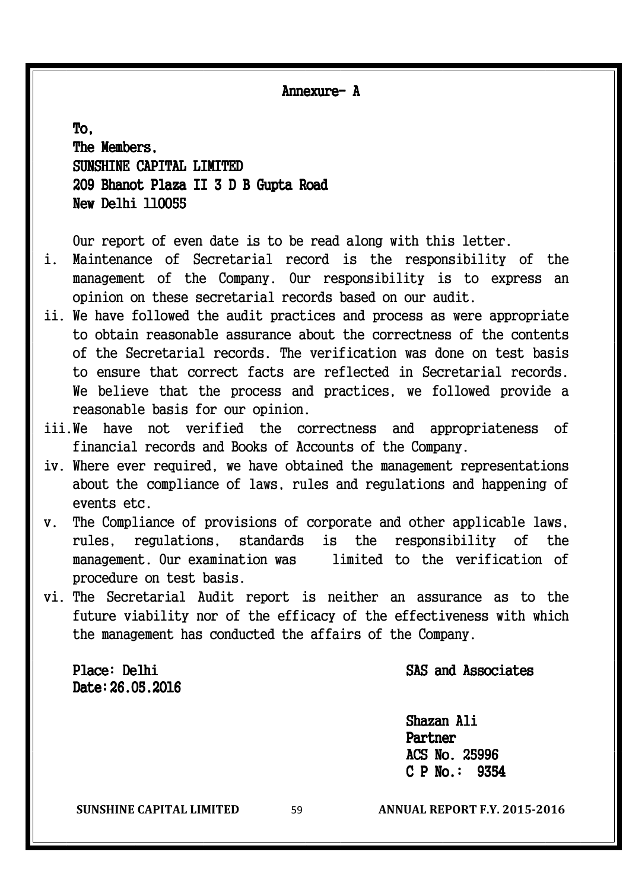## Annexure- A

**To,**
**The Members,**
**SUNSHINE CAPITAL LIMITED**
**209 Bhanot Plaza II 3 D B Gupta Road**
**New Delhi 110055**

Our report of even date is to be read along with this letter.

i. Maintenance of Secretarial record is the responsibility of the management of the Company. Our responsibility is to express an opinion on these secretarial records based on our audit.

ii. We have followed the audit practices and process as were appropriate to obtain reasonable assurance about the correctness of the contents of the Secretarial records. The verification was done on test basis to ensure that correct facts are reflected in Secretarial records. We believe that the process and practices, we followed provide a reasonable basis for our opinion.

iii. We have not verified the correctness and appropriateness of financial records and Books of Accounts of the Company.

iv. Where ever required, we have obtained the management representations about the compliance of laws, rules and regulations and happening of events etc.

v. The Compliance of provisions of corporate and other applicable laws, rules, regulations, standards is the responsibility of the management. Our examination was limited to the verification of procedure on test basis.

vi. The Secretarial Audit report is neither an assurance as to the future viability nor of the efficacy of the effectiveness with which the management has conducted the affairs of the Company.

**Place: Delhi**
**Date:26.05.2016**

**SAS and Associates**

**Shazan Ali**
**Partner**
**ACS No. 25996**
**C P No.: 9354**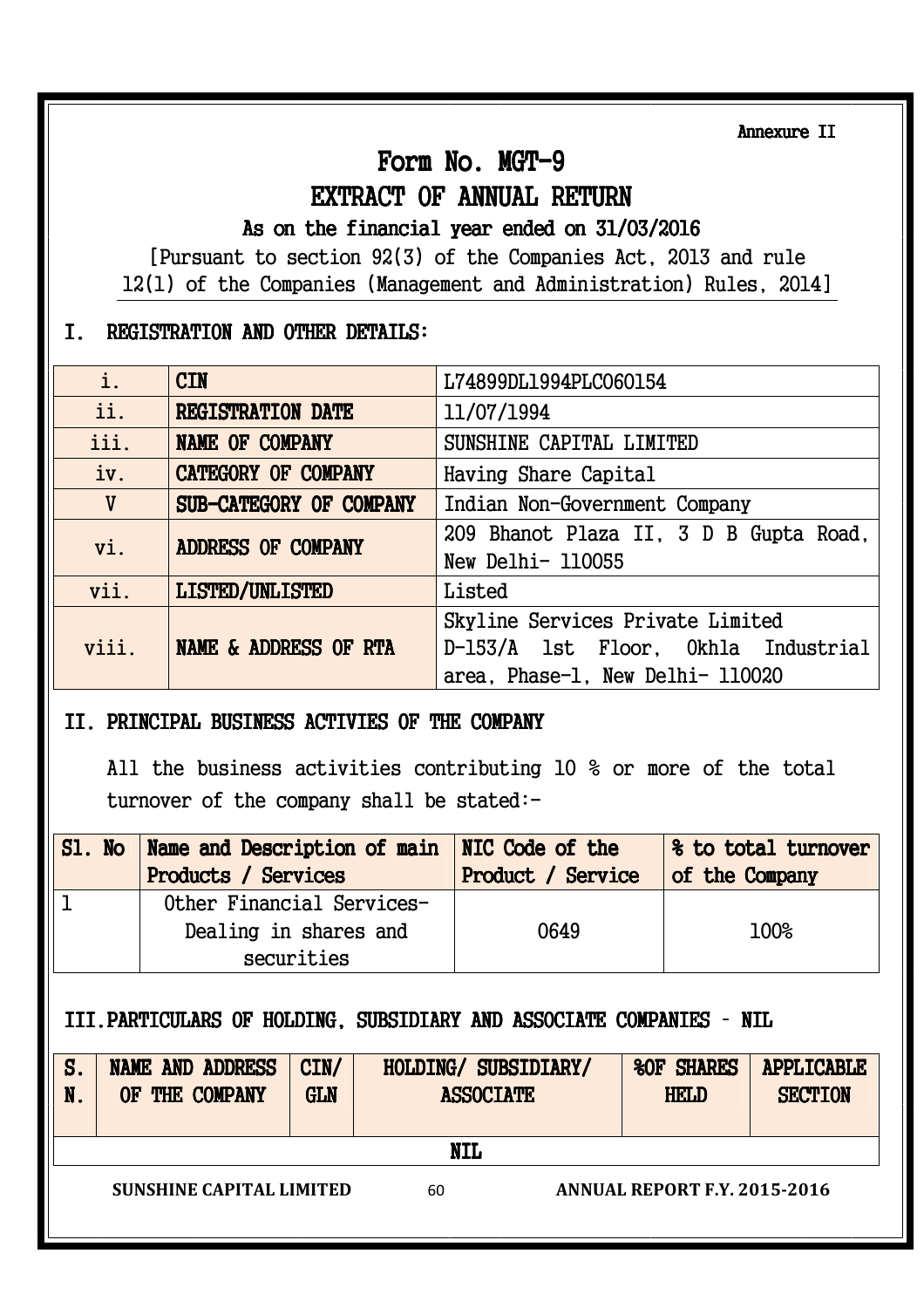Annexure II

# Form No. MGT-9

# EXTRACT OF ANNUAL RETURN

## As on the financial year ended on 31/03/2016

[Pursuant to section 92(3) of the Companies Act, 2013 and rule 12(1) of the Companies (Management and Administration) Rules, 2014]

## I. REGISTRATION AND OTHER DETAILS:

| | | |
|---|---|---|
| i. | **CIN** | L74899DL1994PLC060154 |
| ii. | **REGISTRATION DATE** | 11/07/1994 |
| iii. | **NAME OF COMPANY** | SUNSHINE CAPITAL LIMITED |
| iv. | **CATEGORY OF COMPANY** | Having Share Capital |
| V | **SUB-CATEGORY OF COMPANY** | Indian Non-Government Company |
| vi. | **ADDRESS OF COMPANY** | 209 Bhanot Plaza II, 3 D B Gupta Road, New Delhi- 110055 |
| vii. | **LISTED/UNLISTED** | Listed |
| viii. | **NAME & ADDRESS OF RTA** | Skyline Services Private Limited D-153/A 1st Floor, Okhla Industrial area, Phase-1, New Delhi- 110020 |

## II. PRINCIPAL BUSINESS ACTIVIES OF THE COMPANY

All the business activities contributing 10 % or more of the total turnover of the company shall be stated:-

| Sl. No | Name and Description of main Products / Services | NIC Code of the Product / Service | % to total turnover of the Company |
|---|---|---|---|
| 1 | Other Financial Services- Dealing in shares and securities | 0649 | 100% |

## III. PARTICULARS OF HOLDING, SUBSIDIARY AND ASSOCIATE COMPANIES – NIL

| S. N. | NAME AND ADDRESS OF THE COMPANY | CIN/ GLN | HOLDING/ SUBSIDIARY/ ASSOCIATE | %OF SHARES HELD | APPLICABLE SECTION |
|---|---|---|---|---|---|
| NIL | | | | | |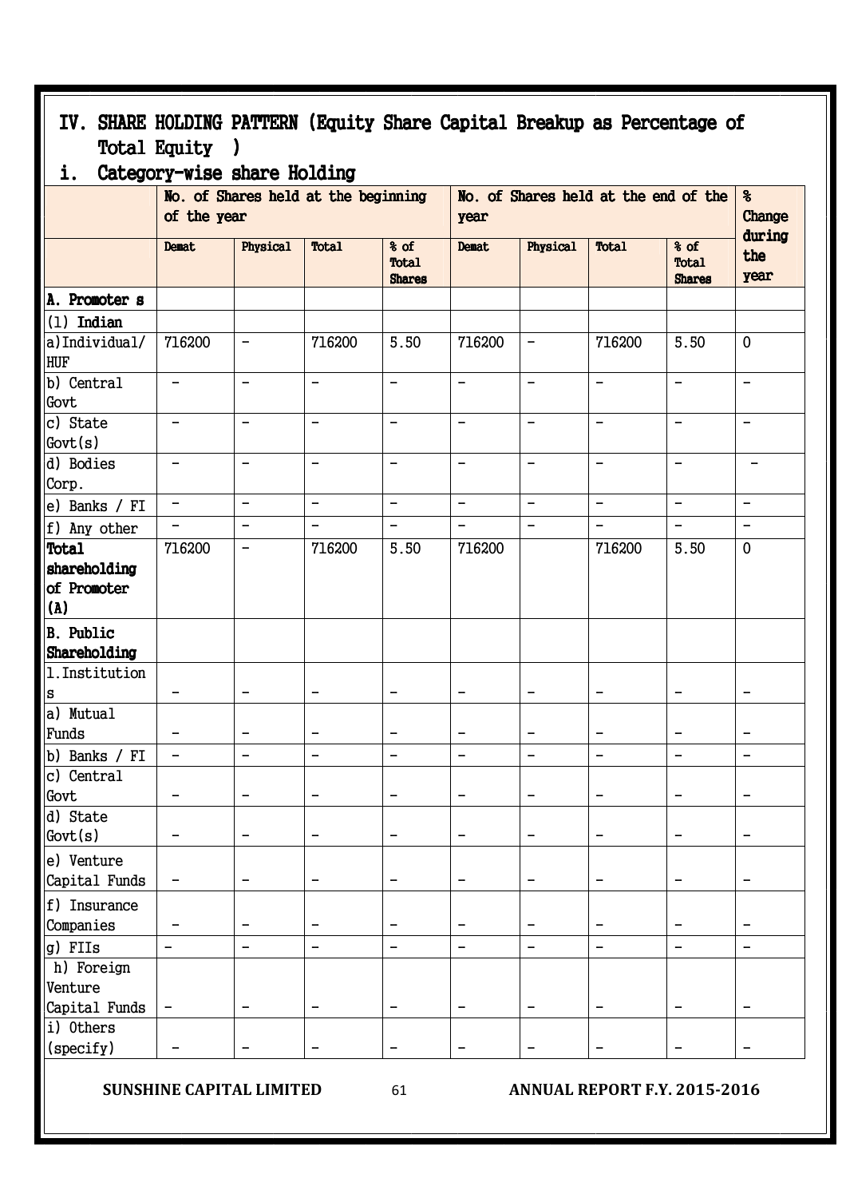# IV. SHARE HOLDING PATTERN (Equity Share Capital Breakup as Percentage of Total Equity )

## i. Category-wise share Holding

| | No. of Shares held at the beginning of the year | | | | No. of Shares held at the end of the year | | | | % Change during the year |
|---|---|---|---|---|---|---|---|---|---|
| | Demat | Physical | Total | % of Total Shares | Demat | Physical | Total | % of Total Shares | |
| **A. Promoter s** | | | | | | | | | |
| **(1) Indian** | | | | | | | | | |
| a)Individual/ HUF | 716200 | - | 716200 | 5.50 | 716200 | - | 716200 | 5.50 | 0 |
| b) Central Govt | - | - | - | - | - | - | - | - | - |
| c) State Govt(s) | - | - | - | - | - | - | - | - | - |
| d) Bodies Corp. | - | - | - | - | - | - | - | - | - |
| e) Banks / FI | - | - | - | - | - | - | - | - | - |
| f) Any other | - | - | - | - | - | - | - | - | - |
| **Total shareholding of Promoter (A)** | 716200 | - | 716200 | 5.50 | 716200 | | 716200 | 5.50 | 0 |
| **B. Public Shareholding** | | | | | | | | | |
| 1.Institutions | - | - | - | - | - | - | - | - | - |
| a) Mutual Funds | - | - | - | - | - | - | - | - | - |
| b) Banks / FI | - | - | - | - | - | - | - | - | - |
| c) Central Govt | - | - | - | - | - | - | - | - | - |
| d) State Govt(s) | - | - | - | - | - | - | - | - | - |
| e) Venture Capital Funds | - | - | - | - | - | - | - | - | - |
| f) Insurance Companies | - | - | - | - | - | - | - | - | - |
| g) FIIs | - | - | - | - | - | - | - | - | - |
| h) Foreign Venture Capital Funds | - | - | - | - | - | - | - | - | - |
| i) Others (specify) | - | - | - | - | - | - | - | - | - |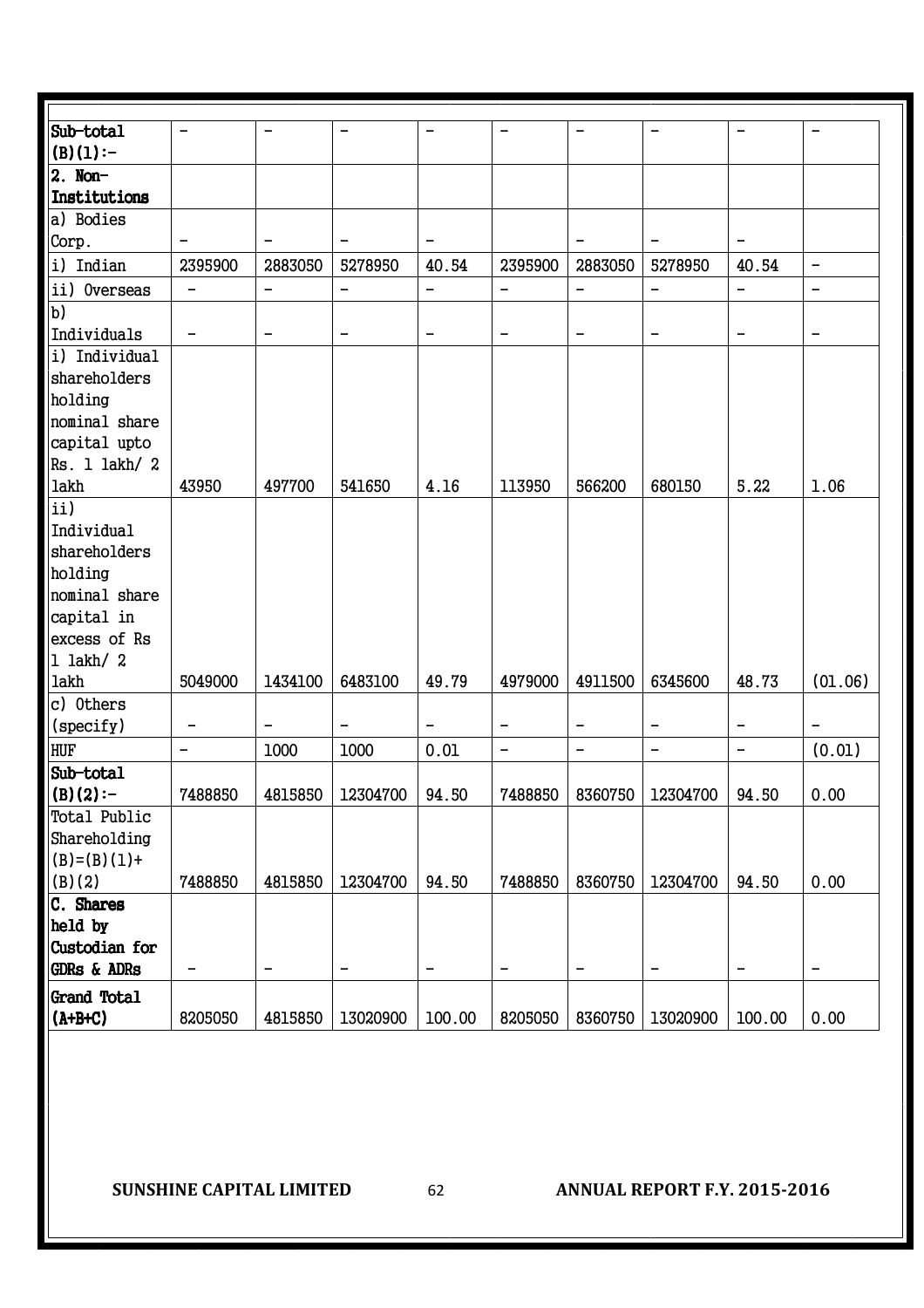| **Sub-total (B)(1):-** | - | - | - | - | - | - | - | - | - |
|---|---|---|---|---|---|---|---|---|---|
| **2. Non-Institutions** | | | | | | | | | |
| a) Bodies Corp. | - | - | - | - | | - | - | - | |
| i) Indian | 2395900 | 2883050 | 5278950 | 40.54 | 2395900 | 2883050 | 5278950 | 40.54 | - |
| ii) Overseas | - | - | - | - | - | - | - | - | - |
| b) Individuals | - | - | - | - | - | - | - | - | - |
| i) Individual shareholders holding nominal share capital upto Rs. 1 lakh/ 2 lakh | 43950 | 497700 | 541650 | 4.16 | 113950 | 566200 | 680150 | 5.22 | 1.06 |
| ii) Individual shareholders holding nominal share capital in excess of Rs 1 lakh/ 2 lakh | 5049000 | 1434100 | 6483100 | 49.79 | 4979000 | 4911500 | 6345600 | 48.73 | (01.06) |
| c) Others (specify) | - | - | - | - | - | - | - | - | - |
| HUF | - | 1000 | 1000 | 0.01 | - | - | - | - | (0.01) |
| **Sub-total (B)(2):-** | 7488850 | 4815850 | 12304700 | 94.50 | 7488850 | 8360750 | 12304700 | 94.50 | 0.00 |
| Total Public Shareholding (B)=(B)(1)+ (B)(2) | 7488850 | 4815850 | 12304700 | 94.50 | 7488850 | 8360750 | 12304700 | 94.50 | 0.00 |
| **C. Shares held by Custodian for GDRs & ADRs** | - | - | - | - | - | - | - | - | - |
| **Grand Total (A+B+C)** | 8205050 | 4815850 | 13020900 | 100.00 | 8205050 | 8360750 | 13020900 | 100.00 | 0.00 |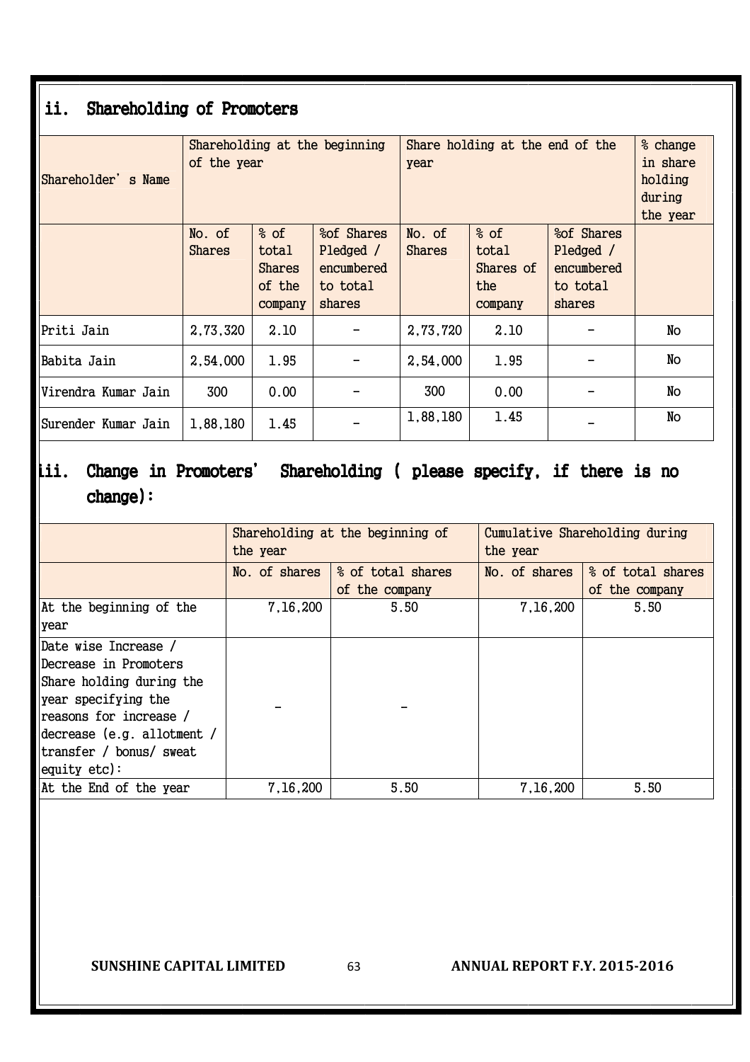## ii. Shareholding of Promoters

| Shareholder's Name | Shareholding at the beginning of the year | | | Share holding at the end of the year | | | % change in share holding during the year |
|---|---|---|---|---|---|---|---|
| | No. of Shares | % of total Shares of the company | %of Shares Pledged / encumbered to total shares | No. of Shares | % of total Shares of the company | %of Shares Pledged / encumbered to total shares | |
| Priti Jain | 2,73,320 | 2.10 | - | 2,73,720 | 2.10 | - | No |
| Babita Jain | 2,54,000 | 1.95 | - | 2,54,000 | 1.95 | - | No |
| Virendra Kumar Jain | 300 | 0.00 | - | 300 | 0.00 | - | No |
| Surender Kumar Jain | 1,88,180 | 1.45 | - | 1,88,180 | 1.45 | - | No |

## iii. Change in Promoters' Shareholding ( please specify, if there is no change):

| | Shareholding at the beginning of the year | | Cumulative Shareholding during the year | |
|---|---|---|---|---|
| | No. of shares | % of total shares of the company | No. of shares | % of total shares of the company |
| At the beginning of the year | 7,16,200 | 5.50 | 7,16,200 | 5.50 |
| Date wise Increase / Decrease in Promoters Share holding during the year specifying the reasons for increase / decrease (e.g. allotment / transfer / bonus/ sweat equity etc): | - | - | | |
| At the End of the year | 7,16,200 | 5.50 | 7,16,200 | 5.50 |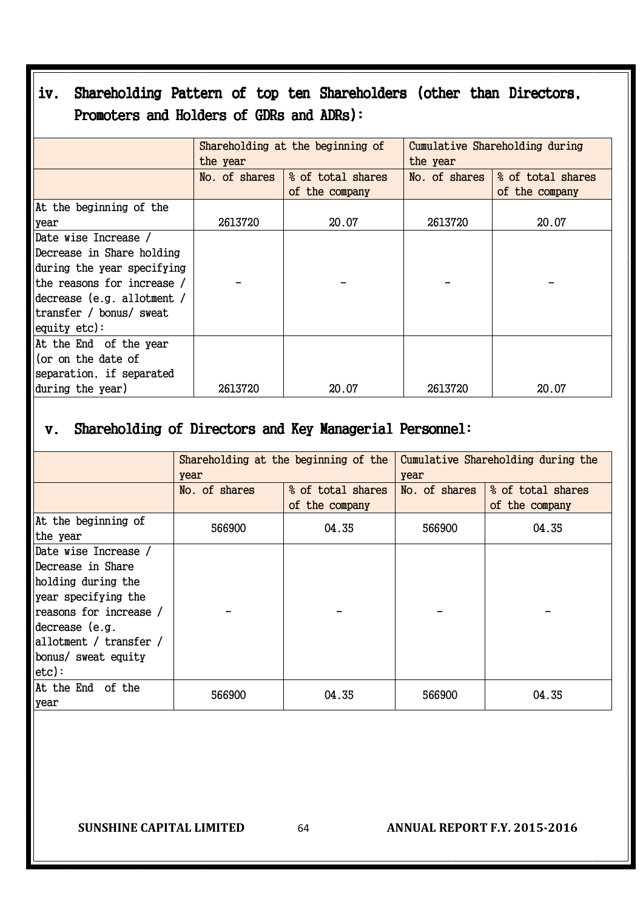## iv. Shareholding Pattern of top ten Shareholders (other than Directors, Promoters and Holders of GDRs and ADRs):

| | Shareholding at the beginning of the year | | Cumulative Shareholding during the year | |
|---|---|---|---|---|
| | No. of shares | % of total shares of the company | No. of shares | % of total shares of the company |
| At the beginning of the year | 2613720 | 20.07 | 2613720 | 20.07 |
| Date wise Increase / Decrease in Share holding during the year specifying the reasons for increase / decrease (e.g. allotment / transfer / bonus/ sweat equity etc): | - | - | - | - |
| At the End of the year (or on the date of separation, if separated during the year) | 2613720 | 20.07 | 2613720 | 20.07 |

## v. Shareholding of Directors and Key Managerial Personnel:

| | Shareholding at the beginning of the year | | Cumulative Shareholding during the year | |
|---|---|---|---|---|
| | No. of shares | % of total shares of the company | No. of shares | % of total shares of the company |
| At the beginning of the year | 566900 | 04.35 | 566900 | 04.35 |
| Date wise Increase / Decrease in Share holding during the year specifying the reasons for increase / decrease (e.g. allotment / transfer / bonus/ sweat equity etc): | - | - | - | - |
| At the End of the year | 566900 | 04.35 | 566900 | 04.35 |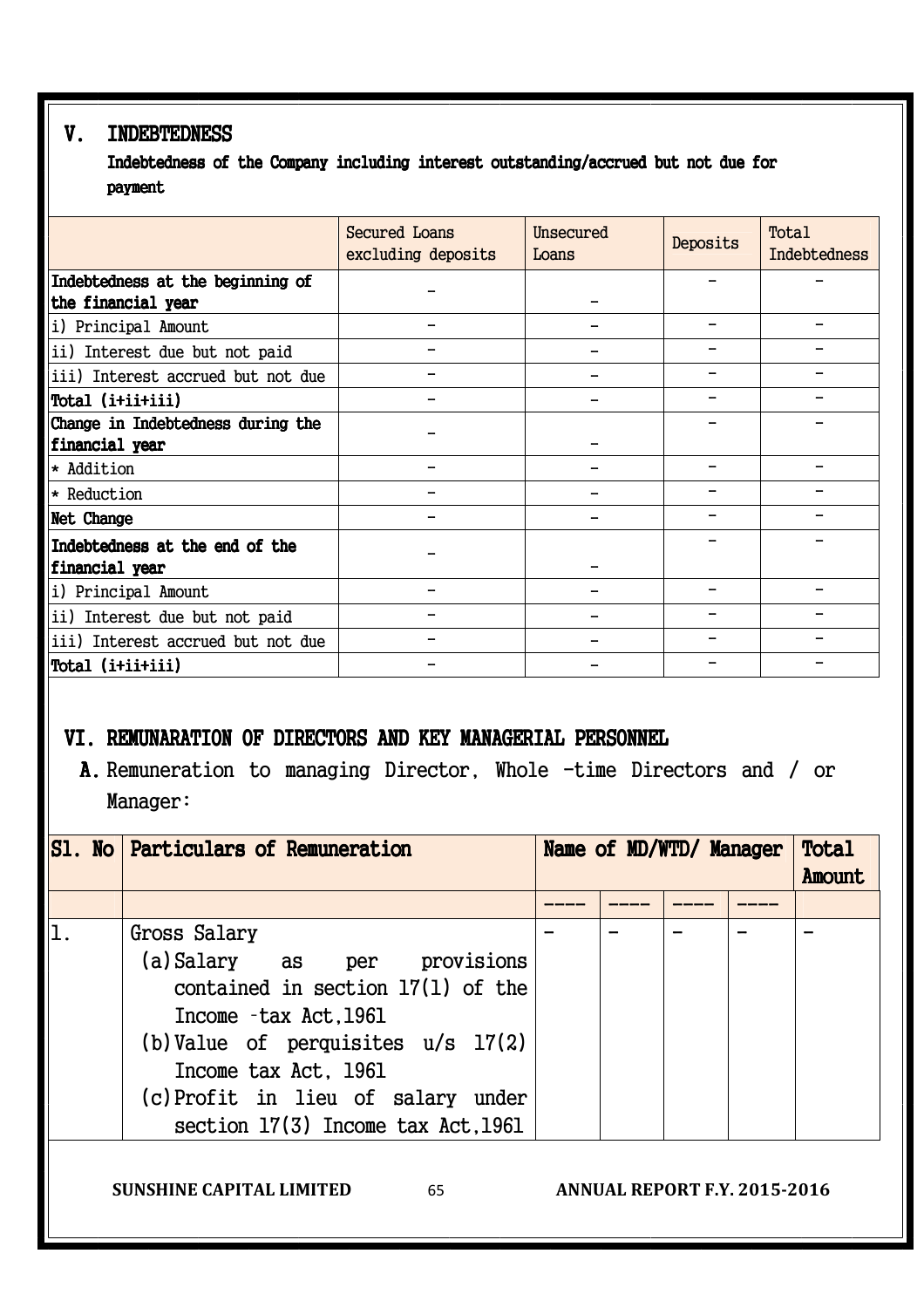## V. INDEBTEDNESS

**Indebtedness of the Company including interest outstanding/accrued but not due for payment**

| | Secured Loans excluding deposits | Unsecured Loans | Deposits | Total Indebtedness |
|---|---|---|---|---|
| **Indebtedness at the beginning of the financial year** | - | - | - | - |
| i) Principal Amount | - | - | - | - |
| ii) Interest due but not paid | - | - | - | - |
| iii) Interest accrued but not due | - | - | - | - |
| **Total (i+ii+iii)** | - | - | - | - |
| **Change in Indebtedness during the financial year** | - | - | - | - |
| * Addition | - | - | - | - |
| * Reduction | - | - | - | - |
| **Net Change** | - | - | - | - |
| **Indebtedness at the end of the financial year** | - | - | - | - |
| i) Principal Amount | - | - | - | - |
| ii) Interest due but not paid | - | - | - | - |
| iii) Interest accrued but not due | - | - | - | - |
| **Total (i+ii+iii)** | - | - | - | - |

## VI. REMUNARATION OF DIRECTORS AND KEY MANAGERIAL PERSONNEL

**A.** Remuneration to managing Director, Whole -time Directors and / or Manager:

| Sl. No | Particulars of Remuneration | Name of MD/WTD/ Manager | | | | Total Amount |
|---|---|---|---|---|---|---|
| | | ---- | ---- | ---- | ---- | |
| 1. | Gross Salary<br>(a) Salary as per provisions contained in section 17(1) of the Income -tax Act,1961<br>(b) Value of perquisites u/s 17(2) Income tax Act, 1961<br>(c) Profit in lieu of salary under section 17(3) Income tax Act,1961 | - | - | - | - | - |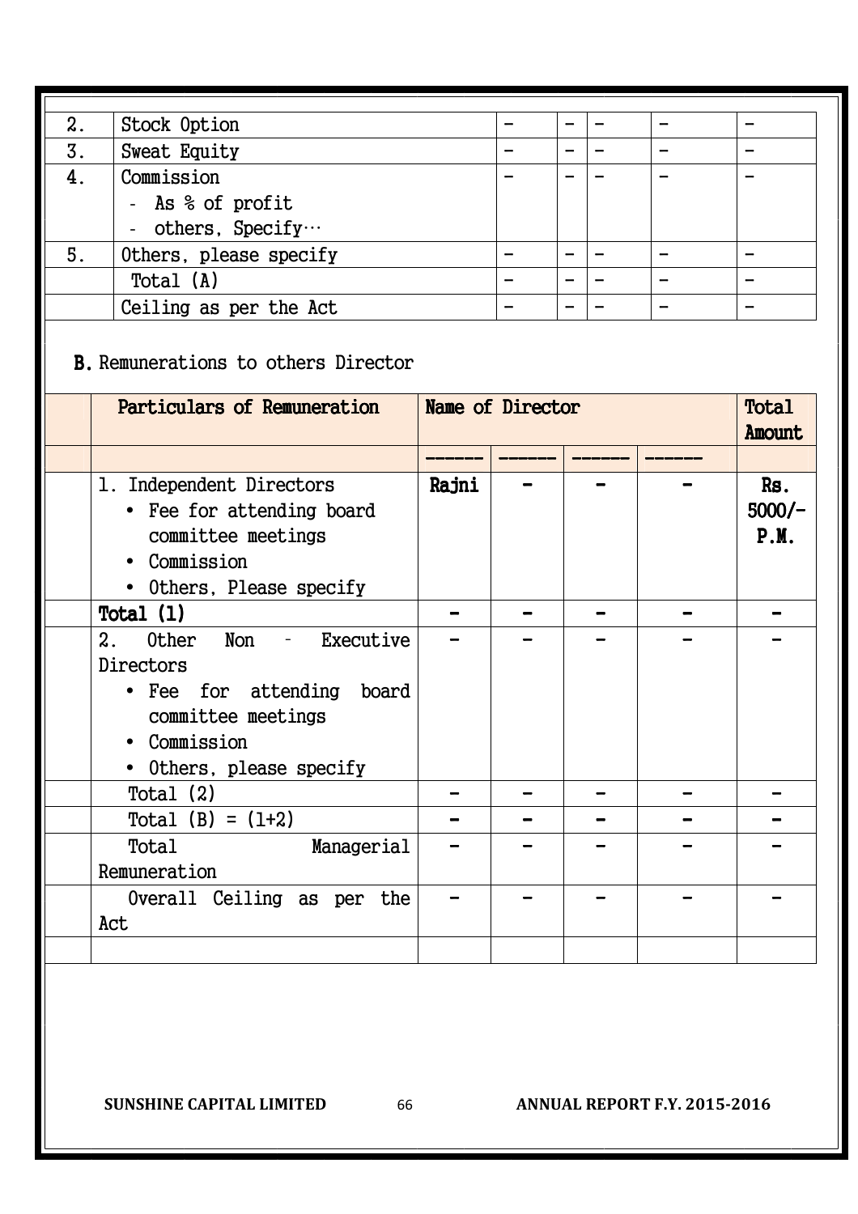| 2. | Stock Option | - | - | - | - | - |
|---|---|---|---|---|---|---|
| 3. | Sweat Equity | - | - | - | - | - |
| 4. | Commission<br>- As % of profit<br>- others, Specify… | - | - | - | - | - |
| 5. | Others, please specify | - | - | - | - | - |
| | Total (A) | - | - | - | - | - |
| | Ceiling as per the Act | - | - | - | - | - |

**B.** Remunerations to others Director

| | **Particulars of Remuneration** | **Name of Director** | | | | **Total Amount** |
|---|---|---|---|---|---|---|
| | | ------ | ------ | ------ | ------ | |
| | 1. Independent Directors<br>• Fee for attending board committee meetings<br>• Commission<br>• Others, Please specify | **Rajni** | **-** | **-** | **-** | **Rs. 5000/- P.M.** |
| | **Total (1)** | **-** | **-** | **-** | **-** | **-** |
| | 2. Other Non – Executive Directors<br>• Fee for attending board committee meetings<br>• Commission<br>• Others, please specify | - | - | - | - | - |
| | Total (2) | - | - | - | - | - |
| | Total (B) = (1+2) | - | - | - | - | - |
| | Total Managerial Remuneration | - | - | - | - | - |
| | Overall Ceiling as per the Act | - | - | - | - | - |
| | | | | | | |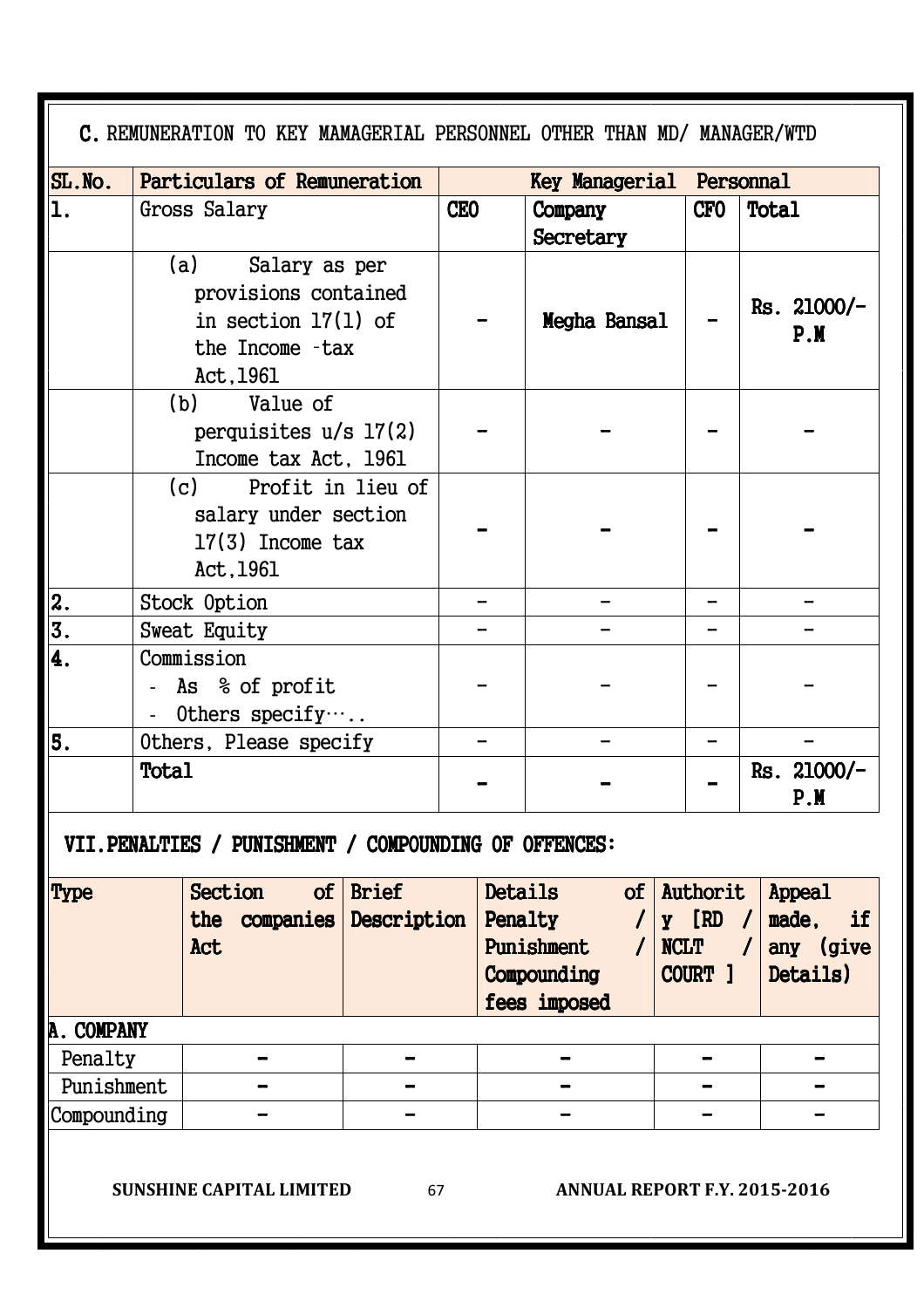**C.** REMUNERATION TO KEY MAMAGERIAL PERSONNEL OTHER THAN MD/ MANAGER/WTD

| SL.No. | Particulars of Remuneration | Key Managerial Personnal | | | |
|---|---|---|---|---|---|
| 1. | Gross Salary | **CEO** | **Company Secretary** | **CFO** | **Total** |
| | (a) Salary as per provisions contained in section 17(1) of the Income -tax Act,1961 | - | **Megha Bansal** | - | Rs. 21000/- P.M |
| | (b) Value of perquisites u/s 17(2) Income tax Act, 1961 | - | - | - | - |
| | (c) Profit in lieu of salary under section 17(3) Income tax Act,1961 | - | - | - | - |
| 2. | Stock Option | - | - | - | - |
| 3. | Sweat Equity | - | - | - | - |
| 4. | Commission<br>- As % of profit<br>- Others specify….. | - | - | - | - |
| 5. | Others, Please specify | - | - | - | - |
| | **Total** | - | - | - | Rs. 21000/- P.M |

## VII.PENALTIES / PUNISHMENT / COMPOUNDING OF OFFENCES:

| Type | Section of the companies Act | Brief Description | Details of Penalty / Punishment / Compounding fees imposed | Authority [RD / NCLT / COURT ] | Appeal made, if any (give Details) |
|---|---|---|---|---|---|
| **A. COMPANY** | | | | | |
| Penalty | - | - | - | - | - |
| Punishment | - | - | - | - | - |
| Compounding | - | - | - | - | - |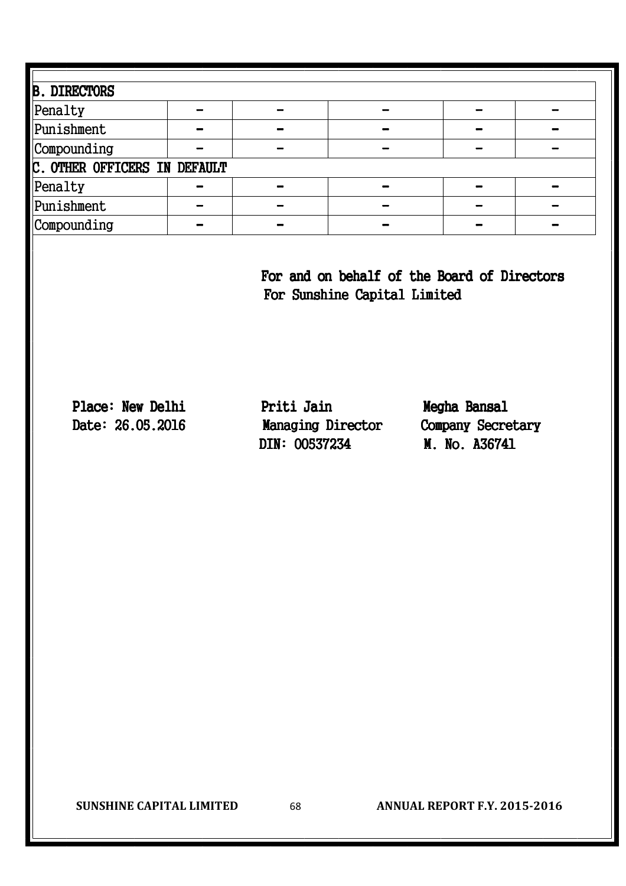| B. DIRECTORS | | | | | |
|---|---|---|---|---|---|
| Penalty | - | - | - | - | - |
| Punishment | - | - | - | - | - |
| Compounding | - | - | - | - | - |
| **C. OTHER OFFICERS IN DEFAULT** | | | | | |
| Penalty | - | - | - | - | - |
| Punishment | - | - | - | - | - |
| Compounding | - | - | - | - | - |

**For and on behalf of the Board of Directors**
**For Sunshine Capital Limited**

**Place: New Delhi**
Date: 26.05.2016

**Priti Jain**
Managing Director
DIN: 00537234

**Megha Bansal**
Company Secretary
M. No. A36741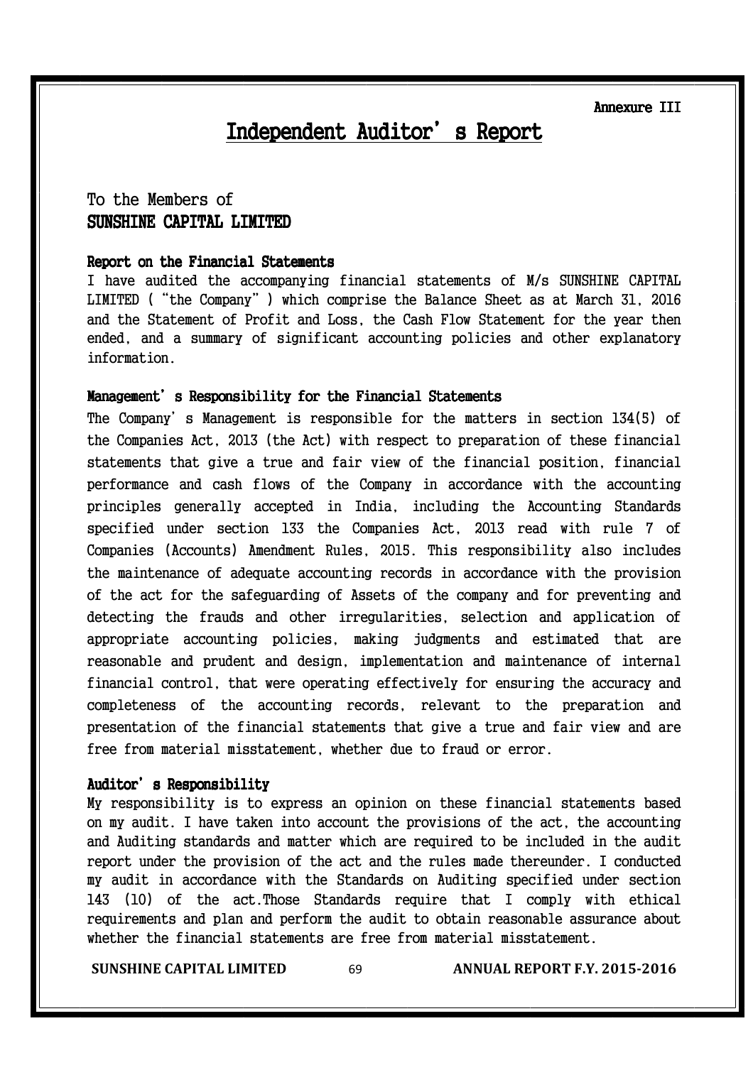Annexure III

# Independent Auditor's Report

To the Members of
**SUNSHINE CAPITAL LIMITED**

### Report on the Financial Statements

I have audited the accompanying financial statements of M/s SUNSHINE CAPITAL LIMITED ("the Company") which comprise the Balance Sheet as at March 31, 2016 and the Statement of Profit and Loss, the Cash Flow Statement for the year then ended, and a summary of significant accounting policies and other explanatory information.

### Management's Responsibility for the Financial Statements

The Company's Management is responsible for the matters in section 134(5) of the Companies Act, 2013 (the Act) with respect to preparation of these financial statements that give a true and fair view of the financial position, financial performance and cash flows of the Company in accordance with the accounting principles generally accepted in India, including the Accounting Standards specified under section 133 the Companies Act, 2013 read with rule 7 of Companies (Accounts) Amendment Rules, 2015. This responsibility also includes the maintenance of adequate accounting records in accordance with the provision of the act for the safeguarding of Assets of the company and for preventing and detecting the frauds and other irregularities, selection and application of appropriate accounting policies, making judgments and estimated that are reasonable and prudent and design, implementation and maintenance of internal financial control, that were operating effectively for ensuring the accuracy and completeness of the accounting records, relevant to the preparation and presentation of the financial statements that give a true and fair view and are free from material misstatement, whether due to fraud or error.

### Auditor's Responsibility

My responsibility is to express an opinion on these financial statements based on my audit. I have taken into account the provisions of the act, the accounting and Auditing standards and matter which are required to be included in the audit report under the provision of the act and the rules made thereunder. I conducted my audit in accordance with the Standards on Auditing specified under section 143 (10) of the act.Those Standards require that I comply with ethical requirements and plan and perform the audit to obtain reasonable assurance about whether the financial statements are free from material misstatement.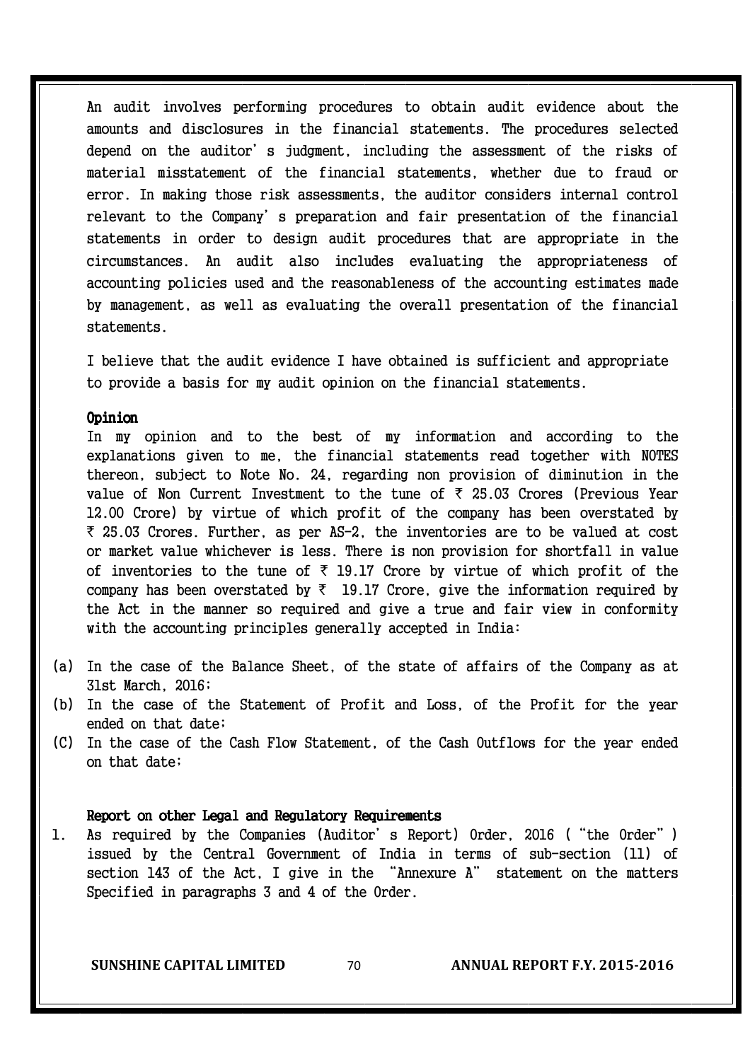An audit involves performing procedures to obtain audit evidence about the amounts and disclosures in the financial statements. The procedures selected depend on the auditor's judgment, including the assessment of the risks of material misstatement of the financial statements, whether due to fraud or error. In making those risk assessments, the auditor considers internal control relevant to the Company's preparation and fair presentation of the financial statements in order to design audit procedures that are appropriate in the circumstances. An audit also includes evaluating the appropriateness of accounting policies used and the reasonableness of the accounting estimates made by management, as well as evaluating the overall presentation of the financial statements.

I believe that the audit evidence I have obtained is sufficient and appropriate to provide a basis for my audit opinion on the financial statements.

**Opinion**

In my opinion and to the best of my information and according to the explanations given to me, the financial statements read together with NOTES thereon, subject to Note No. 24, regarding non provision of diminution in the value of Non Current Investment to the tune of ₹ 25.03 Crores (Previous Year 12.00 Crore) by virtue of which profit of the company has been overstated by ₹ 25.03 Crores. Further, as per AS-2, the inventories are to be valued at cost or market value whichever is less. There is non provision for shortfall in value of inventories to the tune of ₹ 19.17 Crore by virtue of which profit of the company has been overstated by ₹ 19.17 Crore, give the information required by the Act in the manner so required and give a true and fair view in conformity with the accounting principles generally accepted in India:

(a) In the case of the Balance Sheet, of the state of affairs of the Company as at 31st March, 2016;

(b) In the case of the Statement of Profit and Loss, of the Profit for the year ended on that date;

(C) In the case of the Cash Flow Statement, of the Cash Outflows for the year ended on that date;

**Report on other Legal and Regulatory Requirements**

1. As required by the Companies (Auditor's Report) Order, 2016 ("the Order") issued by the Central Government of India in terms of sub-section (11) of section 143 of the Act, I give in the "Annexure A" statement on the matters Specified in paragraphs 3 and 4 of the Order.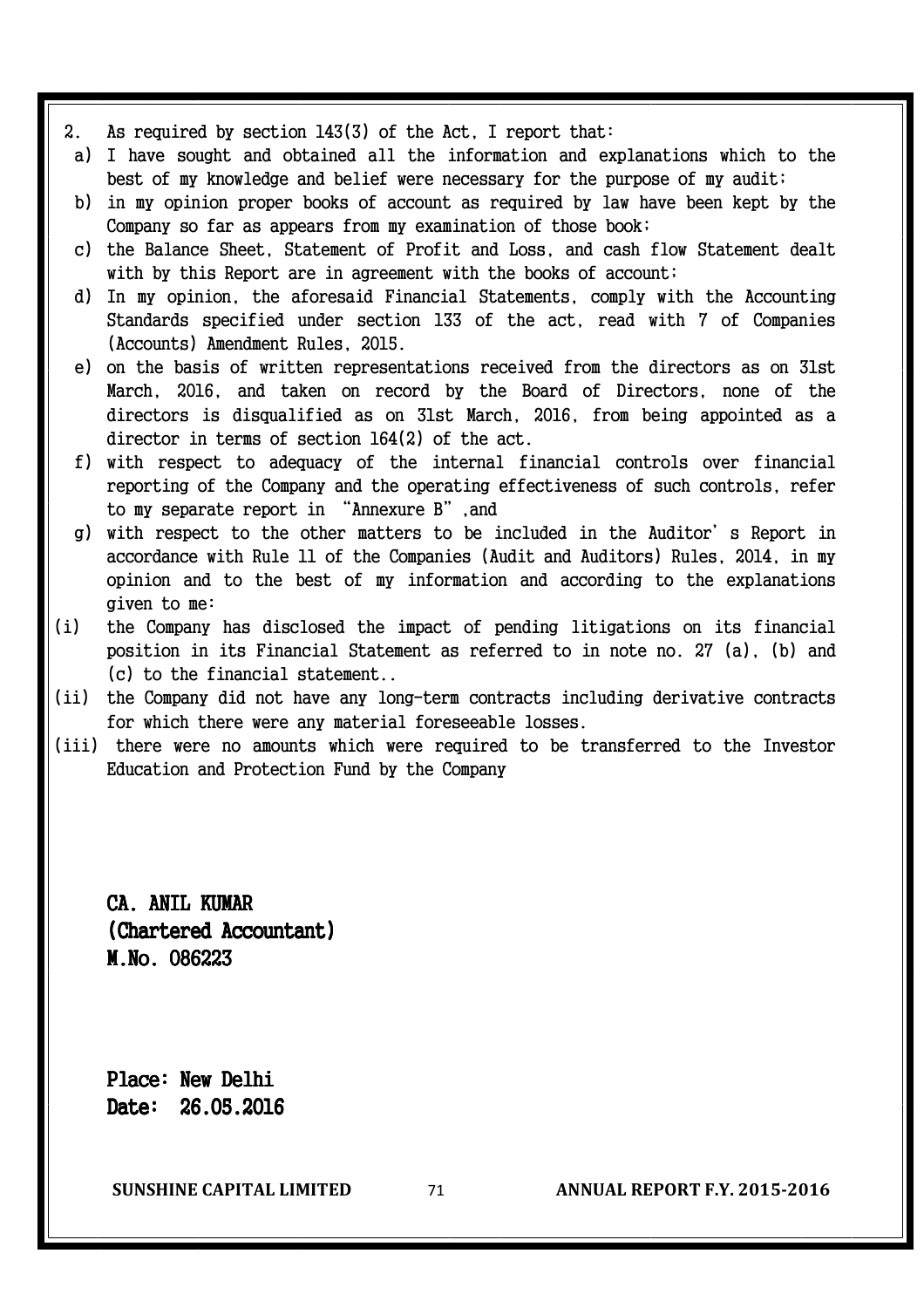2. As required by section 143(3) of the Act, I report that:

   a) I have sought and obtained all the information and explanations which to the best of my knowledge and belief were necessary for the purpose of my audit;

   b) in my opinion proper books of account as required by law have been kept by the Company so far as appears from my examination of those book;

   c) the Balance Sheet, Statement of Profit and Loss, and cash flow Statement dealt with by this Report are in agreement with the books of account;

   d) In my opinion, the aforesaid Financial Statements, comply with the Accounting Standards specified under section 133 of the act, read with 7 of Companies (Accounts) Amendment Rules, 2015.

   e) on the basis of written representations received from the directors as on 31st March, 2016, and taken on record by the Board of Directors, none of the directors is disqualified as on 31st March, 2016, from being appointed as a director in terms of section 164(2) of the act.

   f) with respect to adequacy of the internal financial controls over financial reporting of the Company and the operating effectiveness of such controls, refer to my separate report in "Annexure B",and

   g) with respect to the other matters to be included in the Auditor's Report in accordance with Rule 11 of the Companies (Audit and Auditors) Rules, 2014, in my opinion and to the best of my information and according to the explanations given to me:

(i) the Company has disclosed the impact of pending litigations on its financial position in its Financial Statement as referred to in note no. 27 (a), (b) and (c) to the financial statement..

(ii) the Company did not have any long-term contracts including derivative contracts for which there were any material foreseeable losses.

(iii) there were no amounts which were required to be transferred to the Investor Education and Protection Fund by the Company

**CA. ANIL KUMAR**
**(Chartered Accountant)**
**M.No. 086223**

**Place: New Delhi**
**Date: 26.05.2016**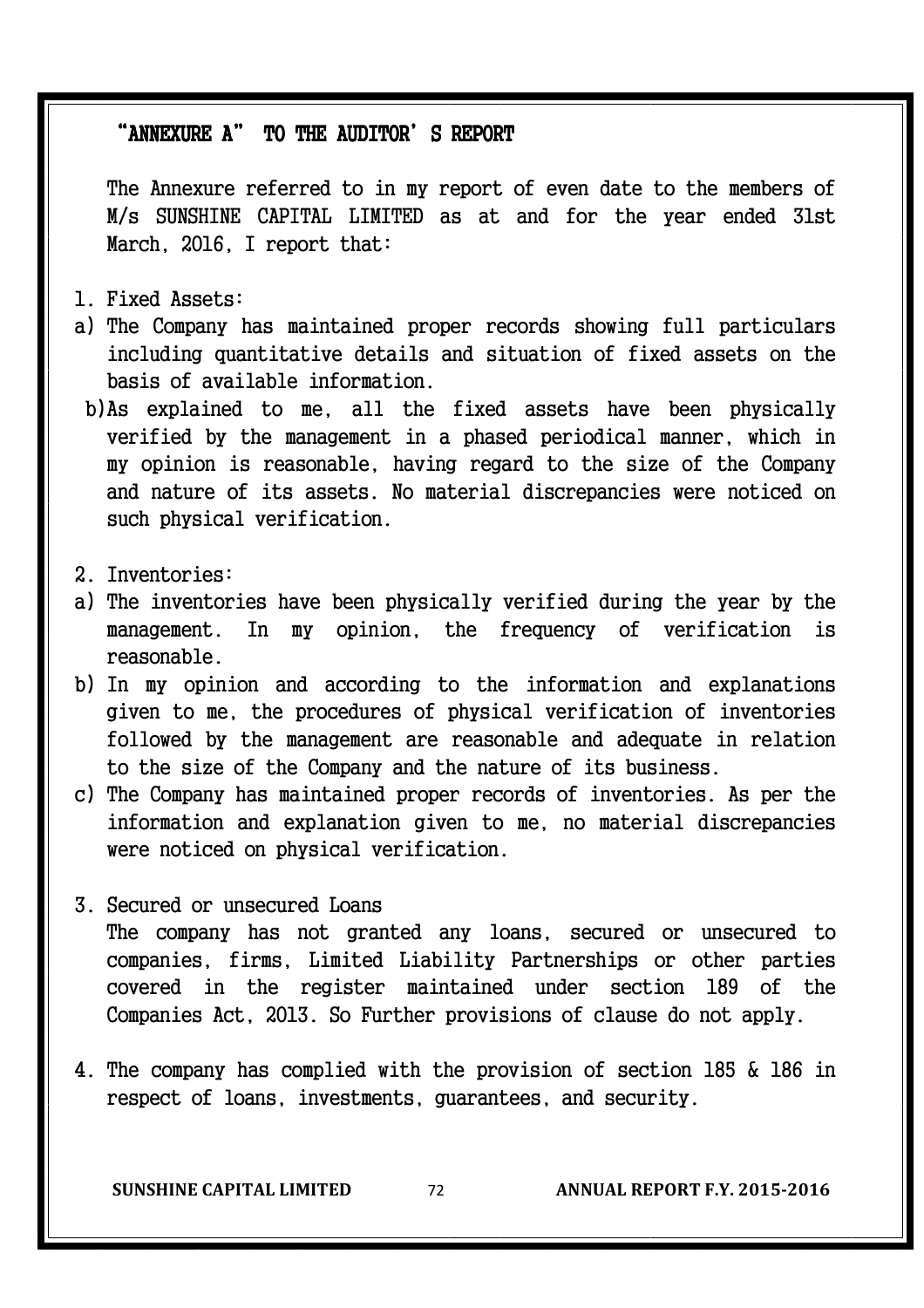## "ANNEXURE A" TO THE AUDITOR'S REPORT

The Annexure referred to in my report of even date to the members of M/s SUNSHINE CAPITAL LIMITED as at and for the year ended 31st March, 2016, I report that:

1. Fixed Assets:

a) The Company has maintained proper records showing full particulars including quantitative details and situation of fixed assets on the basis of available information.

b) As explained to me, all the fixed assets have been physically verified by the management in a phased periodical manner, which in my opinion is reasonable, having regard to the size of the Company and nature of its assets. No material discrepancies were noticed on such physical verification.

2. Inventories:

a) The inventories have been physically verified during the year by the management. In my opinion, the frequency of verification is reasonable.

b) In my opinion and according to the information and explanations given to me, the procedures of physical verification of inventories followed by the management are reasonable and adequate in relation to the size of the Company and the nature of its business.

c) The Company has maintained proper records of inventories. As per the information and explanation given to me, no material discrepancies were noticed on physical verification.

3. Secured or unsecured Loans

The company has not granted any loans, secured or unsecured to companies, firms, Limited Liability Partnerships or other parties covered in the register maintained under section 189 of the Companies Act, 2013. So Further provisions of clause do not apply.

4. The company has complied with the provision of section 185 & 186 in respect of loans, investments, guarantees, and security.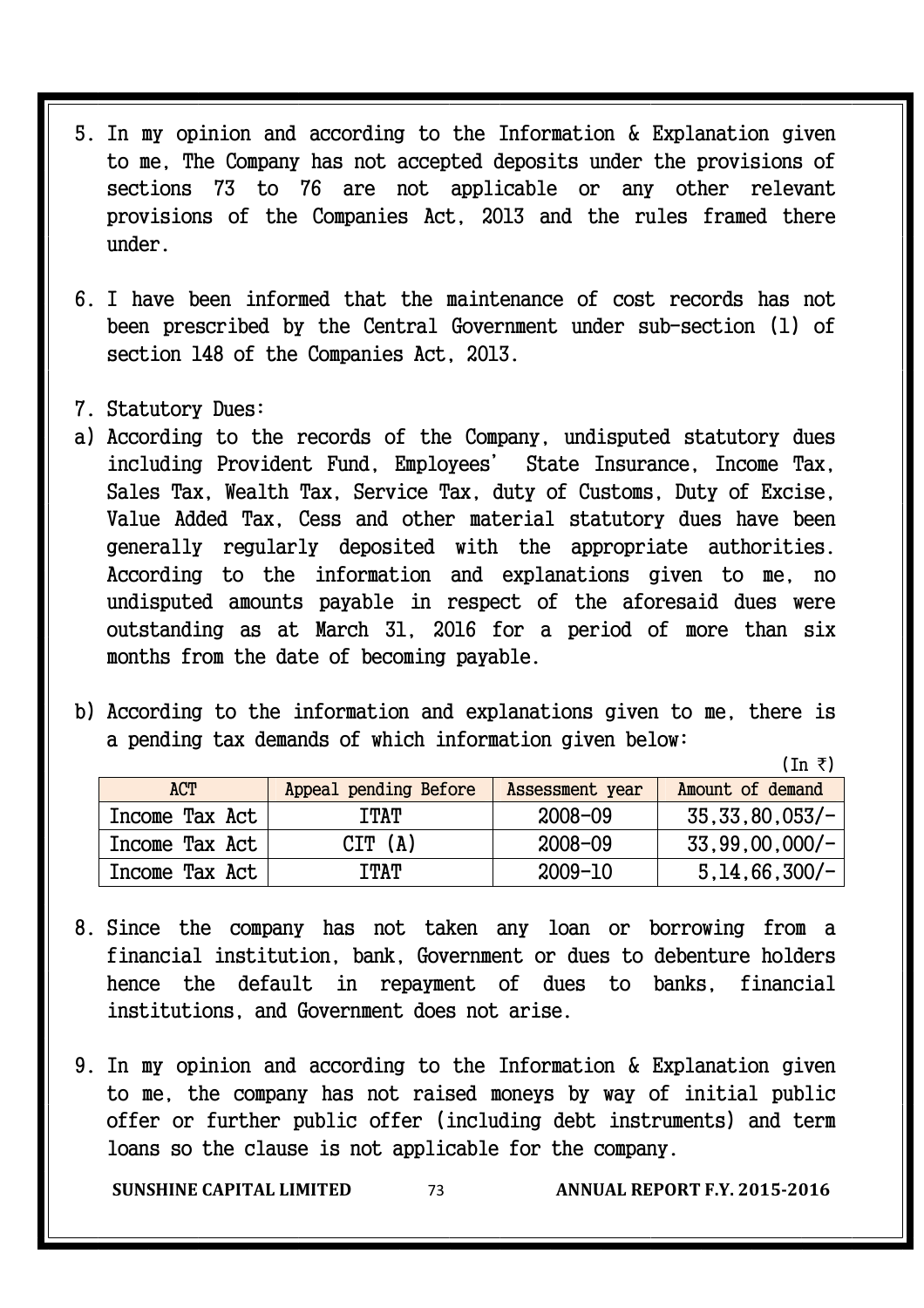5. In my opinion and according to the Information & Explanation given to me, The Company has not accepted deposits under the provisions of sections 73 to 76 are not applicable or any other relevant provisions of the Companies Act, 2013 and the rules framed there under.

6. I have been informed that the maintenance of cost records has not been prescribed by the Central Government under sub-section (1) of section 148 of the Companies Act, 2013.

7. Statutory Dues:

a) According to the records of the Company, undisputed statutory dues including Provident Fund, Employees' State Insurance, Income Tax, Sales Tax, Wealth Tax, Service Tax, duty of Customs, Duty of Excise, Value Added Tax, Cess and other material statutory dues have been generally regularly deposited with the appropriate authorities. According to the information and explanations given to me, no undisputed amounts payable in respect of the aforesaid dues were outstanding as at March 31, 2016 for a period of more than six months from the date of becoming payable.

b) According to the information and explanations given to me, there is a pending tax demands of which information given below:

(In ₹)

| ACT | Appeal pending Before | Assessment year | Amount of demand |
|---|---|---|---|
| Income Tax Act | ITAT | 2008-09 | 35,33,80,053/- |
| Income Tax Act | CIT (A) | 2008-09 | 33,99,00,000/- |
| Income Tax Act | ITAT | 2009-10 | 5,14,66,300/- |

8. Since the company has not taken any loan or borrowing from a financial institution, bank, Government or dues to debenture holders hence the default in repayment of dues to banks, financial institutions, and Government does not arise.

9. In my opinion and according to the Information & Explanation given to me, the company has not raised moneys by way of initial public offer or further public offer (including debt instruments) and term loans so the clause is not applicable for the company.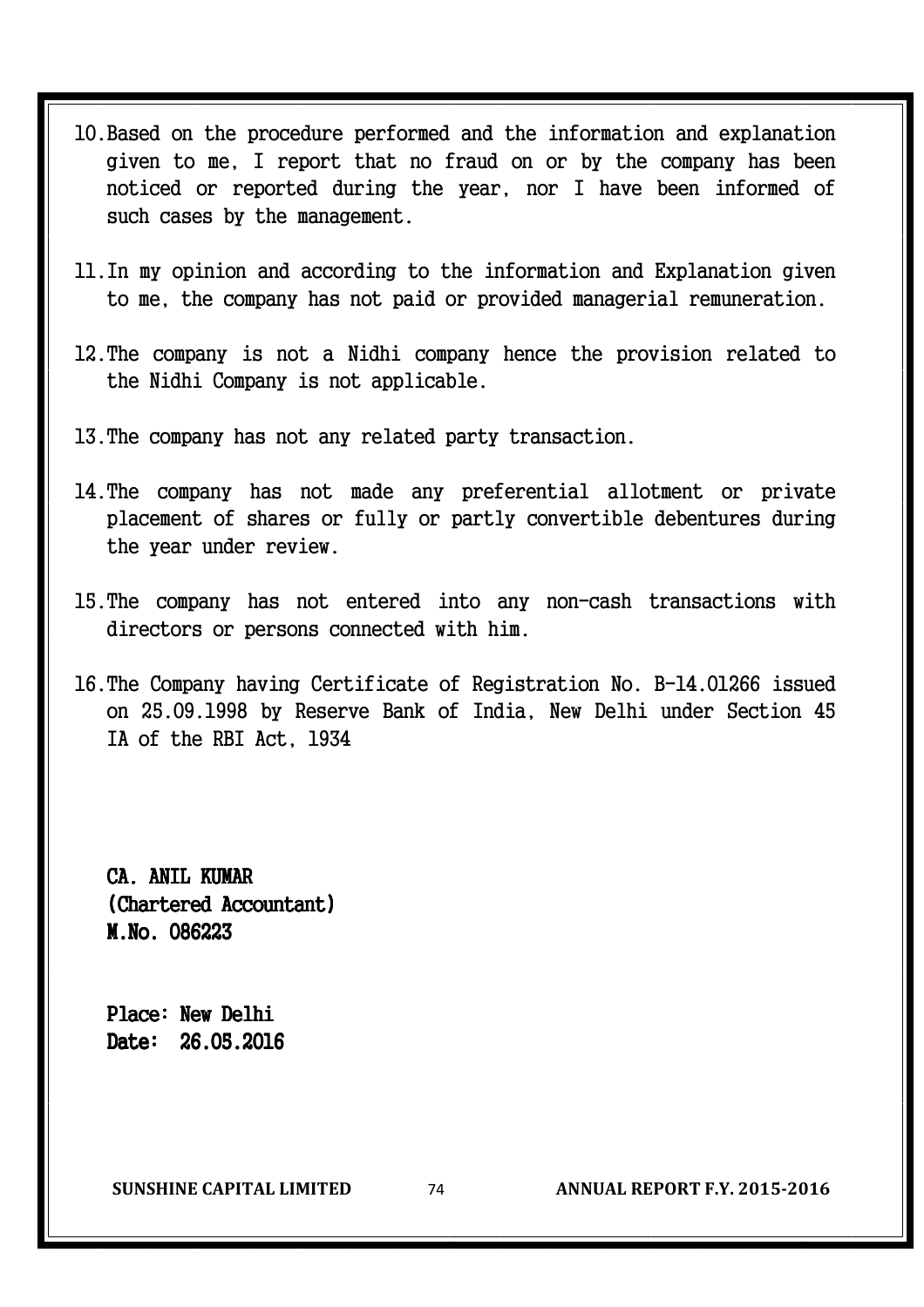10. Based on the procedure performed and the information and explanation given to me, I report that no fraud on or by the company has been noticed or reported during the year, nor I have been informed of such cases by the management.

11. In my opinion and according to the information and Explanation given to me, the company has not paid or provided managerial remuneration.

12. The company is not a Nidhi company hence the provision related to the Nidhi Company is not applicable.

13. The company has not any related party transaction.

14. The company has not made any preferential allotment or private placement of shares or fully or partly convertible debentures during the year under review.

15. The company has not entered into any non-cash transactions with directors or persons connected with him.

16. The Company having Certificate of Registration No. B-14.01266 issued on 25.09.1998 by Reserve Bank of India, New Delhi under Section 45 IA of the RBI Act, 1934

**CA. ANIL KUMAR**
**(Chartered Accountant)**
**M.No. 086223**

**Place: New Delhi**
**Date: 26.05.2016**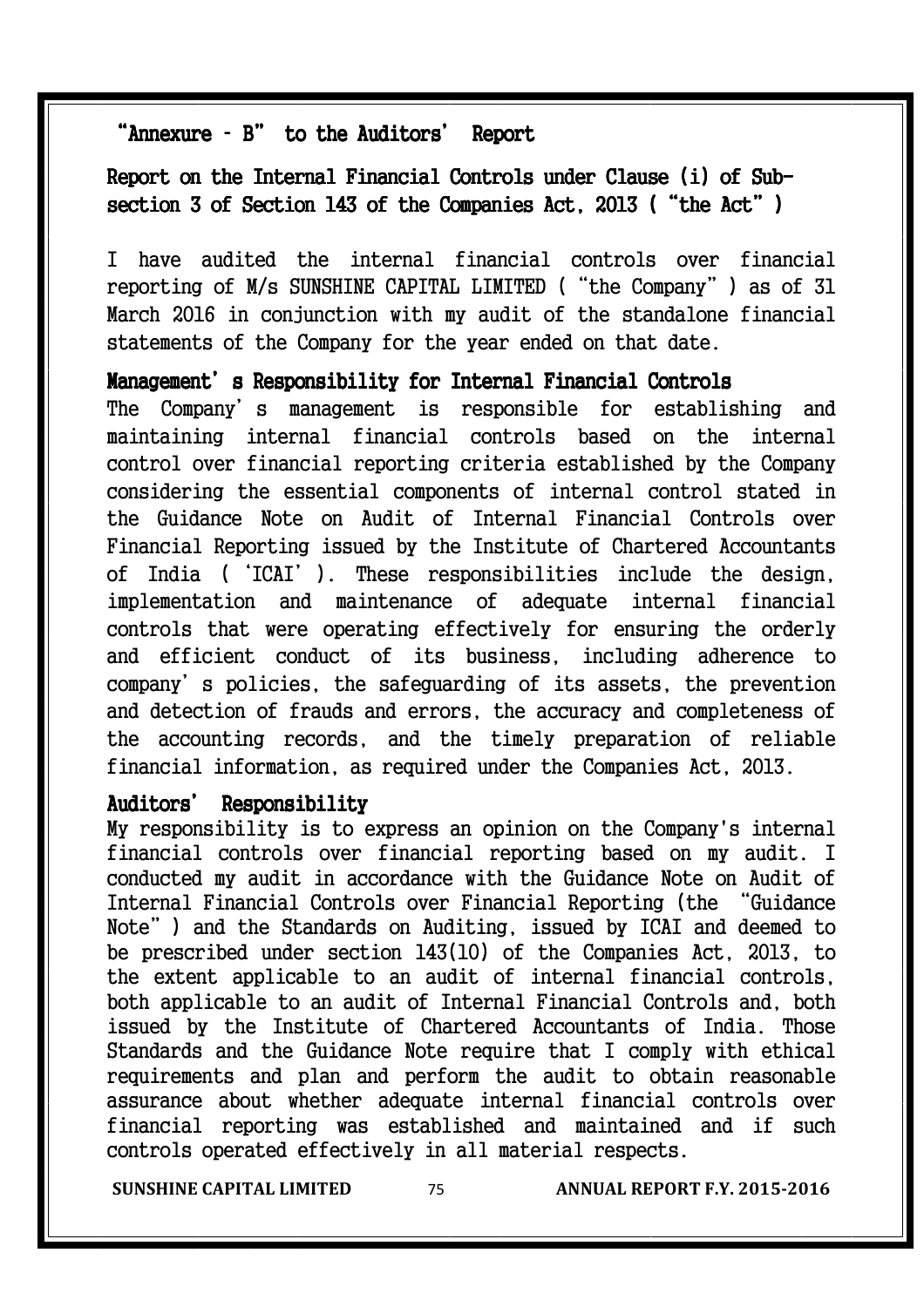## "Annexure – B" to the Auditors' Report

## Report on the Internal Financial Controls under Clause (i) of Sub-section 3 of Section 143 of the Companies Act, 2013 ("the Act")

I have audited the internal financial controls over financial reporting of M/s SUNSHINE CAPITAL LIMITED ("the Company") as of 31 March 2016 in conjunction with my audit of the standalone financial statements of the Company for the year ended on that date.

### Management's Responsibility for Internal Financial Controls

The Company's management is responsible for establishing and maintaining internal financial controls based on the internal control over financial reporting criteria established by the Company considering the essential components of internal control stated in the Guidance Note on Audit of Internal Financial Controls over Financial Reporting issued by the Institute of Chartered Accountants of India ('ICAI'). These responsibilities include the design, implementation and maintenance of adequate internal financial controls that were operating effectively for ensuring the orderly and efficient conduct of its business, including adherence to company's policies, the safeguarding of its assets, the prevention and detection of frauds and errors, the accuracy and completeness of the accounting records, and the timely preparation of reliable financial information, as required under the Companies Act, 2013.

### Auditors' Responsibility

My responsibility is to express an opinion on the Company's internal financial controls over financial reporting based on my audit. I conducted my audit in accordance with the Guidance Note on Audit of Internal Financial Controls over Financial Reporting (the "Guidance Note") and the Standards on Auditing, issued by ICAI and deemed to be prescribed under section 143(10) of the Companies Act, 2013, to the extent applicable to an audit of internal financial controls, both applicable to an audit of Internal Financial Controls and, both issued by the Institute of Chartered Accountants of India. Those Standards and the Guidance Note require that I comply with ethical requirements and plan and perform the audit to obtain reasonable assurance about whether adequate internal financial controls over financial reporting was established and maintained and if such controls operated effectively in all material respects.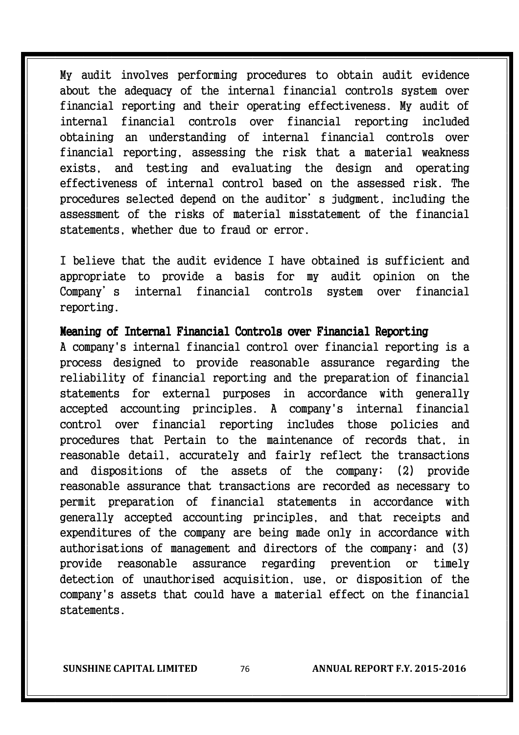My audit involves performing procedures to obtain audit evidence about the adequacy of the internal financial controls system over financial reporting and their operating effectiveness. My audit of internal financial controls over financial reporting included obtaining an understanding of internal financial controls over financial reporting, assessing the risk that a material weakness exists, and testing and evaluating the design and operating effectiveness of internal control based on the assessed risk. The procedures selected depend on the auditor's judgment, including the assessment of the risks of material misstatement of the financial statements, whether due to fraud or error.

I believe that the audit evidence I have obtained is sufficient and appropriate to provide a basis for my audit opinion on the Company's internal financial controls system over financial reporting.

**Meaning of Internal Financial Controls over Financial Reporting**

A company's internal financial control over financial reporting is a process designed to provide reasonable assurance regarding the reliability of financial reporting and the preparation of financial statements for external purposes in accordance with generally accepted accounting principles. A company's internal financial control over financial reporting includes those policies and procedures that Pertain to the maintenance of records that, in reasonable detail, accurately and fairly reflect the transactions and dispositions of the assets of the company; (2) provide reasonable assurance that transactions are recorded as necessary to permit preparation of financial statements in accordance with generally accepted accounting principles, and that receipts and expenditures of the company are being made only in accordance with authorisations of management and directors of the company; and (3) provide reasonable assurance regarding prevention or timely detection of unauthorised acquisition, use, or disposition of the company's assets that could have a material effect on the financial statements.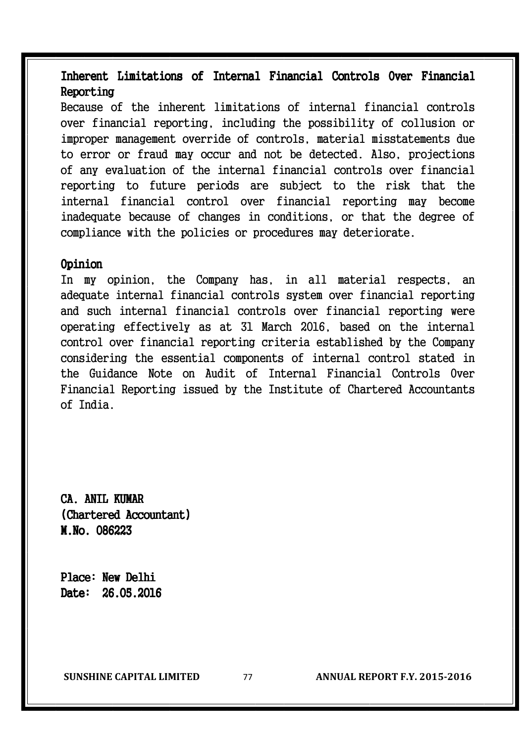## Inherent Limitations of Internal Financial Controls Over Financial Reporting

Because of the inherent limitations of internal financial controls over financial reporting, including the possibility of collusion or improper management override of controls, material misstatements due to error or fraud may occur and not be detected. Also, projections of any evaluation of the internal financial controls over financial reporting to future periods are subject to the risk that the internal financial control over financial reporting may become inadequate because of changes in conditions, or that the degree of compliance with the policies or procedures may deteriorate.

## Opinion

In my opinion, the Company has, in all material respects, an adequate internal financial controls system over financial reporting and such internal financial controls over financial reporting were operating effectively as at 31 March 2016, based on the internal control over financial reporting criteria established by the Company considering the essential components of internal control stated in the Guidance Note on Audit of Internal Financial Controls Over Financial Reporting issued by the Institute of Chartered Accountants of India.

**CA. ANIL KUMAR**
**(Chartered Accountant)**
**M.No. 086223**

**Place: New Delhi**
**Date: 26.05.2016**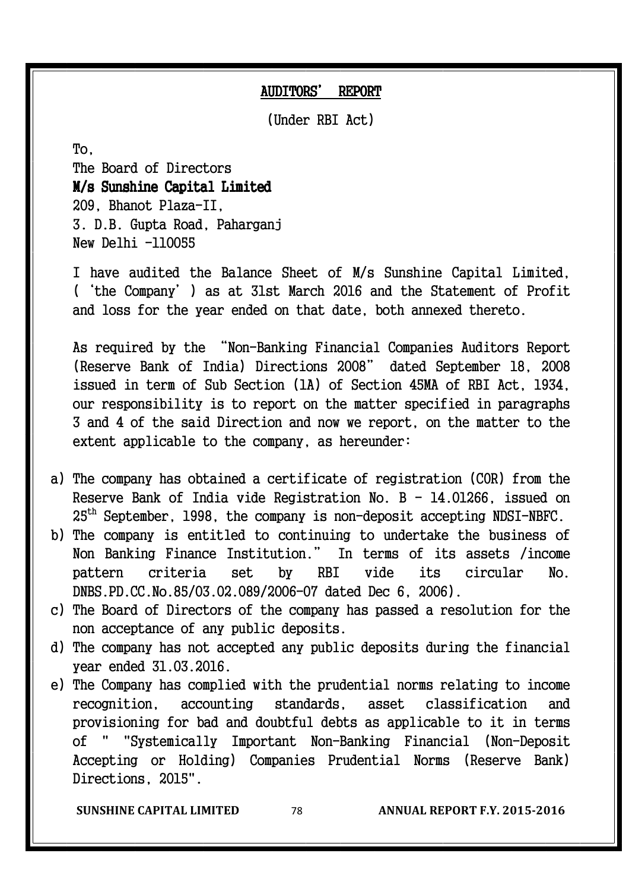## AUDITORS' REPORT

(Under RBI Act)

To,
The Board of Directors
**M/s Sunshine Capital Limited**
209, Bhanot Plaza-II,
3. D.B. Gupta Road, Paharganj
New Delhi -110055

I have audited the Balance Sheet of M/s Sunshine Capital Limited, ('the Company') as at 31st March 2016 and the Statement of Profit and loss for the year ended on that date, both annexed thereto.

As required by the "Non-Banking Financial Companies Auditors Report (Reserve Bank of India) Directions 2008" dated September 18, 2008 issued in term of Sub Section (1A) of Section 45MA of RBI Act, 1934, our responsibility is to report on the matter specified in paragraphs 3 and 4 of the said Direction and now we report, on the matter to the extent applicable to the company, as hereunder:

a) The company has obtained a certificate of registration (COR) from the Reserve Bank of India vide Registration No. B - 14.01266, issued on 25th September, 1998, the company is non-deposit accepting NDSI-NBFC.
b) The company is entitled to continuing to undertake the business of Non Banking Finance Institution." In terms of its assets /income pattern criteria set by RBI vide its circular No. DNBS.PD.CC.No.85/03.02.089/2006-07 dated Dec 6, 2006).
c) The Board of Directors of the company has passed a resolution for the non acceptance of any public deposits.
d) The company has not accepted any public deposits during the financial year ended 31.03.2016.
e) The Company has complied with the prudential norms relating to income recognition, accounting standards, asset classification and provisioning for bad and doubtful debts as applicable to it in terms of " "Systemically Important Non-Banking Financial (Non-Deposit Accepting or Holding) Companies Prudential Norms (Reserve Bank) Directions, 2015".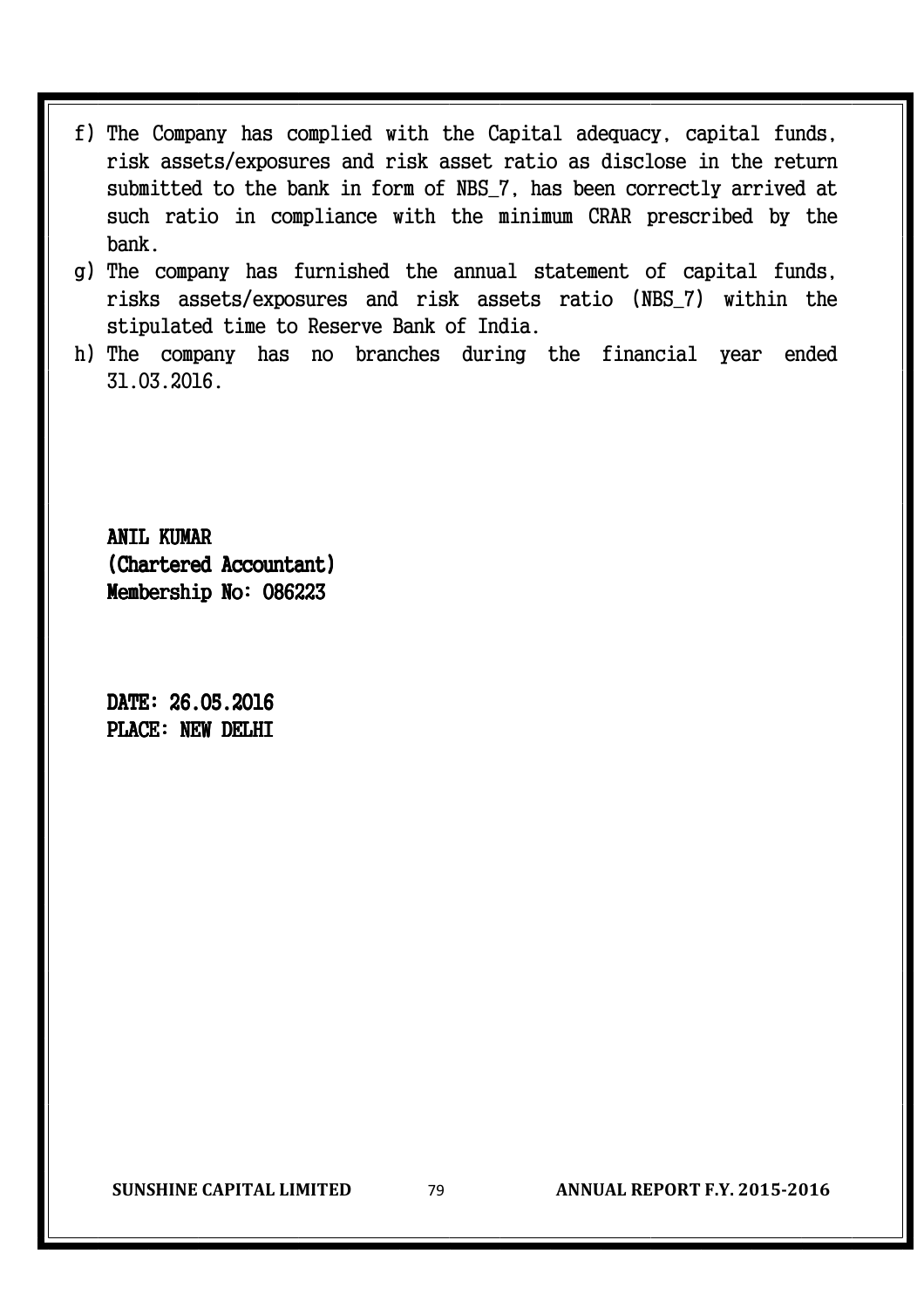f) The Company has complied with the Capital adequacy, capital funds, risk assets/exposures and risk asset ratio as disclose in the return submitted to the bank in form of NBS_7, has been correctly arrived at such ratio in compliance with the minimum CRAR prescribed by the bank.
g) The company has furnished the annual statement of capital funds, risks assets/exposures and risk assets ratio (NBS_7) within the stipulated time to Reserve Bank of India.
h) The company has no branches during the financial year ended 31.03.2016.

**ANIL KUMAR**
**(Chartered Accountant)**
**Membership No: 086223**

**DATE: 26.05.2016**
**PLACE: NEW DELHI**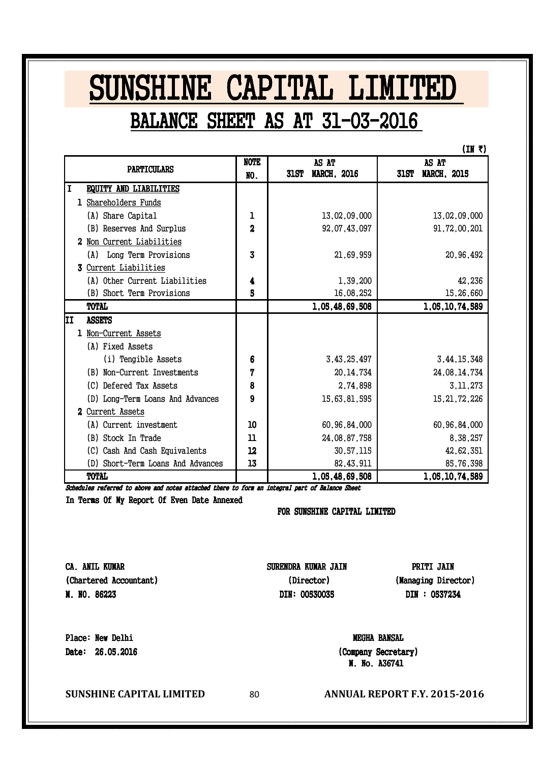# SUNSHINE CAPITAL LIMITED

## BALANCE SHEET AS AT 31-03-2016

(IN ₹)

| PARTICULARS | NOTE NO. | AS AT 31ST MARCH, 2016 | AS AT 31ST MARCH, 2015 |
|---|---|---|---|
| **I EQUITY AND LIABILITIES** | | | |
| 1 Shareholders Funds | | | |
| (A) Share Capital | 1 | 13,02,09,000 | 13,02,09,000 |
| (B) Reserves And Surplus | 2 | 92,07,43,097 | 91,72,00,201 |
| 2 Non Current Liabilities | | | |
| (A) Long Term Provisions | 3 | 21,69,959 | 20,96,492 |
| 3 Current Liabilities | | | |
| (A) Other Current Liabilities | 4 | 1,39,200 | 42,236 |
| (B) Short Term Provisions | 5 | 16,08,252 | 15,26,660 |
| **TOTAL** | | **1,05,48,69,508** | **1,05,10,74,589** |
| **II ASSETS** | | | |
| 1 Non-Current Assets | | | |
| (A) Fixed Assets | | | |
| (i) Tangible Assets | 6 | 3,43,25,497 | 3,44,15,348 |
| (B) Non-Current Investments | 7 | 20,14,734 | 24,08,14,734 |
| (C) Defered Tax Assets | 8 | 2,74,898 | 3,11,273 |
| (D) Long-Term Loans And Advances | 9 | 15,63,81,595 | 15,21,72,226 |
| 2 Current Assets | | | |
| (A) Current investment | 10 | 60,96,84,000 | 60,96,84,000 |
| (B) Stock In Trade | 11 | 24,08,87,758 | 8,38,257 |
| (C) Cash And Cash Equivalents | 12 | 30,57,115 | 42,62,351 |
| (D) Short-Term Loans And Advances | 13 | 82,43,911 | 85,76,398 |
| **TOTAL** | | **1,05,48,69,508** | **1,05,10,74,589** |

*Schedules referred to above and notes attached there to form an integral part of Balance Sheet*

In Terms Of My Report Of Even Date Annexed

FOR SUNSHINE CAPITAL LIMITED

**CA. ANIL KUMAR**
(Chartered Accountant)
M. NO. 86223

**SURENDRA KUMAR JAIN**
(Director)
DIN: 00530035

**PRITI JAIN**
(Managing Director)
DIN : 0537234

Place: New Delhi
Date: 26.05.2016

**MEGHA BANSAL**
(Company Secretary)
M. No. A36741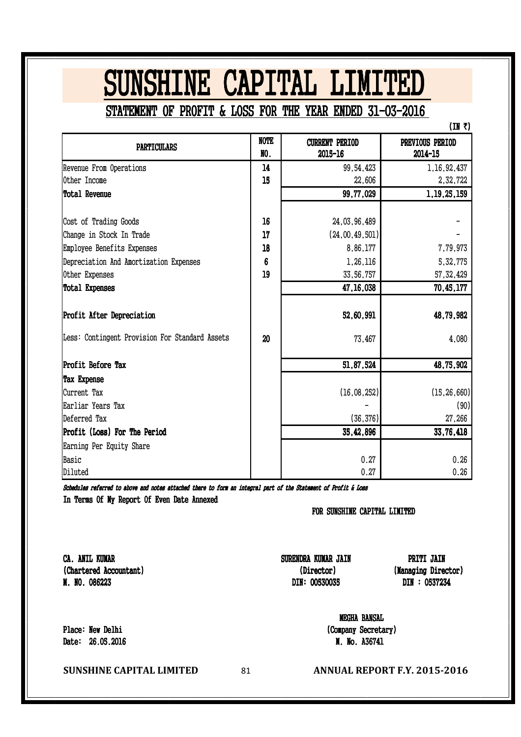# SUNSHINE CAPITAL LIMITED

## STATEMENT OF PROFIT & LOSS FOR THE YEAR ENDED 31-03-2016

(IN ₹)

| PARTICULARS | NOTE NO. | CURRENT PERIOD 2015-16 | PREVIOUS PERIOD 2014-15 |
|---|---|---|---|
| Revenue From Operations | 14 | 99,54,423 | 1,16,92,437 |
| Other Income | 15 | 22,606 | 2,32,722 |
| **Total Revenue** | | **99,77,029** | **1,19,25,159** |
| Cost of Trading Goods | 16 | 24,03,96,489 | - |
| Change in Stock In Trade | 17 | (24,00,49,501) | - |
| Employee Benefits Expenses | 18 | 8,86,177 | 7,79,973 |
| Depreciation And Amortization Expenses | 6 | 1,26,116 | 5,32,775 |
| Other Expenses | 19 | 33,56,757 | 57,32,429 |
| **Total Expenses** | | **47,16,038** | **70,45,177** |
| **Profit After Depreciation** | | **52,60,991** | **48,79,982** |
| Less: Contingent Provision For Standard Assets | 20 | 73,467 | 4,080 |
| **Profit Before Tax** | | **51,87,524** | **48,75,902** |
| **Tax Expense** | | | |
| Current Tax | | (16,08,252) | (15,26,660) |
| Earliar Years Tax | | - | (90) |
| Deferred Tax | | (36,376) | 27,266 |
| **Profit (Loss) For The Period** | | **35,42,896** | **33,76,418** |
| Earning Per Equity Share | | | |
| Basic | | 0.27 | 0.26 |
| Diluted | | 0.27 | 0.26 |

*Schedules referred to above and notes attached there to form an integral part of the Statement of Profit & Loss*

**In Terms Of My Report Of Even Date Annexed**

**FOR SUNSHINE CAPITAL LIMITED**

**CA. ANIL KUMAR**
**(Chartered Accountant)**
**M. NO. 086223**

**SURENDRA KUMAR JAIN**
**(Director)**
**DIN: 00530035**

**PRITI JAIN**
**(Managing Director)**
**DIN : 0537234**

**MEGHA BANSAL**
**(Company Secretary)**
**M. No. A36741**

**Place: New Delhi**
**Date: 26.05.2016**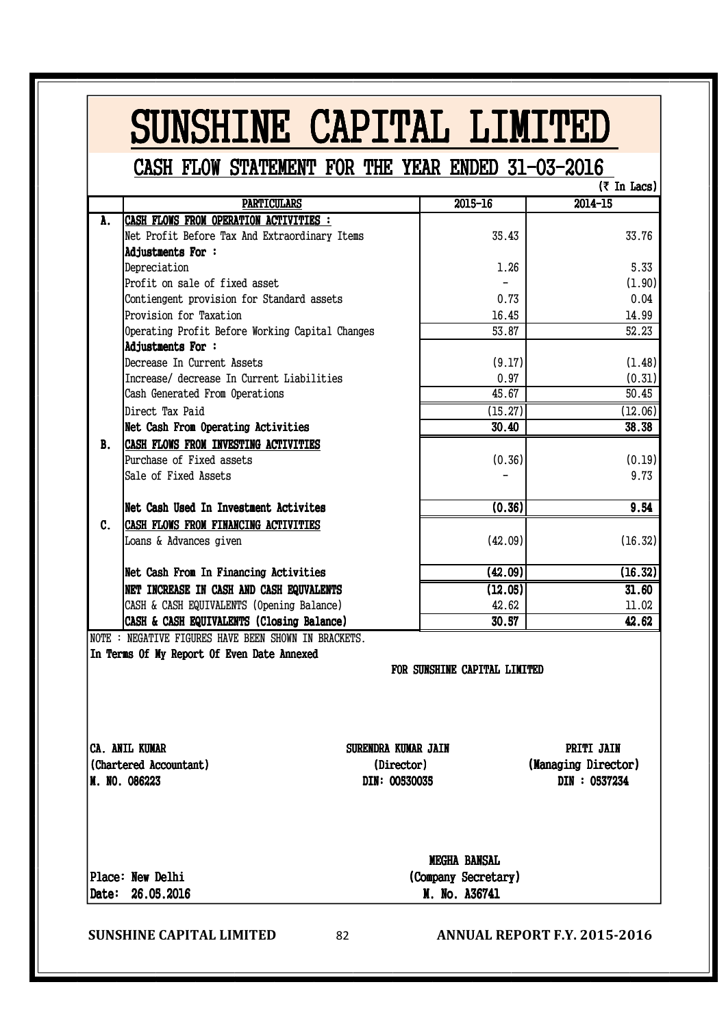# SUNSHINE CAPITAL LIMITED

## CASH FLOW STATEMENT FOR THE YEAR ENDED 31-03-2016

(₹ In Lacs)

| | PARTICULARS | 2015-16 | 2014-15 |
|---|---|---|---|
| A. | **CASH FLOWS FROM OPERATION ACTIVITIES :** | | |
| | Net Profit Before Tax And Extraordinary Items | 35.43 | 33.76 |
| | **Adjustments For :** | | |
| | Depreciation | 1.26 | 5.33 |
| | Profit on sale of fixed asset | - | (1.90) |
| | Contiengent provision for Standard assets | 0.73 | 0.04 |
| | Provision for Taxation | 16.45 | 14.99 |
| | Operating Profit Before Working Capital Changes | 53.87 | 52.23 |
| | **Adjustments For :** | | |
| | Decrease In Current Assets | (9.17) | (1.48) |
| | Increase/ decrease In Current Liabilities | 0.97 | (0.31) |
| | Cash Generated From Operations | 45.67 | 50.45 |
| | Direct Tax Paid | (15.27) | (12.06) |
| | **Net Cash From Operating Activities** | **30.40** | **38.38** |
| B. | **CASH FLOWS FROM INVESTING ACTIVITIES** | | |
| | Purchase of Fixed assets | (0.36) | (0.19) |
| | Sale of Fixed Assets | - | 9.73 |
| | **Net Cash Used In Investment Activites** | **(0.36)** | **9.54** |
| C. | **CASH FLOWS FROM FINANCING ACTIVITIES** | | |
| | Loans & Advances given | (42.09) | (16.32) |
| | **Net Cash From In Financing Activities** | **(42.09)** | **(16.32)** |
| | **NET INCREASE IN CASH AND CASH EQUVALENTS** | **(12.05)** | **31.60** |
| | CASH & CASH EQUIVALENTS (Opening Balance) | 42.62 | 11.02 |
| | **CASH & CASH EQUIVALENTS (Closing Balance)** | **30.57** | **42.62** |

NOTE : NEGATIVE FIGURES HAVE BEEN SHOWN IN BRACKETS.

**In Terms Of My Report Of Even Date Annexed**

**FOR SUNSHINE CAPITAL LIMITED**

**CA. ANIL KUMAR**
**(Chartered Accountant)**
**M. NO. 086223**

**SURENDRA KUMAR JAIN**
**(Director)**
**DIN: 00530035**

**PRITI JAIN**
**(Managing Director)**
**DIN : 0537234**

**MEGHA BANSAL**
**(Company Secretary)**
**M. No. A36741**

**Place: New Delhi**
**Date: 26.05.2016**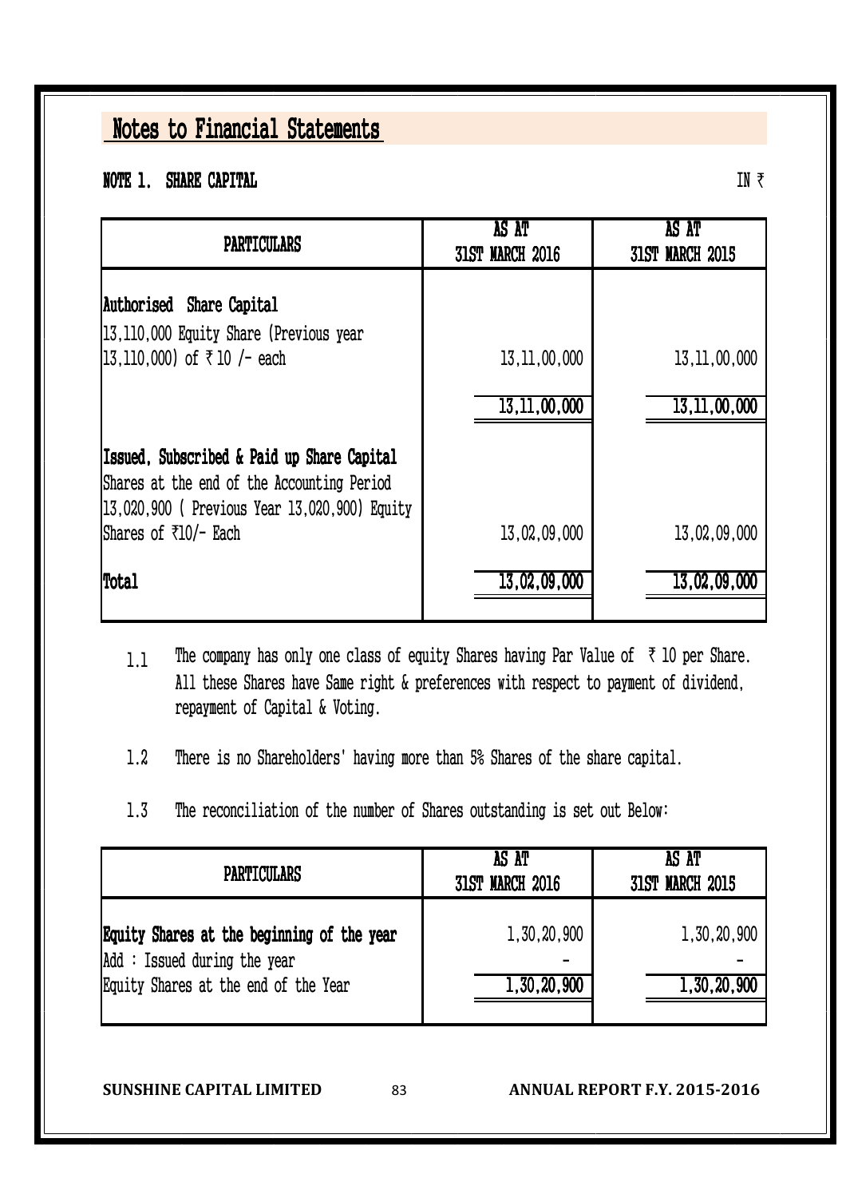# Notes to Financial Statements

**NOTE 1. SHARE CAPITAL**

IN ₹

| PARTICULARS | AS AT 31ST MARCH 2016 | AS AT 31ST MARCH 2015 |
|---|---|---|
| **Authorised Share Capital** | | |
| 13,110,000 Equity Share (Previous year 13,110,000) of ₹ 10 /- each | 13,11,00,000 | 13,11,00,000 |
| | 13,11,00,000 | 13,11,00,000 |
| **Issued, Subscribed & Paid up Share Capital** | | |
| Shares at the end of the Accounting Period 13,020,900 ( Previous Year 13,020,900) Equity Shares of ₹10/- Each | 13,02,09,000 | 13,02,09,000 |
| **Total** | 13,02,09,000 | 13,02,09,000 |

1.1 The company has only one class of equity Shares having Par Value of ₹ 10 per Share. All these Shares have Same right & preferences with respect to payment of dividend, repayment of Capital & Voting.

1.2 There is no Shareholders' having more than 5% Shares of the share capital.

1.3 The reconciliation of the number of Shares outstanding is set out Below:

| PARTICULARS | AS AT 31ST MARCH 2016 | AS AT 31ST MARCH 2015 |
|---|---|---|
| **Equity Shares at the beginning of the year** | 1,30,20,900 | 1,30,20,900 |
| Add : Issued during the year | - | - |
| Equity Shares at the end of the Year | 1,30,20,900 | 1,30,20,900 |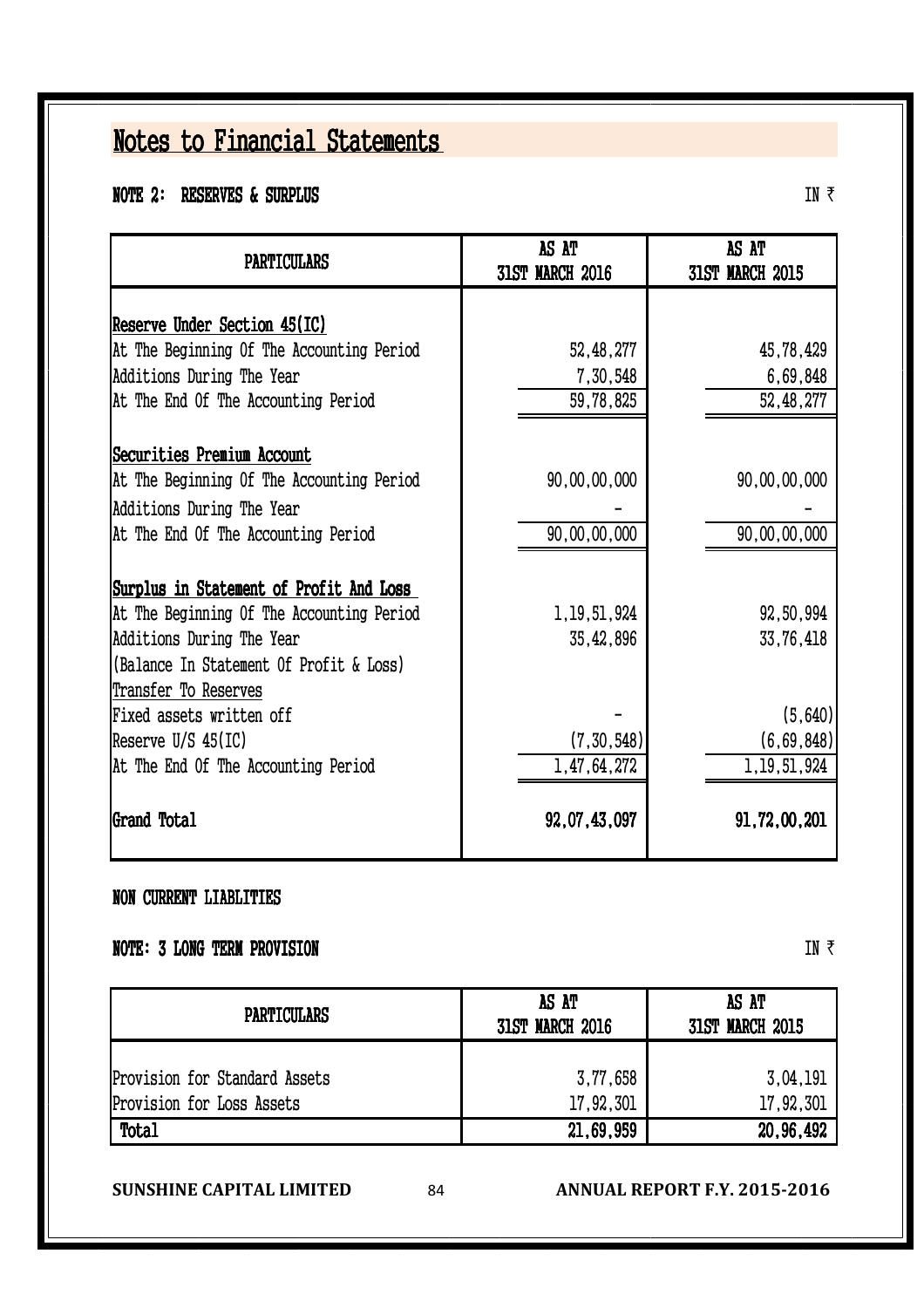# Notes to Financial Statements

## NOTE 2: RESERVES & SURPLUS

IN ₹

| PARTICULARS | AS AT 31ST MARCH 2016 | AS AT 31ST MARCH 2015 |
|---|---|---|
| **Reserve Under Section 45(IC)** | | |
| At The Beginning Of The Accounting Period | 52,48,277 | 45,78,429 |
| Additions During The Year | 7,30,548 | 6,69,848 |
| At The End Of The Accounting Period | 59,78,825 | 52,48,277 |
| **Securities Premium Account** | | |
| At The Beginning Of The Accounting Period | 90,00,00,000 | 90,00,00,000 |
| Additions During The Year | - | - |
| At The End Of The Accounting Period | 90,00,00,000 | 90,00,00,000 |
| **Surplus in Statement of Profit And Loss** | | |
| At The Beginning Of The Accounting Period | 1,19,51,924 | 92,50,994 |
| Additions During The Year | 35,42,896 | 33,76,418 |
| (Balance In Statement Of Profit & Loss) | | |
| Transfer To Reserves | | |
| Fixed assets written off | - | (5,640) |
| Reserve U/S 45(IC) | (7,30,548) | (6,69,848) |
| At The End Of The Accounting Period | 1,47,64,272 | 1,19,51,924 |
| **Grand Total** | **92,07,43,097** | **91,72,00,201** |

### NON CURRENT LIABLITIES

## NOTE: 3 LONG TERM PROVISION

IN ₹

| PARTICULARS | AS AT 31ST MARCH 2016 | AS AT 31ST MARCH 2015 |
|---|---|---|
| Provision for Standard Assets | 3,77,658 | 3,04,191 |
| Provision for Loss Assets | 17,92,301 | 17,92,301 |
| **Total** | **21,69,959** | **20,96,492** |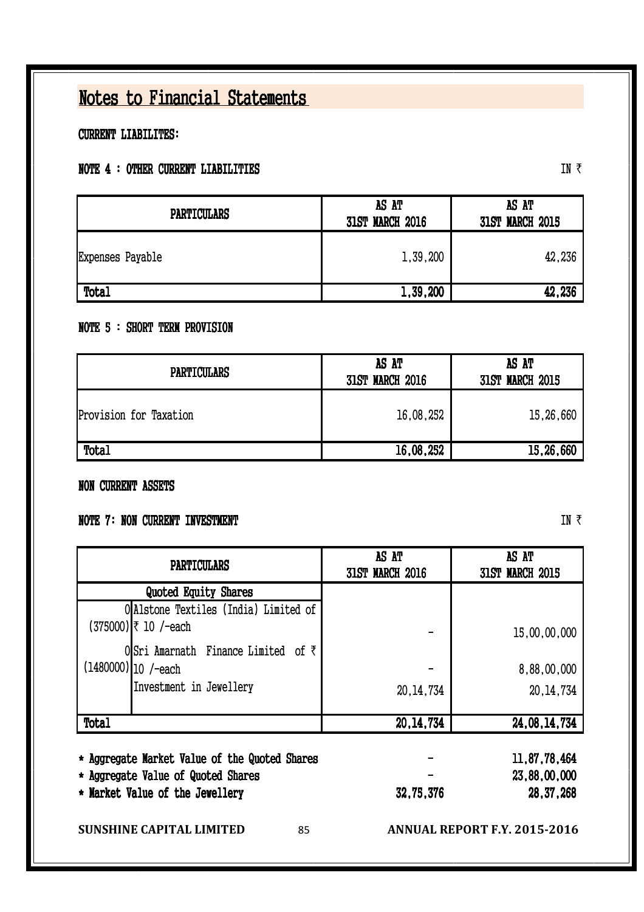# Notes to Financial Statements

**CURRENT LIABILITES:**

**NOTE 4 : OTHER CURRENT LIABILITIES** IN ₹

| PARTICULARS | AS AT 31ST MARCH 2016 | AS AT 31ST MARCH 2015 |
|---|---|---|
| Expenses Payable | 1,39,200 | 42,236 |
| **Total** | **1,39,200** | **42,236** |

**NOTE 5 : SHORT TERM PROVISION**

| PARTICULARS | AS AT 31ST MARCH 2016 | AS AT 31ST MARCH 2015 |
|---|---|---|
| Provision for Taxation | 16,08,252 | 15,26,660 |
| **Total** | **16,08,252** | **15,26,660** |

**NON CURRENT ASSETS**

**NOTE 7: NON CURRENT INVESTMENT** IN ₹

| PARTICULARS | | AS AT 31ST MARCH 2016 | AS AT 31ST MARCH 2015 |
|---|---|---|---|
| **Quoted Equity Shares** | | | |
| 0 (375000) | Alstone Textiles (India) Limited of ₹ 10 /-each | - | 15,00,00,000 |
| 0 (1480000) | Sri Amarnath Finance Limited of ₹ 10 /-each | - | 8,88,00,000 |
| | Investment in Jewellery | 20,14,734 | 20,14,734 |
| **Total** | | **20,14,734** | **24,08,14,734** |

| | | |
|---|---|---|
| **\* Aggregate Market Value of the Quoted Shares** | **-** | **11,87,78,464** |
| **\* Aggregate Value of Quoted Shares** | **-** | **23,88,00,000** |
| **\* Market Value of the Jewellery** | **32,75,376** | **28,37,268** |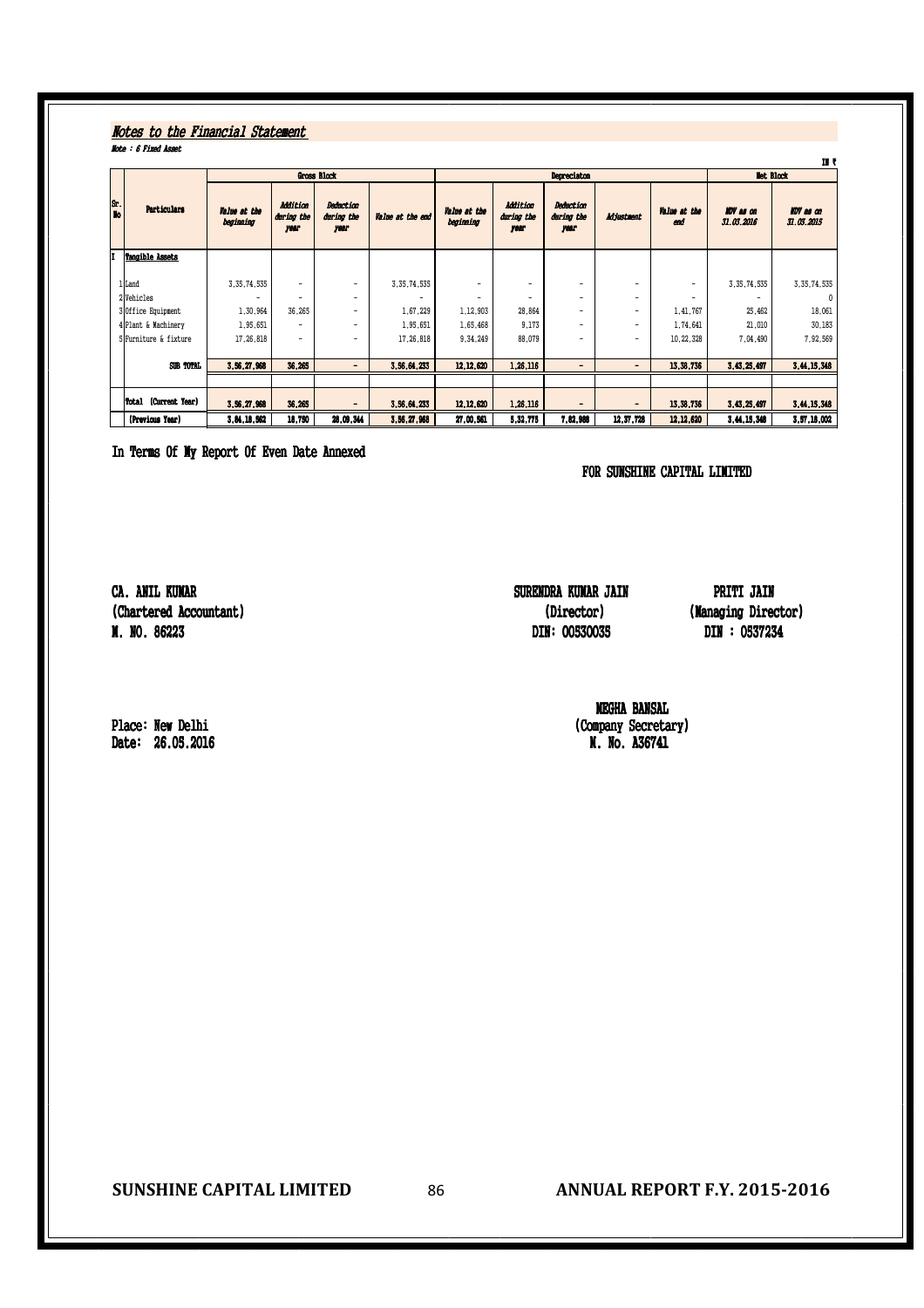## Notes to the Financial Statement

*Note : 6 Fixed Asset*

IN ₹

| Sr. No | Particulars | Gross Block | | | | Depreciaton | | | | | Net Block | |
|---|---|---|---|---|---|---|---|---|---|---|---|---|
| | | *Value at the beginning* | *Addition during the year* | *Deduction during the year* | *Value at the end* | *Value at the beginning* | *Addition during the year* | *Deduction during the year* | *Adjustment* | *Value at the end* | *WDV as on 31.03.2016* | *WDV as on 31.03.2015* |
| I | **Tangible Assets** | | | | | | | | | | | |
| 1 | Land | 3,35,74,535 | - | - | 3,35,74,535 | - | - | - | - | - | 3,35,74,535 | 3,35,74,535 |
| 2 | Vehicles | - | - | - | - | - | - | - | - | - | - | 0 |
| 3 | Office Equipment | 1,30,964 | 36,265 | - | 1,67,229 | 1,12,903 | 28,864 | - | - | 1,41,767 | 25,462 | 18,061 |
| 4 | Plant & Machinery | 1,95,651 | - | - | 1,95,651 | 1,65,468 | 9,173 | - | - | 1,74,641 | 21,010 | 30,183 |
| 5 | Furniture & fixture | 17,26,818 | - | - | 17,26,818 | 9,34,249 | 88,079 | - | - | 10,22,328 | 7,04,490 | 7,92,569 |
| | **SUB TOTAL** | **3,56,27,968** | **36,265** | **-** | **3,56,64,233** | **12,12,620** | **1,26,116** | **-** | **-** | **13,38,736** | **3,43,25,497** | **3,44,15,348** |
| | **Total (Current Year)** | **3,56,27,968** | **36,265** | **-** | **3,56,64,233** | **12,12,620** | **1,26,116** | **-** | **-** | **13,38,736** | **3,43,25,497** | **3,44,15,348** |
| | **(Previous Year)** | **3,84,18,562** | **18,750** | **28,09,344** | **3,56,27,968** | **27,00,561** | **5,32,775** | **7,82,988** | **12,37,728** | **12,12,620** | **3,44,15,348** | **3,57,18,002** |

In Terms Of My Report Of Even Date Annexed

FOR SUNSHINE CAPITAL LIMITED

**CA. ANIL KUMAR**
**(Chartered Accountant)**
**M. NO. 86223**

**SURENDRA KUMAR JAIN**
**(Director)**
**DIN: 00530035**

**PRITI JAIN**
**(Managing Director)**
**DIN : 0537234**

**MEGHA BANSAL**
**(Company Secretary)**
**M. No. A36741**

Place: New Delhi
Date: 26.05.2016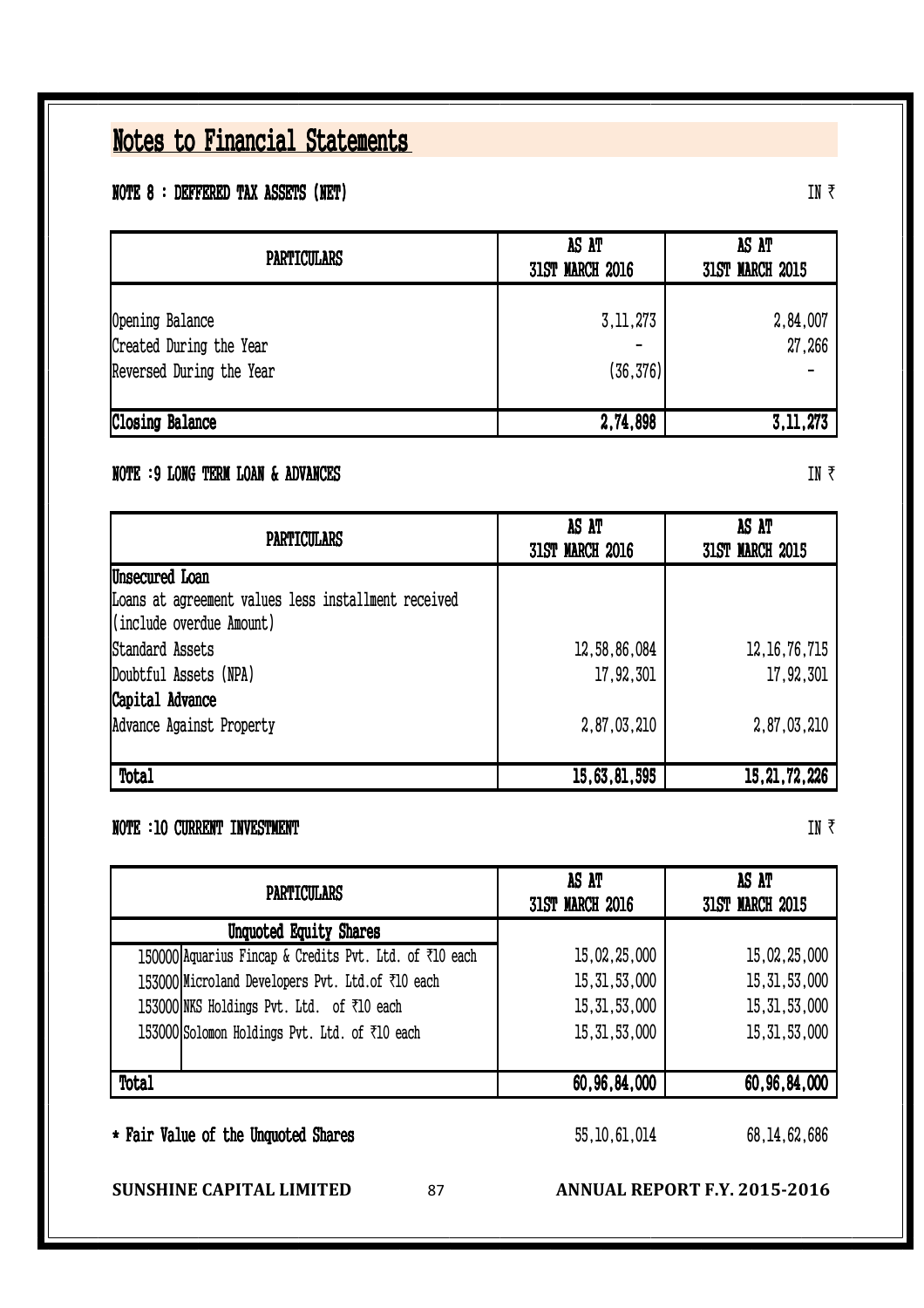# Notes to Financial Statements

**NOTE 8 : DEFFERED TAX ASSETS (NET)** IN ₹

| PARTICULARS | AS AT 31ST MARCH 2016 | AS AT 31ST MARCH 2015 |
|---|---|---|
| Opening Balance | 3,11,273 | 2,84,007 |
| Created During the Year | - | 27,266 |
| Reversed During the Year | (36,376) | - |
| **Closing Balance** | **2,74,898** | **3,11,273** |

**NOTE :9 LONG TERM LOAN & ADVANCES** IN ₹

| PARTICULARS | AS AT 31ST MARCH 2016 | AS AT 31ST MARCH 2015 |
|---|---|---|
| **Unsecured Loan** | | |
| Loans at agreement values less installment received (include overdue Amount) | | |
| Standard Assets | 12,58,86,084 | 12,16,76,715 |
| Doubtful Assets (NPA) | 17,92,301 | 17,92,301 |
| **Capital Advance** | | |
| Advance Against Property | 2,87,03,210 | 2,87,03,210 |
| **Total** | **15,63,81,595** | **15,21,72,226** |

**NOTE :10 CURRENT INVESTMENT** IN ₹

| PARTICULARS | | AS AT 31ST MARCH 2016 | AS AT 31ST MARCH 2015 |
|---|---|---|---|
| **Unquoted Equity Shares** | | | |
| 150000 | Aquarius Fincap & Credits Pvt. Ltd. of ₹10 each | 15,02,25,000 | 15,02,25,000 |
| 153000 | Microland Developers Pvt. Ltd.of ₹10 each | 15,31,53,000 | 15,31,53,000 |
| 153000 | NKS Holdings Pvt. Ltd. of ₹10 each | 15,31,53,000 | 15,31,53,000 |
| 153000 | Solomon Holdings Pvt. Ltd. of ₹10 each | 15,31,53,000 | 15,31,53,000 |
| **Total** | | **60,96,84,000** | **60,96,84,000** |

**\* Fair Value of the Unquoted Shares** 55,10,61,014 68,14,62,686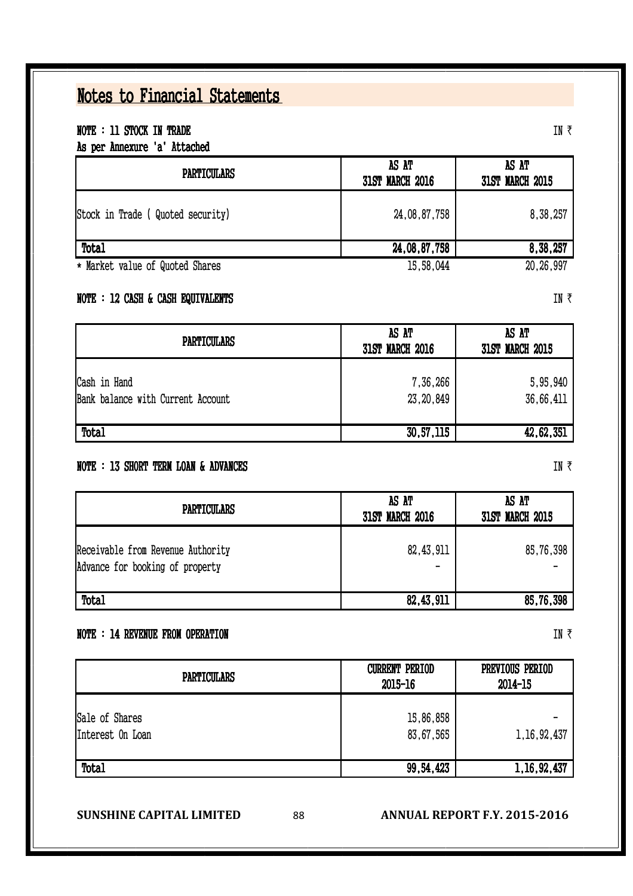# Notes to Financial Statements

**NOTE : 11 STOCK IN TRADE** IN ₹

**As per Annexure 'a' Attached**

| PARTICULARS | AS AT 31ST MARCH 2016 | AS AT 31ST MARCH 2015 |
|---|---|---|
| Stock in Trade ( Quoted security) | 24,08,87,758 | 8,38,257 |
| **Total** | **24,08,87,758** | **8,38,257** |
| * Market value of Quoted Shares | 15,58,044 | 20,26,997 |

**NOTE : 12 CASH & CASH EQUIVALENTS** IN ₹

| PARTICULARS | AS AT 31ST MARCH 2016 | AS AT 31ST MARCH 2015 |
|---|---|---|
| Cash in Hand | 7,36,266 | 5,95,940 |
| Bank balance with Current Account | 23,20,849 | 36,66,411 |
| **Total** | **30,57,115** | **42,62,351** |

**NOTE : 13 SHORT TERM LOAN & ADVANCES** IN ₹

| PARTICULARS | AS AT 31ST MARCH 2016 | AS AT 31ST MARCH 2015 |
|---|---|---|
| Receivable from Revenue Authority | 82,43,911 | 85,76,398 |
| Advance for booking of property | - | - |
| **Total** | **82,43,911** | **85,76,398** |

**NOTE : 14 REVENUE FROM OPERATION** IN ₹

| PARTICULARS | CURRENT PERIOD 2015-16 | PREVIOUS PERIOD 2014-15 |
|---|---|---|
| Sale of Shares | 15,86,858 | - |
| Interest On Loan | 83,67,565 | 1,16,92,437 |
| **Total** | **99,54,423** | **1,16,92,437** |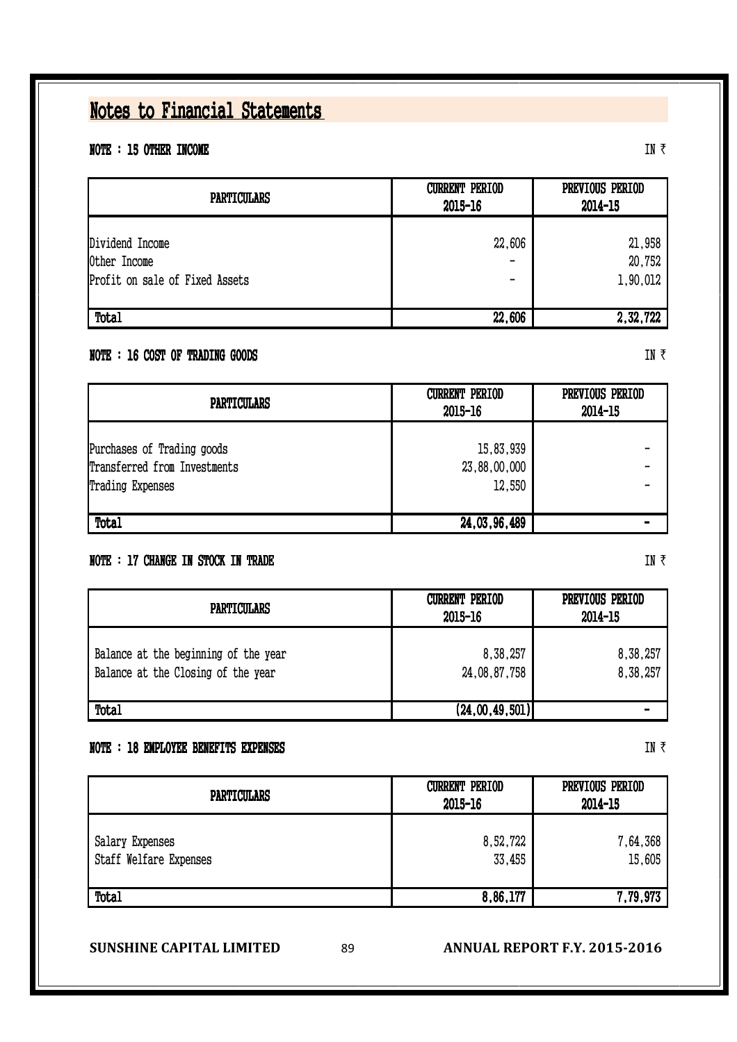# Notes to Financial Statements

### NOTE : 15 OTHER INCOME

IN ₹

| PARTICULARS | CURRENT PERIOD 2015-16 | PREVIOUS PERIOD 2014-15 |
|---|---|---|
| Dividend Income | 22,606 | 21,958 |
| Other Income | - | 20,752 |
| Profit on sale of Fixed Assets | - | 1,90,012 |
| **Total** | **22,606** | **2,32,722** |

### NOTE : 16 COST OF TRADING GOODS

IN ₹

| PARTICULARS | CURRENT PERIOD 2015-16 | PREVIOUS PERIOD 2014-15 |
|---|---|---|
| Purchases of Trading goods | 15,83,939 | - |
| Transferred from Investments | 23,88,00,000 | - |
| Trading Expenses | 12,550 | - |
| **Total** | **24,03,96,489** | **-** |

### NOTE : 17 CHANGE IN STOCK IN TRADE

IN ₹

| PARTICULARS | CURRENT PERIOD 2015-16 | PREVIOUS PERIOD 2014-15 |
|---|---|---|
| Balance at the beginning of the year | 8,38,257 | 8,38,257 |
| Balance at the Closing of the year | 24,08,87,758 | 8,38,257 |
| **Total** | **(24,00,49,501)** | **-** |

### NOTE : 18 EMPLOYEE BENEFITS EXPENSES

IN ₹

| PARTICULARS | CURRENT PERIOD 2015-16 | PREVIOUS PERIOD 2014-15 |
|---|---|---|
| Salary Expenses | 8,52,722 | 7,64,368 |
| Staff Welfare Expenses | 33,455 | 15,605 |
| **Total** | **8,86,177** | **7,79,973** |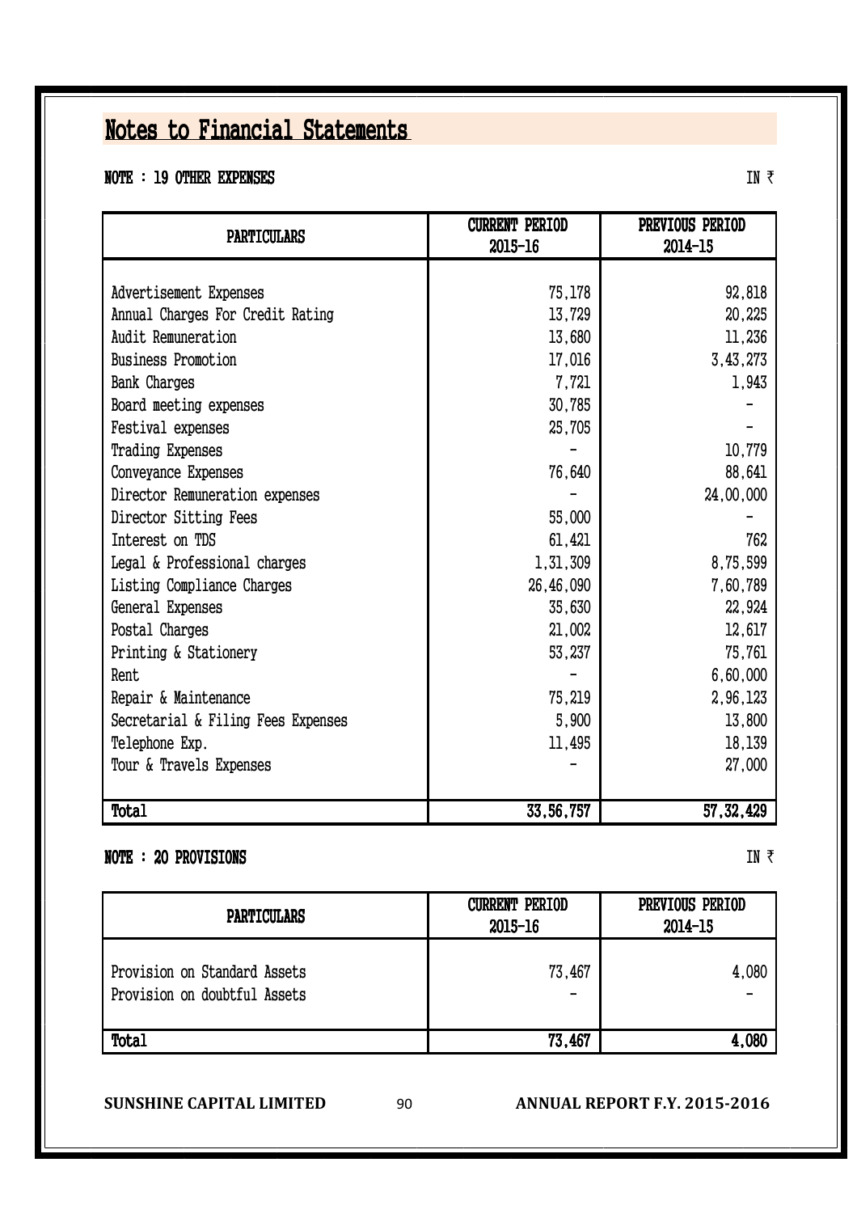# Notes to Financial Statements

**NOTE : 19 OTHER EXPENSES** IN ₹

| PARTICULARS | CURRENT PERIOD 2015-16 | PREVIOUS PERIOD 2014-15 |
|---|---|---|
| Advertisement Expenses | 75,178 | 92,818 |
| Annual Charges For Credit Rating | 13,729 | 20,225 |
| Audit Remuneration | 13,680 | 11,236 |
| Business Promotion | 17,016 | 3,43,273 |
| Bank Charges | 7,721 | 1,943 |
| Board meeting expenses | 30,785 | - |
| Festival expenses | 25,705 | - |
| Trading Expenses | - | 10,779 |
| Conveyance Expenses | 76,640 | 88,641 |
| Director Remuneration expenses | - | 24,00,000 |
| Director Sitting Fees | 55,000 | - |
| Interest on TDS | 61,421 | 762 |
| Legal & Professional charges | 1,31,309 | 8,75,599 |
| Listing Compliance Charges | 26,46,090 | 7,60,789 |
| General Expenses | 35,630 | 22,924 |
| Postal Charges | 21,002 | 12,617 |
| Printing & Stationery | 53,237 | 75,761 |
| Rent | - | 6,60,000 |
| Repair & Maintenance | 75,219 | 2,96,123 |
| Secretarial & Filing Fees Expenses | 5,900 | 13,800 |
| Telephone Exp. | 11,495 | 18,139 |
| Tour & Travels Expenses | - | 27,000 |
| **Total** | **33,56,757** | **57,32,429** |

**NOTE : 20 PROVISIONS** IN ₹

| PARTICULARS | CURRENT PERIOD 2015-16 | PREVIOUS PERIOD 2014-15 |
|---|---|---|
| Provision on Standard Assets | 73,467 | 4,080 |
| Provision on doubtful Assets | - | - |
| **Total** | **73,467** | **4,080** |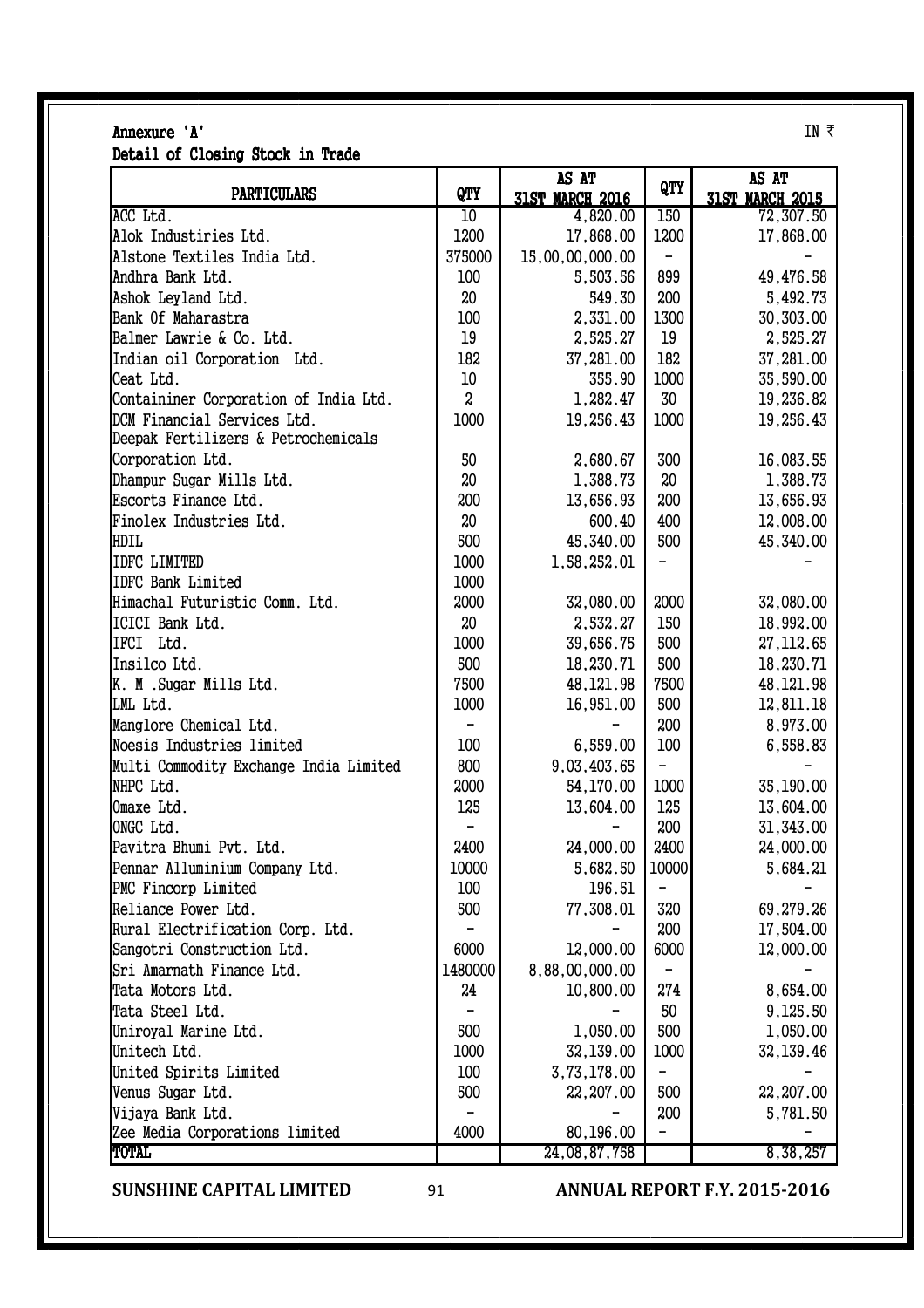Annexure 'A'

IN ₹

**Detail of Closing Stock in Trade**

| PARTICULARS | QTY | AS AT 31ST MARCH 2016 | QTY | AS AT 31ST MARCH 2015 |
|---|---|---|---|---|
| ACC Ltd. | 10 | 4,820.00 | 150 | 72,307.50 |
| Alok Industiries Ltd. | 1200 | 17,868.00 | 1200 | 17,868.00 |
| Alstone Textiles India Ltd. | 375000 | 15,00,00,000.00 | - | - |
| Andhra Bank Ltd. | 100 | 5,503.56 | 899 | 49,476.58 |
| Ashok Leyland Ltd. | 20 | 549.30 | 200 | 5,492.73 |
| Bank Of Maharastra | 100 | 2,331.00 | 1300 | 30,303.00 |
| Balmer Lawrie & Co. Ltd. | 19 | 2,525.27 | 19 | 2,525.27 |
| Indian oil Corporation Ltd. | 182 | 37,281.00 | 182 | 37,281.00 |
| Ceat Ltd. | 10 | 355.90 | 1000 | 35,590.00 |
| Containiner Corporation of India Ltd. | 2 | 1,282.47 | 30 | 19,236.82 |
| DCM Financial Services Ltd. | 1000 | 19,256.43 | 1000 | 19,256.43 |
| Deepak Fertilizers & Petrochemicals Corporation Ltd. | 50 | 2,680.67 | 300 | 16,083.55 |
| Dhampur Sugar Mills Ltd. | 20 | 1,388.73 | 20 | 1,388.73 |
| Escorts Finance Ltd. | 200 | 13,656.93 | 200 | 13,656.93 |
| Finolex Industries Ltd. | 20 | 600.40 | 400 | 12,008.00 |
| HDIL | 500 | 45,340.00 | 500 | 45,340.00 |
| IDFC LIMITED | 1000 | 1,58,252.01 | - | - |
| IDFC Bank Limited | 1000 | | | |
| Himachal Futuristic Comm. Ltd. | 2000 | 32,080.00 | 2000 | 32,080.00 |
| ICICI Bank Ltd. | 20 | 2,532.27 | 150 | 18,992.00 |
| IFCI Ltd. | 1000 | 39,656.75 | 500 | 27,112.65 |
| Insilco Ltd. | 500 | 18,230.71 | 500 | 18,230.71 |
| K. M .Sugar Mills Ltd. | 7500 | 48,121.98 | 7500 | 48,121.98 |
| LML Ltd. | 1000 | 16,951.00 | 500 | 12,811.18 |
| Manglore Chemical Ltd. | - | - | 200 | 8,973.00 |
| Noesis Industries limited | 100 | 6,559.00 | 100 | 6,558.83 |
| Multi Commodity Exchange India Limited | 800 | 9,03,403.65 | - | - |
| NHPC Ltd. | 2000 | 54,170.00 | 1000 | 35,190.00 |
| Omaxe Ltd. | 125 | 13,604.00 | 125 | 13,604.00 |
| ONGC Ltd. | - | - | 200 | 31,343.00 |
| Pavitra Bhumi Pvt. Ltd. | 2400 | 24,000.00 | 2400 | 24,000.00 |
| Pennar Alluminium Company Ltd. | 10000 | 5,682.50 | 10000 | 5,684.21 |
| PMC Fincorp Limited | 100 | 196.51 | - | - |
| Reliance Power Ltd. | 500 | 77,308.01 | 320 | 69,279.26 |
| Rural Electrification Corp. Ltd. | - | - | 200 | 17,504.00 |
| Sangotri Construction Ltd. | 6000 | 12,000.00 | 6000 | 12,000.00 |
| Sri Amarnath Finance Ltd. | 1480000 | 8,88,00,000.00 | - | - |
| Tata Motors Ltd. | 24 | 10,800.00 | 274 | 8,654.00 |
| Tata Steel Ltd. | - | - | 50 | 9,125.50 |
| Uniroyal Marine Ltd. | 500 | 1,050.00 | 500 | 1,050.00 |
| Unitech Ltd. | 1000 | 32,139.00 | 1000 | 32,139.46 |
| United Spirits Limited | 100 | 3,73,178.00 | - | - |
| Venus Sugar Ltd. | 500 | 22,207.00 | 500 | 22,207.00 |
| Vijaya Bank Ltd. | - | - | 200 | 5,781.50 |
| Zee Media Corporations limited | 4000 | 80,196.00 | - | - |
| **TOTAL** | | 24,08,87,758 | | 8,38,257 |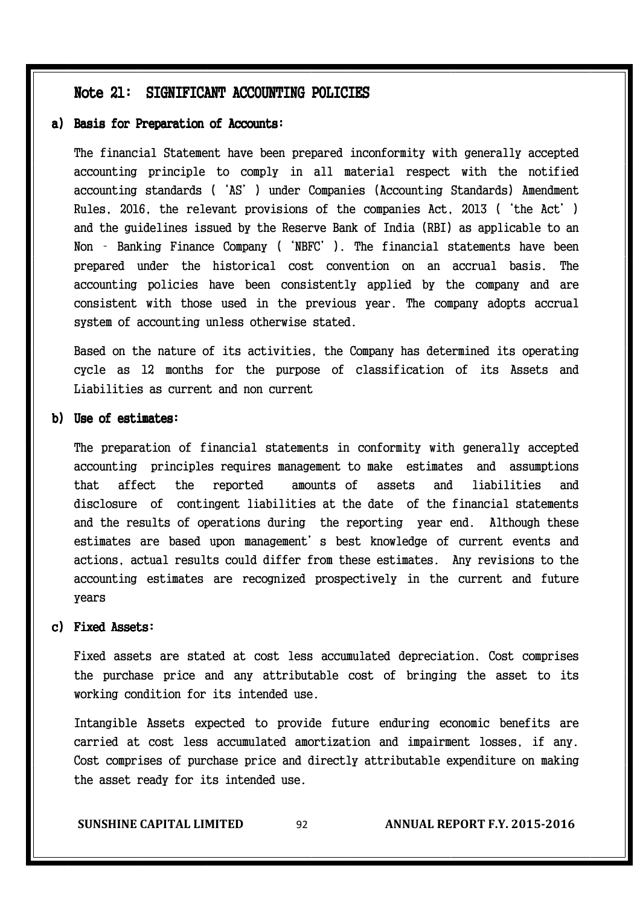## Note 21: SIGNIFICANT ACCOUNTING POLICIES

### a) Basis for Preparation of Accounts:

The financial Statement have been prepared inconformity with generally accepted accounting principle to comply in all material respect with the notified accounting standards ( 'AS' ) under Companies (Accounting Standards) Amendment Rules, 2016, the relevant provisions of the companies Act, 2013 ( 'the Act' ) and the guidelines issued by the Reserve Bank of India (RBI) as applicable to an Non – Banking Finance Company ( 'NBFC' ). The financial statements have been prepared under the historical cost convention on an accrual basis. The accounting policies have been consistently applied by the company and are consistent with those used in the previous year. The company adopts accrual system of accounting unless otherwise stated.

Based on the nature of its activities, the Company has determined its operating cycle as 12 months for the purpose of classification of its Assets and Liabilities as current and non current

### b) Use of estimates:

The preparation of financial statements in conformity with generally accepted accounting principles requires management to make estimates and assumptions that affect the reported amounts of assets and liabilities and disclosure of contingent liabilities at the date of the financial statements and the results of operations during the reporting year end. Although these estimates are based upon management's best knowledge of current events and actions, actual results could differ from these estimates. Any revisions to the accounting estimates are recognized prospectively in the current and future years

### c) Fixed Assets:

Fixed assets are stated at cost less accumulated depreciation. Cost comprises the purchase price and any attributable cost of bringing the asset to its working condition for its intended use.

Intangible Assets expected to provide future enduring economic benefits are carried at cost less accumulated amortization and impairment losses, if any. Cost comprises of purchase price and directly attributable expenditure on making the asset ready for its intended use.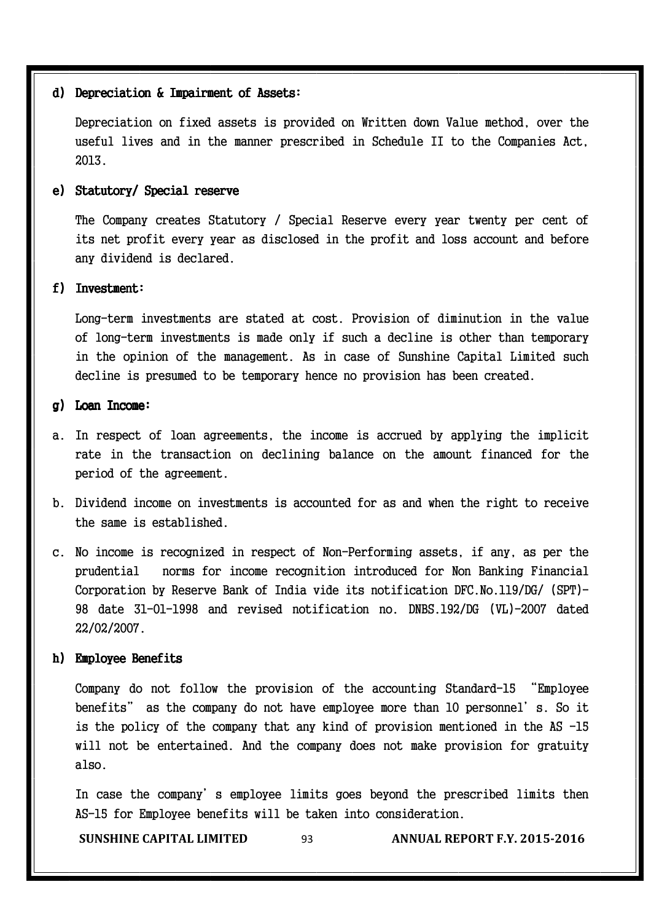**d) Depreciation & Impairment of Assets:**

Depreciation on fixed assets is provided on Written down Value method, over the useful lives and in the manner prescribed in Schedule II to the Companies Act, 2013.

**e) Statutory/ Special reserve**

The Company creates Statutory / Special Reserve every year twenty per cent of its net profit every year as disclosed in the profit and loss account and before any dividend is declared.

**f) Investment:**

Long-term investments are stated at cost. Provision of diminution in the value of long-term investments is made only if such a decline is other than temporary in the opinion of the management. As in case of Sunshine Capital Limited such decline is presumed to be temporary hence no provision has been created.

**g) Loan Income:**

a. In respect of loan agreements, the income is accrued by applying the implicit rate in the transaction on declining balance on the amount financed for the period of the agreement.

b. Dividend income on investments is accounted for as and when the right to receive the same is established.

c. No income is recognized in respect of Non-Performing assets, if any, as per the prudential norms for income recognition introduced for Non Banking Financial Corporation by Reserve Bank of India vide its notification DFC.No.119/DG/ (SPT)-98 date 31-01-1998 and revised notification no. DNBS.192/DG (VL)-2007 dated 22/02/2007.

**h) Employee Benefits**

Company do not follow the provision of the accounting Standard-15 "Employee benefits" as the company do not have employee more than 10 personnel's. So it is the policy of the company that any kind of provision mentioned in the AS -15 will not be entertained. And the company does not make provision for gratuity also.

In case the company's employee limits goes beyond the prescribed limits then AS-15 for Employee benefits will be taken into consideration.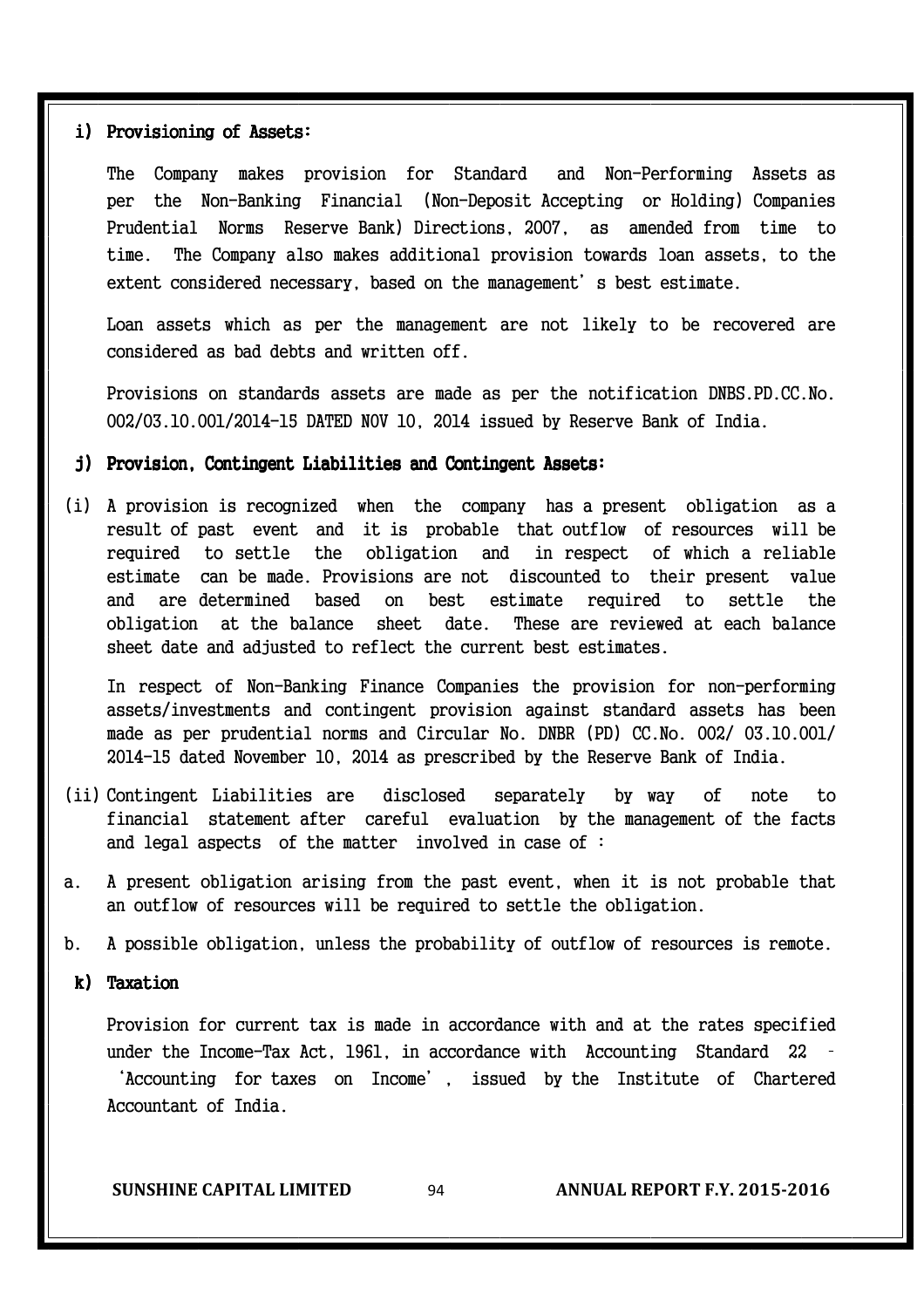### i) Provisioning of Assets:

The Company makes provision for Standard and Non-Performing Assets as per the Non-Banking Financial (Non-Deposit Accepting or Holding) Companies Prudential Norms Reserve Bank) Directions, 2007, as amended from time to time. The Company also makes additional provision towards loan assets, to the extent considered necessary, based on the management's best estimate.

Loan assets which as per the management are not likely to be recovered are considered as bad debts and written off.

Provisions on standards assets are made as per the notification DNBS.PD.CC.No. 002/03.10.001/2014-15 DATED NOV 10, 2014 issued by Reserve Bank of India.

### j) Provision, Contingent Liabilities and Contingent Assets:

(i) A provision is recognized when the company has a present obligation as a result of past event and it is probable that outflow of resources will be required to settle the obligation and in respect of which a reliable estimate can be made. Provisions are not discounted to their present value and are determined based on best estimate required to settle the obligation at the balance sheet date. These are reviewed at each balance sheet date and adjusted to reflect the current best estimates.

In respect of Non-Banking Finance Companies the provision for non-performing assets/investments and contingent provision against standard assets has been made as per prudential norms and Circular No. DNBR (PD) CC.No. 002/ 03.10.001/ 2014-15 dated November 10, 2014 as prescribed by the Reserve Bank of India.

(ii) Contingent Liabilities are disclosed separately by way of note to financial statement after careful evaluation by the management of the facts and legal aspects of the matter involved in case of :

a. A present obligation arising from the past event, when it is not probable that an outflow of resources will be required to settle the obligation.

b. A possible obligation, unless the probability of outflow of resources is remote.

### k) Taxation

Provision for current tax is made in accordance with and at the rates specified under the Income-Tax Act, 1961, in accordance with Accounting Standard 22 – 'Accounting for taxes on Income', issued by the Institute of Chartered Accountant of India.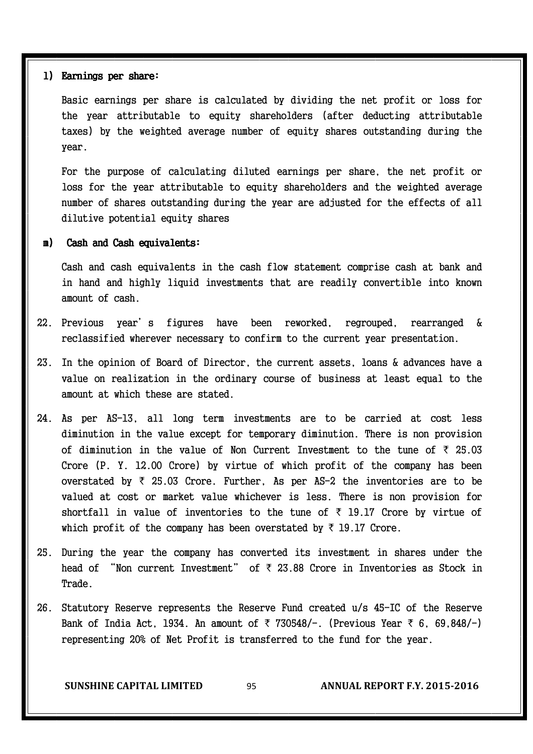**l) Earnings per share:**

Basic earnings per share is calculated by dividing the net profit or loss for the year attributable to equity shareholders (after deducting attributable taxes) by the weighted average number of equity shares outstanding during the year.

For the purpose of calculating diluted earnings per share, the net profit or loss for the year attributable to equity shareholders and the weighted average number of shares outstanding during the year are adjusted for the effects of all dilutive potential equity shares

**m) Cash and Cash equivalents:**

Cash and cash equivalents in the cash flow statement comprise cash at bank and in hand and highly liquid investments that are readily convertible into known amount of cash.

22. Previous year's figures have been reworked, regrouped, rearranged & reclassified wherever necessary to confirm to the current year presentation.

23. In the opinion of Board of Director, the current assets, loans & advances have a value on realization in the ordinary course of business at least equal to the amount at which these are stated.

24. As per AS-13, all long term investments are to be carried at cost less diminution in the value except for temporary diminution. There is non provision of diminution in the value of Non Current Investment to the tune of ₹ 25.03 Crore (P. Y. 12.00 Crore) by virtue of which profit of the company has been overstated by ₹ 25.03 Crore. Further, As per AS-2 the inventories are to be valued at cost or market value whichever is less. There is non provision for shortfall in value of inventories to the tune of ₹ 19.17 Crore by virtue of which profit of the company has been overstated by ₹ 19.17 Crore.

25. During the year the company has converted its investment in shares under the head of "Non current Investment" of ₹ 23.88 Crore in Inventories as Stock in Trade.

26. Statutory Reserve represents the Reserve Fund created u/s 45-IC of the Reserve Bank of India Act, 1934. An amount of ₹ 730548/-. (Previous Year ₹ 6, 69,848/-) representing 20% of Net Profit is transferred to the fund for the year.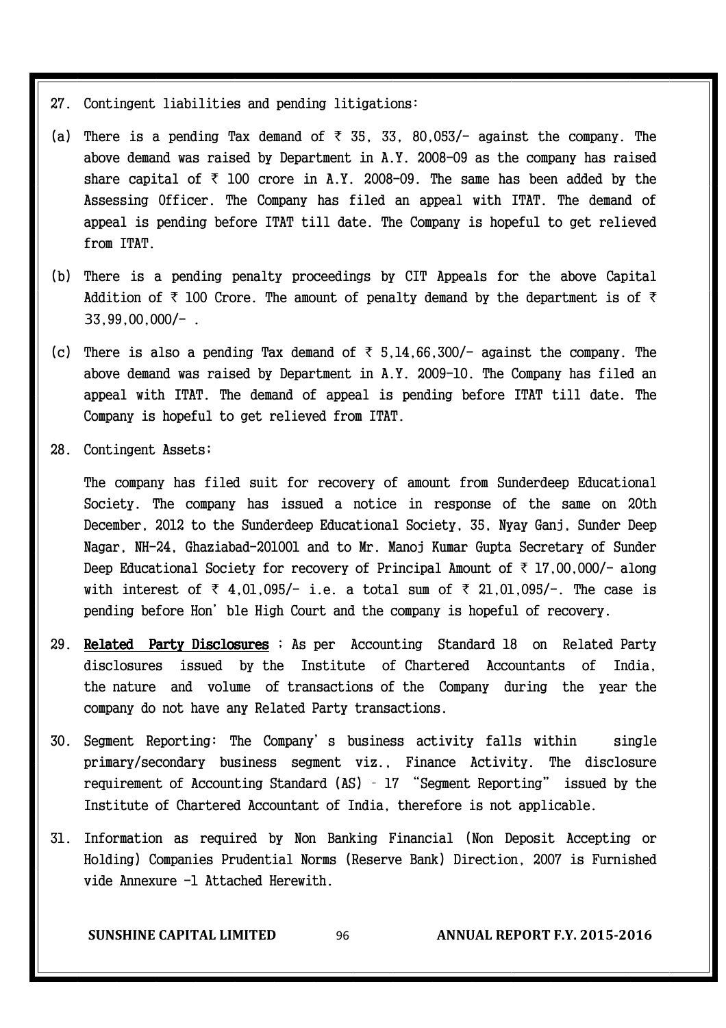27. Contingent liabilities and pending litigations:

(a) There is a pending Tax demand of ₹ 35, 33, 80,053/- against the company. The above demand was raised by Department in A.Y. 2008-09 as the company has raised share capital of ₹ 100 crore in A.Y. 2008-09. The same has been added by the Assessing Officer. The Company has filed an appeal with ITAT. The demand of appeal is pending before ITAT till date. The Company is hopeful to get relieved from ITAT.

(b) There is a pending penalty proceedings by CIT Appeals for the above Capital Addition of ₹ 100 Crore. The amount of penalty demand by the department is of ₹ 33,99,00,000/- .

(c) There is also a pending Tax demand of ₹ 5,14,66,300/- against the company. The above demand was raised by Department in A.Y. 2009-10. The Company has filed an appeal with ITAT. The demand of appeal is pending before ITAT till date. The Company is hopeful to get relieved from ITAT.

28. Contingent Assets;

The company has filed suit for recovery of amount from Sunderdeep Educational Society. The company has issued a notice in response of the same on 20th December, 2012 to the Sunderdeep Educational Society, 35, Nyay Ganj, Sunder Deep Nagar, NH-24, Ghaziabad-201001 and to Mr. Manoj Kumar Gupta Secretary of Sunder Deep Educational Society for recovery of Principal Amount of ₹ 17,00,000/- along with interest of ₹ 4,01,095/- i.e. a total sum of ₹ 21,01,095/-. The case is pending before Hon'ble High Court and the company is hopeful of recovery.

29. **Related Party Disclosures** ; As per Accounting Standard 18 on Related Party disclosures issued by the Institute of Chartered Accountants of India, the nature and volume of transactions of the Company during the year the company do not have any Related Party transactions.

30. Segment Reporting: The Company's business activity falls within single primary/secondary business segment viz., Finance Activity. The disclosure requirement of Accounting Standard (AS) - 17 "Segment Reporting" issued by the Institute of Chartered Accountant of India, therefore is not applicable.

31. Information as required by Non Banking Financial (Non Deposit Accepting or Holding) Companies Prudential Norms (Reserve Bank) Direction, 2007 is Furnished vide Annexure -1 Attached Herewith.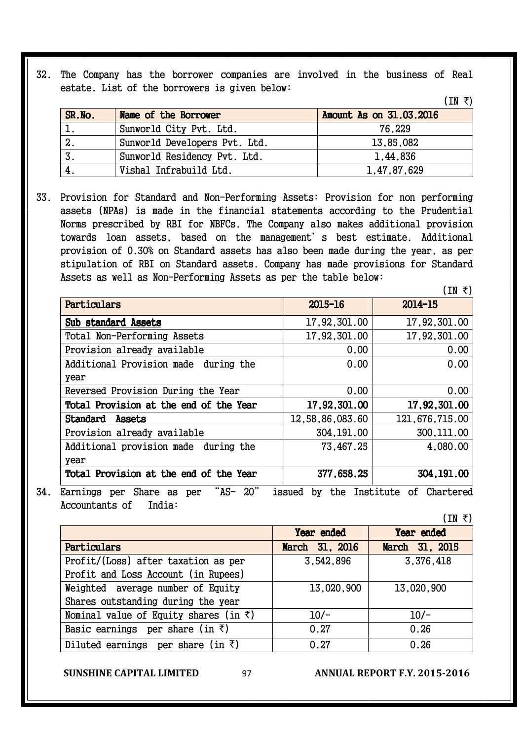32. The Company has the borrower companies are involved in the business of Real estate. List of the borrowers is given below:

(IN ₹)

| SR.No. | Name of the Borrower | Amount As on 31.03.2016 |
|---|---|---|
| 1. | Sunworld City Pvt. Ltd. | 76,229 |
| 2. | Sunworld Developers Pvt. Ltd. | 13,85,082 |
| 3. | Sunworld Residency Pvt. Ltd. | 1,44,836 |
| 4. | Vishal Infrabuild Ltd. | 1,47,87,629 |

33. Provision for Standard and Non-Performing Assets: Provision for non performing assets (NPAs) is made in the financial statements according to the Prudential Norms prescribed by RBI for NBFCs. The Company also makes additional provision towards loan assets, based on the management's best estimate. Additional provision of 0.30% on Standard assets has also been made during the year, as per stipulation of RBI on Standard assets. Company has made provisions for Standard Assets as well as Non-Performing Assets as per the table below:

(IN ₹)

| Particulars | 2015-16 | 2014-15 |
|---|---|---|
| **Sub standard Assets** | 17,92,301.00 | 17,92,301.00 |
| Total Non-Performing Assets | 17,92,301.00 | 17,92,301.00 |
| Provision already available | 0.00 | 0.00 |
| Additional Provision made during the year | 0.00 | 0.00 |
| Reversed Provision During the Year | 0.00 | 0.00 |
| **Total Provision at the end of the Year** | **17,92,301.00** | **17,92,301.00** |
| **Standard Assets** | 12,58,86,083.60 | 121,676,715.00 |
| Provision already available | 304,191.00 | 300,111.00 |
| Additional provision made during the year | 73,467.25 | 4,080.00 |
| **Total Provision at the end of the Year** | **377,658.25** | **304,191.00** |

34. Earnings per Share as per "AS- 20" issued by the Institute of Chartered Accountants of India:

(IN ₹)

| Particulars | Year ended March 31, 2016 | Year ended March 31, 2015 |
|---|---|---|
| Profit/(Loss) after taxation as per Profit and Loss Account (in Rupees) | 3,542,896 | 3,376,418 |
| Weighted average number of Equity Shares outstanding during the year | 13,020,900 | 13,020,900 |
| Nominal value of Equity shares (in ₹) | 10/- | 10/- |
| Basic earnings per share (in ₹) | 0.27 | 0.26 |
| Diluted earnings per share (in ₹) | 0.27 | 0.26 |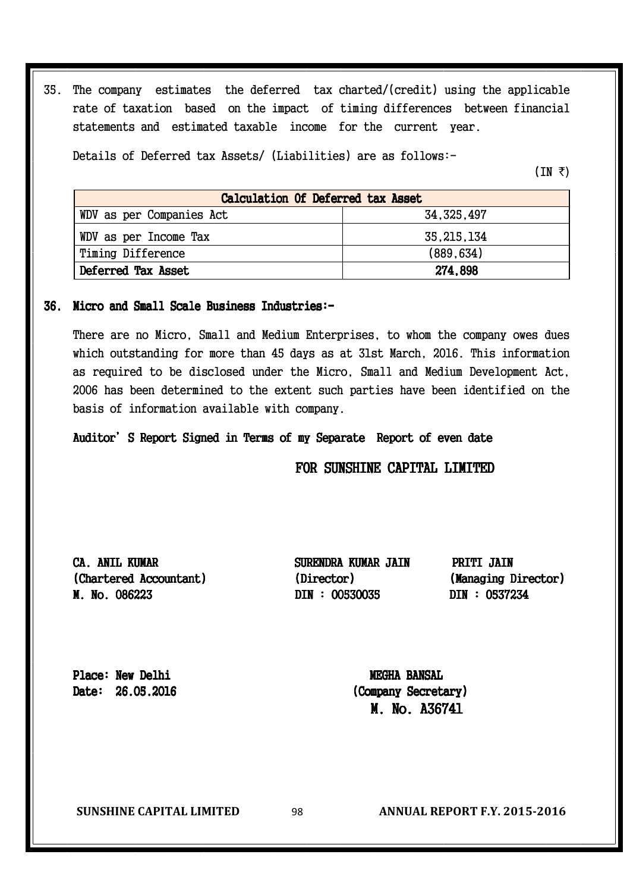35. The company estimates the deferred tax charted/(credit) using the applicable rate of taxation based on the impact of timing differences between financial statements and estimated taxable income for the current year.

Details of Deferred tax Assets/ (Liabilities) are as follows:-

(IN ₹)

| Calculation Of Deferred tax Asset | |
|---|---|
| WDV as per Companies Act | 34,325,497 |
| WDV as per Income Tax | 35,215,134 |
| Timing Difference | (889,634) |
| **Deferred Tax Asset** | **274,898** |

## 36. Micro and Small Scale Business Industries:-

There are no Micro, Small and Medium Enterprises, to whom the company owes dues which outstanding for more than 45 days as at 31st March, 2016. This information as required to be disclosed under the Micro, Small and Medium Development Act, 2006 has been determined to the extent such parties have been identified on the basis of information available with company.

**Auditor' S Report Signed in Terms of my Separate Report of even date**

FOR SUNSHINE CAPITAL LIMITED

**CA. ANIL KUMAR**
**(Chartered Accountant)**
**M. No. 086223**

**SURENDRA KUMAR JAIN**
**(Director)**
**DIN : 00530035**

**PRITI JAIN**
**(Managing Director)**
**DIN : 0537234**

**Place: New Delhi**
**Date: 26.05.2016**

**MEGHA BANSAL**
**(Company Secretary)**
**M. No. A36741**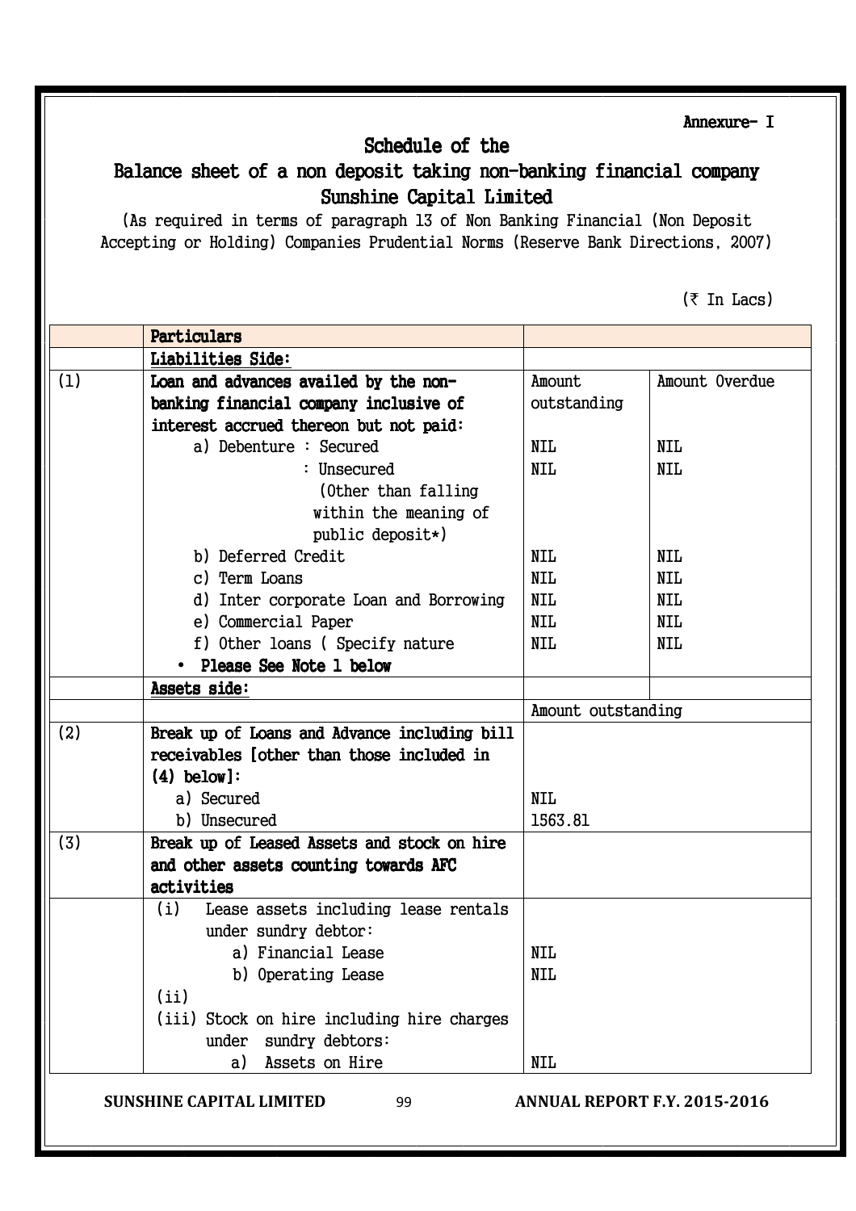Annexure- I

# Schedule of the
# Balance sheet of a non deposit taking non-banking financial company
# Sunshine Capital Limited

(As required in terms of paragraph 13 of Non Banking Financial (Non Deposit Accepting or Holding) Companies Prudential Norms (Reserve Bank Directions, 2007)

(₹ In Lacs)

| | Particulars | | |
|---|---|---|---|
| | **Liabilities Side:** | | |
| (1) | **Loan and advances availed by the non-banking financial company inclusive of interest accrued thereon but not paid:** | Amount outstanding | Amount Overdue |
| | a) Debenture : Secured | NIL | NIL |
| | : Unsecured (Other than falling within the meaning of public deposit*) | NIL | NIL |
| | b) Deferred Credit | NIL | NIL |
| | c) Term Loans | NIL | NIL |
| | d) Inter corporate Loan and Borrowing | NIL | NIL |
| | e) Commercial Paper | NIL | NIL |
| | f) Other loans ( Specify nature | NIL | NIL |
| | • **Please See Note 1 below** | | |
| | **Assets side:** | | |
| | | Amount outstanding | |
| (2) | **Break up of Loans and Advance including bill receivables [other than those included in (4) below]:** | | |
| | a) Secured | NIL | |
| | b) Unsecured | 1563.81 | |
| (3) | **Break up of Leased Assets and stock on hire and other assets counting towards AFC activities** | | |
| | (i) Lease assets including lease rentals under sundry debtor: | | |
| | a) Financial Lease | NIL | |
| | b) Operating Lease | NIL | |
| | (ii) | | |
| | (iii) Stock on hire including hire charges under sundry debtors: | | |
| | a) Assets on Hire | NIL | |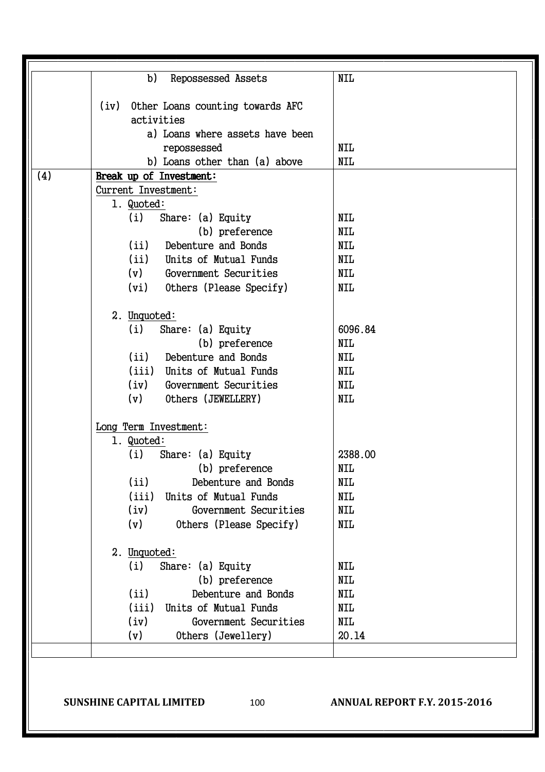| | | |
|---|---|---|
| | b) Repossessed Assets | NIL |
| | (iv) Other Loans counting towards AFC activities | |
| | a) Loans where assets have been repossessed | NIL |
| | b) Loans other than (a) above | NIL |
| (4) | **Break up of Investment:** | |
| | Current Investment: | |
| | 1. Quoted: | |
| | (i) Share: (a) Equity | NIL |
| | (b) preference | NIL |
| | (ii) Debenture and Bonds | NIL |
| | (ii) Units of Mutual Funds | NIL |
| | (v) Government Securities | NIL |
| | (vi) Others (Please Specify) | NIL |
| | 2. Unquoted: | |
| | (i) Share: (a) Equity | 6096.84 |
| | (b) preference | NIL |
| | (ii) Debenture and Bonds | NIL |
| | (iii) Units of Mutual Funds | NIL |
| | (iv) Government Securities | NIL |
| | (v) Others (JEWELLERY) | NIL |
| | Long Term Investment: | |
| | 1. Quoted: | |
| | (i) Share: (a) Equity | 2388.00 |
| | (b) preference | NIL |
| | (ii) Debenture and Bonds | NIL |
| | (iii) Units of Mutual Funds | NIL |
| | (iv) Government Securities | NIL |
| | (v) Others (Please Specify) | NIL |
| | 2. Unquoted: | |
| | (i) Share: (a) Equity | NIL |
| | (b) preference | NIL |
| | (ii) Debenture and Bonds | NIL |
| | (iii) Units of Mutual Funds | NIL |
| | (iv) Government Securities | NIL |
| | (v) Others (Jewellery) | 20.14 |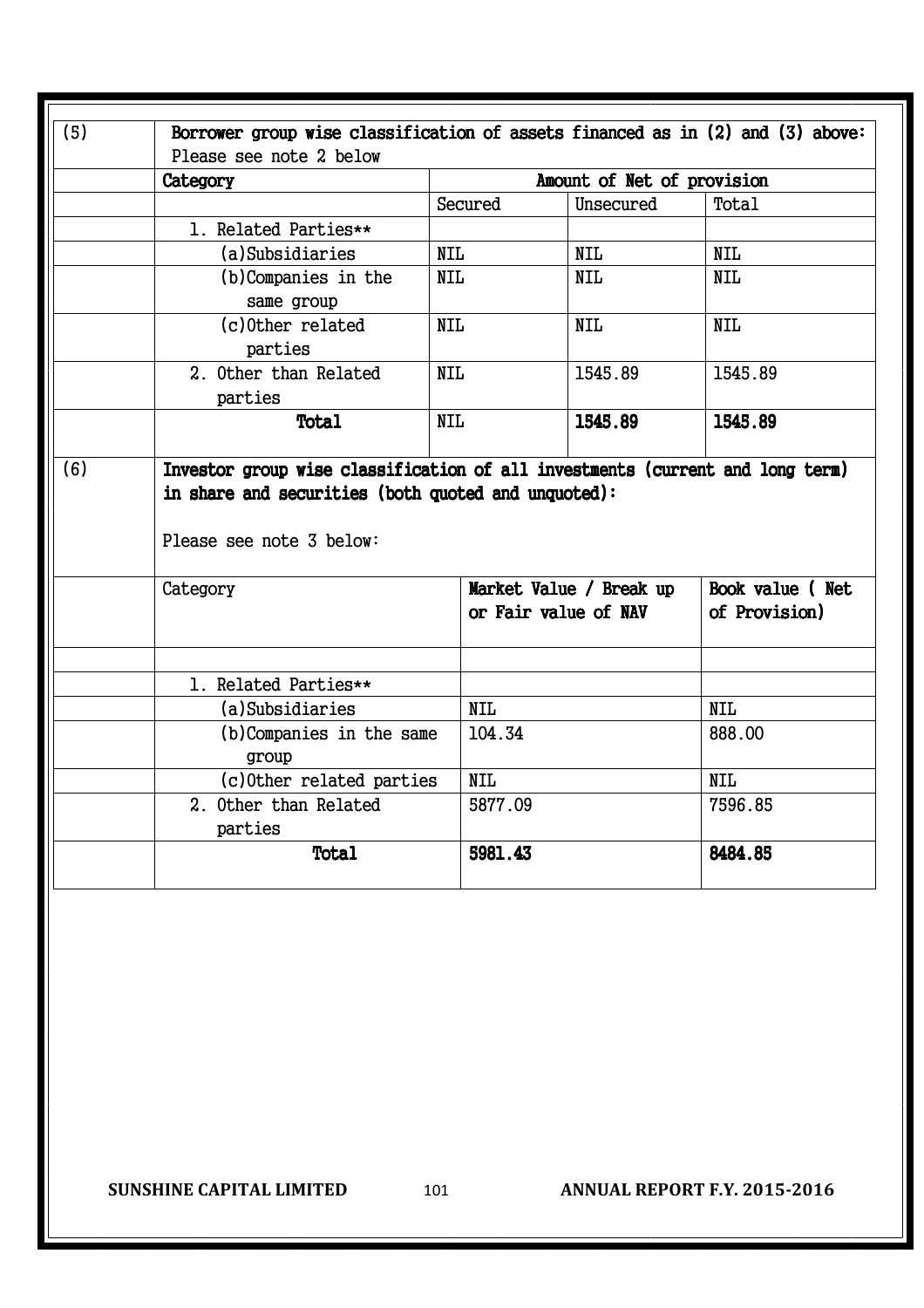| (5) | **Borrower group wise classification of assets financed as in (2) and (3) above:** Please see note 2 below | | |
|---|---|---|---|
| | **Category** | **Amount of Net of provision** | | |
| | | Secured | Unsecured | Total |
| | 1. Related Parties** | | | |
| | (a) Subsidiaries | NIL | NIL | NIL |
| | (b) Companies in the same group | NIL | NIL | NIL |
| | (c) Other related parties | NIL | NIL | NIL |
| | 2. Other than Related parties | NIL | 1545.89 | 1545.89 |
| | **Total** | NIL | **1545.89** | **1545.89** |

| (6) | **Investor group wise classification of all investments (current and long term) in share and securities (both quoted and unquoted):** Please see note 3 below: | | |
|---|---|---|---|
| | Category | **Market Value / Break up or Fair value of NAV** | **Book value ( Net of Provision)** |
| | | | |
| | 1. Related Parties** | | |
| | (a) Subsidiaries | NIL | NIL |
| | (b) Companies in the same group | 104.34 | 888.00 |
| | (c) Other related parties | NIL | NIL |
| | 2. Other than Related parties | 5877.09 | 7596.85 |
| | **Total** | **5981.43** | **8484.85** |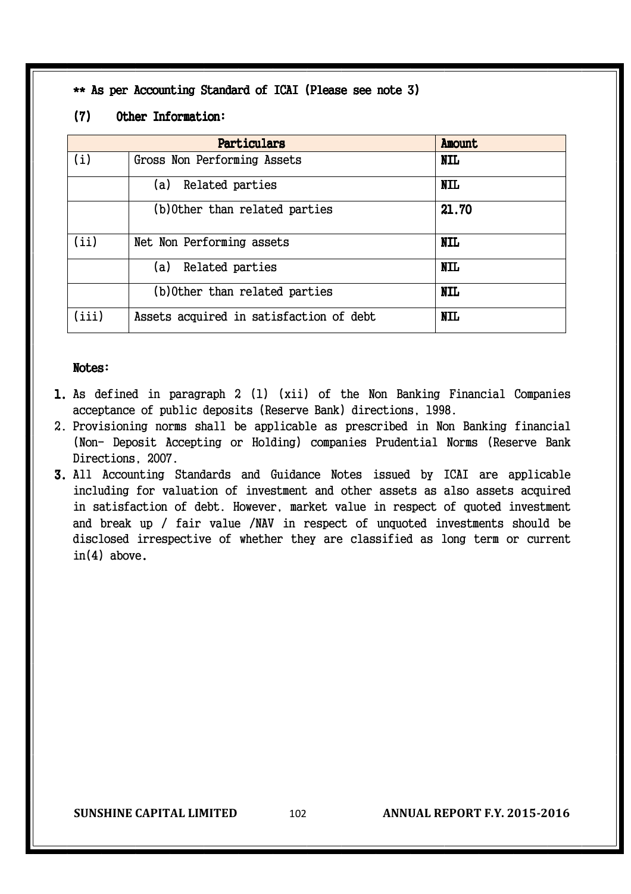** As per Accounting Standard of ICAI (Please see note 3)

## (7) Other Information:

| Particulars | | Amount |
|---|---|---|
| (i) | Gross Non Performing Assets | NIL |
| | (a) Related parties | NIL |
| | (b)Other than related parties | 21.70 |
| (ii) | Net Non Performing assets | NIL |
| | (a) Related parties | NIL |
| | (b)Other than related parties | NIL |
| (iii) | Assets acquired in satisfaction of debt | NIL |

**Notes:**

1. As defined in paragraph 2 (1) (xii) of the Non Banking Financial Companies acceptance of public deposits (Reserve Bank) directions, 1998.
2. Provisioning norms shall be applicable as prescribed in Non Banking financial (Non- Deposit Accepting or Holding) companies Prudential Norms (Reserve Bank Directions, 2007.
3. All Accounting Standards and Guidance Notes issued by ICAI are applicable including for valuation of investment and other assets as also assets acquired in satisfaction of debt. However, market value in respect of quoted investment and break up / fair value /NAV in respect of unquoted investments should be disclosed irrespective of whether they are classified as long term or current in(4) above.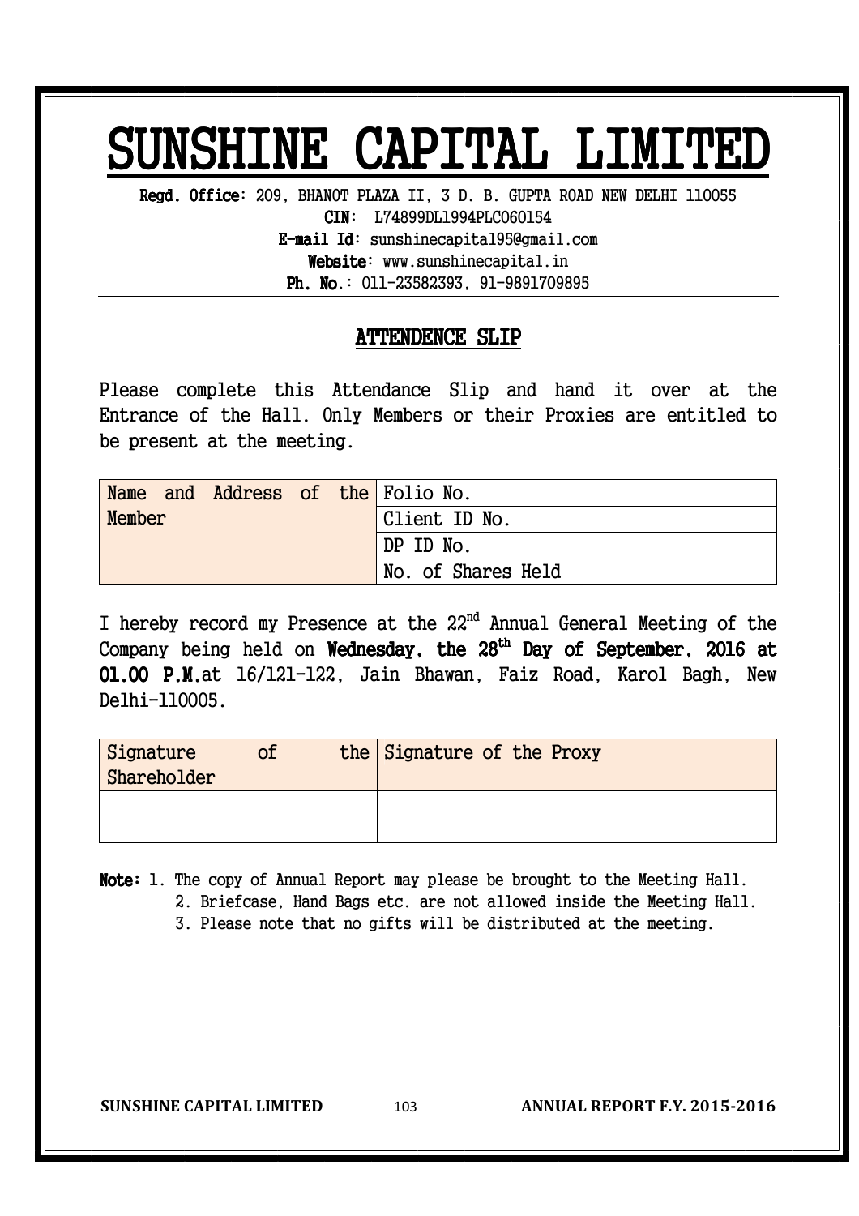# SUNSHINE CAPITAL LIMITED

**Regd. Office**: 209, BHANOT PLAZA II, 3 D. B. GUPTA ROAD NEW DELHI 110055
**CIN**: L74899DL1994PLC060154
**E-mail Id**: sunshinecapital95@gmail.com
**Website**: www.sunshinecapital.in
**Ph. No.**: 011-23582393, 91-9891709895

## ATTENDENCE SLIP

Please complete this Attendance Slip and hand it over at the Entrance of the Hall. Only Members or their Proxies are entitled to be present at the meeting.

| Name and Address of the Member | Folio No. |
|---|---|
| | Client ID No. |
| | DP ID No. |
| | No. of Shares Held |

I hereby record my Presence at the 22nd Annual General Meeting of the Company being held on **Wednesday, the 28th Day of September, 2016 at 01.00 P.M.** at 16/121-122, Jain Bhawan, Faiz Road, Karol Bagh, New Delhi-110005.

| Signature of the Shareholder | Signature of the Proxy |
|---|---|
| | |

**Note:** 1. The copy of Annual Report may please be brought to the Meeting Hall.
2. Briefcase, Hand Bags etc. are not allowed inside the Meeting Hall.
3. Please note that no gifts will be distributed at the meeting.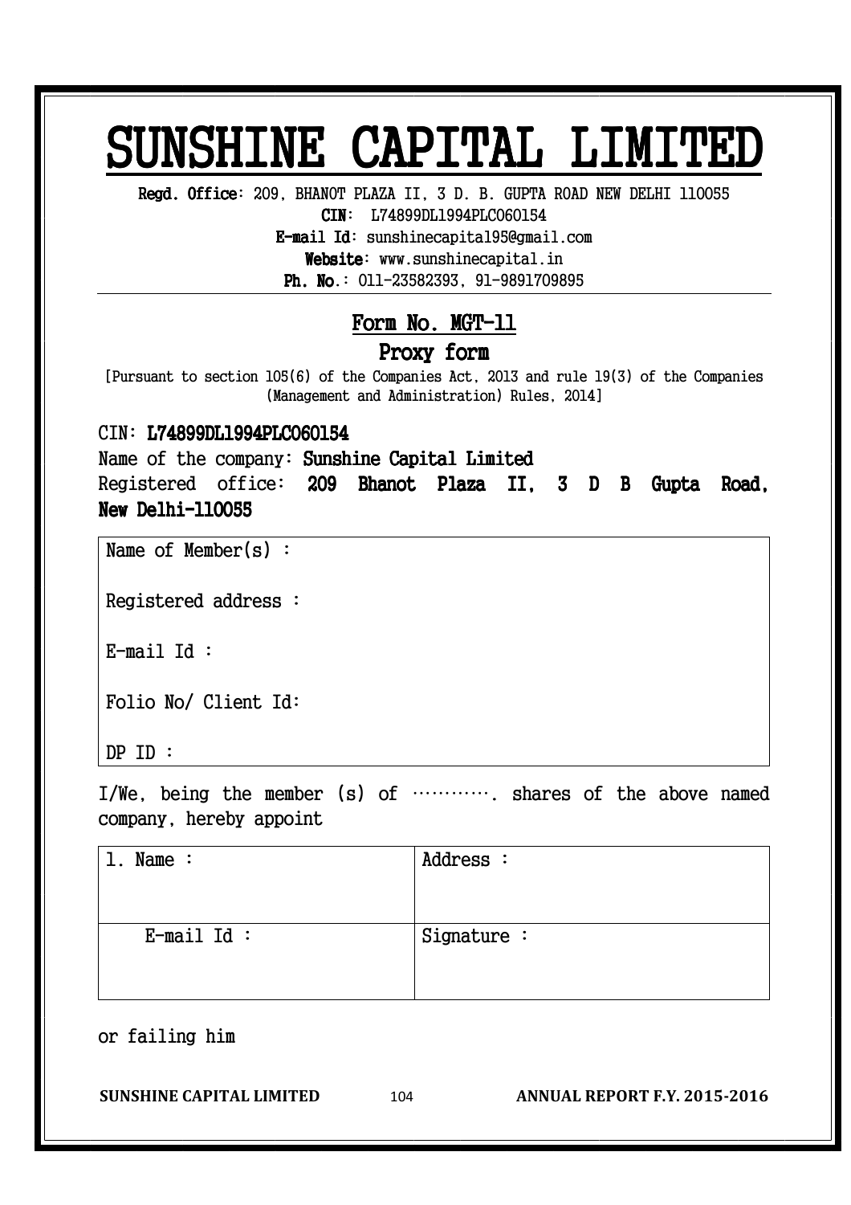# SUNSHINE CAPITAL LIMITED

**Regd. Office**: 209, BHANOT PLAZA II, 3 D. B. GUPTA ROAD NEW DELHI 110055
**CIN**: L74899DL1994PLC060154
**E-mail Id**: sunshinecapital95@gmail.com
**Website**: www.sunshinecapital.in
**Ph. No.**: 011-23582393, 91-9891709895

## Form No. MGT-11

## Proxy form

[Pursuant to section 105(6) of the Companies Act, 2013 and rule 19(3) of the Companies (Management and Administration) Rules, 2014]

CIN: **L74899DL1994PLC060154**

Name of the company: **Sunshine Capital Limited**

Registered office: **209 Bhanot Plaza II, 3 D B Gupta Road, New Delhi-110055**

| Name of Member(s) : |
|---|
| Registered address : |
| E-mail Id : |
| Folio No/ Client Id: |
| DP ID : |

I/We, being the member (s) of …………. shares of the above named company, hereby appoint

| 1. Name : | Address : |
|---|---|
| E-mail Id : | Signature : |

or failing him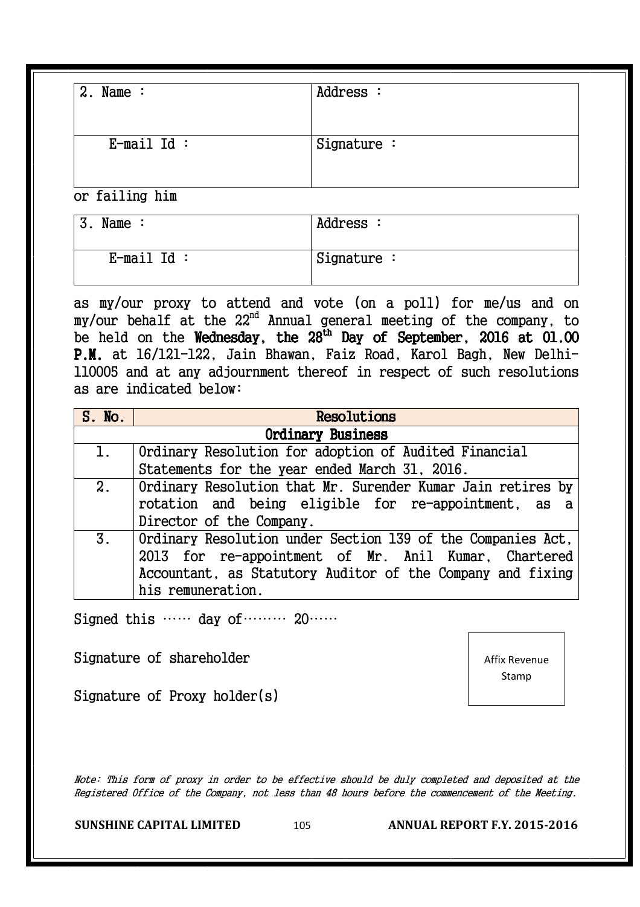| 2. Name : | Address : |
|---|---|
| E-mail Id : | Signature : |

or failing him

| 3. Name : | Address : |
|---|---|
| E-mail Id : | Signature : |

as my/our proxy to attend and vote (on a poll) for me/us and on my/our behalf at the 22nd Annual general meeting of the company, to be held on the **Wednesday, the 28th Day of September, 2016 at 01.00 P.M.** at 16/121-122, Jain Bhawan, Faiz Road, Karol Bagh, New Delhi-110005 and at any adjournment thereof in respect of such resolutions as are indicated below:

| S. No. | Resolutions |
|---|---|
| | **Ordinary Business** |
| 1. | Ordinary Resolution for adoption of Audited Financial Statements for the year ended March 31, 2016. |
| 2. | Ordinary Resolution that Mr. Surender Kumar Jain retires by rotation and being eligible for re-appointment, as a Director of the Company. |
| 3. | Ordinary Resolution under Section 139 of the Companies Act, 2013 for re-appointment of Mr. Anil Kumar, Chartered Accountant, as Statutory Auditor of the Company and fixing his remuneration. |

Signed this …… day of……… 20……

Signature of shareholder

Affix Revenue Stamp

Signature of Proxy holder(s)

*Note: This form of proxy in order to be effective should be duly completed and deposited at the Registered Office of the Company, not less than 48 hours before the commencement of the Meeting.*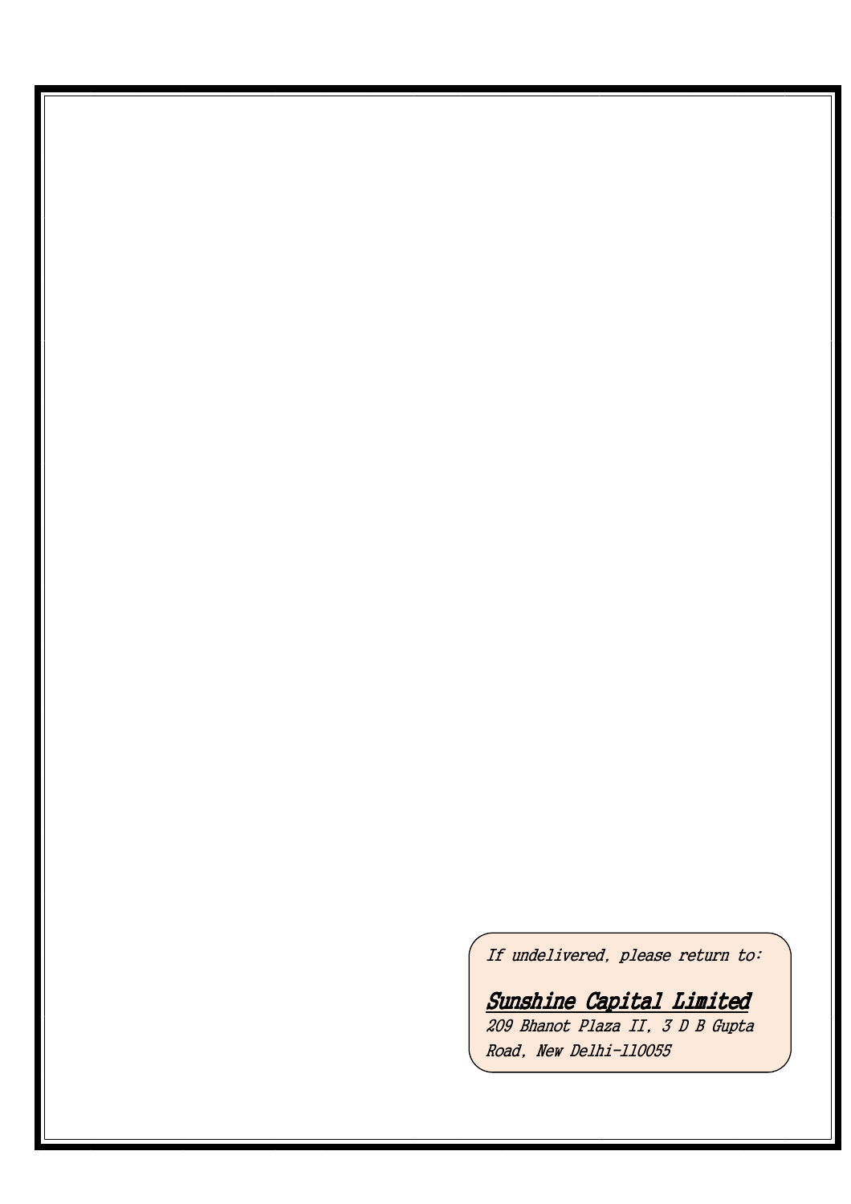*If undelivered, please return to:*

***Sunshine Capital Limited***

*209 Bhanot Plaza II, 3 D B Gupta Road, New Delhi-110055*